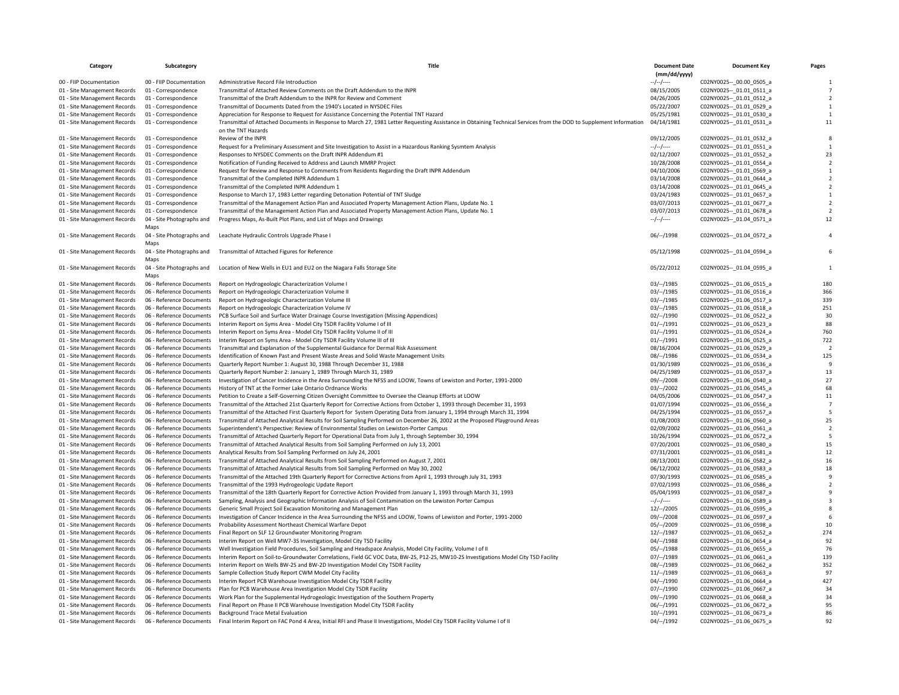| Category | Subcategory | Title | Document Date (mm/dd/yyyy) | Document Key | Pages |
|---|---|---|---|---|---|
| 00 - FIIP Documentation | 00 - FIIP Documentation | Administrative Record File Introduction | --/--/---- | C02NY0025--_00.00_0505_a | 1 |
| 01 - Site Management Records | 01 - Correspondence | Transmittal of Attached Review Comments on the Draft Addendum to the INPR | 08/15/2005 | C02NY0025--_01.01_0511_a | 7 |
| 01 - Site Management Records | 01 - Correspondence | Transmittal of the Draft Addendum to the INPR for Review and Comment | 04/26/2005 | C02NY0025--_01.01_0512_a | 2 |
| 01 - Site Management Records | 01 - Correspondence | Transmittal of Documents Dated from the 1940's Located in NYSDEC Files | 05/22/2007 | C02NY0025--_01.01_0529_a | 1 |
| 01 - Site Management Records | 01 - Correspondence | Appreciation for Response to Request for Assistance Concerning the Potential TNT Hazard | 05/25/1981 | C02NY0025--_01.01_0530_a | 1 |
| 01 - Site Management Records | 01 - Correspondence | Transmittal of Attached Documents in Response to March 27, 1981 Letter Requesting Assistance in Obtaining Technical Services from the DOD to Supplement Information on the TNT Hazards | 04/14/1981 | C02NY0025--_01.01_0531_a | 11 |
| 01 - Site Management Records | 01 - Correspondence | Review of the INPR | 09/12/2005 | C02NY0025--_01.01_0532_a | 8 |
| 01 - Site Management Records | 01 - Correspondence | Request for a Preliminary Assessment and Site Investigation to Assist in a Hazardous Ranking Sysmtem Analysis | --/--/---- | C02NY0025--_01.01_0551_a | 1 |
| 01 - Site Management Records | 01 - Correspondence | Responses to NYSDEC Comments on the Draft INPR Addendum #1 | 02/12/2007 | C02NY0025--_01.01_0552_a | 23 |
| 01 - Site Management Records | 01 - Correspondence | Notification of Funding Received to Address and Launch MMRP Project | 10/28/2008 | C02NY0025--_01.01_0554_a | 2 |
| 01 - Site Management Records | 01 - Correspondence | Request for Review and Response to Comments from Residents Regarding the Draft INPR Addendum | 04/10/2006 | C02NY0025--_01.01_0569_a | 1 |
| 01 - Site Management Records | 01 - Correspondence | Transmittal of the Completed INPR Addendum 1 | 03/14/2008 | C02NY0025--_01.01_0644_a | 2 |
| 01 - Site Management Records | 01 - Correspondence | Transmittal of the Completed INPR Addendum 1 | 03/14/2008 | C02NY0025--_01.01_0645_a | 2 |
| 01 - Site Management Records | 01 - Correspondence | Response to March 17, 1983 Letter regarding Detonation Potential of TNT Sludge | 03/24/1983 | C02NY0025--_01.01_0657_a | 1 |
| 01 - Site Management Records | 01 - Correspondence | Transmittal of the Management Action Plan and Associated Property Management Action Plans, Update No. 1 | 03/07/2013 | C02NY0025--_01.01_0677_a | 2 |
| 01 - Site Management Records | 01 - Correspondence | Transmittal of the Management Action Plan and Associated Property Management Action Plans, Update No. 1 | 03/07/2013 | C02NY0025--_01.01_0678_a | 2 |
| 01 - Site Management Records | 04 - Site Photographs and Maps | Progress Maps, As-Built Plot Plans, and List of Maps and Drawings | --/--/---- | C02NY0025--_01.04_0571_a | 12 |
| 01 - Site Management Records | 04 - Site Photographs and Maps | Leachate Hydraulic Controls Upgrade Phase I | 06/--/1998 | C02NY0025--_01.04_0572_a | 4 |
| 01 - Site Management Records | 04 - Site Photographs and Maps | Transmittal of Attached Figures for Reference | 05/12/1998 | C02NY0025--_01.04_0594_a | 6 |
| 01 - Site Management Records | 04 - Site Photographs and Maps | Location of New Wells in EU1 and EU2 on the Niagara Falls Storage Site | 05/22/2012 | C02NY0025--_01.04_0595_a | 1 |
| 01 - Site Management Records | 06 - Reference Documents | Report on Hydrogeologic Characterization Volume I | 03/--/1985 | C02NY0025--_01.06_0515_a | 180 |
| 01 - Site Management Records | 06 - Reference Documents | Report on Hydrogeologic Characterization Volume II | 03/--/1985 | C02NY0025--_01.06_0516_a | 366 |
| 01 - Site Management Records | 06 - Reference Documents | Report on Hydrogeologic Characterization Volume III | 03/--/1985 | C02NY0025--_01.06_0517_a | 339 |
| 01 - Site Management Records | 06 - Reference Documents | Report on Hydrogeologic Characterization Volume IV | 03/--/1985 | C02NY0025--_01.06_0518_a | 251 |
| 01 - Site Management Records | 06 - Reference Documents | PCB Surface Soil and Surface Water Drainage Course Investigation (Missing Appendices) | 02/--/1990 | C02NY0025--_01.06_0522_a | 30 |
| 01 - Site Management Records | 06 - Reference Documents | Interim Report on Syms Area - Model City TSDR Facility Volume I of III | 01/--/1991 | C02NY0025--_01.06_0523_a | 88 |
| 01 - Site Management Records | 06 - Reference Documents | Interim Report on Syms Area - Model City TSDR Facility Volume II of III | 01/--/1991 | C02NY0025--_01.06_0524_a | 760 |
| 01 - Site Management Records | 06 - Reference Documents | Interim Report on Syms Area - Model City TSDR Facility Volume III of III | 01/--/1991 | C02NY0025--_01.06_0525_a | 722 |
| 01 - Site Management Records | 06 - Reference Documents | Transmittal and Explanation of the Supplemental Guidance for Dermal Risk Assessment | 08/16/2004 | C02NY0025--_01.06_0529_a | 2 |
| 01 - Site Management Records | 06 - Reference Documents | Identification of Known Past and Present Waste Areas and Solid Waste Management Units | 08/--/1986 | C02NY0025--_01.06_0534_a | 125 |
| 01 - Site Management Records | 06 - Reference Documents | Quarterly Report Number 1: August 30, 1988 Through December 31, 1988 | 01/30/1989 | C02NY0025--_01.06_0536_a | 9 |
| 01 - Site Management Records | 06 - Reference Documents | Quarterly Report Number 2: January 1, 1989 Through March 31, 1989 | 04/25/1989 | C02NY0025--_01.06_0537_a | 13 |
| 01 - Site Management Records | 06 - Reference Documents | Investigation of Cancer Incidence in the Area Surrounding the NFSS and LOOW, Towns of Lewiston and Porter, 1991-2000 | 09/--/2008 | C02NY0025--_01.06_0540_a | 27 |
| 01 - Site Management Records | 06 - Reference Documents | History of TNT at the Former Lake Ontario Ordnance Works | 03/--/2002 | C02NY0025--_01.06_0545_a | 68 |
| 01 - Site Management Records | 06 - Reference Documents | Petition to Create a Self-Governing Citizen Oversight Committee to Oversee the Cleanup Efforts at LOOW | 04/05/2006 | C02NY0025--_01.06_0547_a | 11 |
| 01 - Site Management Records | 06 - Reference Documents | Transmittal of the Attached 21st Quarterly Report for Corrective Actions from October 1, 1993 through December 31, 1993 | 01/07/1994 | C02NY0025--_01.06_0556_a | 7 |
| 01 - Site Management Records | 06 - Reference Documents | Transmittal of the Attached First Quarterly Report for System Operating Data from January 1, 1994 through March 31, 1994 | 04/25/1994 | C02NY0025--_01.06_0557_a | 5 |
| 01 - Site Management Records | 06 - Reference Documents | Transmittal of Attached Analytical Results for Soil Sampling Performed on December 26, 2002 at the Proposed Playground Areas | 01/08/2003 | C02NY0025--_01.06_0560_a | 25 |
| 01 - Site Management Records | 06 - Reference Documents | Superintendent's Perspective: Review of Environmental Studies on Lewiston-Porter Campus | 02/09/2002 | C02NY0025--_01.06_0561_a | 2 |
| 01 - Site Management Records | 06 - Reference Documents | Transmittal of Attached Quarterly Report for Operational Data from July 1, through September 30, 1994 | 10/26/1994 | C02NY0025--_01.06_0572_a | 5 |
| 01 - Site Management Records | 06 - Reference Documents | Transmittal of Attached Analytical Results from Soil Sampling Performed on July 13, 2001 | 07/20/2001 | C02NY0025--_01.06_0580_a | 15 |
| 01 - Site Management Records | 06 - Reference Documents | Analytical Results from Soil Sampling Performed on July 24, 2001 | 07/31/2001 | C02NY0025--_01.06_0581_a | 12 |
| 01 - Site Management Records | 06 - Reference Documents | Transmittal of Attached Analytical Results from Soil Sampling Performed on August 7, 2001 | 08/13/2001 | C02NY0025--_01.06_0582_a | 16 |
| 01 - Site Management Records | 06 - Reference Documents | Transmittal of Attached Analytical Results from Soil Sampling Performed on May 30, 2002 | 06/12/2002 | C02NY0025--_01.06_0583_a | 18 |
| 01 - Site Management Records | 06 - Reference Documents | Transmittal of the Attached 19th Quarterly Report for Corrective Actions from April 1, 1993 through July 31, 1993 | 07/30/1993 | C02NY0025--_01.06_0585_a | 9 |
| 01 - Site Management Records | 06 - Reference Documents | Transmittal of the 1993 Hydrogeologic Update Report | 07/02/1993 | C02NY0025--_01.06_0586_a | 2 |
| 01 - Site Management Records | 06 - Reference Documents | Transmittal of the 18th Quarterly Report for Corrective Action Provided from January 1, 1993 through March 31, 1993 | 05/04/1993 | C02NY0025--_01.06_0587_a | 9 |
| 01 - Site Management Records | 06 - Reference Documents | Sampling, Analysis and Geographic Information Analysis of Soil Contamination on the Lewiston Porter Campus | --/--/---- | C02NY0025--_01.06_0589_a | 3 |
| 01 - Site Management Records | 06 - Reference Documents | Generic Small Project Soil Excavation Monitoring and Management Plan | 12/--/2005 | C02NY0025--_01.06_0595_a | 8 |
| 01 - Site Management Records | 06 - Reference Documents | Investigation of Cancer Incidence in the Area Surrounding the NFSS and LOOW, Towns of Lewiston and Porter, 1991-2000 | 09/--/2008 | C02NY0025--_01.06_0597_a | 6 |
| 01 - Site Management Records | 06 - Reference Documents | Probability Assessment Northeast Chemical Warfare Depot | 05/--/2009 | C02NY0025--_01.06_0598_a | 10 |
| 01 - Site Management Records | 06 - Reference Documents | Final Report on SLF 12 Groundwater Monitoring Program | 12/--/1987 | C02NY0025--_01.06_0652_a | 274 |
| 01 - Site Management Records | 06 - Reference Documents | Interim Report on Well MW7-3S Investigation, Model City TSD Facility | 04/--/1988 | C02NY0025--_01.06_0654_a | 92 |
| 01 - Site Management Records | 06 - Reference Documents | Well Investigation Field Procedures, Soil Sampling and Headspace Analysis, Model City Facility, Volume I of II | 05/--/1988 | C02NY0025--_01.06_0655_a | 76 |
| 01 - Site Management Records | 06 - Reference Documents | Interim Report on Soil-to-Groundwater Correlations, Field GC VOC Data, BW-2S, P12-2S, MW10-2S Investigations Model City TSD Facility | 07/--/1989 | C02NY0025--_01.06_0661_a | 139 |
| 01 - Site Management Records | 06 - Reference Documents | Interim Report on Wells BW-2S and BW-2D Investigation Model City TSDR Facility | 08/--/1989 | C02NY0025--_01.06_0662_a | 352 |
| 01 - Site Management Records | 06 - Reference Documents | Sample Collection Study Report CWM Model City Facility | 11/--/1989 | C02NY0025--_01.06_0663_a | 97 |
| 01 - Site Management Records | 06 - Reference Documents | Interim Report PCB Warehouse Investigation Model City TSDR Facility | 04/--/1990 | C02NY0025--_01.06_0664_a | 427 |
| 01 - Site Management Records | 06 - Reference Documents | Plan for PCB Warehouse Area Investigation Model City TSDR Facility | 07/--/1990 | C02NY0025--_01.06_0667_a | 34 |
| 01 - Site Management Records | 06 - Reference Documents | Work Plan for the Supplemental Hydrogeologic Investigation of the Southern Property | 09/--/1990 | C02NY0025--_01.06_0668_a | 34 |
| 01 - Site Management Records | 06 - Reference Documents | Final Report on Phase II PCB Warehouse Investigation Model City TSDR Facility | 06/--/1991 | C02NY0025--_01.06_0672_a | 95 |
| 01 - Site Management Records | 06 - Reference Documents | Background Trace Metal Evaluation | 10/--/1991 | C02NY0025--_01.06_0673_a | 86 |
| 01 - Site Management Records | 06 - Reference Documents | Final Interim Report on FAC Pond 4 Area, Initial RFI and Phase II Investigations, Model City TSDR Facility Volume I of II | 04/--/1992 | C02NY0025--_01.06_0675_a | 92 |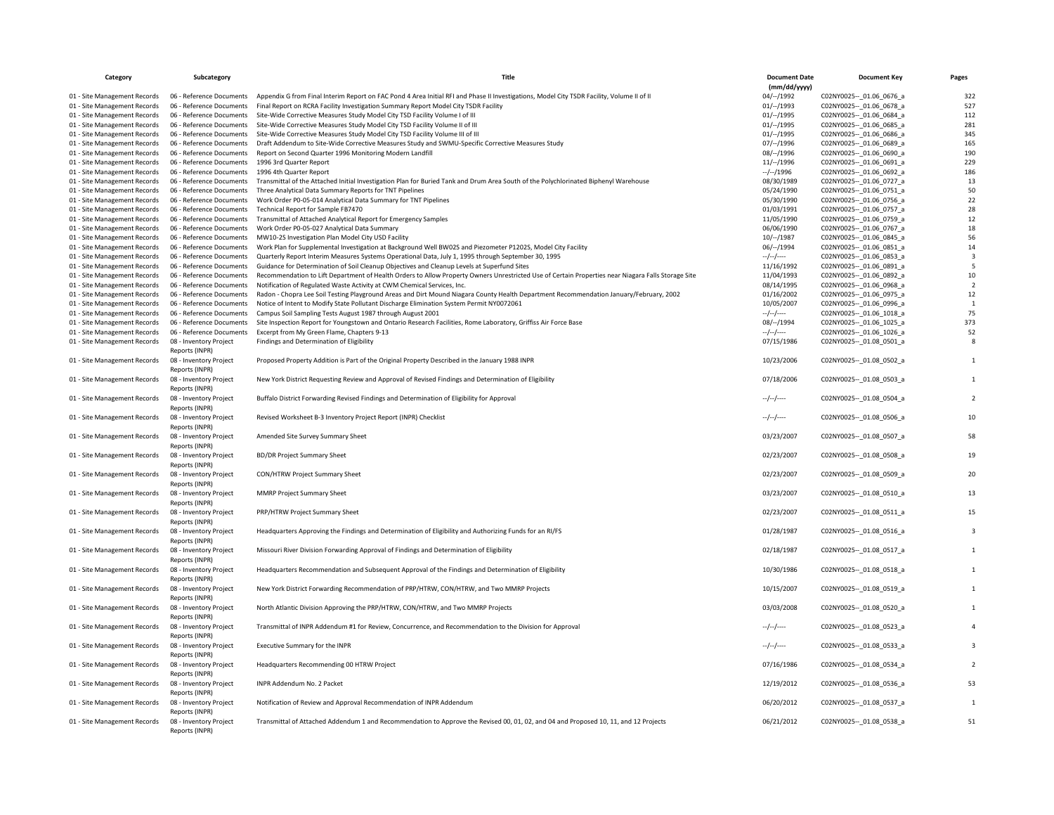| Category | Subcategory | Title | Document Date (mm/dd/yyyy) | Document Key | Pages |
|---|---|---|---|---|---|
| 01 - Site Management Records | 06 - Reference Documents | Appendix G from Final Interim Report on FAC Pond 4 Area Initial RFI and Phase II Investigations, Model City TSDR Facility, Volume II of II | 04/--/1992 | C02NY0025--_01.06_0676_a | 322 |
| 01 - Site Management Records | 06 - Reference Documents | Final Report on RCRA Facility Investigation Summary Report Model City TSDR Facility | 01/--/1993 | C02NY0025--_01.06_0678_a | 527 |
| 01 - Site Management Records | 06 - Reference Documents | Site-Wide Corrective Measures Study Model City TSD Facility Volume I of III | 01/--/1995 | C02NY0025--_01.06_0684_a | 112 |
| 01 - Site Management Records | 06 - Reference Documents | Site-Wide Corrective Measures Study Model City TSD Facility Volume II of III | 01/--/1995 | C02NY0025--_01.06_0685_a | 281 |
| 01 - Site Management Records | 06 - Reference Documents | Site-Wide Corrective Measures Study Model City TSD Facility Volume III of III | 01/--/1995 | C02NY0025--_01.06_0686_a | 345 |
| 01 - Site Management Records | 06 - Reference Documents | Draft Addendum to Site-Wide Corrective Measures Study and SWMU-Specific Corrective Measures Study | 07/--/1996 | C02NY0025--_01.06_0689_a | 165 |
| 01 - Site Management Records | 06 - Reference Documents | Report on Second Quarter 1996 Monitoring Modern Landfill | 08/--/1996 | C02NY0025--_01.06_0690_a | 190 |
| 01 - Site Management Records | 06 - Reference Documents | 1996 3rd Quarter Report | 11/--/1996 | C02NY0025--_01.06_0691_a | 229 |
| 01 - Site Management Records | 06 - Reference Documents | 1996 4th Quarter Report | --/--/1996 | C02NY0025--_01.06_0692_a | 186 |
| 01 - Site Management Records | 06 - Reference Documents | Transmittal of the Attached Initial Investigation Plan for Buried Tank and Drum Area South of the Polychlorinated Biphenyl Warehouse | 08/30/1989 | C02NY0025--_01.06_0727_a | 13 |
| 01 - Site Management Records | 06 - Reference Documents | Three Analytical Data Summary Reports for TNT Pipelines | 05/24/1990 | C02NY0025--_01.06_0751_a | 50 |
| 01 - Site Management Records | 06 - Reference Documents | Work Order P0-05-014 Analytical Data Summary for TNT Pipelines | 05/30/1990 | C02NY0025--_01.06_0756_a | 22 |
| 01 - Site Management Records | 06 - Reference Documents | Technical Report for Sample FB7470 | 01/03/1991 | C02NY0025--_01.06_0757_a | 28 |
| 01 - Site Management Records | 06 - Reference Documents | Transmittal of Attached Analytical Report for Emergency Samples | 11/05/1990 | C02NY0025--_01.06_0759_a | 12 |
| 01 - Site Management Records | 06 - Reference Documents | Work Order P0-05-027 Analytical Data Summary | 06/06/1990 | C02NY0025--_01.06_0767_a | 18 |
| 01 - Site Management Records | 06 - Reference Documents | MW10-2S Investigation Plan Model City USD Facility | 10/--/1987 | C02NY0025--_01.06_0845_a | 56 |
| 01 - Site Management Records | 06 - Reference Documents | Work Plan for Supplemental Investigation at Background Well BW02S and Piezometer P1202S, Model City Facility | 06/--/1994 | C02NY0025--_01.06_0851_a | 14 |
| 01 - Site Management Records | 06 - Reference Documents | Quarterly Report Interim Measures Systems Operational Data, July 1, 1995 through September 30, 1995 | --/--/---- | C02NY0025--_01.06_0853_a | 3 |
| 01 - Site Management Records | 06 - Reference Documents | Guidance for Determination of Soil Cleanup Objectives and Cleanup Levels at Superfund Sites | 11/16/1992 | C02NY0025--_01.06_0891_a | 5 |
| 01 - Site Management Records | 06 - Reference Documents | Recommendation to Lift Department of Health Orders to Allow Property Owners Unrestricted Use of Certain Properties near Niagara Falls Storage Site | 11/04/1993 | C02NY0025--_01.06_0892_a | 10 |
| 01 - Site Management Records | 06 - Reference Documents | Notification of Regulated Waste Activity at CWM Chemical Services, Inc. | 08/14/1995 | C02NY0025--_01.06_0968_a | 2 |
| 01 - Site Management Records | 06 - Reference Documents | Radon - Chopra Lee Soil Testing Playground Areas and Dirt Mound Niagara County Health Department Recommendation January/February, 2002 | 01/16/2002 | C02NY0025--_01.06_0975_a | 12 |
| 01 - Site Management Records | 06 - Reference Documents | Notice of Intent to Modify State Pollutant Discharge Elimination System Permit NY0072061 | 10/05/2007 | C02NY0025--_01.06_0996_a | 1 |
| 01 - Site Management Records | 06 - Reference Documents | Campus Soil Sampling Tests August 1987 through August 2001 | --/--/---- | C02NY0025--_01.06_1018_a | 75 |
| 01 - Site Management Records | 06 - Reference Documents | Site Inspection Report for Youngstown and Ontario Research Facilities, Rome Laboratory, Griffiss Air Force Base | 08/--/1994 | C02NY0025--_01.06_1025_a | 373 |
| 01 - Site Management Records | 06 - Reference Documents | Excerpt from My Green Flame, Chapters 9-13 | --/--/---- | C02NY0025--_01.06_1026_a | 52 |
| 01 - Site Management Records | 08 - Inventory Project Reports (INPR) | Findings and Determination of Eligibility | 07/15/1986 | C02NY0025--_01.08_0501_a | 8 |
| 01 - Site Management Records | 08 - Inventory Project Reports (INPR) | Proposed Property Addition is Part of the Original Property Described in the January 1988 INPR | 10/23/2006 | C02NY0025--_01.08_0502_a | 1 |
| 01 - Site Management Records | 08 - Inventory Project Reports (INPR) | New York District Requesting Review and Approval of Revised Findings and Determination of Eligibility | 07/18/2006 | C02NY0025--_01.08_0503_a | 1 |
| 01 - Site Management Records | 08 - Inventory Project Reports (INPR) | Buffalo District Forwarding Revised Findings and Determination of Eligibility for Approval | --/--/---- | C02NY0025--_01.08_0504_a | 2 |
| 01 - Site Management Records | 08 - Inventory Project Reports (INPR) | Revised Worksheet B-3 Inventory Project Report (INPR) Checklist | --/--/---- | C02NY0025--_01.08_0506_a | 10 |
| 01 - Site Management Records | 08 - Inventory Project Reports (INPR) | Amended Site Survey Summary Sheet | 03/23/2007 | C02NY0025--_01.08_0507_a | 58 |
| 01 - Site Management Records | 08 - Inventory Project Reports (INPR) | BD/DR Project Summary Sheet | 02/23/2007 | C02NY0025--_01.08_0508_a | 19 |
| 01 - Site Management Records | 08 - Inventory Project Reports (INPR) | CON/HTRW Project Summary Sheet | 02/23/2007 | C02NY0025--_01.08_0509_a | 20 |
| 01 - Site Management Records | 08 - Inventory Project Reports (INPR) | MMRP Project Summary Sheet | 03/23/2007 | C02NY0025--_01.08_0510_a | 13 |
| 01 - Site Management Records | 08 - Inventory Project Reports (INPR) | PRP/HTRW Project Summary Sheet | 02/23/2007 | C02NY0025--_01.08_0511_a | 15 |
| 01 - Site Management Records | 08 - Inventory Project Reports (INPR) | Headquarters Approving the Findings and Determination of Eligibility and Authorizing Funds for an RI/FS | 01/28/1987 | C02NY0025--_01.08_0516_a | 3 |
| 01 - Site Management Records | 08 - Inventory Project Reports (INPR) | Missouri River Division Forwarding Approval of Findings and Determination of Eligibility | 02/18/1987 | C02NY0025--_01.08_0517_a | 1 |
| 01 - Site Management Records | 08 - Inventory Project Reports (INPR) | Headquarters Recommendation and Subsequent Approval of the Findings and Determination of Eligibility | 10/30/1986 | C02NY0025--_01.08_0518_a | 1 |
| 01 - Site Management Records | 08 - Inventory Project Reports (INPR) | New York District Forwarding Recommendation of PRP/HTRW, CON/HTRW, and Two MMRP Projects | 10/15/2007 | C02NY0025--_01.08_0519_a | 1 |
| 01 - Site Management Records | 08 - Inventory Project Reports (INPR) | North Atlantic Division Approving the PRP/HTRW, CON/HTRW, and Two MMRP Projects | 03/03/2008 | C02NY0025--_01.08_0520_a | 1 |
| 01 - Site Management Records | 08 - Inventory Project Reports (INPR) | Transmittal of INPR Addendum #1 for Review, Concurrence, and Recommendation to the Division for Approval | --/--/---- | C02NY0025--_01.08_0523_a | 4 |
| 01 - Site Management Records | 08 - Inventory Project Reports (INPR) | Executive Summary for the INPR | --/--/---- | C02NY0025--_01.08_0533_a | 3 |
| 01 - Site Management Records | 08 - Inventory Project Reports (INPR) | Headquarters Recommending 00 HTRW Project | 07/16/1986 | C02NY0025--_01.08_0534_a | 2 |
| 01 - Site Management Records | 08 - Inventory Project Reports (INPR) | INPR Addendum No. 2 Packet | 12/19/2012 | C02NY0025--_01.08_0536_a | 53 |
| 01 - Site Management Records | 08 - Inventory Project Reports (INPR) | Notification of Review and Approval Recommendation of INPR Addendum | 06/20/2012 | C02NY0025--_01.08_0537_a | 1 |
| 01 - Site Management Records | 08 - Inventory Project Reports (INPR) | Transmittal of Attached Addendum 1 and Recommendation to Approve the Revised 00, 01, 02, and 04 and Proposed 10, 11, and 12 Projects | 06/21/2012 | C02NY0025--_01.08_0538_a | 51 |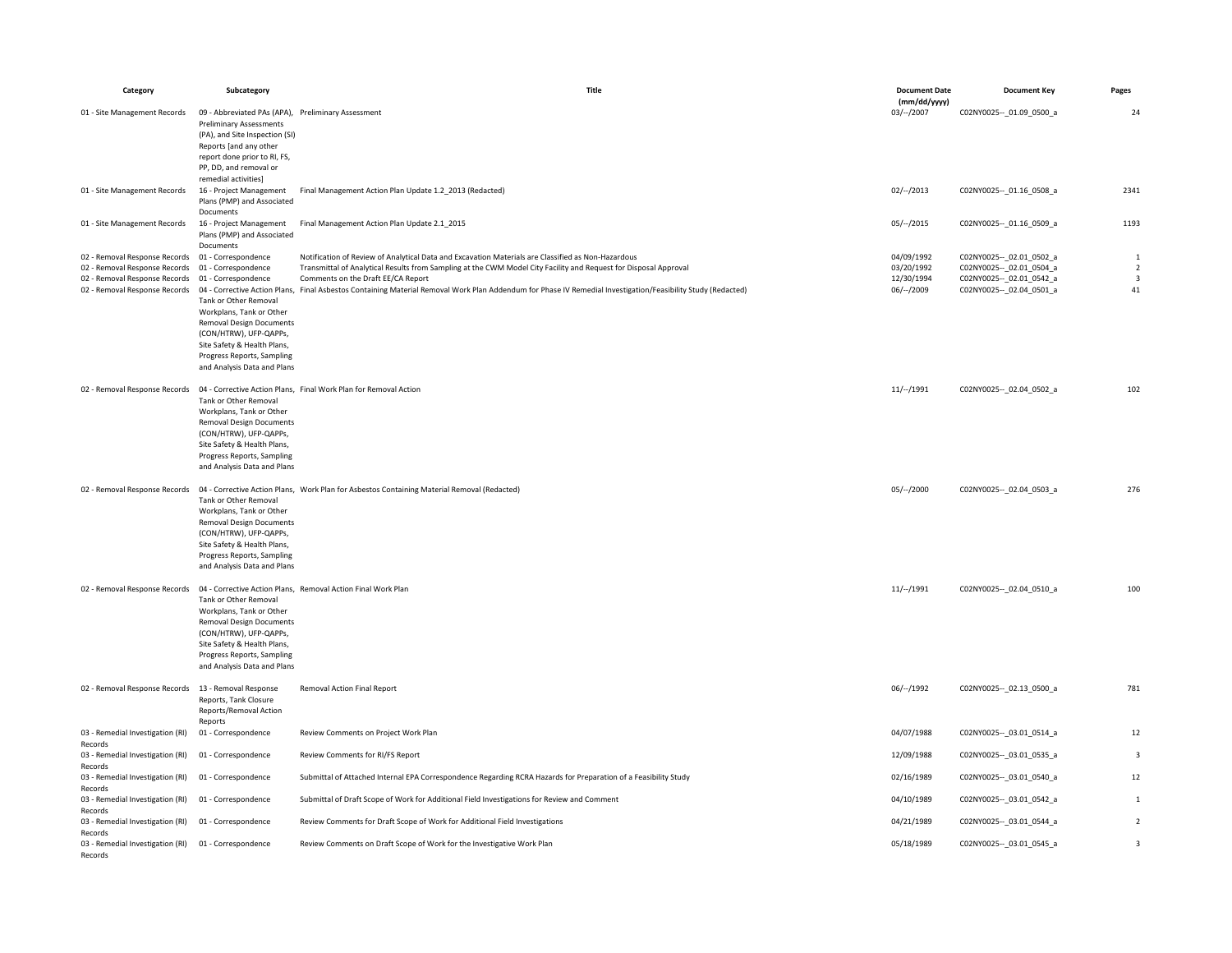| Category | Subcategory | Title | Document Date (mm/dd/yyyy) | Document Key | Pages |
|---|---|---|---|---|---|
| 01 - Site Management Records | 09 - Abbreviated PAs (APA), Preliminary Assessments (PA), and Site Inspection (SI) Reports [and any other report done prior to RI, FS, PP, DD, and removal or remedial activities] | Preliminary Assessment | 03/--/2007 | C02NY0025--_01.09_0500_a | 24 |
| 01 - Site Management Records | 16 - Project Management Plans (PMP) and Associated Documents | Final Management Action Plan Update 1.2_2013 (Redacted) | 02/--/2013 | C02NY0025--_01.16_0508_a | 2341 |
| 01 - Site Management Records | 16 - Project Management Plans (PMP) and Associated Documents | Final Management Action Plan Update 2.1_2015 | 05/--/2015 | C02NY0025--_01.16_0509_a | 1193 |
| 02 - Removal Response Records | 01 - Correspondence | Notification of Review of Analytical Data and Excavation Materials are Classified as Non-Hazardous | 04/09/1992 | C02NY0025--_02.01_0502_a | 1 |
| 02 - Removal Response Records | 01 - Correspondence | Transmittal of Analytical Results from Sampling at the CWM Model City Facility and Request for Disposal Approval | 03/20/1992 | C02NY0025--_02.01_0504_a | 2 |
| 02 - Removal Response Records | 01 - Correspondence | Comments on the Draft EE/CA Report | 12/30/1994 | C02NY0025--_02.01_0542_a | 3 |
| 02 - Removal Response Records | 04 - Corrective Action Plans, Tank or Other Removal Workplans, Tank or Other Removal Design Documents (CON/HTRW), UFP-QAPPs, Site Safety & Health Plans, Progress Reports, Sampling and Analysis Data and Plans | Final Asbestos Containing Material Removal Work Plan Addendum for Phase IV Remedial Investigation/Feasibility Study (Redacted) | 06/--/2009 | C02NY0025--_02.04_0501_a | 41 |
| 02 - Removal Response Records | 04 - Corrective Action Plans, Tank or Other Removal Workplans, Tank or Other Removal Design Documents (CON/HTRW), UFP-QAPPs, Site Safety & Health Plans, Progress Reports, Sampling and Analysis Data and Plans | Final Work Plan for Removal Action | 11/--/1991 | C02NY0025--_02.04_0502_a | 102 |
| 02 - Removal Response Records | 04 - Corrective Action Plans, Tank or Other Removal Workplans, Tank or Other Removal Design Documents (CON/HTRW), UFP-QAPPs, Site Safety & Health Plans, Progress Reports, Sampling and Analysis Data and Plans | Work Plan for Asbestos Containing Material Removal (Redacted) | 05/--/2000 | C02NY0025--_02.04_0503_a | 276 |
| 02 - Removal Response Records | 04 - Corrective Action Plans, Tank or Other Removal Workplans, Tank or Other Removal Design Documents (CON/HTRW), UFP-QAPPs, Site Safety & Health Plans, Progress Reports, Sampling and Analysis Data and Plans | Removal Action Final Work Plan | 11/--/1991 | C02NY0025--_02.04_0510_a | 100 |
| 02 - Removal Response Records | 13 - Removal Response Reports, Tank Closure Reports/Removal Action Reports | Removal Action Final Report | 06/--/1992 | C02NY0025--_02.13_0500_a | 781 |
| 03 - Remedial Investigation (RI) Records | 01 - Correspondence | Review Comments on Project Work Plan | 04/07/1988 | C02NY0025--_03.01_0514_a | 12 |
| 03 - Remedial Investigation (RI) Records | 01 - Correspondence | Review Comments for RI/FS Report | 12/09/1988 | C02NY0025--_03.01_0535_a | 3 |
| 03 - Remedial Investigation (RI) Records | 01 - Correspondence | Submittal of Attached Internal EPA Correspondence Regarding RCRA Hazards for Preparation of a Feasibility Study | 02/16/1989 | C02NY0025--_03.01_0540_a | 12 |
| 03 - Remedial Investigation (RI) Records | 01 - Correspondence | Submittal of Draft Scope of Work for Additional Field Investigations for Review and Comment | 04/10/1989 | C02NY0025--_03.01_0542_a | 1 |
| 03 - Remedial Investigation (RI) Records | 01 - Correspondence | Review Comments for Draft Scope of Work for Additional Field Investigations | 04/21/1989 | C02NY0025--_03.01_0544_a | 2 |
| 03 - Remedial Investigation (RI) Records | 01 - Correspondence | Review Comments on Draft Scope of Work for the Investigative Work Plan | 05/18/1989 | C02NY0025--_03.01_0545_a | 3 |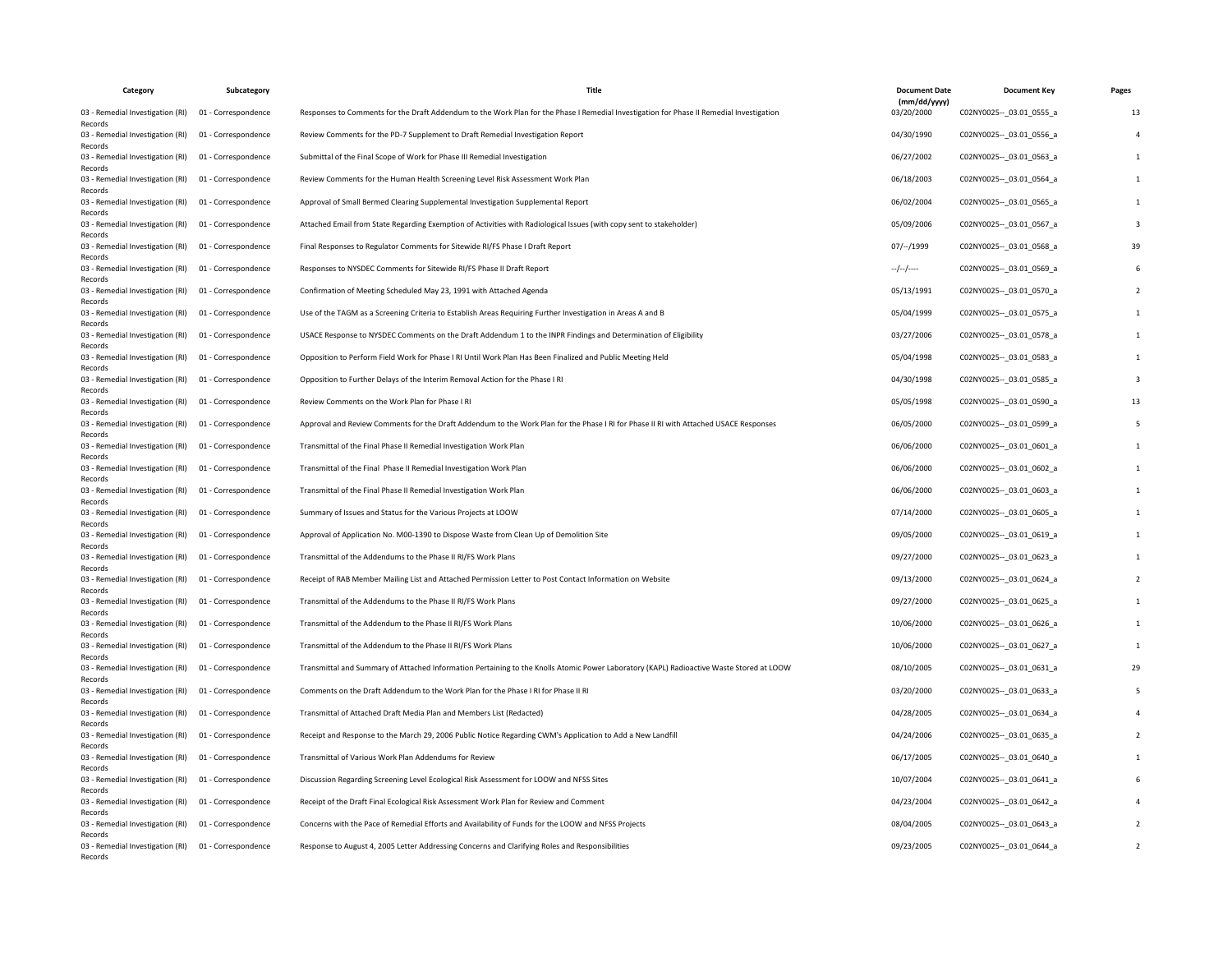| Category | Subcategory | Title | Document Date (mm/dd/yyyy) | Document Key | Pages |
|---|---|---|---|---|---|
| 03 - Remedial Investigation (RI) Records | 01 - Correspondence | Responses to Comments for the Draft Addendum to the Work Plan for the Phase I Remedial Investigation for Phase II Remedial Investigation | 03/20/2000 | C02NY0025--_03.01_0555_a | 13 |
| 03 - Remedial Investigation (RI) Records | 01 - Correspondence | Review Comments for the PD-7 Supplement to Draft Remedial Investigation Report | 04/30/1990 | C02NY0025--_03.01_0556_a | 4 |
| 03 - Remedial Investigation (RI) Records | 01 - Correspondence | Submittal of the Final Scope of Work for Phase III Remedial Investigation | 06/27/2002 | C02NY0025--_03.01_0563_a | 1 |
| 03 - Remedial Investigation (RI) Records | 01 - Correspondence | Review Comments for the Human Health Screening Level Risk Assessment Work Plan | 06/18/2003 | C02NY0025--_03.01_0564_a | 1 |
| 03 - Remedial Investigation (RI) Records | 01 - Correspondence | Approval of Small Bermed Clearing Supplemental Investigation Supplemental Report | 06/02/2004 | C02NY0025--_03.01_0565_a | 1 |
| 03 - Remedial Investigation (RI) Records | 01 - Correspondence | Attached Email from State Regarding Exemption of Activities with Radiological Issues (with copy sent to stakeholder) | 05/09/2006 | C02NY0025--_03.01_0567_a | 3 |
| 03 - Remedial Investigation (RI) Records | 01 - Correspondence | Final Responses to Regulator Comments for Sitewide RI/FS Phase I Draft Report | 07/--/1999 | C02NY0025--_03.01_0568_a | 39 |
| 03 - Remedial Investigation (RI) Records | 01 - Correspondence | Responses to NYSDEC Comments for Sitewide RI/FS Phase II Draft Report | --/--/---- | C02NY0025--_03.01_0569_a | 6 |
| 03 - Remedial Investigation (RI) Records | 01 - Correspondence | Confirmation of Meeting Scheduled May 23, 1991 with Attached Agenda | 05/13/1991 | C02NY0025--_03.01_0570_a | 2 |
| 03 - Remedial Investigation (RI) Records | 01 - Correspondence | Use of the TAGM as a Screening Criteria to Establish Areas Requiring Further Investigation in Areas A and B | 05/04/1999 | C02NY0025--_03.01_0575_a | 1 |
| 03 - Remedial Investigation (RI) Records | 01 - Correspondence | USACE Response to NYSDEC Comments on the Draft Addendum 1 to the INPR Findings and Determination of Eligibility | 03/27/2006 | C02NY0025--_03.01_0578_a | 1 |
| 03 - Remedial Investigation (RI) Records | 01 - Correspondence | Opposition to Perform Field Work for Phase I RI Until Work Plan Has Been Finalized and Public Meeting Held | 05/04/1998 | C02NY0025--_03.01_0583_a | 1 |
| 03 - Remedial Investigation (RI) Records | 01 - Correspondence | Opposition to Further Delays of the Interim Removal Action for the Phase I RI | 04/30/1998 | C02NY0025--_03.01_0585_a | 3 |
| 03 - Remedial Investigation (RI) Records | 01 - Correspondence | Review Comments on the Work Plan for Phase I RI | 05/05/1998 | C02NY0025--_03.01_0590_a | 13 |
| 03 - Remedial Investigation (RI) Records | 01 - Correspondence | Approval and Review Comments for the Draft Addendum to the Work Plan for the Phase I RI for Phase II RI with Attached USACE Responses | 06/05/2000 | C02NY0025--_03.01_0599_a | 5 |
| 03 - Remedial Investigation (RI) Records | 01 - Correspondence | Transmittal of the Final Phase II Remedial Investigation Work Plan | 06/06/2000 | C02NY0025--_03.01_0601_a | 1 |
| 03 - Remedial Investigation (RI) Records | 01 - Correspondence | Transmittal of the Final Phase II Remedial Investigation Work Plan | 06/06/2000 | C02NY0025--_03.01_0602_a | 1 |
| 03 - Remedial Investigation (RI) Records | 01 - Correspondence | Transmittal of the Final Phase II Remedial Investigation Work Plan | 06/06/2000 | C02NY0025--_03.01_0603_a | 1 |
| 03 - Remedial Investigation (RI) Records | 01 - Correspondence | Summary of Issues and Status for the Various Projects at LOOW | 07/14/2000 | C02NY0025--_03.01_0605_a | 1 |
| 03 - Remedial Investigation (RI) Records | 01 - Correspondence | Approval of Application No. M00-1390 to Dispose Waste from Clean Up of Demolition Site | 09/05/2000 | C02NY0025--_03.01_0619_a | 1 |
| 03 - Remedial Investigation (RI) Records | 01 - Correspondence | Transmittal of the Addendums to the Phase II RI/FS Work Plans | 09/27/2000 | C02NY0025--_03.01_0623_a | 1 |
| 03 - Remedial Investigation (RI) Records | 01 - Correspondence | Receipt of RAB Member Mailing List and Attached Permission Letter to Post Contact Information on Website | 09/13/2000 | C02NY0025--_03.01_0624_a | 2 |
| 03 - Remedial Investigation (RI) Records | 01 - Correspondence | Transmittal of the Addendums to the Phase II RI/FS Work Plans | 09/27/2000 | C02NY0025--_03.01_0625_a | 1 |
| 03 - Remedial Investigation (RI) Records | 01 - Correspondence | Transmittal of the Addendum to the Phase II RI/FS Work Plans | 10/06/2000 | C02NY0025--_03.01_0626_a | 1 |
| 03 - Remedial Investigation (RI) Records | 01 - Correspondence | Transmittal of the Addendum to the Phase II RI/FS Work Plans | 10/06/2000 | C02NY0025--_03.01_0627_a | 1 |
| 03 - Remedial Investigation (RI) Records | 01 - Correspondence | Transmittal and Summary of Attached Information Pertaining to the Knolls Atomic Power Laboratory (KAPL) Radioactive Waste Stored at LOOW | 08/10/2005 | C02NY0025--_03.01_0631_a | 29 |
| 03 - Remedial Investigation (RI) Records | 01 - Correspondence | Comments on the Draft Addendum to the Work Plan for the Phase I RI for Phase II RI | 03/20/2000 | C02NY0025--_03.01_0633_a | 5 |
| 03 - Remedial Investigation (RI) Records | 01 - Correspondence | Transmittal of Attached Draft Media Plan and Members List (Redacted) | 04/28/2005 | C02NY0025--_03.01_0634_a | 4 |
| 03 - Remedial Investigation (RI) Records | 01 - Correspondence | Receipt and Response to the March 29, 2006 Public Notice Regarding CWM's Application to Add a New Landfill | 04/24/2006 | C02NY0025--_03.01_0635_a | 2 |
| 03 - Remedial Investigation (RI) Records | 01 - Correspondence | Transmittal of Various Work Plan Addendums for Review | 06/17/2005 | C02NY0025--_03.01_0640_a | 1 |
| 03 - Remedial Investigation (RI) Records | 01 - Correspondence | Discussion Regarding Screening Level Ecological Risk Assessment for LOOW and NFSS Sites | 10/07/2004 | C02NY0025--_03.01_0641_a | 6 |
| 03 - Remedial Investigation (RI) Records | 01 - Correspondence | Receipt of the Draft Final Ecological Risk Assessment Work Plan for Review and Comment | 04/23/2004 | C02NY0025--_03.01_0642_a | 4 |
| 03 - Remedial Investigation (RI) Records | 01 - Correspondence | Concerns with the Pace of Remedial Efforts and Availability of Funds for the LOOW and NFSS Projects | 08/04/2005 | C02NY0025--_03.01_0643_a | 2 |
| 03 - Remedial Investigation (RI) Records | 01 - Correspondence | Response to August 4, 2005 Letter Addressing Concerns and Clarifying Roles and Responsibilities | 09/23/2005 | C02NY0025--_03.01_0644_a | 2 |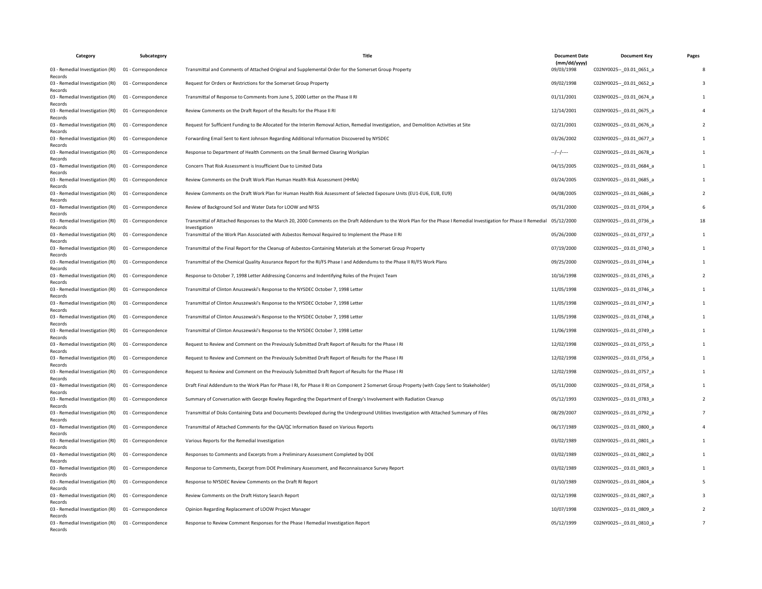| Category | Subcategory | Title | Document Date (mm/dd/yyyy) | Document Key | Pages |
|---|---|---|---|---|---|
| 03 - Remedial Investigation (RI) Records | 01 - Correspondence | Transmittal and Comments of Attached Original and Supplemental Order for the Somerset Group Property | 09/03/1998 | C02NY0025--_03.01_0651_a | 8 |
| 03 - Remedial Investigation (RI) Records | 01 - Correspondence | Request for Orders or Restrictions for the Somerset Group Property | 09/02/1998 | C02NY0025--_03.01_0652_a | 3 |
| 03 - Remedial Investigation (RI) Records | 01 - Correspondence | Transmittal of Response to Comments from June 5, 2000 Letter on the Phase II RI | 01/11/2001 | C02NY0025--_03.01_0674_a | 1 |
| 03 - Remedial Investigation (RI) Records | 01 - Correspondence | Review Comments on the Draft Report of the Results for the Phase II RI | 12/14/2001 | C02NY0025--_03.01_0675_a | 4 |
| 03 - Remedial Investigation (RI) Records | 01 - Correspondence | Request for Sufficient Funding to Be Allocated for the Interim Removal Action, Remedial Investigation, and Demolition Activities at Site | 02/21/2001 | C02NY0025--_03.01_0676_a | 2 |
| 03 - Remedial Investigation (RI) Records | 01 - Correspondence | Forwarding Email Sent to Kent Johnson Regarding Additional Information Discovered by NYSDEC | 03/26/2002 | C02NY0025--_03.01_0677_a | 1 |
| 03 - Remedial Investigation (RI) Records | 01 - Correspondence | Response to Department of Health Comments on the Small Bermed Clearing Workplan | --/--/---- | C02NY0025--_03.01_0678_a | 1 |
| 03 - Remedial Investigation (RI) Records | 01 - Correspondence | Concern That Risk Assessment is Insufficient Due to Limited Data | 04/15/2005 | C02NY0025--_03.01_0684_a | 1 |
| 03 - Remedial Investigation (RI) Records | 01 - Correspondence | Review Comments on the Draft Work Plan Human Health Risk Assessment (HHRA) | 03/24/2005 | C02NY0025--_03.01_0685_a | 1 |
| 03 - Remedial Investigation (RI) Records | 01 - Correspondence | Review Comments on the Draft Work Plan for Human Health Risk Assessment of Selected Exposure Units (EU1-EU6, EU8, EU9) | 04/08/2005 | C02NY0025--_03.01_0686_a | 2 |
| 03 - Remedial Investigation (RI) Records | 01 - Correspondence | Review of Background Soil and Water Data for LOOW and NFSS | 05/31/2000 | C02NY0025--_03.01_0704_a | 6 |
| 03 - Remedial Investigation (RI) Records | 01 - Correspondence | Transmittal of Attached Responses to the March 20, 2000 Comments on the Draft Addendum to the Work Plan for the Phase I Remedial Investigation for Phase II Remedial Investigation | 05/12/2000 | C02NY0025--_03.01_0736_a | 18 |
| 03 - Remedial Investigation (RI) Records | 01 - Correspondence | Transmittal of the Work Plan Associated with Asbestos Removal Required to Implement the Phase II RI | 05/26/2000 | C02NY0025--_03.01_0737_a | 1 |
| 03 - Remedial Investigation (RI) Records | 01 - Correspondence | Transmittal of the Final Report for the Cleanup of Asbestos-Containing Materials at the Somerset Group Property | 07/19/2000 | C02NY0025--_03.01_0740_a | 1 |
| 03 - Remedial Investigation (RI) Records | 01 - Correspondence | Transmittal of the Chemical Quality Assurance Report for the RI/FS Phase I and Addendums to the Phase II RI/FS Work Plans | 09/25/2000 | C02NY0025--_03.01_0744_a | 1 |
| 03 - Remedial Investigation (RI) Records | 01 - Correspondence | Response to October 7, 1998 Letter Addressing Concerns and Indentifying Roles of the Project Team | 10/16/1998 | C02NY0025--_03.01_0745_a | 2 |
| 03 - Remedial Investigation (RI) Records | 01 - Correspondence | Transmittal of Clinton Anuszewski's Response to the NYSDEC October 7, 1998 Letter | 11/05/1998 | C02NY0025--_03.01_0746_a | 1 |
| 03 - Remedial Investigation (RI) Records | 01 - Correspondence | Transmittal of Clinton Anuszewski's Response to the NYSDEC October 7, 1998 Letter | 11/05/1998 | C02NY0025--_03.01_0747_a | 1 |
| 03 - Remedial Investigation (RI) Records | 01 - Correspondence | Transmittal of Clinton Anuszewski's Response to the NYSDEC October 7, 1998 Letter | 11/05/1998 | C02NY0025--_03.01_0748_a | 1 |
| 03 - Remedial Investigation (RI) Records | 01 - Correspondence | Transmittal of Clinton Anuszewski's Response to the NYSDEC October 7, 1998 Letter | 11/06/1998 | C02NY0025--_03.01_0749_a | 1 |
| 03 - Remedial Investigation (RI) Records | 01 - Correspondence | Request to Review and Comment on the Previously Submitted Draft Report of Results for the Phase I RI | 12/02/1998 | C02NY0025--_03.01_0755_a | 1 |
| 03 - Remedial Investigation (RI) Records | 01 - Correspondence | Request to Review and Comment on the Previously Submitted Draft Report of Results for the Phase I RI | 12/02/1998 | C02NY0025--_03.01_0756_a | 1 |
| 03 - Remedial Investigation (RI) Records | 01 - Correspondence | Request to Review and Comment on the Previously Submitted Draft Report of Results for the Phase I RI | 12/02/1998 | C02NY0025--_03.01_0757_a | 1 |
| 03 - Remedial Investigation (RI) Records | 01 - Correspondence | Draft Final Addendum to the Work Plan for Phase I RI, for Phase II RI on Component 2 Somerset Group Property (with Copy Sent to Stakeholder) | 05/11/2000 | C02NY0025--_03.01_0758_a | 1 |
| 03 - Remedial Investigation (RI) Records | 01 - Correspondence | Summary of Conversation with George Rowley Regarding the Department of Energy's Involvement with Radiation Cleanup | 05/12/1993 | C02NY0025--_03.01_0783_a | 2 |
| 03 - Remedial Investigation (RI) Records | 01 - Correspondence | Transmittal of Disks Containing Data and Documents Developed during the Underground Utilities Investigation with Attached Summary of Files | 08/29/2007 | C02NY0025--_03.01_0792_a | 7 |
| 03 - Remedial Investigation (RI) Records | 01 - Correspondence | Transmittal of Attached Comments for the QA/QC Information Based on Various Reports | 06/17/1989 | C02NY0025--_03.01_0800_a | 4 |
| 03 - Remedial Investigation (RI) Records | 01 - Correspondence | Various Reports for the Remedial Investigation | 03/02/1989 | C02NY0025--_03.01_0801_a | 1 |
| 03 - Remedial Investigation (RI) Records | 01 - Correspondence | Responses to Comments and Excerpts from a Preliminary Assessment Completed by DOE | 03/02/1989 | C02NY0025--_03.01_0802_a | 1 |
| 03 - Remedial Investigation (RI) Records | 01 - Correspondence | Response to Comments, Excerpt from DOE Preliminary Assessment, and Reconnaissance Survey Report | 03/02/1989 | C02NY0025--_03.01_0803_a | 1 |
| 03 - Remedial Investigation (RI) Records | 01 - Correspondence | Response to NYSDEC Review Comments on the Draft RI Report | 01/10/1989 | C02NY0025--_03.01_0804_a | 5 |
| 03 - Remedial Investigation (RI) Records | 01 - Correspondence | Review Comments on the Draft History Search Report | 02/12/1998 | C02NY0025--_03.01_0807_a | 3 |
| 03 - Remedial Investigation (RI) Records | 01 - Correspondence | Opinion Regarding Replacement of LOOW Project Manager | 10/07/1998 | C02NY0025--_03.01_0809_a | 2 |
| 03 - Remedial Investigation (RI) Records | 01 - Correspondence | Response to Review Comment Responses for the Phase I Remedial Investigation Report | 05/12/1999 | C02NY0025--_03.01_0810_a | 7 |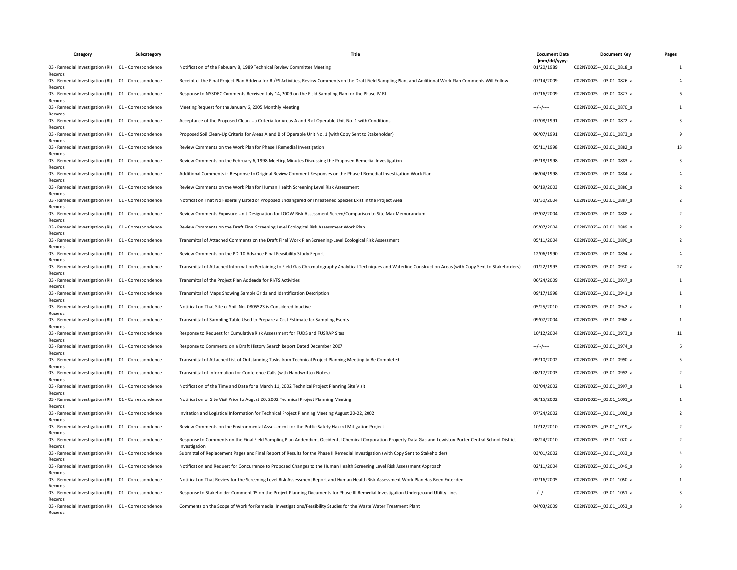| Category | Subcategory | Title | Document Date (mm/dd/yyyy) | Document Key | Pages |
|---|---|---|---|---|---|
| 03 - Remedial Investigation (RI) Records | 01 - Correspondence | Notification of the February 8, 1989 Technical Review Committee Meeting | 01/20/1989 | C02NY0025--_03.01_0818_a | 1 |
| 03 - Remedial Investigation (RI) Records | 01 - Correspondence | Receipt of the Final Project Plan Addena for RI/FS Activities, Review Comments on the Draft Field Sampling Plan, and Additional Work Plan Comments Will Follow | 07/14/2009 | C02NY0025--_03.01_0826_a | 4 |
| 03 - Remedial Investigation (RI) Records | 01 - Correspondence | Response to NYSDEC Comments Received July 14, 2009 on the Field Sampling Plan for the Phase IV RI | 07/16/2009 | C02NY0025--_03.01_0827_a | 6 |
| 03 - Remedial Investigation (RI) Records | 01 - Correspondence | Meeting Request for the January 6, 2005 Monthly Meeting | --/--/---- | C02NY0025--_03.01_0870_a | 1 |
| 03 - Remedial Investigation (RI) Records | 01 - Correspondence | Acceptance of the Proposed Clean-Up Criteria for Areas A and B of Operable Unit No. 1 with Conditions | 07/08/1991 | C02NY0025--_03.01_0872_a | 3 |
| 03 - Remedial Investigation (RI) Records | 01 - Correspondence | Proposed Soil Clean-Up Criteria for Areas A and B of Operable Unit No. 1 (with Copy Sent to Stakeholder) | 06/07/1991 | C02NY0025--_03.01_0873_a | 9 |
| 03 - Remedial Investigation (RI) Records | 01 - Correspondence | Review Comments on the Work Plan for Phase I Remedial Investigation | 05/11/1998 | C02NY0025--_03.01_0882_a | 13 |
| 03 - Remedial Investigation (RI) Records | 01 - Correspondence | Review Comments on the February 6, 1998 Meeting Minutes Discussing the Proposed Remedial Investigation | 05/18/1998 | C02NY0025--_03.01_0883_a | 3 |
| 03 - Remedial Investigation (RI) Records | 01 - Correspondence | Additional Comments in Response to Original Review Comment Responses on the Phase I Remedial Investigation Work Plan | 06/04/1998 | C02NY0025--_03.01_0884_a | 4 |
| 03 - Remedial Investigation (RI) Records | 01 - Correspondence | Review Comments on the Work Plan for Human Health Screening Level Risk Assessment | 06/19/2003 | C02NY0025--_03.01_0886_a | 2 |
| 03 - Remedial Investigation (RI) Records | 01 - Correspondence | Notification That No Federally Listed or Proposed Endangered or Threatened Species Exist in the Project Area | 01/30/2004 | C02NY0025--_03.01_0887_a | 2 |
| 03 - Remedial Investigation (RI) Records | 01 - Correspondence | Review Comments Exposure Unit Designation for LOOW Risk Assessment Screen/Comparison to Site Max Memorandum | 03/02/2004 | C02NY0025--_03.01_0888_a | 2 |
| 03 - Remedial Investigation (RI) Records | 01 - Correspondence | Review Comments on the Draft Final Screening Level Ecological Risk Assessment Work Plan | 05/07/2004 | C02NY0025--_03.01_0889_a | 2 |
| 03 - Remedial Investigation (RI) Records | 01 - Correspondence | Transmittal of Attached Comments on the Draft Final Work Plan Screening-Level Ecological Risk Assessment | 05/11/2004 | C02NY0025--_03.01_0890_a | 2 |
| 03 - Remedial Investigation (RI) Records | 01 - Correspondence | Review Comments on the PD-10 Advance Final Feasibility Study Report | 12/06/1990 | C02NY0025--_03.01_0894_a | 4 |
| 03 - Remedial Investigation (RI) Records | 01 - Correspondence | Transmittal of Attached Information Pertaining to Field Gas Chromatography Analytical Techniques and Waterline Construction Areas (with Copy Sent to Stakeholders) | 01/22/1993 | C02NY0025--_03.01_0930_a | 27 |
| 03 - Remedial Investigation (RI) Records | 01 - Correspondence | Transmittal of the Project Plan Addenda for RI/FS Activities | 06/24/2009 | C02NY0025--_03.01_0937_a | 1 |
| 03 - Remedial Investigation (RI) Records | 01 - Correspondence | Transmittal of Maps Showing Sample Grids and Identification Description | 09/17/1998 | C02NY0025--_03.01_0941_a | 1 |
| 03 - Remedial Investigation (RI) Records | 01 - Correspondence | Notification That Site of Spill No. 0806523 is Considered Inactive | 05/25/2010 | C02NY0025--_03.01_0942_a | 1 |
| 03 - Remedial Investigation (RI) Records | 01 - Correspondence | Transmittal of Sampling Table Used to Prepare a Cost Estimate for Sampling Events | 09/07/2004 | C02NY0025--_03.01_0968_a | 1 |
| 03 - Remedial Investigation (RI) Records | 01 - Correspondence | Response to Request for Cumulative Risk Assessment for FUDS and FUSRAP Sites | 10/12/2004 | C02NY0025--_03.01_0973_a | 11 |
| 03 - Remedial Investigation (RI) Records | 01 - Correspondence | Response to Comments on a Draft History Search Report Dated December 2007 | --/--/---- | C02NY0025--_03.01_0974_a | 6 |
| 03 - Remedial Investigation (RI) Records | 01 - Correspondence | Transmittal of Attached List of Outstanding Tasks from Technical Project Planning Meeting to Be Completed | 09/10/2002 | C02NY0025--_03.01_0990_a | 5 |
| 03 - Remedial Investigation (RI) Records | 01 - Correspondence | Transmittal of Information for Conference Calls (with Handwritten Notes) | 08/17/2003 | C02NY0025--_03.01_0992_a | 2 |
| 03 - Remedial Investigation (RI) Records | 01 - Correspondence | Notification of the Time and Date for a March 11, 2002 Technical Project Planning Site Visit | 03/04/2002 | C02NY0025--_03.01_0997_a | 1 |
| 03 - Remedial Investigation (RI) Records | 01 - Correspondence | Notification of Site Visit Prior to August 20, 2002 Technical Project Planning Meeting | 08/15/2002 | C02NY0025--_03.01_1001_a | 1 |
| 03 - Remedial Investigation (RI) Records | 01 - Correspondence | Invitation and Logistical Information for Technical Project Planning Meeting August 20-22, 2002 | 07/24/2002 | C02NY0025--_03.01_1002_a | 2 |
| 03 - Remedial Investigation (RI) Records | 01 - Correspondence | Review Comments on the Environmental Assessment for the Public Safety Hazard Mitigation Project | 10/12/2010 | C02NY0025--_03.01_1019_a | 2 |
| 03 - Remedial Investigation (RI) Records | 01 - Correspondence | Response to Comments on the Final Field Sampling Plan Addendum, Occidental Chemical Corporation Property Data Gap and Lewiston-Porter Central School District Investigation | 08/24/2010 | C02NY0025--_03.01_1020_a | 2 |
| 03 - Remedial Investigation (RI) Records | 01 - Correspondence | Submittal of Replacement Pages and Final Report of Results for the Phase II Remedial Investigation (with Copy Sent to Stakeholder) | 03/01/2002 | C02NY0025--_03.01_1033_a | 4 |
| 03 - Remedial Investigation (RI) Records | 01 - Correspondence | Notification and Request for Concurrence to Proposed Changes to the Human Health Screening Level Risk Assessment Approach | 02/11/2004 | C02NY0025--_03.01_1049_a | 3 |
| 03 - Remedial Investigation (RI) Records | 01 - Correspondence | Notification That Review for the Screening Level Risk Assessment Report and Human Health Risk Assessment Work Plan Has Been Extended | 02/16/2005 | C02NY0025--_03.01_1050_a | 1 |
| 03 - Remedial Investigation (RI) Records | 01 - Correspondence | Response to Stakeholder Comment 15 on the Project Planning Documents for Phase III Remedial Investigation Underground Utility Lines | --/--/---- | C02NY0025--_03.01_1051_a | 3 |
| 03 - Remedial Investigation (RI) Records | 01 - Correspondence | Comments on the Scope of Work for Remedial Investigations/Feasibility Studies for the Waste Water Treatment Plant | 04/03/2009 | C02NY0025--_03.01_1053_a | 3 |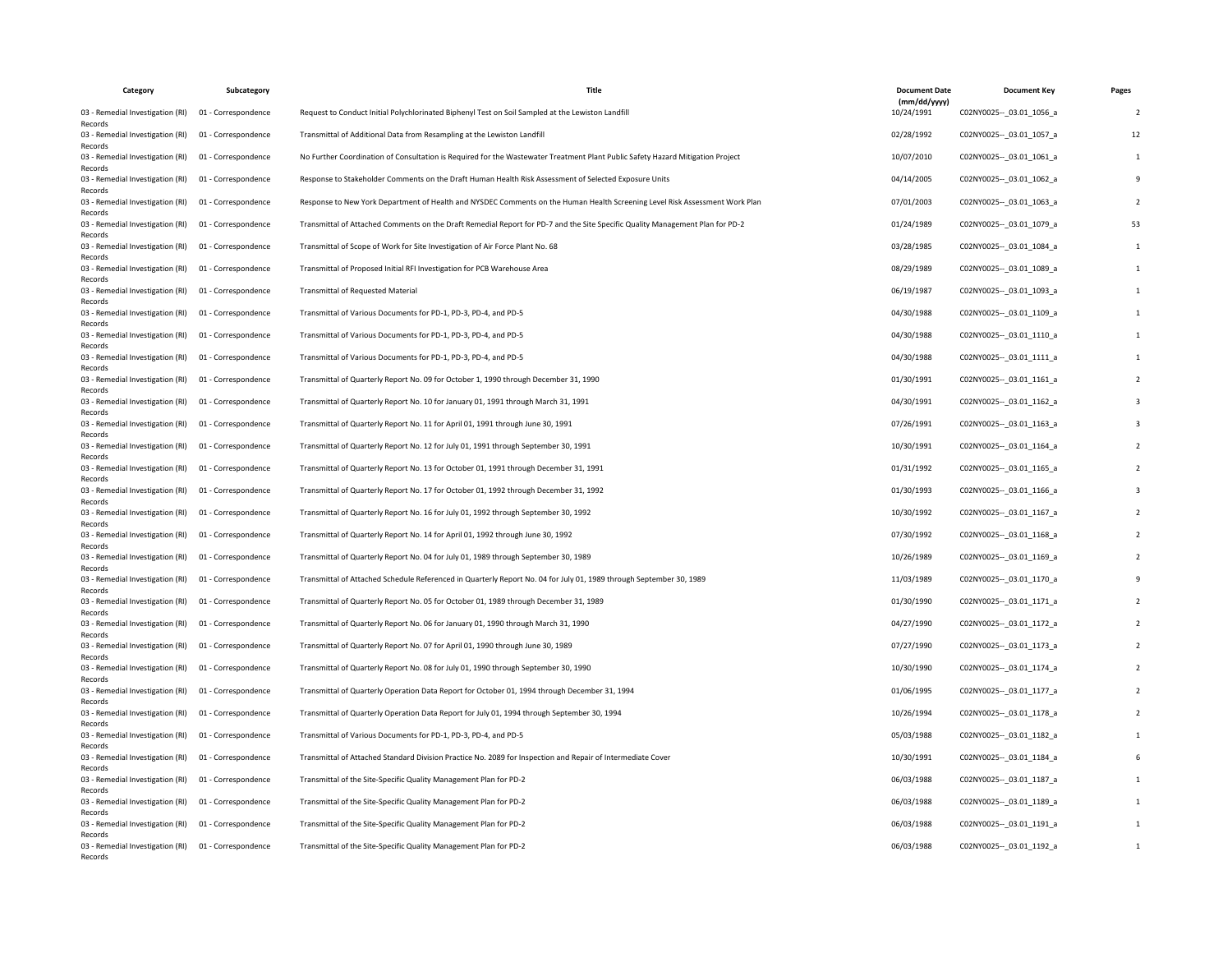| Category | Subcategory | Title | Document Date (mm/dd/yyyy) | Document Key | Pages |
|---|---|---|---|---|---|
| 03 - Remedial Investigation (RI) Records | 01 - Correspondence | Request to Conduct Initial Polychlorinated Biphenyl Test on Soil Sampled at the Lewiston Landfill | 10/24/1991 | C02NY0025--_03.01_1056_a | 2 |
| 03 - Remedial Investigation (RI) Records | 01 - Correspondence | Transmittal of Additional Data from Resampling at the Lewiston Landfill | 02/28/1992 | C02NY0025--_03.01_1057_a | 12 |
| 03 - Remedial Investigation (RI) Records | 01 - Correspondence | No Further Coordination of Consultation is Required for the Wastewater Treatment Plant Public Safety Hazard Mitigation Project | 10/07/2010 | C02NY0025--_03.01_1061_a | 1 |
| 03 - Remedial Investigation (RI) Records | 01 - Correspondence | Response to Stakeholder Comments on the Draft Human Health Risk Assessment of Selected Exposure Units | 04/14/2005 | C02NY0025--_03.01_1062_a | 9 |
| 03 - Remedial Investigation (RI) Records | 01 - Correspondence | Response to New York Department of Health and NYSDEC Comments on the Human Health Screening Level Risk Assessment Work Plan | 07/01/2003 | C02NY0025--_03.01_1063_a | 2 |
| 03 - Remedial Investigation (RI) Records | 01 - Correspondence | Transmittal of Attached Comments on the Draft Remedial Report for PD-7 and the Site Specific Quality Management Plan for PD-2 | 01/24/1989 | C02NY0025--_03.01_1079_a | 53 |
| 03 - Remedial Investigation (RI) Records | 01 - Correspondence | Transmittal of Scope of Work for Site Investigation of Air Force Plant No. 68 | 03/28/1985 | C02NY0025--_03.01_1084_a | 1 |
| 03 - Remedial Investigation (RI) Records | 01 - Correspondence | Transmittal of Proposed Initial RFI Investigation for PCB Warehouse Area | 08/29/1989 | C02NY0025--_03.01_1089_a | 1 |
| 03 - Remedial Investigation (RI) Records | 01 - Correspondence | Transmittal of Requested Material | 06/19/1987 | C02NY0025--_03.01_1093_a | 1 |
| 03 - Remedial Investigation (RI) Records | 01 - Correspondence | Transmittal of Various Documents for PD-1, PD-3, PD-4, and PD-5 | 04/30/1988 | C02NY0025--_03.01_1109_a | 1 |
| 03 - Remedial Investigation (RI) Records | 01 - Correspondence | Transmittal of Various Documents for PD-1, PD-3, PD-4, and PD-5 | 04/30/1988 | C02NY0025--_03.01_1110_a | 1 |
| 03 - Remedial Investigation (RI) Records | 01 - Correspondence | Transmittal of Various Documents for PD-1, PD-3, PD-4, and PD-5 | 04/30/1988 | C02NY0025--_03.01_1111_a | 1 |
| 03 - Remedial Investigation (RI) Records | 01 - Correspondence | Transmittal of Quarterly Report No. 09 for October 1, 1990 through December 31, 1990 | 01/30/1991 | C02NY0025--_03.01_1161_a | 2 |
| 03 - Remedial Investigation (RI) Records | 01 - Correspondence | Transmittal of Quarterly Report No. 10 for January 01, 1991 through March 31, 1991 | 04/30/1991 | C02NY0025--_03.01_1162_a | 3 |
| 03 - Remedial Investigation (RI) Records | 01 - Correspondence | Transmittal of Quarterly Report No. 11 for April 01, 1991 through June 30, 1991 | 07/26/1991 | C02NY0025--_03.01_1163_a | 3 |
| 03 - Remedial Investigation (RI) Records | 01 - Correspondence | Transmittal of Quarterly Report No. 12 for July 01, 1991 through September 30, 1991 | 10/30/1991 | C02NY0025--_03.01_1164_a | 2 |
| 03 - Remedial Investigation (RI) Records | 01 - Correspondence | Transmittal of Quarterly Report No. 13 for October 01, 1991 through December 31, 1991 | 01/31/1992 | C02NY0025--_03.01_1165_a | 2 |
| 03 - Remedial Investigation (RI) Records | 01 - Correspondence | Transmittal of Quarterly Report No. 17 for October 01, 1992 through December 31, 1992 | 01/30/1993 | C02NY0025--_03.01_1166_a | 3 |
| 03 - Remedial Investigation (RI) Records | 01 - Correspondence | Transmittal of Quarterly Report No. 16 for July 01, 1992 through September 30, 1992 | 10/30/1992 | C02NY0025--_03.01_1167_a | 2 |
| 03 - Remedial Investigation (RI) Records | 01 - Correspondence | Transmittal of Quarterly Report No. 14 for April 01, 1992 through June 30, 1992 | 07/30/1992 | C02NY0025--_03.01_1168_a | 2 |
| 03 - Remedial Investigation (RI) Records | 01 - Correspondence | Transmittal of Quarterly Report No. 04 for July 01, 1989 through September 30, 1989 | 10/26/1989 | C02NY0025--_03.01_1169_a | 2 |
| 03 - Remedial Investigation (RI) Records | 01 - Correspondence | Transmittal of Attached Schedule Referenced in Quarterly Report No. 04 for July 01, 1989 through September 30, 1989 | 11/03/1989 | C02NY0025--_03.01_1170_a | 9 |
| 03 - Remedial Investigation (RI) Records | 01 - Correspondence | Transmittal of Quarterly Report No. 05 for October 01, 1989 through December 31, 1989 | 01/30/1990 | C02NY0025--_03.01_1171_a | 2 |
| 03 - Remedial Investigation (RI) Records | 01 - Correspondence | Transmittal of Quarterly Report No. 06 for January 01, 1990 through March 31, 1990 | 04/27/1990 | C02NY0025--_03.01_1172_a | 2 |
| 03 - Remedial Investigation (RI) Records | 01 - Correspondence | Transmittal of Quarterly Report No. 07 for April 01, 1990 through June 30, 1989 | 07/27/1990 | C02NY0025--_03.01_1173_a | 2 |
| 03 - Remedial Investigation (RI) Records | 01 - Correspondence | Transmittal of Quarterly Report No. 08 for July 01, 1990 through September 30, 1990 | 10/30/1990 | C02NY0025--_03.01_1174_a | 2 |
| 03 - Remedial Investigation (RI) Records | 01 - Correspondence | Transmittal of Quarterly Operation Data Report for October 01, 1994 through December 31, 1994 | 01/06/1995 | C02NY0025--_03.01_1177_a | 2 |
| 03 - Remedial Investigation (RI) Records | 01 - Correspondence | Transmittal of Quarterly Operation Data Report for July 01, 1994 through September 30, 1994 | 10/26/1994 | C02NY0025--_03.01_1178_a | 2 |
| 03 - Remedial Investigation (RI) Records | 01 - Correspondence | Transmittal of Various Documents for PD-1, PD-3, PD-4, and PD-5 | 05/03/1988 | C02NY0025--_03.01_1182_a | 1 |
| 03 - Remedial Investigation (RI) Records | 01 - Correspondence | Transmittal of Attached Standard Division Practice No. 2089 for Inspection and Repair of Intermediate Cover | 10/30/1991 | C02NY0025--_03.01_1184_a | 6 |
| 03 - Remedial Investigation (RI) Records | 01 - Correspondence | Transmittal of the Site-Specific Quality Management Plan for PD-2 | 06/03/1988 | C02NY0025--_03.01_1187_a | 1 |
| 03 - Remedial Investigation (RI) Records | 01 - Correspondence | Transmittal of the Site-Specific Quality Management Plan for PD-2 | 06/03/1988 | C02NY0025--_03.01_1189_a | 1 |
| 03 - Remedial Investigation (RI) Records | 01 - Correspondence | Transmittal of the Site-Specific Quality Management Plan for PD-2 | 06/03/1988 | C02NY0025--_03.01_1191_a | 1 |
| 03 - Remedial Investigation (RI) Records | 01 - Correspondence | Transmittal of the Site-Specific Quality Management Plan for PD-2 | 06/03/1988 | C02NY0025--_03.01_1192_a | 1 |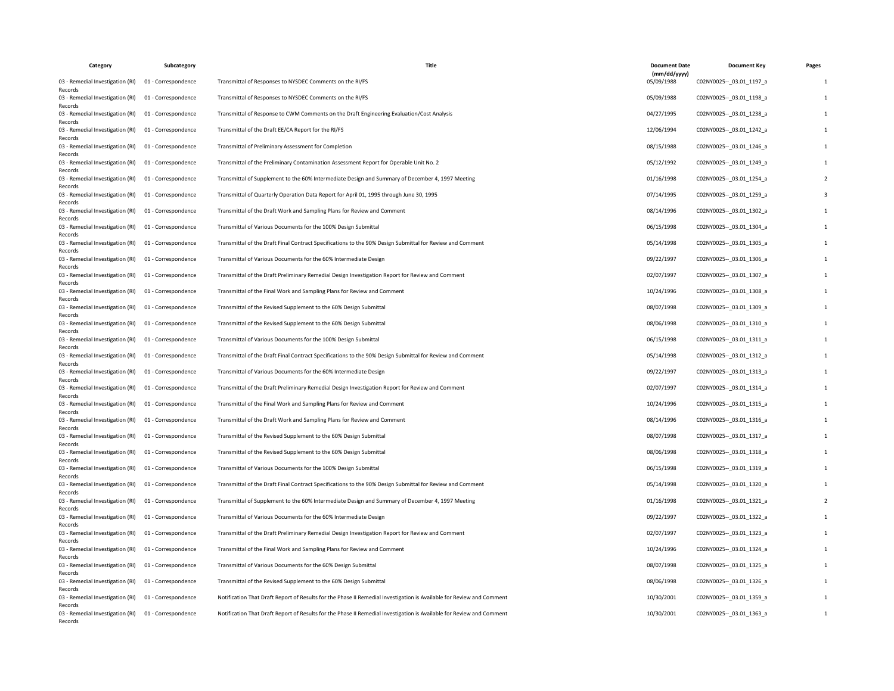| Category | Subcategory | Title | Document Date (mm/dd/yyyy) | Document Key | Pages |
|---|---|---|---|---|---|
| 03 - Remedial Investigation (RI) Records | 01 - Correspondence | Transmittal of Responses to NYSDEC Comments on the RI/FS | 05/09/1988 | C02NY0025--_03.01_1197_a | 1 |
| 03 - Remedial Investigation (RI) Records | 01 - Correspondence | Transmittal of Responses to NYSDEC Comments on the RI/FS | 05/09/1988 | C02NY0025--_03.01_1198_a | 1 |
| 03 - Remedial Investigation (RI) Records | 01 - Correspondence | Transmittal of Response to CWM Comments on the Draft Engineering Evaluation/Cost Analysis | 04/27/1995 | C02NY0025--_03.01_1238_a | 1 |
| 03 - Remedial Investigation (RI) Records | 01 - Correspondence | Transmittal of the Draft EE/CA Report for the RI/FS | 12/06/1994 | C02NY0025--_03.01_1242_a | 1 |
| 03 - Remedial Investigation (RI) Records | 01 - Correspondence | Transmittal of Preliminary Assessment for Completion | 08/15/1988 | C02NY0025--_03.01_1246_a | 1 |
| 03 - Remedial Investigation (RI) Records | 01 - Correspondence | Transmittal of the Preliminary Contamination Assessment Report for Operable Unit No. 2 | 05/12/1992 | C02NY0025--_03.01_1249_a | 1 |
| 03 - Remedial Investigation (RI) Records | 01 - Correspondence | Transmittal of Supplement to the 60% Intermediate Design and Summary of December 4, 1997 Meeting | 01/16/1998 | C02NY0025--_03.01_1254_a | 2 |
| 03 - Remedial Investigation (RI) Records | 01 - Correspondence | Transmittal of Quarterly Operation Data Report for April 01, 1995 through June 30, 1995 | 07/14/1995 | C02NY0025--_03.01_1259_a | 3 |
| 03 - Remedial Investigation (RI) Records | 01 - Correspondence | Transmittal of the Draft Work and Sampling Plans for Review and Comment | 08/14/1996 | C02NY0025--_03.01_1302_a | 1 |
| 03 - Remedial Investigation (RI) Records | 01 - Correspondence | Transmittal of Various Documents for the 100% Design Submittal | 06/15/1998 | C02NY0025--_03.01_1304_a | 1 |
| 03 - Remedial Investigation (RI) Records | 01 - Correspondence | Transmittal of the Draft Final Contract Specifications to the 90% Design Submittal for Review and Comment | 05/14/1998 | C02NY0025--_03.01_1305_a | 1 |
| 03 - Remedial Investigation (RI) Records | 01 - Correspondence | Transmittal of Various Documents for the 60% Intermediate Design | 09/22/1997 | C02NY0025--_03.01_1306_a | 1 |
| 03 - Remedial Investigation (RI) Records | 01 - Correspondence | Transmittal of the Draft Preliminary Remedial Design Investigation Report for Review and Comment | 02/07/1997 | C02NY0025--_03.01_1307_a | 1 |
| 03 - Remedial Investigation (RI) Records | 01 - Correspondence | Transmittal of the Final Work and Sampling Plans for Review and Comment | 10/24/1996 | C02NY0025--_03.01_1308_a | 1 |
| 03 - Remedial Investigation (RI) Records | 01 - Correspondence | Transmittal of the Revised Supplement to the 60% Design Submittal | 08/07/1998 | C02NY0025--_03.01_1309_a | 1 |
| 03 - Remedial Investigation (RI) Records | 01 - Correspondence | Transmittal of the Revised Supplement to the 60% Design Submittal | 08/06/1998 | C02NY0025--_03.01_1310_a | 1 |
| 03 - Remedial Investigation (RI) Records | 01 - Correspondence | Transmittal of Various Documents for the 100% Design Submittal | 06/15/1998 | C02NY0025--_03.01_1311_a | 1 |
| 03 - Remedial Investigation (RI) Records | 01 - Correspondence | Transmittal of the Draft Final Contract Specifications to the 90% Design Submittal for Review and Comment | 05/14/1998 | C02NY0025--_03.01_1312_a | 1 |
| 03 - Remedial Investigation (RI) Records | 01 - Correspondence | Transmittal of Various Documents for the 60% Intermediate Design | 09/22/1997 | C02NY0025--_03.01_1313_a | 1 |
| 03 - Remedial Investigation (RI) Records | 01 - Correspondence | Transmittal of the Draft Preliminary Remedial Design Investigation Report for Review and Comment | 02/07/1997 | C02NY0025--_03.01_1314_a | 1 |
| 03 - Remedial Investigation (RI) Records | 01 - Correspondence | Transmittal of the Final Work and Sampling Plans for Review and Comment | 10/24/1996 | C02NY0025--_03.01_1315_a | 1 |
| 03 - Remedial Investigation (RI) Records | 01 - Correspondence | Transmittal of the Draft Work and Sampling Plans for Review and Comment | 08/14/1996 | C02NY0025--_03.01_1316_a | 1 |
| 03 - Remedial Investigation (RI) Records | 01 - Correspondence | Transmittal of the Revised Supplement to the 60% Design Submittal | 08/07/1998 | C02NY0025--_03.01_1317_a | 1 |
| 03 - Remedial Investigation (RI) Records | 01 - Correspondence | Transmittal of the Revised Supplement to the 60% Design Submittal | 08/06/1998 | C02NY0025--_03.01_1318_a | 1 |
| 03 - Remedial Investigation (RI) Records | 01 - Correspondence | Transmittal of Various Documents for the 100% Design Submittal | 06/15/1998 | C02NY0025--_03.01_1319_a | 1 |
| 03 - Remedial Investigation (RI) Records | 01 - Correspondence | Transmittal of the Draft Final Contract Specifications to the 90% Design Submittal for Review and Comment | 05/14/1998 | C02NY0025--_03.01_1320_a | 1 |
| 03 - Remedial Investigation (RI) Records | 01 - Correspondence | Transmittal of Supplement to the 60% Intermediate Design and Summary of December 4, 1997 Meeting | 01/16/1998 | C02NY0025--_03.01_1321_a | 2 |
| 03 - Remedial Investigation (RI) Records | 01 - Correspondence | Transmittal of Various Documents for the 60% Intermediate Design | 09/22/1997 | C02NY0025--_03.01_1322_a | 1 |
| 03 - Remedial Investigation (RI) Records | 01 - Correspondence | Transmittal of the Draft Preliminary Remedial Design Investigation Report for Review and Comment | 02/07/1997 | C02NY0025--_03.01_1323_a | 1 |
| 03 - Remedial Investigation (RI) Records | 01 - Correspondence | Transmittal of the Final Work and Sampling Plans for Review and Comment | 10/24/1996 | C02NY0025--_03.01_1324_a | 1 |
| 03 - Remedial Investigation (RI) Records | 01 - Correspondence | Transmittal of Various Documents for the 60% Design Submittal | 08/07/1998 | C02NY0025--_03.01_1325_a | 1 |
| 03 - Remedial Investigation (RI) Records | 01 - Correspondence | Transmittal of the Revised Supplement to the 60% Design Submittal | 08/06/1998 | C02NY0025--_03.01_1326_a | 1 |
| 03 - Remedial Investigation (RI) Records | 01 - Correspondence | Notification That Draft Report of Results for the Phase II Remedial Investigation is Available for Review and Comment | 10/30/2001 | C02NY0025--_03.01_1359_a | 1 |
| 03 - Remedial Investigation (RI) Records | 01 - Correspondence | Notification That Draft Report of Results for the Phase II Remedial Investigation is Available for Review and Comment | 10/30/2001 | C02NY0025--_03.01_1363_a | 1 |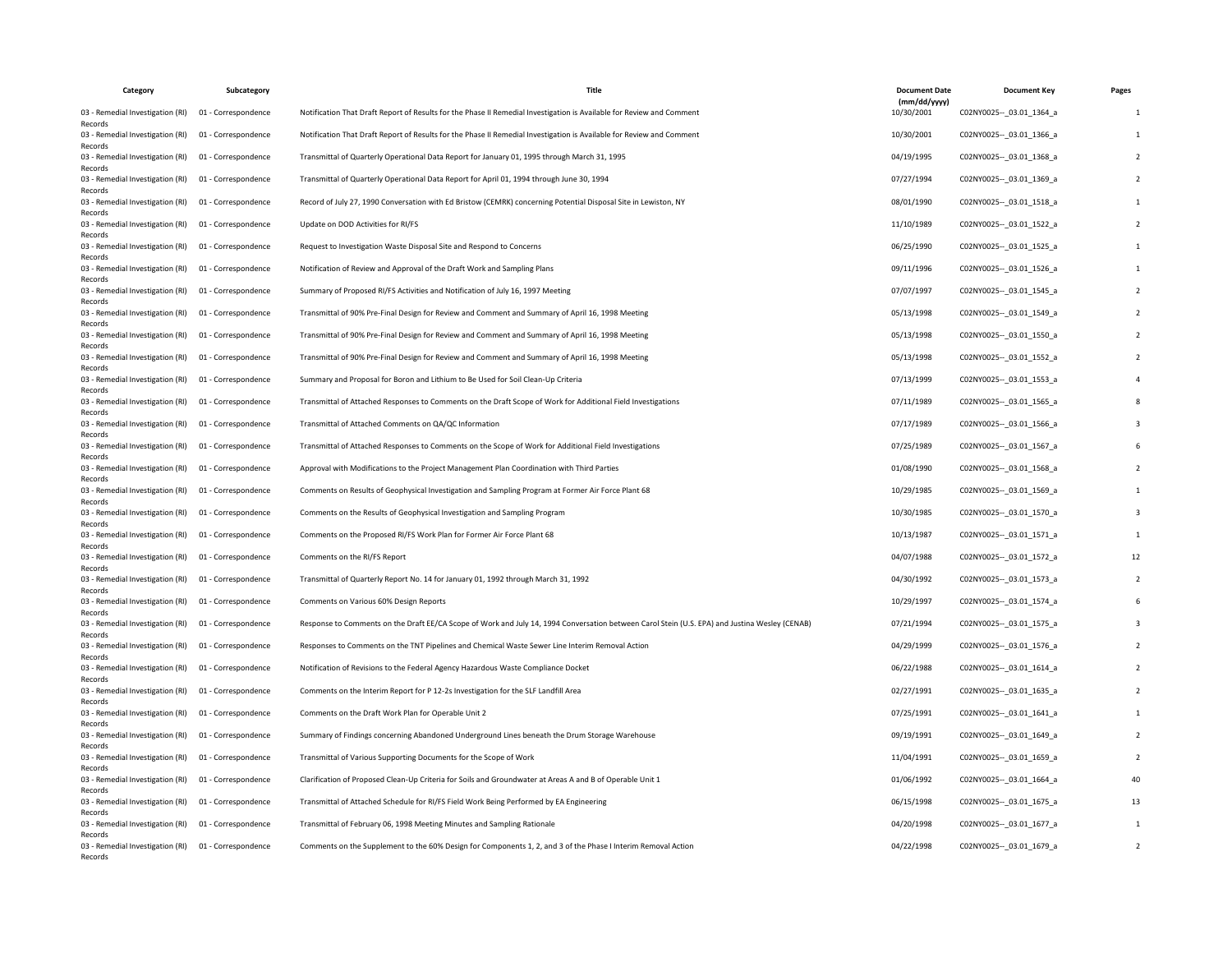| Category | Subcategory | Title | Document Date (mm/dd/yyyy) | Document Key | Pages |
|---|---|---|---|---|---|
| 03 - Remedial Investigation (RI) Records | 01 - Correspondence | Notification That Draft Report of Results for the Phase II Remedial Investigation is Available for Review and Comment | 10/30/2001 | C02NY0025--_03.01_1364_a | 1 |
| 03 - Remedial Investigation (RI) Records | 01 - Correspondence | Notification That Draft Report of Results for the Phase II Remedial Investigation is Available for Review and Comment | 10/30/2001 | C02NY0025--_03.01_1366_a | 1 |
| 03 - Remedial Investigation (RI) Records | 01 - Correspondence | Transmittal of Quarterly Operational Data Report for January 01, 1995 through March 31, 1995 | 04/19/1995 | C02NY0025--_03.01_1368_a | 2 |
| 03 - Remedial Investigation (RI) Records | 01 - Correspondence | Transmittal of Quarterly Operational Data Report for April 01, 1994 through June 30, 1994 | 07/27/1994 | C02NY0025--_03.01_1369_a | 2 |
| 03 - Remedial Investigation (RI) Records | 01 - Correspondence | Record of July 27, 1990 Conversation with Ed Bristow (CEMRK) concerning Potential Disposal Site in Lewiston, NY | 08/01/1990 | C02NY0025--_03.01_1518_a | 1 |
| 03 - Remedial Investigation (RI) Records | 01 - Correspondence | Update on DOD Activities for RI/FS | 11/10/1989 | C02NY0025--_03.01_1522_a | 2 |
| 03 - Remedial Investigation (RI) Records | 01 - Correspondence | Request to Investigation Waste Disposal Site and Respond to Concerns | 06/25/1990 | C02NY0025--_03.01_1525_a | 1 |
| 03 - Remedial Investigation (RI) Records | 01 - Correspondence | Notification of Review and Approval of the Draft Work and Sampling Plans | 09/11/1996 | C02NY0025--_03.01_1526_a | 1 |
| 03 - Remedial Investigation (RI) Records | 01 - Correspondence | Summary of Proposed RI/FS Activities and Notification of July 16, 1997 Meeting | 07/07/1997 | C02NY0025--_03.01_1545_a | 2 |
| 03 - Remedial Investigation (RI) Records | 01 - Correspondence | Transmittal of 90% Pre-Final Design for Review and Comment and Summary of April 16, 1998 Meeting | 05/13/1998 | C02NY0025--_03.01_1549_a | 2 |
| 03 - Remedial Investigation (RI) Records | 01 - Correspondence | Transmittal of 90% Pre-Final Design for Review and Comment and Summary of April 16, 1998 Meeting | 05/13/1998 | C02NY0025--_03.01_1550_a | 2 |
| 03 - Remedial Investigation (RI) Records | 01 - Correspondence | Transmittal of 90% Pre-Final Design for Review and Comment and Summary of April 16, 1998 Meeting | 05/13/1998 | C02NY0025--_03.01_1552_a | 2 |
| 03 - Remedial Investigation (RI) Records | 01 - Correspondence | Summary and Proposal for Boron and Lithium to Be Used for Soil Clean-Up Criteria | 07/13/1999 | C02NY0025--_03.01_1553_a | 4 |
| 03 - Remedial Investigation (RI) Records | 01 - Correspondence | Transmittal of Attached Responses to Comments on the Draft Scope of Work for Additional Field Investigations | 07/11/1989 | C02NY0025--_03.01_1565_a | 8 |
| 03 - Remedial Investigation (RI) Records | 01 - Correspondence | Transmittal of Attached Comments on QA/QC Information | 07/17/1989 | C02NY0025--_03.01_1566_a | 3 |
| 03 - Remedial Investigation (RI) Records | 01 - Correspondence | Transmittal of Attached Responses to Comments on the Scope of Work for Additional Field Investigations | 07/25/1989 | C02NY0025--_03.01_1567_a | 6 |
| 03 - Remedial Investigation (RI) Records | 01 - Correspondence | Approval with Modifications to the Project Management Plan Coordination with Third Parties | 01/08/1990 | C02NY0025--_03.01_1568_a | 2 |
| 03 - Remedial Investigation (RI) Records | 01 - Correspondence | Comments on Results of Geophysical Investigation and Sampling Program at Former Air Force Plant 68 | 10/29/1985 | C02NY0025--_03.01_1569_a | 1 |
| 03 - Remedial Investigation (RI) Records | 01 - Correspondence | Comments on the Results of Geophysical Investigation and Sampling Program | 10/30/1985 | C02NY0025--_03.01_1570_a | 3 |
| 03 - Remedial Investigation (RI) Records | 01 - Correspondence | Comments on the Proposed RI/FS Work Plan for Former Air Force Plant 68 | 10/13/1987 | C02NY0025--_03.01_1571_a | 1 |
| 03 - Remedial Investigation (RI) Records | 01 - Correspondence | Comments on the RI/FS Report | 04/07/1988 | C02NY0025--_03.01_1572_a | 12 |
| 03 - Remedial Investigation (RI) Records | 01 - Correspondence | Transmittal of Quarterly Report No. 14 for January 01, 1992 through March 31, 1992 | 04/30/1992 | C02NY0025--_03.01_1573_a | 2 |
| 03 - Remedial Investigation (RI) Records | 01 - Correspondence | Comments on Various 60% Design Reports | 10/29/1997 | C02NY0025--_03.01_1574_a | 6 |
| 03 - Remedial Investigation (RI) Records | 01 - Correspondence | Response to Comments on the Draft EE/CA Scope of Work and July 14, 1994 Conversation between Carol Stein (U.S. EPA) and Justina Wesley (CENAB) | 07/21/1994 | C02NY0025--_03.01_1575_a | 3 |
| 03 - Remedial Investigation (RI) Records | 01 - Correspondence | Responses to Comments on the TNT Pipelines and Chemical Waste Sewer Line Interim Removal Action | 04/29/1999 | C02NY0025--_03.01_1576_a | 2 |
| 03 - Remedial Investigation (RI) Records | 01 - Correspondence | Notification of Revisions to the Federal Agency Hazardous Waste Compliance Docket | 06/22/1988 | C02NY0025--_03.01_1614_a | 2 |
| 03 - Remedial Investigation (RI) Records | 01 - Correspondence | Comments on the Interim Report for P 12-2s Investigation for the SLF Landfill Area | 02/27/1991 | C02NY0025--_03.01_1635_a | 2 |
| 03 - Remedial Investigation (RI) Records | 01 - Correspondence | Comments on the Draft Work Plan for Operable Unit 2 | 07/25/1991 | C02NY0025--_03.01_1641_a | 1 |
| 03 - Remedial Investigation (RI) Records | 01 - Correspondence | Summary of Findings concerning Abandoned Underground Lines beneath the Drum Storage Warehouse | 09/19/1991 | C02NY0025--_03.01_1649_a | 2 |
| 03 - Remedial Investigation (RI) Records | 01 - Correspondence | Transmittal of Various Supporting Documents for the Scope of Work | 11/04/1991 | C02NY0025--_03.01_1659_a | 2 |
| 03 - Remedial Investigation (RI) Records | 01 - Correspondence | Clarification of Proposed Clean-Up Criteria for Soils and Groundwater at Areas A and B of Operable Unit 1 | 01/06/1992 | C02NY0025--_03.01_1664_a | 40 |
| 03 - Remedial Investigation (RI) Records | 01 - Correspondence | Transmittal of Attached Schedule for RI/FS Field Work Being Performed by EA Engineering | 06/15/1998 | C02NY0025--_03.01_1675_a | 13 |
| 03 - Remedial Investigation (RI) Records | 01 - Correspondence | Transmittal of February 06, 1998 Meeting Minutes and Sampling Rationale | 04/20/1998 | C02NY0025--_03.01_1677_a | 1 |
| 03 - Remedial Investigation (RI) Records | 01 - Correspondence | Comments on the Supplement to the 60% Design for Components 1, 2, and 3 of the Phase I Interim Removal Action | 04/22/1998 | C02NY0025--_03.01_1679_a | 2 |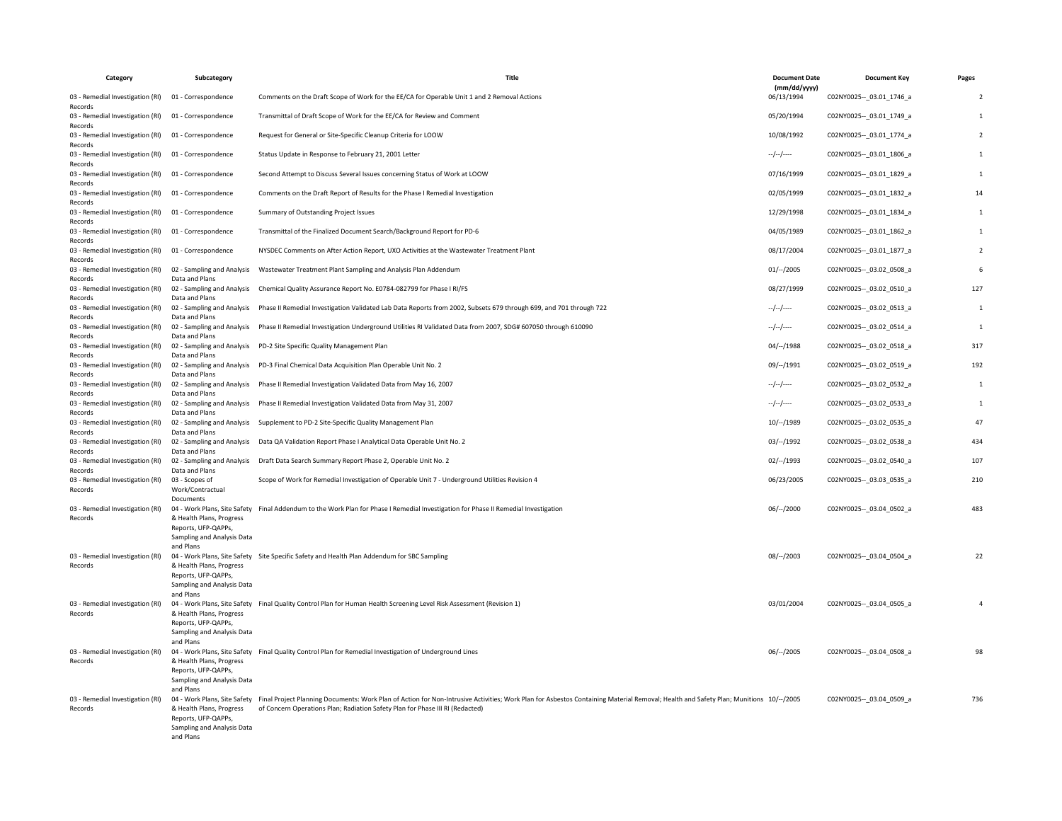| Category | Subcategory | Title | Document Date (mm/dd/yyyy) | Document Key | Pages |
|---|---|---|---|---|---|
| 03 - Remedial Investigation (RI) Records | 01 - Correspondence | Comments on the Draft Scope of Work for the EE/CA for Operable Unit 1 and 2 Removal Actions | 06/13/1994 | C02NY0025--_03.01_1746_a | 2 |
| 03 - Remedial Investigation (RI) Records | 01 - Correspondence | Transmittal of Draft Scope of Work for the EE/CA for Review and Comment | 05/20/1994 | C02NY0025--_03.01_1749_a | 1 |
| 03 - Remedial Investigation (RI) Records | 01 - Correspondence | Request for General or Site-Specific Cleanup Criteria for LOOW | 10/08/1992 | C02NY0025--_03.01_1774_a | 2 |
| 03 - Remedial Investigation (RI) Records | 01 - Correspondence | Status Update in Response to February 21, 2001 Letter | --/--/---- | C02NY0025--_03.01_1806_a | 1 |
| 03 - Remedial Investigation (RI) Records | 01 - Correspondence | Second Attempt to Discuss Several Issues concerning Status of Work at LOOW | 07/16/1999 | C02NY0025--_03.01_1829_a | 1 |
| 03 - Remedial Investigation (RI) Records | 01 - Correspondence | Comments on the Draft Report of Results for the Phase I Remedial Investigation | 02/05/1999 | C02NY0025--_03.01_1832_a | 14 |
| 03 - Remedial Investigation (RI) Records | 01 - Correspondence | Summary of Outstanding Project Issues | 12/29/1998 | C02NY0025--_03.01_1834_a | 1 |
| 03 - Remedial Investigation (RI) Records | 01 - Correspondence | Transmittal of the Finalized Document Search/Background Report for PD-6 | 04/05/1989 | C02NY0025--_03.01_1862_a | 1 |
| 03 - Remedial Investigation (RI) Records | 01 - Correspondence | NYSDEC Comments on After Action Report, UXO Activities at the Wastewater Treatment Plant | 08/17/2004 | C02NY0025--_03.01_1877_a | 2 |
| 03 - Remedial Investigation (RI) Records | 02 - Sampling and Analysis Data and Plans | Wastewater Treatment Plant Sampling and Analysis Plan Addendum | 01/--/2005 | C02NY0025--_03.02_0508_a | 6 |
| 03 - Remedial Investigation (RI) Records | 02 - Sampling and Analysis Data and Plans | Chemical Quality Assurance Report No. E0784-082799 for Phase I RI/FS | 08/27/1999 | C02NY0025--_03.02_0510_a | 127 |
| 03 - Remedial Investigation (RI) Records | 02 - Sampling and Analysis Data and Plans | Phase II Remedial Investigation Validated Lab Data Reports from 2002, Subsets 679 through 699, and 701 through 722 | --/--/---- | C02NY0025--_03.02_0513_a | 1 |
| 03 - Remedial Investigation (RI) Records | 02 - Sampling and Analysis Data and Plans | Phase II Remedial Investigation Underground Utilities RI Validated Data from 2007, SDG# 607050 through 610090 | --/--/---- | C02NY0025--_03.02_0514_a | 1 |
| 03 - Remedial Investigation (RI) Records | 02 - Sampling and Analysis Data and Plans | PD-2 Site Specific Quality Management Plan | 04/--/1988 | C02NY0025--_03.02_0518_a | 317 |
| 03 - Remedial Investigation (RI) Records | 02 - Sampling and Analysis Data and Plans | PD-3 Final Chemical Data Acquisition Plan Operable Unit No. 2 | 09/--/1991 | C02NY0025--_03.02_0519_a | 192 |
| 03 - Remedial Investigation (RI) Records | 02 - Sampling and Analysis Data and Plans | Phase II Remedial Investigation Validated Data from May 16, 2007 | --/--/---- | C02NY0025--_03.02_0532_a | 1 |
| 03 - Remedial Investigation (RI) Records | 02 - Sampling and Analysis Data and Plans | Phase II Remedial Investigation Validated Data from May 31, 2007 | --/--/---- | C02NY0025--_03.02_0533_a | 1 |
| 03 - Remedial Investigation (RI) Records | 02 - Sampling and Analysis Data and Plans | Supplement to PD-2 Site-Specific Quality Management Plan | 10/--/1989 | C02NY0025--_03.02_0535_a | 47 |
| 03 - Remedial Investigation (RI) Records | 02 - Sampling and Analysis Data and Plans | Data QA Validation Report Phase I Analytical Data Operable Unit No. 2 | 03/--/1992 | C02NY0025--_03.02_0538_a | 434 |
| 03 - Remedial Investigation (RI) Records | 02 - Sampling and Analysis Data and Plans | Draft Data Search Summary Report Phase 2, Operable Unit No. 2 | 02/--/1993 | C02NY0025--_03.02_0540_a | 107 |
| 03 - Remedial Investigation (RI) Records | 03 - Scopes of Work/Contractual Documents | Scope of Work for Remedial Investigation of Operable Unit 7 - Underground Utilities Revision 4 | 06/23/2005 | C02NY0025--_03.03_0535_a | 210 |
| 03 - Remedial Investigation (RI) Records | 04 - Work Plans, Site Safety & Health Plans, Progress Reports, UFP-QAPPs, Sampling and Analysis Data and Plans | Final Addendum to the Work Plan for Phase I Remedial Investigation for Phase II Remedial Investigation | 06/--/2000 | C02NY0025--_03.04_0502_a | 483 |
| 03 - Remedial Investigation (RI) Records | 04 - Work Plans, Site Safety & Health Plans, Progress Reports, UFP-QAPPs, Sampling and Analysis Data and Plans | Site Specific Safety and Health Plan Addendum for SBC Sampling | 08/--/2003 | C02NY0025--_03.04_0504_a | 22 |
| 03 - Remedial Investigation (RI) Records | 04 - Work Plans, Site Safety & Health Plans, Progress Reports, UFP-QAPPs, Sampling and Analysis Data and Plans | Final Quality Control Plan for Human Health Screening Level Risk Assessment (Revision 1) | 03/01/2004 | C02NY0025--_03.04_0505_a | 4 |
| 03 - Remedial Investigation (RI) Records | 04 - Work Plans, Site Safety & Health Plans, Progress Reports, UFP-QAPPs, Sampling and Analysis Data and Plans | Final Quality Control Plan for Remedial Investigation of Underground Lines | 06/--/2005 | C02NY0025--_03.04_0508_a | 98 |
| 03 - Remedial Investigation (RI) Records | 04 - Work Plans, Site Safety & Health Plans, Progress Reports, UFP-QAPPs, Sampling and Analysis Data and Plans | Final Project Planning Documents: Work Plan of Action for Non-Intrusive Activities; Work Plan for Asbestos Containing Material Removal; Health and Safety Plan; Munitions of Concern Operations Plan; Radiation Safety Plan for Phase III RI (Redacted) | 10/--/2005 | C02NY0025--_03.04_0509_a | 736 |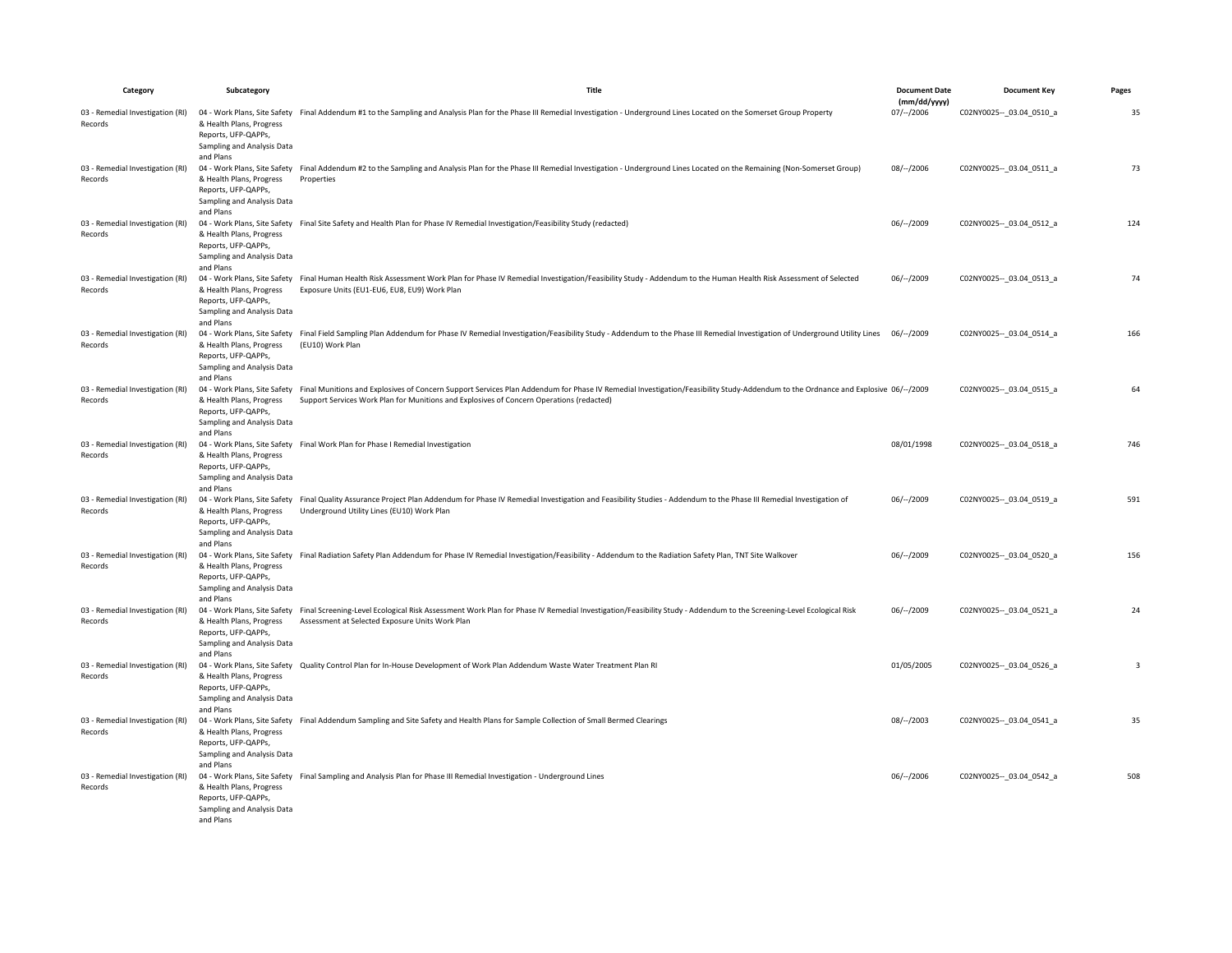| Category | Subcategory | Title | Document Date (mm/dd/yyyy) | Document Key | Pages |
|---|---|---|---|---|---|
| 03 - Remedial Investigation (RI) Records | 04 - Work Plans, Site Safety & Health Plans, Progress Reports, UFP-QAPPs, Sampling and Analysis Data and Plans | Final Addendum #1 to the Sampling and Analysis Plan for the Phase III Remedial Investigation - Underground Lines Located on the Somerset Group Property | 07/--/2006 | C02NY0025--_03.04_0510_a | 35 |
| 03 - Remedial Investigation (RI) Records | 04 - Work Plans, Site Safety & Health Plans, Progress Reports, UFP-QAPPs, Sampling and Analysis Data and Plans | Final Addendum #2 to the Sampling and Analysis Plan for the Phase III Remedial Investigation - Underground Lines Located on the Remaining (Non-Somerset Group) Properties | 08/--/2006 | C02NY0025--_03.04_0511_a | 73 |
| 03 - Remedial Investigation (RI) Records | 04 - Work Plans, Site Safety & Health Plans, Progress Reports, UFP-QAPPs, Sampling and Analysis Data and Plans | Final Site Safety and Health Plan for Phase IV Remedial Investigation/Feasibility Study (redacted) | 06/--/2009 | C02NY0025--_03.04_0512_a | 124 |
| 03 - Remedial Investigation (RI) Records | 04 - Work Plans, Site Safety & Health Plans, Progress Reports, UFP-QAPPs, Sampling and Analysis Data and Plans | Final Human Health Risk Assessment Work Plan for Phase IV Remedial Investigation/Feasibility Study - Addendum to the Human Health Risk Assessment of Selected Exposure Units (EU1-EU6, EU8, EU9) Work Plan | 06/--/2009 | C02NY0025--_03.04_0513_a | 74 |
| 03 - Remedial Investigation (RI) Records | 04 - Work Plans, Site Safety & Health Plans, Progress Reports, UFP-QAPPs, Sampling and Analysis Data and Plans | Final Field Sampling Plan Addendum for Phase IV Remedial Investigation/Feasibility Study - Addendum to the Phase III Remedial Investigation of Underground Utility Lines (EU10) Work Plan | 06/--/2009 | C02NY0025--_03.04_0514_a | 166 |
| 03 - Remedial Investigation (RI) Records | 04 - Work Plans, Site Safety & Health Plans, Progress Reports, UFP-QAPPs, Sampling and Analysis Data and Plans | Final Munitions and Explosives of Concern Support Services Plan Addendum for Phase IV Remedial Investigation/Feasibility Study-Addendum to the Ordnance and Explosive Support Services Work Plan for Munitions and Explosives of Concern Operations (redacted) | 06/--/2009 | C02NY0025--_03.04_0515_a | 64 |
| 03 - Remedial Investigation (RI) Records | 04 - Work Plans, Site Safety & Health Plans, Progress Reports, UFP-QAPPs, Sampling and Analysis Data and Plans | Final Work Plan for Phase I Remedial Investigation | 08/01/1998 | C02NY0025--_03.04_0518_a | 746 |
| 03 - Remedial Investigation (RI) Records | 04 - Work Plans, Site Safety & Health Plans, Progress Reports, UFP-QAPPs, Sampling and Analysis Data and Plans | Final Quality Assurance Project Plan Addendum for Phase IV Remedial Investigation and Feasibility Studies - Addendum to the Phase III Remedial Investigation of Underground Utility Lines (EU10) Work Plan | 06/--/2009 | C02NY0025--_03.04_0519_a | 591 |
| 03 - Remedial Investigation (RI) Records | 04 - Work Plans, Site Safety & Health Plans, Progress Reports, UFP-QAPPs, Sampling and Analysis Data and Plans | Final Radiation Safety Plan Addendum for Phase IV Remedial Investigation/Feasibility - Addendum to the Radiation Safety Plan, TNT Site Walkover | 06/--/2009 | C02NY0025--_03.04_0520_a | 156 |
| 03 - Remedial Investigation (RI) Records | 04 - Work Plans, Site Safety & Health Plans, Progress Reports, UFP-QAPPs, Sampling and Analysis Data and Plans | Final Screening-Level Ecological Risk Assessment Work Plan for Phase IV Remedial Investigation/Feasibility Study - Addendum to the Screening-Level Ecological Risk Assessment at Selected Exposure Units Work Plan | 06/--/2009 | C02NY0025--_03.04_0521_a | 24 |
| 03 - Remedial Investigation (RI) Records | 04 - Work Plans, Site Safety & Health Plans, Progress Reports, UFP-QAPPs, Sampling and Analysis Data and Plans | Quality Control Plan for In-House Development of Work Plan Addendum Waste Water Treatment Plan RI | 01/05/2005 | C02NY0025--_03.04_0526_a | 3 |
| 03 - Remedial Investigation (RI) Records | 04 - Work Plans, Site Safety & Health Plans, Progress Reports, UFP-QAPPs, Sampling and Analysis Data and Plans | Final Addendum Sampling and Site Safety and Health Plans for Sample Collection of Small Bermed Clearings | 08/--/2003 | C02NY0025--_03.04_0541_a | 35 |
| 03 - Remedial Investigation (RI) Records | 04 - Work Plans, Site Safety & Health Plans, Progress Reports, UFP-QAPPs, Sampling and Analysis Data and Plans | Final Sampling and Analysis Plan for Phase III Remedial Investigation - Underground Lines | 06/--/2006 | C02NY0025--_03.04_0542_a | 508 |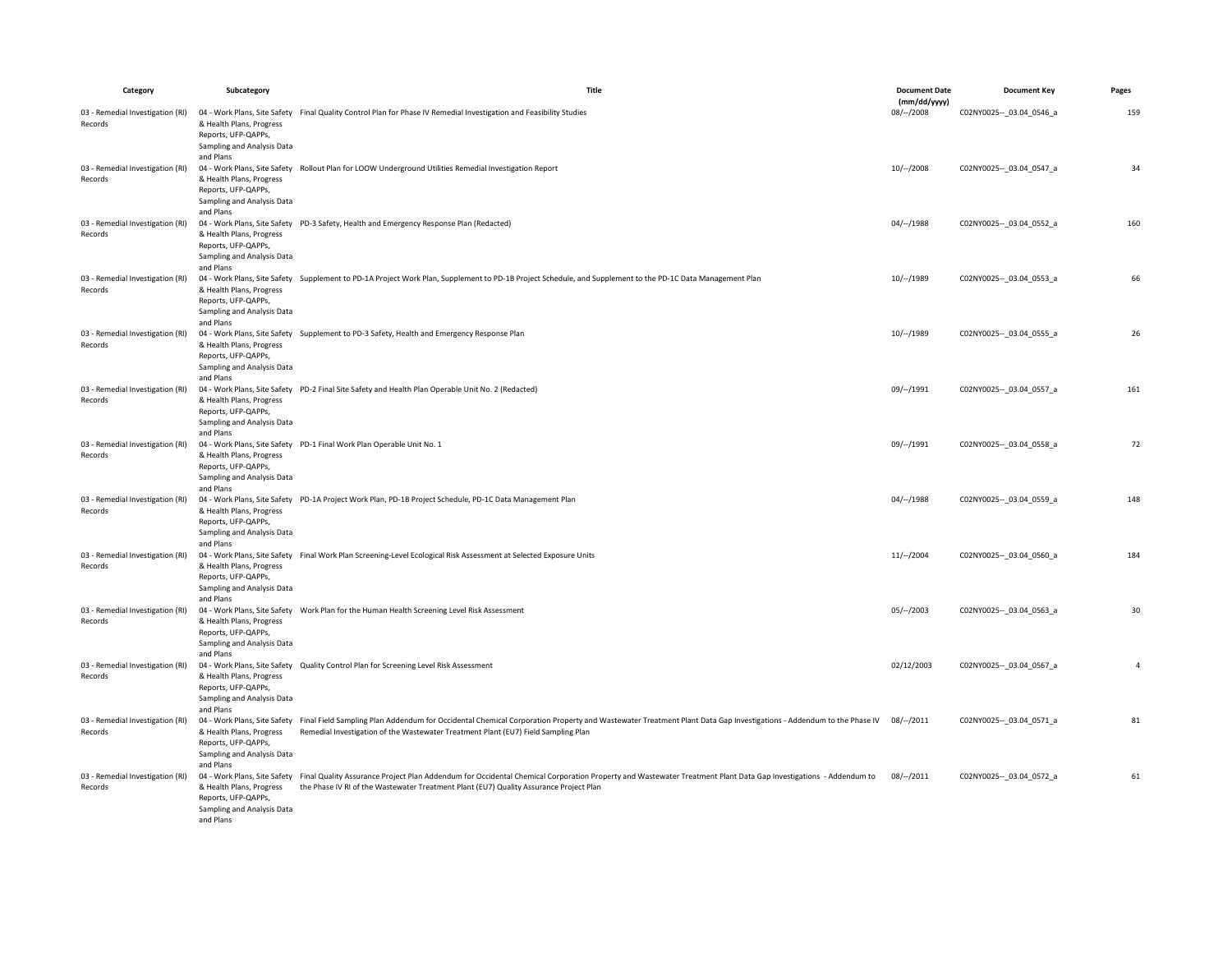| Category | Subcategory | Title | Document Date (mm/dd/yyyy) | Document Key | Pages |
|---|---|---|---|---|---|
| 03 - Remedial Investigation (RI) Records | 04 - Work Plans, Site Safety & Health Plans, Progress Reports, UFP-QAPPs, Sampling and Analysis Data and Plans | Final Quality Control Plan for Phase IV Remedial Investigation and Feasibility Studies | 08/--/2008 | C02NY0025--_03.04_0546_a | 159 |
| 03 - Remedial Investigation (RI) Records | 04 - Work Plans, Site Safety & Health Plans, Progress Reports, UFP-QAPPs, Sampling and Analysis Data and Plans | Rollout Plan for LOOW Underground Utilities Remedial Investigation Report | 10/--/2008 | C02NY0025--_03.04_0547_a | 34 |
| 03 - Remedial Investigation (RI) Records | 04 - Work Plans, Site Safety & Health Plans, Progress Reports, UFP-QAPPs, Sampling and Analysis Data and Plans | PD-3 Safety, Health and Emergency Response Plan (Redacted) | 04/--/1988 | C02NY0025--_03.04_0552_a | 160 |
| 03 - Remedial Investigation (RI) Records | 04 - Work Plans, Site Safety & Health Plans, Progress Reports, UFP-QAPPs, Sampling and Analysis Data and Plans | Supplement to PD-1A Project Work Plan, Supplement to PD-1B Project Schedule, and Supplement to the PD-1C Data Management Plan | 10/--/1989 | C02NY0025--_03.04_0553_a | 66 |
| 03 - Remedial Investigation (RI) Records | 04 - Work Plans, Site Safety & Health Plans, Progress Reports, UFP-QAPPs, Sampling and Analysis Data and Plans | Supplement to PD-3 Safety, Health and Emergency Response Plan | 10/--/1989 | C02NY0025--_03.04_0555_a | 26 |
| 03 - Remedial Investigation (RI) Records | 04 - Work Plans, Site Safety & Health Plans, Progress Reports, UFP-QAPPs, Sampling and Analysis Data and Plans | PD-2 Final Site Safety and Health Plan Operable Unit No. 2 (Redacted) | 09/--/1991 | C02NY0025--_03.04_0557_a | 161 |
| 03 - Remedial Investigation (RI) Records | 04 - Work Plans, Site Safety & Health Plans, Progress Reports, UFP-QAPPs, Sampling and Analysis Data and Plans | PD-1 Final Work Plan Operable Unit No. 1 | 09/--/1991 | C02NY0025--_03.04_0558_a | 72 |
| 03 - Remedial Investigation (RI) Records | 04 - Work Plans, Site Safety & Health Plans, Progress Reports, UFP-QAPPs, Sampling and Analysis Data and Plans | PD-1A Project Work Plan, PD-1B Project Schedule, PD-1C Data Management Plan | 04/--/1988 | C02NY0025--_03.04_0559_a | 148 |
| 03 - Remedial Investigation (RI) Records | 04 - Work Plans, Site Safety & Health Plans, Progress Reports, UFP-QAPPs, Sampling and Analysis Data and Plans | Final Work Plan Screening-Level Ecological Risk Assessment at Selected Exposure Units | 11/--/2004 | C02NY0025--_03.04_0560_a | 184 |
| 03 - Remedial Investigation (RI) Records | 04 - Work Plans, Site Safety & Health Plans, Progress Reports, UFP-QAPPs, Sampling and Analysis Data and Plans | Work Plan for the Human Health Screening Level Risk Assessment | 05/--/2003 | C02NY0025--_03.04_0563_a | 30 |
| 03 - Remedial Investigation (RI) Records | 04 - Work Plans, Site Safety & Health Plans, Progress Reports, UFP-QAPPs, Sampling and Analysis Data and Plans | Quality Control Plan for Screening Level Risk Assessment | 02/12/2003 | C02NY0025--_03.04_0567_a | 4 |
| 03 - Remedial Investigation (RI) Records | 04 - Work Plans, Site Safety & Health Plans, Progress Reports, UFP-QAPPs, Sampling and Analysis Data and Plans | Final Field Sampling Plan Addendum for Occidental Chemical Corporation Property and Wastewater Treatment Plant Data Gap Investigations - Addendum to the Phase IV Remedial Investigation of the Wastewater Treatment Plant (EU7) Field Sampling Plan | 08/--/2011 | C02NY0025--_03.04_0571_a | 81 |
| 03 - Remedial Investigation (RI) Records | 04 - Work Plans, Site Safety & Health Plans, Progress Reports, UFP-QAPPs, Sampling and Analysis Data and Plans | Final Quality Assurance Project Plan Addendum for Occidental Chemical Corporation Property and Wastewater Treatment Plant Data Gap Investigations - Addendum to the Phase IV RI of the Wastewater Treatment Plant (EU7) Quality Assurance Project Plan | 08/--/2011 | C02NY0025--_03.04_0572_a | 61 |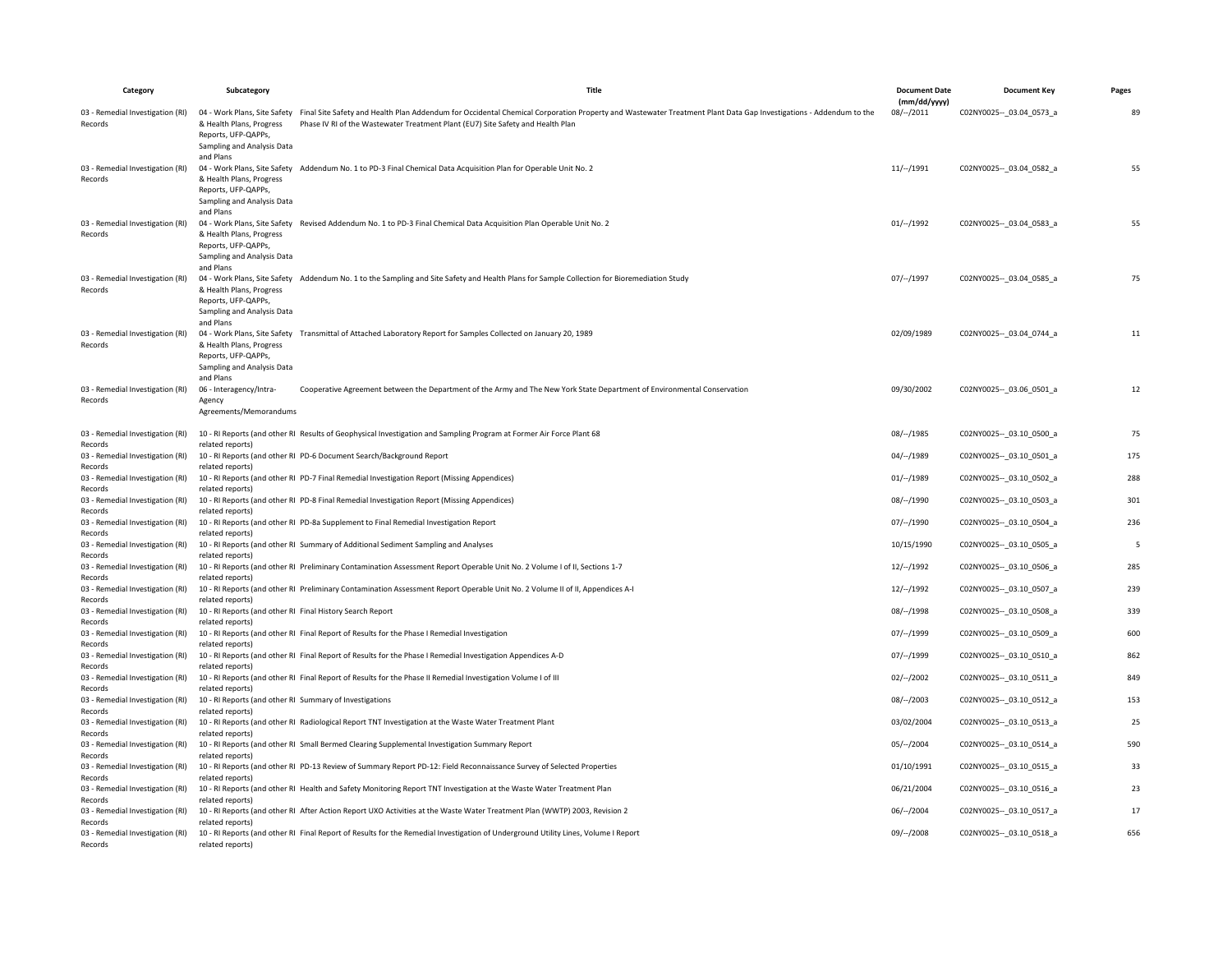| Category | Subcategory | Title | Document Date (mm/dd/yyyy) | Document Key | Pages |
|---|---|---|---|---|---|
| 03 - Remedial Investigation (RI) Records | 04 - Work Plans, Site Safety & Health Plans, Progress Reports, UFP-QAPPs, Sampling and Analysis Data and Plans | Final Site Safety and Health Plan Addendum for Occidental Chemical Corporation Property and Wastewater Treatment Plant Data Gap Investigations - Addendum to the Phase IV RI of the Wastewater Treatment Plant (EU7) Site Safety and Health Plan | 08/--/2011 | C02NY0025--_03.04_0573_a | 89 |
| 03 - Remedial Investigation (RI) Records | 04 - Work Plans, Site Safety & Health Plans, Progress Reports, UFP-QAPPs, Sampling and Analysis Data and Plans | Addendum No. 1 to PD-3 Final Chemical Data Acquisition Plan for Operable Unit No. 2 | 11/--/1991 | C02NY0025--_03.04_0582_a | 55 |
| 03 - Remedial Investigation (RI) Records | 04 - Work Plans, Site Safety & Health Plans, Progress Reports, UFP-QAPPs, Sampling and Analysis Data and Plans | Revised Addendum No. 1 to PD-3 Final Chemical Data Acquisition Plan Operable Unit No. 2 | 01/--/1992 | C02NY0025--_03.04_0583_a | 55 |
| 03 - Remedial Investigation (RI) Records | 04 - Work Plans, Site Safety & Health Plans, Progress Reports, UFP-QAPPs, Sampling and Analysis Data and Plans | Addendum No. 1 to the Sampling and Site Safety and Health Plans for Sample Collection for Bioremediation Study | 07/--/1997 | C02NY0025--_03.04_0585_a | 75 |
| 03 - Remedial Investigation (RI) Records | 04 - Work Plans, Site Safety & Health Plans, Progress Reports, UFP-QAPPs, Sampling and Analysis Data and Plans | Transmittal of Attached Laboratory Report for Samples Collected on January 20, 1989 | 02/09/1989 | C02NY0025--_03.04_0744_a | 11 |
| 03 - Remedial Investigation (RI) Records | 06 - Interagency/Intra-Agency Agreements/Memorandums | Cooperative Agreement between the Department of the Army and The New York State Department of Environmental Conservation | 09/30/2002 | C02NY0025--_03.06_0501_a | 12 |
| 03 - Remedial Investigation (RI) Records | 10 - RI Reports (and other RI related reports) | Results of Geophysical Investigation and Sampling Program at Former Air Force Plant 68 | 08/--/1985 | C02NY0025--_03.10_0500_a | 75 |
| 03 - Remedial Investigation (RI) Records | 10 - RI Reports (and other RI related reports) | PD-6 Document Search/Background Report | 04/--/1989 | C02NY0025--_03.10_0501_a | 175 |
| 03 - Remedial Investigation (RI) Records | 10 - RI Reports (and other RI related reports) | PD-7 Final Remedial Investigation Report (Missing Appendices) | 01/--/1989 | C02NY0025--_03.10_0502_a | 288 |
| 03 - Remedial Investigation (RI) Records | 10 - RI Reports (and other RI related reports) | PD-8 Final Remedial Investigation Report (Missing Appendices) | 08/--/1990 | C02NY0025--_03.10_0503_a | 301 |
| 03 - Remedial Investigation (RI) Records | 10 - RI Reports (and other RI related reports) | PD-8a Supplement to Final Remedial Investigation Report | 07/--/1990 | C02NY0025--_03.10_0504_a | 236 |
| 03 - Remedial Investigation (RI) Records | 10 - RI Reports (and other RI related reports) | Summary of Additional Sediment Sampling and Analyses | 10/15/1990 | C02NY0025--_03.10_0505_a | 5 |
| 03 - Remedial Investigation (RI) Records | 10 - RI Reports (and other RI related reports) | Preliminary Contamination Assessment Report Operable Unit No. 2 Volume I of II, Sections 1-7 | 12/--/1992 | C02NY0025--_03.10_0506_a | 285 |
| 03 - Remedial Investigation (RI) Records | 10 - RI Reports (and other RI related reports) | Preliminary Contamination Assessment Report Operable Unit No. 2 Volume II of II, Appendices A-I | 12/--/1992 | C02NY0025--_03.10_0507_a | 239 |
| 03 - Remedial Investigation (RI) Records | 10 - RI Reports (and other RI related reports) | Final History Search Report | 08/--/1998 | C02NY0025--_03.10_0508_a | 339 |
| 03 - Remedial Investigation (RI) Records | 10 - RI Reports (and other RI related reports) | Final Report of Results for the Phase I Remedial Investigation | 07/--/1999 | C02NY0025--_03.10_0509_a | 600 |
| 03 - Remedial Investigation (RI) Records | 10 - RI Reports (and other RI related reports) | Final Report of Results for the Phase I Remedial Investigation Appendices A-D | 07/--/1999 | C02NY0025--_03.10_0510_a | 862 |
| 03 - Remedial Investigation (RI) Records | 10 - RI Reports (and other RI related reports) | Final Report of Results for the Phase II Remedial Investigation Volume I of III | 02/--/2002 | C02NY0025--_03.10_0511_a | 849 |
| 03 - Remedial Investigation (RI) Records | 10 - RI Reports (and other RI related reports) | Summary of Investigations | 08/--/2003 | C02NY0025--_03.10_0512_a | 153 |
| 03 - Remedial Investigation (RI) Records | 10 - RI Reports (and other RI related reports) | Radiological Report TNT Investigation at the Waste Water Treatment Plant | 03/02/2004 | C02NY0025--_03.10_0513_a | 25 |
| 03 - Remedial Investigation (RI) Records | 10 - RI Reports (and other RI related reports) | Small Bermed Clearing Supplemental Investigation Summary Report | 05/--/2004 | C02NY0025--_03.10_0514_a | 590 |
| 03 - Remedial Investigation (RI) Records | 10 - RI Reports (and other RI related reports) | PD-13 Review of Summary Report PD-12: Field Reconnaissance Survey of Selected Properties | 01/10/1991 | C02NY0025--_03.10_0515_a | 33 |
| 03 - Remedial Investigation (RI) Records | 10 - RI Reports (and other RI related reports) | Health and Safety Monitoring Report TNT Investigation at the Waste Water Treatment Plan | 06/21/2004 | C02NY0025--_03.10_0516_a | 23 |
| 03 - Remedial Investigation (RI) Records | 10 - RI Reports (and other RI related reports) | After Action Report UXO Activities at the Waste Water Treatment Plan (WWTP) 2003, Revision 2 | 06/--/2004 | C02NY0025--_03.10_0517_a | 17 |
| 03 - Remedial Investigation (RI) Records | 10 - RI Reports (and other RI related reports) | Final Report of Results for the Remedial Investigation of Underground Utility Lines, Volume I Report | 09/--/2008 | C02NY0025--_03.10_0518_a | 656 |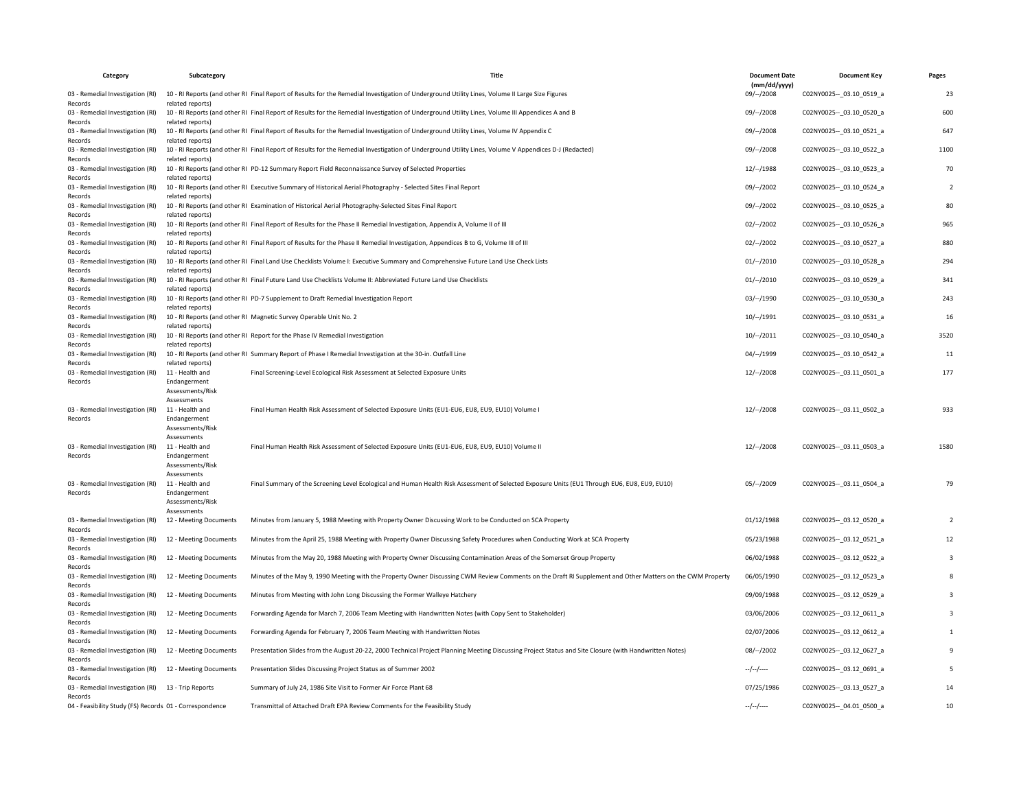| Category | Subcategory | Title | Document Date (mm/dd/yyyy) | Document Key | Pages |
|---|---|---|---|---|---|
| 03 - Remedial Investigation (RI) Records | 10 - RI Reports (and other RI related reports) | Final Report of Results for the Remedial Investigation of Underground Utility Lines, Volume II Large Size Figures | 09/--/2008 | C02NY0025--_03.10_0519_a | 23 |
| 03 - Remedial Investigation (RI) Records | 10 - RI Reports (and other RI related reports) | Final Report of Results for the Remedial Investigation of Underground Utility Lines, Volume III Appendices A and B | 09/--/2008 | C02NY0025--_03.10_0520_a | 600 |
| 03 - Remedial Investigation (RI) Records | 10 - RI Reports (and other RI related reports) | Final Report of Results for the Remedial Investigation of Underground Utility Lines, Volume IV Appendix C | 09/--/2008 | C02NY0025--_03.10_0521_a | 647 |
| 03 - Remedial Investigation (RI) Records | 10 - RI Reports (and other RI related reports) | Final Report of Results for the Remedial Investigation of Underground Utility Lines, Volume V Appendices D-J (Redacted) | 09/--/2008 | C02NY0025--_03.10_0522_a | 1100 |
| 03 - Remedial Investigation (RI) Records | 10 - RI Reports (and other RI related reports) | PD-12 Summary Report Field Reconnaissance Survey of Selected Properties | 12/--/1988 | C02NY0025--_03.10_0523_a | 70 |
| 03 - Remedial Investigation (RI) Records | 10 - RI Reports (and other RI related reports) | Executive Summary of Historical Aerial Photography - Selected Sites Final Report | 09/--/2002 | C02NY0025--_03.10_0524_a | 2 |
| 03 - Remedial Investigation (RI) Records | 10 - RI Reports (and other RI related reports) | Examination of Historical Aerial Photography-Selected Sites Final Report | 09/--/2002 | C02NY0025--_03.10_0525_a | 80 |
| 03 - Remedial Investigation (RI) Records | 10 - RI Reports (and other RI related reports) | Final Report of Results for the Phase II Remedial Investigation, Appendix A, Volume II of III | 02/--/2002 | C02NY0025--_03.10_0526_a | 965 |
| 03 - Remedial Investigation (RI) Records | 10 - RI Reports (and other RI related reports) | Final Report of Results for the Phase II Remedial Investigation, Appendices B to G, Volume III of III | 02/--/2002 | C02NY0025--_03.10_0527_a | 880 |
| 03 - Remedial Investigation (RI) Records | 10 - RI Reports (and other RI related reports) | Final Land Use Checklists Volume I: Executive Summary and Comprehensive Future Land Use Check Lists | 01/--/2010 | C02NY0025--_03.10_0528_a | 294 |
| 03 - Remedial Investigation (RI) Records | 10 - RI Reports (and other RI related reports) | Final Future Land Use Checklists Volume II: Abbreviated Future Land Use Checklists | 01/--/2010 | C02NY0025--_03.10_0529_a | 341 |
| 03 - Remedial Investigation (RI) Records | 10 - RI Reports (and other RI related reports) | PD-7 Supplement to Draft Remedial Investigation Report | 03/--/1990 | C02NY0025--_03.10_0530_a | 243 |
| 03 - Remedial Investigation (RI) Records | 10 - RI Reports (and other RI related reports) | Magnetic Survey Operable Unit No. 2 | 10/--/1991 | C02NY0025--_03.10_0531_a | 16 |
| 03 - Remedial Investigation (RI) Records | 10 - RI Reports (and other RI related reports) | Report for the Phase IV Remedial Investigation | 10/--/2011 | C02NY0025--_03.10_0540_a | 3520 |
| 03 - Remedial Investigation (RI) Records | 10 - RI Reports (and other RI related reports) | Summary Report of Phase I Remedial Investigation at the 30-in. Outfall Line | 04/--/1999 | C02NY0025--_03.10_0542_a | 11 |
| 03 - Remedial Investigation (RI) Records | 11 - Health and Endangerment Assessments/Risk Assessments | Final Screening-Level Ecological Risk Assessment at Selected Exposure Units | 12/--/2008 | C02NY0025--_03.11_0501_a | 177 |
| 03 - Remedial Investigation (RI) Records | 11 - Health and Endangerment Assessments/Risk Assessments | Final Human Health Risk Assessment of Selected Exposure Units (EU1-EU6, EU8, EU9, EU10) Volume I | 12/--/2008 | C02NY0025--_03.11_0502_a | 933 |
| 03 - Remedial Investigation (RI) Records | 11 - Health and Endangerment Assessments/Risk Assessments | Final Human Health Risk Assessment of Selected Exposure Units (EU1-EU6, EU8, EU9, EU10) Volume II | 12/--/2008 | C02NY0025--_03.11_0503_a | 1580 |
| 03 - Remedial Investigation (RI) Records | 11 - Health and Endangerment Assessments/Risk Assessments | Final Summary of the Screening Level Ecological and Human Health Risk Assessment of Selected Exposure Units (EU1 Through EU6, EU8, EU9, EU10) | 05/--/2009 | C02NY0025--_03.11_0504_a | 79 |
| 03 - Remedial Investigation (RI) Records | 12 - Meeting Documents | Minutes from January 5, 1988 Meeting with Property Owner Discussing Work to be Conducted on SCA Property | 01/12/1988 | C02NY0025--_03.12_0520_a | 2 |
| 03 - Remedial Investigation (RI) Records | 12 - Meeting Documents | Minutes from the April 25, 1988 Meeting with Property Owner Discussing Safety Procedures when Conducting Work at SCA Property | 05/23/1988 | C02NY0025--_03.12_0521_a | 12 |
| 03 - Remedial Investigation (RI) Records | 12 - Meeting Documents | Minutes from the May 20, 1988 Meeting with Property Owner Discussing Contamination Areas of the Somerset Group Property | 06/02/1988 | C02NY0025--_03.12_0522_a | 3 |
| 03 - Remedial Investigation (RI) Records | 12 - Meeting Documents | Minutes of the May 9, 1990 Meeting with the Property Owner Discussing CWM Review Comments on the Draft RI Supplement and Other Matters on the CWM Property | 06/05/1990 | C02NY0025--_03.12_0523_a | 8 |
| 03 - Remedial Investigation (RI) Records | 12 - Meeting Documents | Minutes from Meeting with John Long Discussing the Former Walleye Hatchery | 09/09/1988 | C02NY0025--_03.12_0529_a | 3 |
| 03 - Remedial Investigation (RI) Records | 12 - Meeting Documents | Forwarding Agenda for March 7, 2006 Team Meeting with Handwritten Notes (with Copy Sent to Stakeholder) | 03/06/2006 | C02NY0025--_03.12_0611_a | 3 |
| 03 - Remedial Investigation (RI) Records | 12 - Meeting Documents | Forwarding Agenda for February 7, 2006 Team Meeting with Handwritten Notes | 02/07/2006 | C02NY0025--_03.12_0612_a | 1 |
| 03 - Remedial Investigation (RI) Records | 12 - Meeting Documents | Presentation Slides from the August 20-22, 2000 Technical Project Planning Meeting Discussing Project Status and Site Closure (with Handwritten Notes) | 08/--/2002 | C02NY0025--_03.12_0627_a | 9 |
| 03 - Remedial Investigation (RI) Records | 12 - Meeting Documents | Presentation Slides Discussing Project Status as of Summer 2002 | --/--/---- | C02NY0025--_03.12_0691_a | 5 |
| 03 - Remedial Investigation (RI) Records | 13 - Trip Reports | Summary of July 24, 1986 Site Visit to Former Air Force Plant 68 | 07/25/1986 | C02NY0025--_03.13_0527_a | 14 |
| 04 - Feasibility Study (FS) Records | 01 - Correspondence | Transmittal of Attached Draft EPA Review Comments for the Feasibility Study | --/--/---- | C02NY0025--_04.01_0500_a | 10 |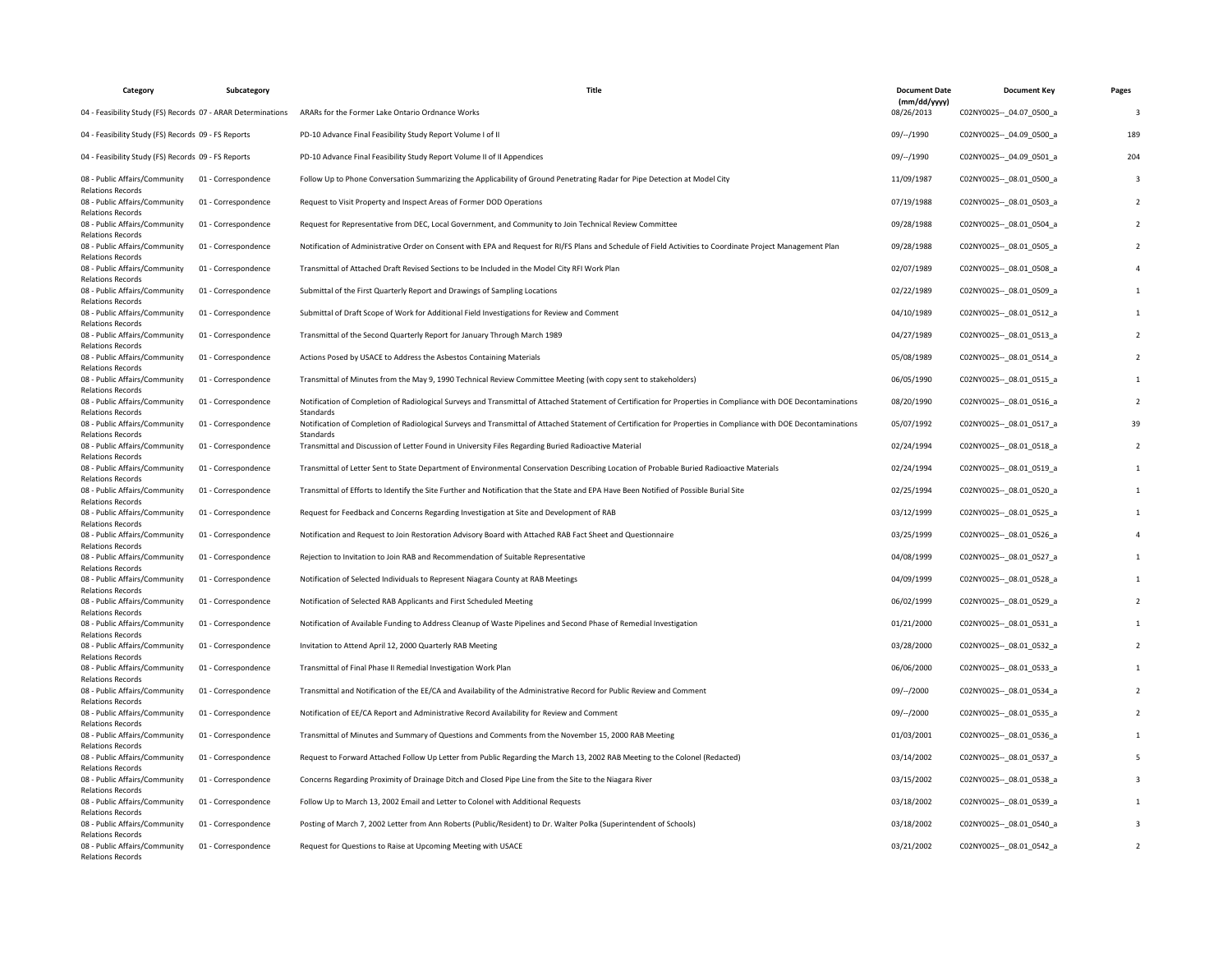| Category | Subcategory | Title | Document Date (mm/dd/yyyy) | Document Key | Pages |
|---|---|---|---|---|---|
| 04 - Feasibility Study (FS) Records | 07 - ARAR Determinations | ARARs for the Former Lake Ontario Ordnance Works | 08/26/2013 | C02NY0025--_04.07_0500_a | 3 |
| 04 - Feasibility Study (FS) Records | 09 - FS Reports | PD-10 Advance Final Feasibility Study Report Volume I of II | 09/--/1990 | C02NY0025--_04.09_0500_a | 189 |
| 04 - Feasibility Study (FS) Records | 09 - FS Reports | PD-10 Advance Final Feasibility Study Report Volume II of II Appendices | 09/--/1990 | C02NY0025--_04.09_0501_a | 204 |
| 08 - Public Affairs/Community Relations Records | 01 - Correspondence | Follow Up to Phone Conversation Summarizing the Applicability of Ground Penetrating Radar for Pipe Detection at Model City | 11/09/1987 | C02NY0025--_08.01_0500_a | 3 |
| 08 - Public Affairs/Community Relations Records | 01 - Correspondence | Request to Visit Property and Inspect Areas of Former DOD Operations | 07/19/1988 | C02NY0025--_08.01_0503_a | 2 |
| 08 - Public Affairs/Community Relations Records | 01 - Correspondence | Request for Representative from DEC, Local Government, and Community to Join Technical Review Committee | 09/28/1988 | C02NY0025--_08.01_0504_a | 2 |
| 08 - Public Affairs/Community Relations Records | 01 - Correspondence | Notification of Administrative Order on Consent with EPA and Request for RI/FS Plans and Schedule of Field Activities to Coordinate Project Management Plan | 09/28/1988 | C02NY0025--_08.01_0505_a | 2 |
| 08 - Public Affairs/Community Relations Records | 01 - Correspondence | Transmittal of Attached Draft Revised Sections to be Included in the Model City RFI Work Plan | 02/07/1989 | C02NY0025--_08.01_0508_a | 4 |
| 08 - Public Affairs/Community Relations Records | 01 - Correspondence | Submittal of the First Quarterly Report and Drawings of Sampling Locations | 02/22/1989 | C02NY0025--_08.01_0509_a | 1 |
| 08 - Public Affairs/Community Relations Records | 01 - Correspondence | Submittal of Draft Scope of Work for Additional Field Investigations for Review and Comment | 04/10/1989 | C02NY0025--_08.01_0512_a | 1 |
| 08 - Public Affairs/Community Relations Records | 01 - Correspondence | Transmittal of the Second Quarterly Report for January Through March 1989 | 04/27/1989 | C02NY0025--_08.01_0513_a | 2 |
| 08 - Public Affairs/Community Relations Records | 01 - Correspondence | Actions Posed by USACE to Address the Asbestos Containing Materials | 05/08/1989 | C02NY0025--_08.01_0514_a | 2 |
| 08 - Public Affairs/Community Relations Records | 01 - Correspondence | Transmittal of Minutes from the May 9, 1990 Technical Review Committee Meeting (with copy sent to stakeholders) | 06/05/1990 | C02NY0025--_08.01_0515_a | 1 |
| 08 - Public Affairs/Community Relations Records | 01 - Correspondence | Notification of Completion of Radiological Surveys and Transmittal of Attached Statement of Certification for Properties in Compliance with DOE Decontaminations Standards | 08/20/1990 | C02NY0025--_08.01_0516_a | 2 |
| 08 - Public Affairs/Community Relations Records | 01 - Correspondence | Notification of Completion of Radiological Surveys and Transmittal of Attached Statement of Certification for Properties in Compliance with DOE Decontaminations Standards | 05/07/1992 | C02NY0025--_08.01_0517_a | 39 |
| 08 - Public Affairs/Community Relations Records | 01 - Correspondence | Transmittal and Discussion of Letter Found in University Files Regarding Buried Radioactive Material | 02/24/1994 | C02NY0025--_08.01_0518_a | 2 |
| 08 - Public Affairs/Community Relations Records | 01 - Correspondence | Transmittal of Letter Sent to State Department of Environmental Conservation Describing Location of Probable Buried Radioactive Materials | 02/24/1994 | C02NY0025--_08.01_0519_a | 1 |
| 08 - Public Affairs/Community Relations Records | 01 - Correspondence | Transmittal of Efforts to Identify the Site Further and Notification that the State and EPA Have Been Notified of Possible Burial Site | 02/25/1994 | C02NY0025--_08.01_0520_a | 1 |
| 08 - Public Affairs/Community Relations Records | 01 - Correspondence | Request for Feedback and Concerns Regarding Investigation at Site and Development of RAB | 03/12/1999 | C02NY0025--_08.01_0525_a | 1 |
| 08 - Public Affairs/Community Relations Records | 01 - Correspondence | Notification and Request to Join Restoration Advisory Board with Attached RAB Fact Sheet and Questionnaire | 03/25/1999 | C02NY0025--_08.01_0526_a | 4 |
| 08 - Public Affairs/Community Relations Records | 01 - Correspondence | Rejection to Invitation to Join RAB and Recommendation of Suitable Representative | 04/08/1999 | C02NY0025--_08.01_0527_a | 1 |
| 08 - Public Affairs/Community Relations Records | 01 - Correspondence | Notification of Selected Individuals to Represent Niagara County at RAB Meetings | 04/09/1999 | C02NY0025--_08.01_0528_a | 1 |
| 08 - Public Affairs/Community Relations Records | 01 - Correspondence | Notification of Selected RAB Applicants and First Scheduled Meeting | 06/02/1999 | C02NY0025--_08.01_0529_a | 2 |
| 08 - Public Affairs/Community Relations Records | 01 - Correspondence | Notification of Available Funding to Address Cleanup of Waste Pipelines and Second Phase of Remedial Investigation | 01/21/2000 | C02NY0025--_08.01_0531_a | 1 |
| 08 - Public Affairs/Community Relations Records | 01 - Correspondence | Invitation to Attend April 12, 2000 Quarterly RAB Meeting | 03/28/2000 | C02NY0025--_08.01_0532_a | 2 |
| 08 - Public Affairs/Community Relations Records | 01 - Correspondence | Transmittal of Final Phase II Remedial Investigation Work Plan | 06/06/2000 | C02NY0025--_08.01_0533_a | 1 |
| 08 - Public Affairs/Community Relations Records | 01 - Correspondence | Transmittal and Notification of the EE/CA and Availability of the Administrative Record for Public Review and Comment | 09/--/2000 | C02NY0025--_08.01_0534_a | 2 |
| 08 - Public Affairs/Community Relations Records | 01 - Correspondence | Notification of EE/CA Report and Administrative Record Availability for Review and Comment | 09/--/2000 | C02NY0025--_08.01_0535_a | 2 |
| 08 - Public Affairs/Community Relations Records | 01 - Correspondence | Transmittal of Minutes and Summary of Questions and Comments from the November 15, 2000 RAB Meeting | 01/03/2001 | C02NY0025--_08.01_0536_a | 1 |
| 08 - Public Affairs/Community Relations Records | 01 - Correspondence | Request to Forward Attached Follow Up Letter from Public Regarding the March 13, 2002 RAB Meeting to the Colonel (Redacted) | 03/14/2002 | C02NY0025--_08.01_0537_a | 5 |
| 08 - Public Affairs/Community Relations Records | 01 - Correspondence | Concerns Regarding Proximity of Drainage Ditch and Closed Pipe Line from the Site to the Niagara River | 03/15/2002 | C02NY0025--_08.01_0538_a | 3 |
| 08 - Public Affairs/Community Relations Records | 01 - Correspondence | Follow Up to March 13, 2002 Email and Letter to Colonel with Additional Requests | 03/18/2002 | C02NY0025--_08.01_0539_a | 1 |
| 08 - Public Affairs/Community Relations Records | 01 - Correspondence | Posting of March 7, 2002 Letter from Ann Roberts (Public/Resident) to Dr. Walter Polka (Superintendent of Schools) | 03/18/2002 | C02NY0025--_08.01_0540_a | 3 |
| 08 - Public Affairs/Community Relations Records | 01 - Correspondence | Request for Questions to Raise at Upcoming Meeting with USACE | 03/21/2002 | C02NY0025--_08.01_0542_a | 2 |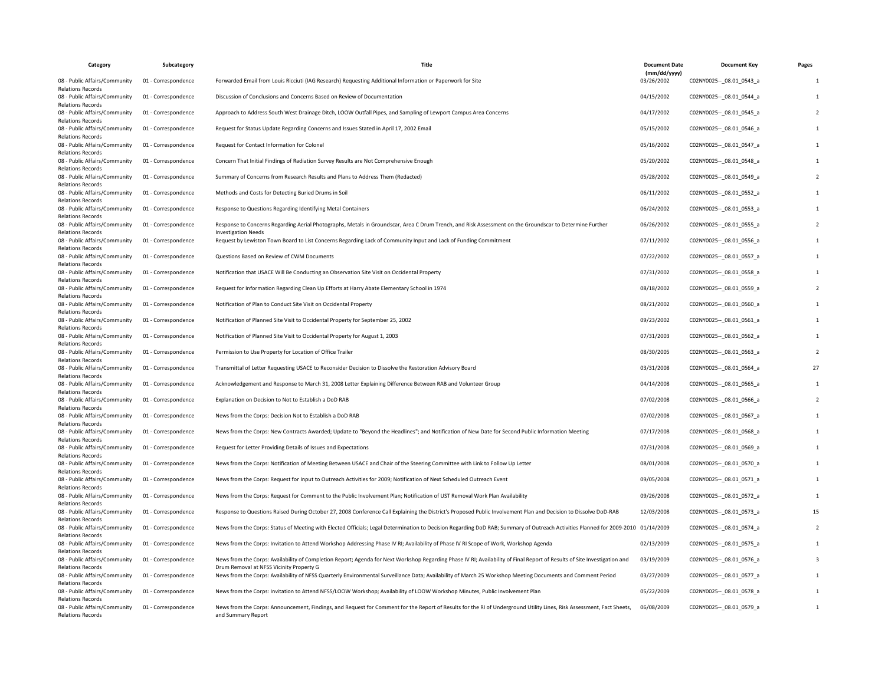| Category | Subcategory | Title | Document Date (mm/dd/yyyy) | Document Key | Pages |
|---|---|---|---|---|---|
| 08 - Public Affairs/Community Relations Records | 01 - Correspondence | Forwarded Email from Louis Ricciuti (IAG Research) Requesting Additional Information or Paperwork for Site | 03/26/2002 | C02NY0025--_08.01_0543_a | 1 |
| 08 - Public Affairs/Community Relations Records | 01 - Correspondence | Discussion of Conclusions and Concerns Based on Review of Documentation | 04/15/2002 | C02NY0025--_08.01_0544_a | 1 |
| 08 - Public Affairs/Community Relations Records | 01 - Correspondence | Approach to Address South West Drainage Ditch, LOOW Outfall Pipes, and Sampling of Lewport Campus Area Concerns | 04/17/2002 | C02NY0025--_08.01_0545_a | 2 |
| 08 - Public Affairs/Community Relations Records | 01 - Correspondence | Request for Status Update Regarding Concerns and Issues Stated in April 17, 2002 Email | 05/15/2002 | C02NY0025--_08.01_0546_a | 1 |
| 08 - Public Affairs/Community Relations Records | 01 - Correspondence | Request for Contact Information for Colonel | 05/16/2002 | C02NY0025--_08.01_0547_a | 1 |
| 08 - Public Affairs/Community Relations Records | 01 - Correspondence | Concern That Initial Findings of Radiation Survey Results are Not Comprehensive Enough | 05/20/2002 | C02NY0025--_08.01_0548_a | 1 |
| 08 - Public Affairs/Community Relations Records | 01 - Correspondence | Summary of Concerns from Research Results and Plans to Address Them (Redacted) | 05/28/2002 | C02NY0025--_08.01_0549_a | 2 |
| 08 - Public Affairs/Community Relations Records | 01 - Correspondence | Methods and Costs for Detecting Buried Drums in Soil | 06/11/2002 | C02NY0025--_08.01_0552_a | 1 |
| 08 - Public Affairs/Community Relations Records | 01 - Correspondence | Response to Questions Regarding Identifying Metal Containers | 06/24/2002 | C02NY0025--_08.01_0553_a | 1 |
| 08 - Public Affairs/Community Relations Records | 01 - Correspondence | Response to Concerns Regarding Aerial Photographs, Metals in Groundscar, Area C Drum Trench, and Risk Assessment on the Groundscar to Determine Further Investigation Needs | 06/26/2002 | C02NY0025--_08.01_0555_a | 2 |
| 08 - Public Affairs/Community Relations Records | 01 - Correspondence | Request by Lewiston Town Board to List Concerns Regarding Lack of Community Input and Lack of Funding Commitment | 07/11/2002 | C02NY0025--_08.01_0556_a | 1 |
| 08 - Public Affairs/Community Relations Records | 01 - Correspondence | Questions Based on Review of CWM Documents | 07/22/2002 | C02NY0025--_08.01_0557_a | 1 |
| 08 - Public Affairs/Community Relations Records | 01 - Correspondence | Notification that USACE Will Be Conducting an Observation Site Visit on Occidental Property | 07/31/2002 | C02NY0025--_08.01_0558_a | 1 |
| 08 - Public Affairs/Community Relations Records | 01 - Correspondence | Request for Information Regarding Clean Up Efforts at Harry Abate Elementary School in 1974 | 08/18/2002 | C02NY0025--_08.01_0559_a | 2 |
| 08 - Public Affairs/Community Relations Records | 01 - Correspondence | Notification of Plan to Conduct Site Visit on Occidental Property | 08/21/2002 | C02NY0025--_08.01_0560_a | 1 |
| 08 - Public Affairs/Community Relations Records | 01 - Correspondence | Notification of Planned Site Visit to Occidental Property for September 25, 2002 | 09/23/2002 | C02NY0025--_08.01_0561_a | 1 |
| 08 - Public Affairs/Community Relations Records | 01 - Correspondence | Notification of Planned Site Visit to Occidental Property for August 1, 2003 | 07/31/2003 | C02NY0025--_08.01_0562_a | 1 |
| 08 - Public Affairs/Community Relations Records | 01 - Correspondence | Permission to Use Property for Location of Office Trailer | 08/30/2005 | C02NY0025--_08.01_0563_a | 2 |
| 08 - Public Affairs/Community Relations Records | 01 - Correspondence | Transmittal of Letter Requesting USACE to Reconsider Decision to Dissolve the Restoration Advisory Board | 03/31/2008 | C02NY0025--_08.01_0564_a | 27 |
| 08 - Public Affairs/Community Relations Records | 01 - Correspondence | Acknowledgement and Response to March 31, 2008 Letter Explaining Difference Between RAB and Volunteer Group | 04/14/2008 | C02NY0025--_08.01_0565_a | 1 |
| 08 - Public Affairs/Community Relations Records | 01 - Correspondence | Explanation on Decision to Not to Establish a DoD RAB | 07/02/2008 | C02NY0025--_08.01_0566_a | 2 |
| 08 - Public Affairs/Community Relations Records | 01 - Correspondence | News from the Corps: Decision Not to Establish a DoD RAB | 07/02/2008 | C02NY0025--_08.01_0567_a | 1 |
| 08 - Public Affairs/Community Relations Records | 01 - Correspondence | News from the Corps: New Contracts Awarded; Update to "Beyond the Headlines"; and Notification of New Date for Second Public Information Meeting | 07/17/2008 | C02NY0025--_08.01_0568_a | 1 |
| 08 - Public Affairs/Community Relations Records | 01 - Correspondence | Request for Letter Providing Details of Issues and Expectations | 07/31/2008 | C02NY0025--_08.01_0569_a | 1 |
| 08 - Public Affairs/Community Relations Records | 01 - Correspondence | News from the Corps: Notification of Meeting Between USACE and Chair of the Steering Committee with Link to Follow Up Letter | 08/01/2008 | C02NY0025--_08.01_0570_a | 1 |
| 08 - Public Affairs/Community Relations Records | 01 - Correspondence | News from the Corps: Request for Input to Outreach Activities for 2009; Notification of Next Scheduled Outreach Event | 09/05/2008 | C02NY0025--_08.01_0571_a | 1 |
| 08 - Public Affairs/Community Relations Records | 01 - Correspondence | News from the Corps: Request for Comment to the Public Involvement Plan; Notification of UST Removal Work Plan Availability | 09/26/2008 | C02NY0025--_08.01_0572_a | 1 |
| 08 - Public Affairs/Community Relations Records | 01 - Correspondence | Response to Questions Raised During October 27, 2008 Conference Call Explaining the District's Proposed Public Involvement Plan and Decision to Dissolve DoD-RAB | 12/03/2008 | C02NY0025--_08.01_0573_a | 15 |
| 08 - Public Affairs/Community Relations Records | 01 - Correspondence | News from the Corps: Status of Meeting with Elected Officials; Legal Determination to Decision Regarding DoD RAB; Summary of Outreach Activities Planned for 2009-2010 | 01/14/2009 | C02NY0025--_08.01_0574_a | 2 |
| 08 - Public Affairs/Community Relations Records | 01 - Correspondence | News from the Corps: Invitation to Attend Workshop Addressing Phase IV RI; Availability of Phase IV RI Scope of Work, Workshop Agenda | 02/13/2009 | C02NY0025--_08.01_0575_a | 1 |
| 08 - Public Affairs/Community Relations Records | 01 - Correspondence | News from the Corps: Availability of Completion Report; Agenda for Next Workshop Regarding Phase IV RI; Availability of Final Report of Results of Site Investigation and Drum Removal at NFSS Vicinity Property G | 03/19/2009 | C02NY0025--_08.01_0576_a | 3 |
| 08 - Public Affairs/Community Relations Records | 01 - Correspondence | News from the Corps: Availability of NFSS Quarterly Environmental Surveillance Data; Availability of March 25 Workshop Meeting Documents and Comment Period | 03/27/2009 | C02NY0025--_08.01_0577_a | 1 |
| 08 - Public Affairs/Community Relations Records | 01 - Correspondence | News from the Corps: Invitation to Attend NFSS/LOOW Workshop; Availability of LOOW Workshop Minutes, Public Involvement Plan | 05/22/2009 | C02NY0025--_08.01_0578_a | 1 |
| 08 - Public Affairs/Community Relations Records | 01 - Correspondence | News from the Corps: Announcement, Findings, and Request for Comment for the Report of Results for the RI of Underground Utility Lines, Risk Assessment, Fact Sheets, and Summary Report | 06/08/2009 | C02NY0025--_08.01_0579_a | 1 |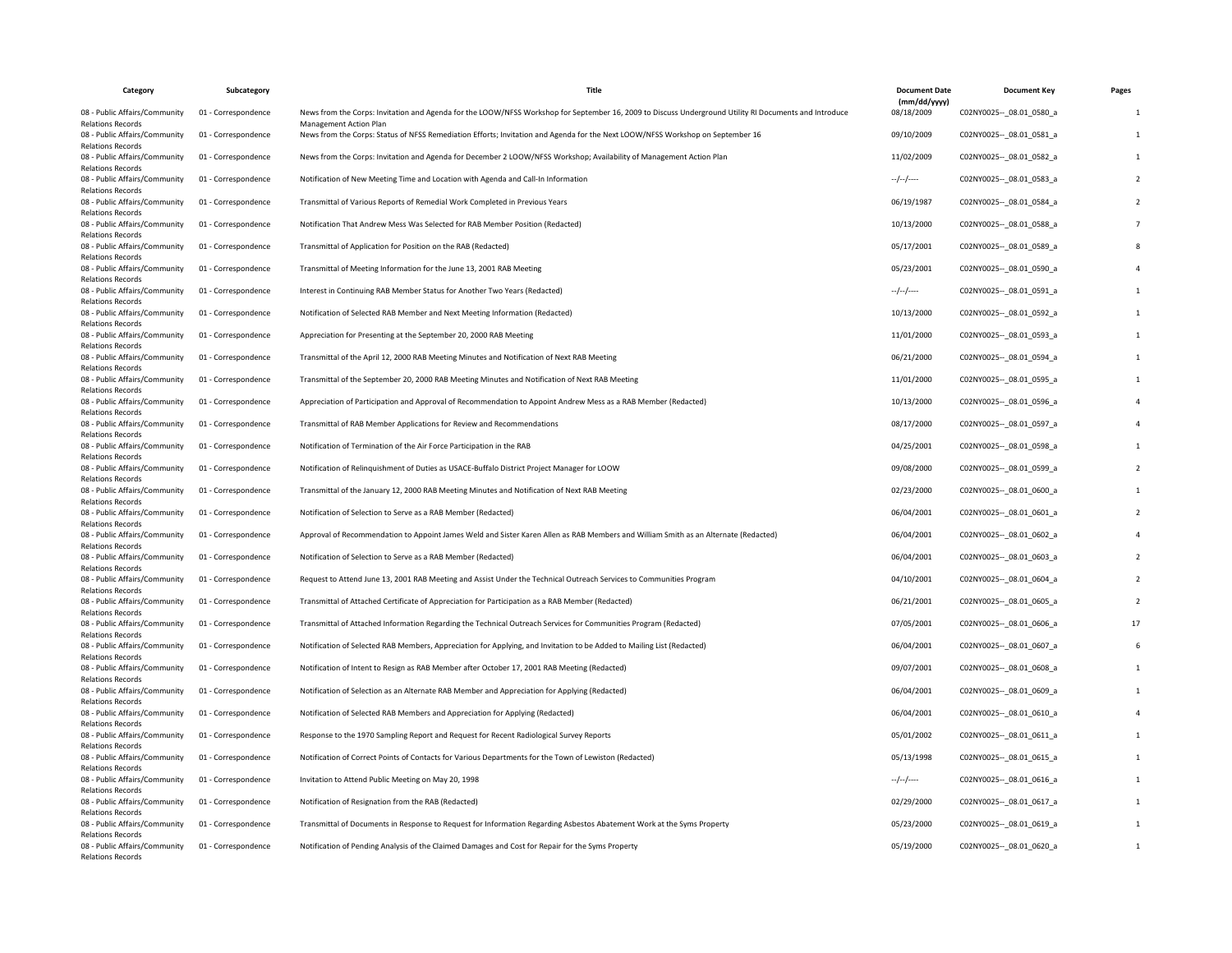| Category | Subcategory | Title | Document Date (mm/dd/yyyy) | Document Key | Pages |
|---|---|---|---|---|---|
| 08 - Public Affairs/Community Relations Records | 01 - Correspondence | News from the Corps: Invitation and Agenda for the LOOW/NFSS Workshop for September 16, 2009 to Discuss Underground Utility RI Documents and Introduce Management Action Plan | 08/18/2009 | C02NY0025--_08.01_0580_a | 1 |
| 08 - Public Affairs/Community Relations Records | 01 - Correspondence | News from the Corps: Status of NFSS Remediation Efforts; Invitation and Agenda for the Next LOOW/NFSS Workshop on September 16 | 09/10/2009 | C02NY0025--_08.01_0581_a | 1 |
| 08 - Public Affairs/Community Relations Records | 01 - Correspondence | News from the Corps: Invitation and Agenda for December 2 LOOW/NFSS Workshop; Availability of Management Action Plan | 11/02/2009 | C02NY0025--_08.01_0582_a | 1 |
| 08 - Public Affairs/Community Relations Records | 01 - Correspondence | Notification of New Meeting Time and Location with Agenda and Call-In Information | --/--/---- | C02NY0025--_08.01_0583_a | 2 |
| 08 - Public Affairs/Community Relations Records | 01 - Correspondence | Transmittal of Various Reports of Remedial Work Completed in Previous Years | 06/19/1987 | C02NY0025--_08.01_0584_a | 2 |
| 08 - Public Affairs/Community Relations Records | 01 - Correspondence | Notification That Andrew Mess Was Selected for RAB Member Position (Redacted) | 10/13/2000 | C02NY0025--_08.01_0588_a | 7 |
| 08 - Public Affairs/Community Relations Records | 01 - Correspondence | Transmittal of Application for Position on the RAB (Redacted) | 05/17/2001 | C02NY0025--_08.01_0589_a | 8 |
| 08 - Public Affairs/Community Relations Records | 01 - Correspondence | Transmittal of Meeting Information for the June 13, 2001 RAB Meeting | 05/23/2001 | C02NY0025--_08.01_0590_a | 4 |
| 08 - Public Affairs/Community Relations Records | 01 - Correspondence | Interest in Continuing RAB Member Status for Another Two Years (Redacted) | --/--/---- | C02NY0025--_08.01_0591_a | 1 |
| 08 - Public Affairs/Community Relations Records | 01 - Correspondence | Notification of Selected RAB Member and Next Meeting Information (Redacted) | 10/13/2000 | C02NY0025--_08.01_0592_a | 1 |
| 08 - Public Affairs/Community Relations Records | 01 - Correspondence | Appreciation for Presenting at the September 20, 2000 RAB Meeting | 11/01/2000 | C02NY0025--_08.01_0593_a | 1 |
| 08 - Public Affairs/Community Relations Records | 01 - Correspondence | Transmittal of the April 12, 2000 RAB Meeting Minutes and Notification of Next RAB Meeting | 06/21/2000 | C02NY0025--_08.01_0594_a | 1 |
| 08 - Public Affairs/Community Relations Records | 01 - Correspondence | Transmittal of the September 20, 2000 RAB Meeting Minutes and Notification of Next RAB Meeting | 11/01/2000 | C02NY0025--_08.01_0595_a | 1 |
| 08 - Public Affairs/Community Relations Records | 01 - Correspondence | Appreciation of Participation and Approval of Recommendation to Appoint Andrew Mess as a RAB Member (Redacted) | 10/13/2000 | C02NY0025--_08.01_0596_a | 4 |
| 08 - Public Affairs/Community Relations Records | 01 - Correspondence | Transmittal of RAB Member Applications for Review and Recommendations | 08/17/2000 | C02NY0025--_08.01_0597_a | 4 |
| 08 - Public Affairs/Community Relations Records | 01 - Correspondence | Notification of Termination of the Air Force Participation in the RAB | 04/25/2001 | C02NY0025--_08.01_0598_a | 1 |
| 08 - Public Affairs/Community Relations Records | 01 - Correspondence | Notification of Relinquishment of Duties as USACE-Buffalo District Project Manager for LOOW | 09/08/2000 | C02NY0025--_08.01_0599_a | 2 |
| 08 - Public Affairs/Community Relations Records | 01 - Correspondence | Transmittal of the January 12, 2000 RAB Meeting Minutes and Notification of Next RAB Meeting | 02/23/2000 | C02NY0025--_08.01_0600_a | 1 |
| 08 - Public Affairs/Community Relations Records | 01 - Correspondence | Notification of Selection to Serve as a RAB Member (Redacted) | 06/04/2001 | C02NY0025--_08.01_0601_a | 2 |
| 08 - Public Affairs/Community Relations Records | 01 - Correspondence | Approval of Recommendation to Appoint James Weld and Sister Karen Allen as RAB Members and William Smith as an Alternate (Redacted) | 06/04/2001 | C02NY0025--_08.01_0602_a | 4 |
| 08 - Public Affairs/Community Relations Records | 01 - Correspondence | Notification of Selection to Serve as a RAB Member (Redacted) | 06/04/2001 | C02NY0025--_08.01_0603_a | 2 |
| 08 - Public Affairs/Community Relations Records | 01 - Correspondence | Request to Attend June 13, 2001 RAB Meeting and Assist Under the Technical Outreach Services to Communities Program | 04/10/2001 | C02NY0025--_08.01_0604_a | 2 |
| 08 - Public Affairs/Community Relations Records | 01 - Correspondence | Transmittal of Attached Certificate of Appreciation for Participation as a RAB Member (Redacted) | 06/21/2001 | C02NY0025--_08.01_0605_a | 2 |
| 08 - Public Affairs/Community Relations Records | 01 - Correspondence | Transmittal of Attached Information Regarding the Technical Outreach Services for Communities Program (Redacted) | 07/05/2001 | C02NY0025--_08.01_0606_a | 17 |
| 08 - Public Affairs/Community Relations Records | 01 - Correspondence | Notification of Selected RAB Members, Appreciation for Applying, and Invitation to be Added to Mailing List (Redacted) | 06/04/2001 | C02NY0025--_08.01_0607_a | 6 |
| 08 - Public Affairs/Community Relations Records | 01 - Correspondence | Notification of Intent to Resign as RAB Member after October 17, 2001 RAB Meeting (Redacted) | 09/07/2001 | C02NY0025--_08.01_0608_a | 1 |
| 08 - Public Affairs/Community Relations Records | 01 - Correspondence | Notification of Selection as an Alternate RAB Member and Appreciation for Applying (Redacted) | 06/04/2001 | C02NY0025--_08.01_0609_a | 1 |
| 08 - Public Affairs/Community Relations Records | 01 - Correspondence | Notification of Selected RAB Members and Appreciation for Applying (Redacted) | 06/04/2001 | C02NY0025--_08.01_0610_a | 4 |
| 08 - Public Affairs/Community Relations Records | 01 - Correspondence | Response to the 1970 Sampling Report and Request for Recent Radiological Survey Reports | 05/01/2002 | C02NY0025--_08.01_0611_a | 1 |
| 08 - Public Affairs/Community Relations Records | 01 - Correspondence | Notification of Correct Points of Contacts for Various Departments for the Town of Lewiston (Redacted) | 05/13/1998 | C02NY0025--_08.01_0615_a | 1 |
| 08 - Public Affairs/Community Relations Records | 01 - Correspondence | Invitation to Attend Public Meeting on May 20, 1998 | --/--/---- | C02NY0025--_08.01_0616_a | 1 |
| 08 - Public Affairs/Community Relations Records | 01 - Correspondence | Notification of Resignation from the RAB (Redacted) | 02/29/2000 | C02NY0025--_08.01_0617_a | 1 |
| 08 - Public Affairs/Community Relations Records | 01 - Correspondence | Transmittal of Documents in Response to Request for Information Regarding Asbestos Abatement Work at the Syms Property | 05/23/2000 | C02NY0025--_08.01_0619_a | 1 |
| 08 - Public Affairs/Community Relations Records | 01 - Correspondence | Notification of Pending Analysis of the Claimed Damages and Cost for Repair for the Syms Property | 05/19/2000 | C02NY0025--_08.01_0620_a | 1 |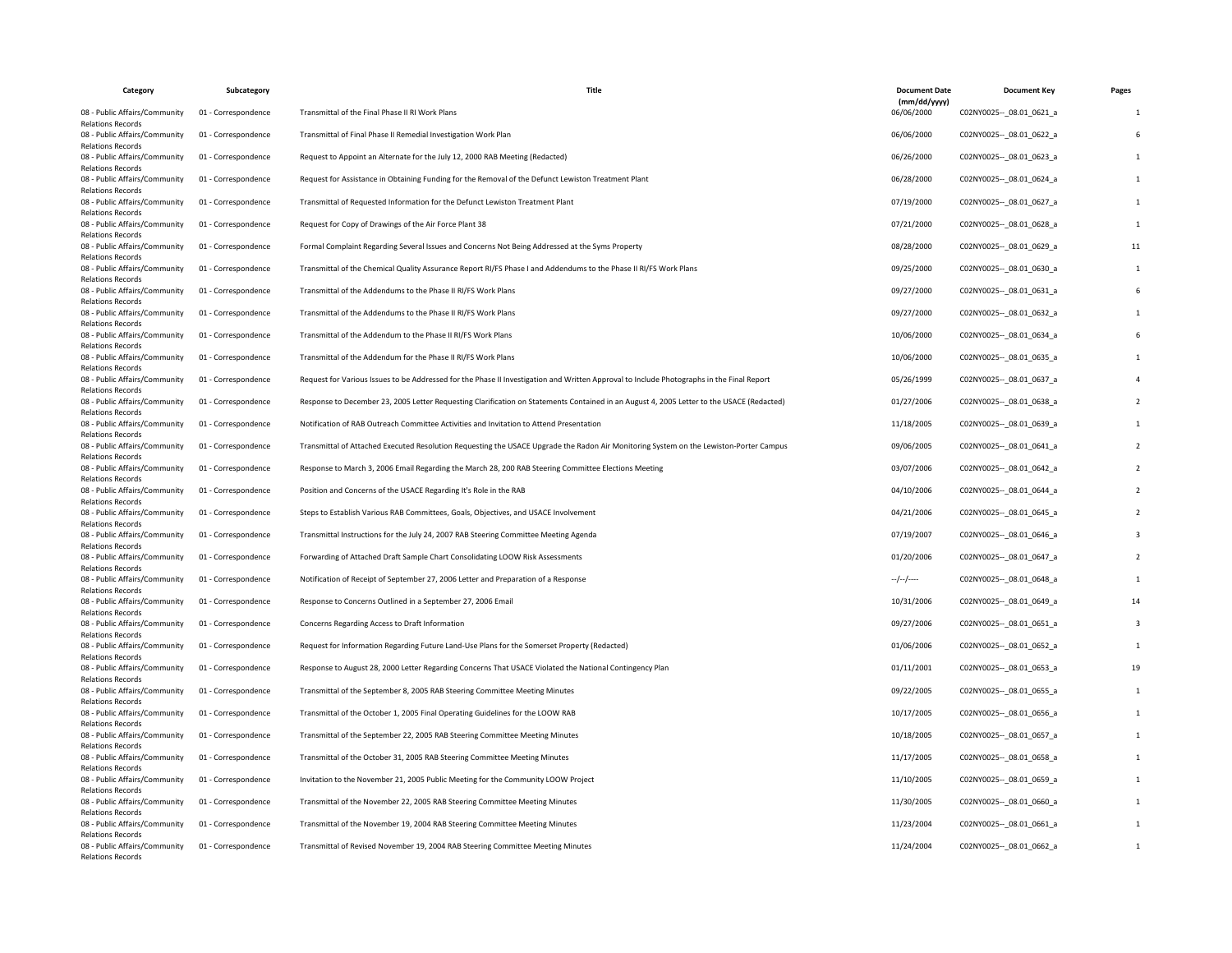| Category | Subcategory | Title | Document Date (mm/dd/yyyy) | Document Key | Pages |
|---|---|---|---|---|---|
| 08 - Public Affairs/Community Relations Records | 01 - Correspondence | Transmittal of the Final Phase II RI Work Plans | 06/06/2000 | C02NY0025--_08.01_0621_a | 1 |
| 08 - Public Affairs/Community Relations Records | 01 - Correspondence | Transmittal of Final Phase II Remedial Investigation Work Plan | 06/06/2000 | C02NY0025--_08.01_0622_a | 6 |
| 08 - Public Affairs/Community Relations Records | 01 - Correspondence | Request to Appoint an Alternate for the July 12, 2000 RAB Meeting (Redacted) | 06/26/2000 | C02NY0025--_08.01_0623_a | 1 |
| 08 - Public Affairs/Community Relations Records | 01 - Correspondence | Request for Assistance in Obtaining Funding for the Removal of the Defunct Lewiston Treatment Plant | 06/28/2000 | C02NY0025--_08.01_0624_a | 1 |
| 08 - Public Affairs/Community Relations Records | 01 - Correspondence | Transmittal of Requested Information for the Defunct Lewiston Treatment Plant | 07/19/2000 | C02NY0025--_08.01_0627_a | 1 |
| 08 - Public Affairs/Community Relations Records | 01 - Correspondence | Request for Copy of Drawings of the Air Force Plant 38 | 07/21/2000 | C02NY0025--_08.01_0628_a | 1 |
| 08 - Public Affairs/Community Relations Records | 01 - Correspondence | Formal Complaint Regarding Several Issues and Concerns Not Being Addressed at the Syms Property | 08/28/2000 | C02NY0025--_08.01_0629_a | 11 |
| 08 - Public Affairs/Community Relations Records | 01 - Correspondence | Transmittal of the Chemical Quality Assurance Report RI/FS Phase I and Addendums to the Phase II RI/FS Work Plans | 09/25/2000 | C02NY0025--_08.01_0630_a | 1 |
| 08 - Public Affairs/Community Relations Records | 01 - Correspondence | Transmittal of the Addendums to the Phase II RI/FS Work Plans | 09/27/2000 | C02NY0025--_08.01_0631_a | 6 |
| 08 - Public Affairs/Community Relations Records | 01 - Correspondence | Transmittal of the Addendums to the Phase II RI/FS Work Plans | 09/27/2000 | C02NY0025--_08.01_0632_a | 1 |
| 08 - Public Affairs/Community Relations Records | 01 - Correspondence | Transmittal of the Addendum to the Phase II RI/FS Work Plans | 10/06/2000 | C02NY0025--_08.01_0634_a | 6 |
| 08 - Public Affairs/Community Relations Records | 01 - Correspondence | Transmittal of the Addendum for the Phase II RI/FS Work Plans | 10/06/2000 | C02NY0025--_08.01_0635_a | 1 |
| 08 - Public Affairs/Community Relations Records | 01 - Correspondence | Request for Various Issues to be Addressed for the Phase II Investigation and Written Approval to Include Photographs in the Final Report | 05/26/1999 | C02NY0025--_08.01_0637_a | 4 |
| 08 - Public Affairs/Community Relations Records | 01 - Correspondence | Response to December 23, 2005 Letter Requesting Clarification on Statements Contained in an August 4, 2005 Letter to the USACE (Redacted) | 01/27/2006 | C02NY0025--_08.01_0638_a | 2 |
| 08 - Public Affairs/Community Relations Records | 01 - Correspondence | Notification of RAB Outreach Committee Activities and Invitation to Attend Presentation | 11/18/2005 | C02NY0025--_08.01_0639_a | 1 |
| 08 - Public Affairs/Community Relations Records | 01 - Correspondence | Transmittal of Attached Executed Resolution Requesting the USACE Upgrade the Radon Air Monitoring System on the Lewiston-Porter Campus | 09/06/2005 | C02NY0025--_08.01_0641_a | 2 |
| 08 - Public Affairs/Community Relations Records | 01 - Correspondence | Response to March 3, 2006 Email Regarding the March 28, 200 RAB Steering Committee Elections Meeting | 03/07/2006 | C02NY0025--_08.01_0642_a | 2 |
| 08 - Public Affairs/Community Relations Records | 01 - Correspondence | Position and Concerns of the USACE Regarding It's Role in the RAB | 04/10/2006 | C02NY0025--_08.01_0644_a | 2 |
| 08 - Public Affairs/Community Relations Records | 01 - Correspondence | Steps to Establish Various RAB Committees, Goals, Objectives, and USACE Involvement | 04/21/2006 | C02NY0025--_08.01_0645_a | 2 |
| 08 - Public Affairs/Community Relations Records | 01 - Correspondence | Transmittal Instructions for the July 24, 2007 RAB Steering Committee Meeting Agenda | 07/19/2007 | C02NY0025--_08.01_0646_a | 3 |
| 08 - Public Affairs/Community Relations Records | 01 - Correspondence | Forwarding of Attached Draft Sample Chart Consolidating LOOW Risk Assessments | 01/20/2006 | C02NY0025--_08.01_0647_a | 2 |
| 08 - Public Affairs/Community Relations Records | 01 - Correspondence | Notification of Receipt of September 27, 2006 Letter and Preparation of a Response | --/--/---- | C02NY0025--_08.01_0648_a | 1 |
| 08 - Public Affairs/Community Relations Records | 01 - Correspondence | Response to Concerns Outlined in a September 27, 2006 Email | 10/31/2006 | C02NY0025--_08.01_0649_a | 14 |
| 08 - Public Affairs/Community Relations Records | 01 - Correspondence | Concerns Regarding Access to Draft Information | 09/27/2006 | C02NY0025--_08.01_0651_a | 3 |
| 08 - Public Affairs/Community Relations Records | 01 - Correspondence | Request for Information Regarding Future Land-Use Plans for the Somerset Property (Redacted) | 01/06/2006 | C02NY0025--_08.01_0652_a | 1 |
| 08 - Public Affairs/Community Relations Records | 01 - Correspondence | Response to August 28, 2000 Letter Regarding Concerns That USACE Violated the National Contingency Plan | 01/11/2001 | C02NY0025--_08.01_0653_a | 19 |
| 08 - Public Affairs/Community Relations Records | 01 - Correspondence | Transmittal of the September 8, 2005 RAB Steering Committee Meeting Minutes | 09/22/2005 | C02NY0025--_08.01_0655_a | 1 |
| 08 - Public Affairs/Community Relations Records | 01 - Correspondence | Transmittal of the October 1, 2005 Final Operating Guidelines for the LOOW RAB | 10/17/2005 | C02NY0025--_08.01_0656_a | 1 |
| 08 - Public Affairs/Community Relations Records | 01 - Correspondence | Transmittal of the September 22, 2005 RAB Steering Committee Meeting Minutes | 10/18/2005 | C02NY0025--_08.01_0657_a | 1 |
| 08 - Public Affairs/Community Relations Records | 01 - Correspondence | Transmittal of the October 31, 2005 RAB Steering Committee Meeting Minutes | 11/17/2005 | C02NY0025--_08.01_0658_a | 1 |
| 08 - Public Affairs/Community Relations Records | 01 - Correspondence | Invitation to the November 21, 2005 Public Meeting for the Community LOOW Project | 11/10/2005 | C02NY0025--_08.01_0659_a | 1 |
| 08 - Public Affairs/Community Relations Records | 01 - Correspondence | Transmittal of the November 22, 2005 RAB Steering Committee Meeting Minutes | 11/30/2005 | C02NY0025--_08.01_0660_a | 1 |
| 08 - Public Affairs/Community Relations Records | 01 - Correspondence | Transmittal of the November 19, 2004 RAB Steering Committee Meeting Minutes | 11/23/2004 | C02NY0025--_08.01_0661_a | 1 |
| 08 - Public Affairs/Community Relations Records | 01 - Correspondence | Transmittal of Revised November 19, 2004 RAB Steering Committee Meeting Minutes | 11/24/2004 | C02NY0025--_08.01_0662_a | 1 |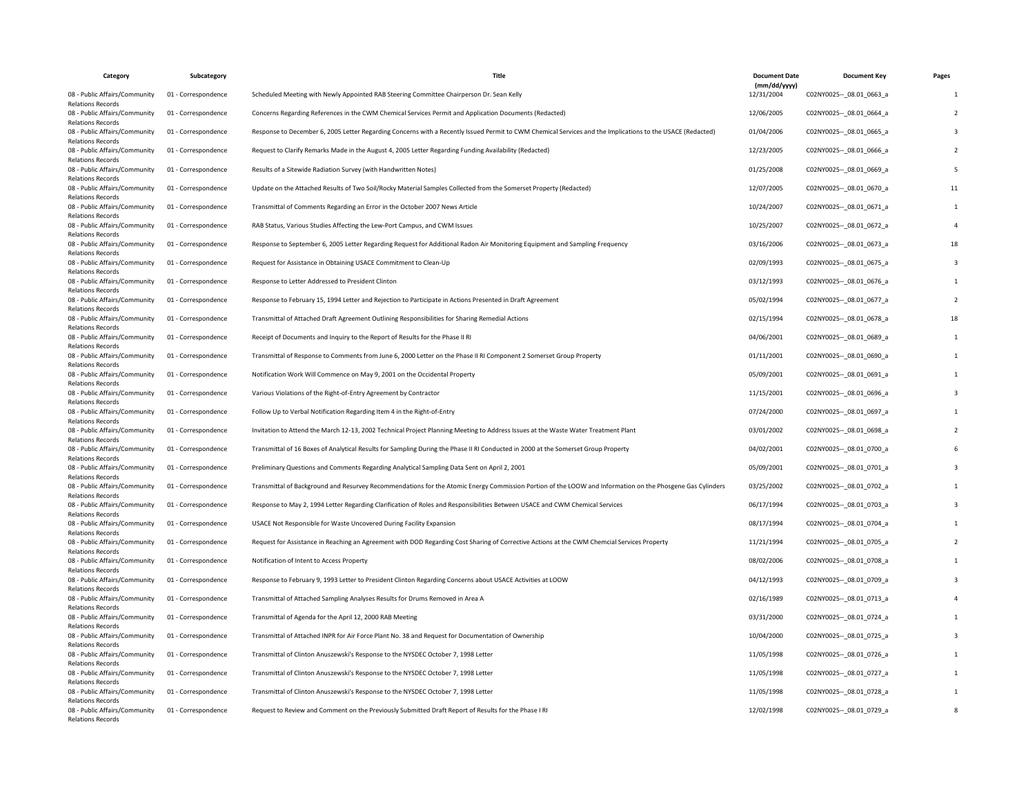| Category | Subcategory | Title | Document Date (mm/dd/yyyy) | Document Key | Pages |
|---|---|---|---|---|---|
| 08 - Public Affairs/Community Relations Records | 01 - Correspondence | Scheduled Meeting with Newly Appointed RAB Steering Committee Chairperson Dr. Sean Kelly | 12/31/2004 | C02NY0025--_08.01_0663_a | 1 |
| 08 - Public Affairs/Community Relations Records | 01 - Correspondence | Concerns Regarding References in the CWM Chemical Services Permit and Application Documents (Redacted) | 12/06/2005 | C02NY0025--_08.01_0664_a | 2 |
| 08 - Public Affairs/Community Relations Records | 01 - Correspondence | Response to December 6, 2005 Letter Regarding Concerns with a Recently Issued Permit to CWM Chemical Services and the Implications to the USACE (Redacted) | 01/04/2006 | C02NY0025--_08.01_0665_a | 3 |
| 08 - Public Affairs/Community Relations Records | 01 - Correspondence | Request to Clarify Remarks Made in the August 4, 2005 Letter Regarding Funding Availability (Redacted) | 12/23/2005 | C02NY0025--_08.01_0666_a | 2 |
| 08 - Public Affairs/Community Relations Records | 01 - Correspondence | Results of a Sitewide Radiation Survey (with Handwritten Notes) | 01/25/2008 | C02NY0025--_08.01_0669_a | 5 |
| 08 - Public Affairs/Community Relations Records | 01 - Correspondence | Update on the Attached Results of Two Soil/Rocky Material Samples Collected from the Somerset Property (Redacted) | 12/07/2005 | C02NY0025--_08.01_0670_a | 11 |
| 08 - Public Affairs/Community Relations Records | 01 - Correspondence | Transmittal of Comments Regarding an Error in the October 2007 News Article | 10/24/2007 | C02NY0025--_08.01_0671_a | 1 |
| 08 - Public Affairs/Community Relations Records | 01 - Correspondence | RAB Status, Various Studies Affecting the Lew-Port Campus, and CWM Issues | 10/25/2007 | C02NY0025--_08.01_0672_a | 4 |
| 08 - Public Affairs/Community Relations Records | 01 - Correspondence | Response to September 6, 2005 Letter Regarding Request for Additional Radon Air Monitoring Equipment and Sampling Frequency | 03/16/2006 | C02NY0025--_08.01_0673_a | 18 |
| 08 - Public Affairs/Community Relations Records | 01 - Correspondence | Request for Assistance in Obtaining USACE Commitment to Clean-Up | 02/09/1993 | C02NY0025--_08.01_0675_a | 3 |
| 08 - Public Affairs/Community Relations Records | 01 - Correspondence | Response to Letter Addressed to President Clinton | 03/12/1993 | C02NY0025--_08.01_0676_a | 1 |
| 08 - Public Affairs/Community Relations Records | 01 - Correspondence | Response to February 15, 1994 Letter and Rejection to Participate in Actions Presented in Draft Agreement | 05/02/1994 | C02NY0025--_08.01_0677_a | 2 |
| 08 - Public Affairs/Community Relations Records | 01 - Correspondence | Transmittal of Attached Draft Agreement Outlining Responsibilities for Sharing Remedial Actions | 02/15/1994 | C02NY0025--_08.01_0678_a | 18 |
| 08 - Public Affairs/Community Relations Records | 01 - Correspondence | Receipt of Documents and Inquiry to the Report of Results for the Phase II RI | 04/06/2001 | C02NY0025--_08.01_0689_a | 1 |
| 08 - Public Affairs/Community Relations Records | 01 - Correspondence | Transmittal of Response to Comments from June 6, 2000 Letter on the Phase II RI Component 2 Somerset Group Property | 01/11/2001 | C02NY0025--_08.01_0690_a | 1 |
| 08 - Public Affairs/Community Relations Records | 01 - Correspondence | Notification Work Will Commence on May 9, 2001 on the Occidental Property | 05/09/2001 | C02NY0025--_08.01_0691_a | 1 |
| 08 - Public Affairs/Community Relations Records | 01 - Correspondence | Various Violations of the Right-of-Entry Agreement by Contractor | 11/15/2001 | C02NY0025--_08.01_0696_a | 3 |
| 08 - Public Affairs/Community Relations Records | 01 - Correspondence | Follow Up to Verbal Notification Regarding Item 4 in the Right-of-Entry | 07/24/2000 | C02NY0025--_08.01_0697_a | 1 |
| 08 - Public Affairs/Community Relations Records | 01 - Correspondence | Invitation to Attend the March 12-13, 2002 Technical Project Planning Meeting to Address Issues at the Waste Water Treatment Plant | 03/01/2002 | C02NY0025--_08.01_0698_a | 2 |
| 08 - Public Affairs/Community Relations Records | 01 - Correspondence | Transmittal of 16 Boxes of Analytical Results for Sampling During the Phase II RI Conducted in 2000 at the Somerset Group Property | 04/02/2001 | C02NY0025--_08.01_0700_a | 6 |
| 08 - Public Affairs/Community Relations Records | 01 - Correspondence | Preliminary Questions and Comments Regarding Analytical Sampling Data Sent on April 2, 2001 | 05/09/2001 | C02NY0025--_08.01_0701_a | 3 |
| 08 - Public Affairs/Community Relations Records | 01 - Correspondence | Transmittal of Background and Resurvey Recommendations for the Atomic Energy Commission Portion of the LOOW and Information on the Phosgene Gas Cylinders | 03/25/2002 | C02NY0025--_08.01_0702_a | 1 |
| 08 - Public Affairs/Community Relations Records | 01 - Correspondence | Response to May 2, 1994 Letter Regarding Clarification of Roles and Responsibilities Between USACE and CWM Chemical Services | 06/17/1994 | C02NY0025--_08.01_0703_a | 3 |
| 08 - Public Affairs/Community Relations Records | 01 - Correspondence | USACE Not Responsible for Waste Uncovered During Facility Expansion | 08/17/1994 | C02NY0025--_08.01_0704_a | 1 |
| 08 - Public Affairs/Community Relations Records | 01 - Correspondence | Request for Assistance in Reaching an Agreement with DOD Regarding Cost Sharing of Corrective Actions at the CWM Chemcial Services Property | 11/21/1994 | C02NY0025--_08.01_0705_a | 2 |
| 08 - Public Affairs/Community Relations Records | 01 - Correspondence | Notification of Intent to Access Property | 08/02/2006 | C02NY0025--_08.01_0708_a | 1 |
| 08 - Public Affairs/Community Relations Records | 01 - Correspondence | Response to February 9, 1993 Letter to President Clinton Regarding Concerns about USACE Activities at LOOW | 04/12/1993 | C02NY0025--_08.01_0709_a | 3 |
| 08 - Public Affairs/Community Relations Records | 01 - Correspondence | Transmittal of Attached Sampling Analyses Results for Drums Removed in Area A | 02/16/1989 | C02NY0025--_08.01_0713_a | 4 |
| 08 - Public Affairs/Community Relations Records | 01 - Correspondence | Transmittal of Agenda for the April 12, 2000 RAB Meeting | 03/31/2000 | C02NY0025--_08.01_0724_a | 1 |
| 08 - Public Affairs/Community Relations Records | 01 - Correspondence | Transmittal of Attached INPR for Air Force Plant No. 38 and Request for Documentation of Ownership | 10/04/2000 | C02NY0025--_08.01_0725_a | 3 |
| 08 - Public Affairs/Community Relations Records | 01 - Correspondence | Transmittal of Clinton Anuszewski's Response to the NYSDEC October 7, 1998 Letter | 11/05/1998 | C02NY0025--_08.01_0726_a | 1 |
| 08 - Public Affairs/Community Relations Records | 01 - Correspondence | Transmittal of Clinton Anuszewski's Response to the NYSDEC October 7, 1998 Letter | 11/05/1998 | C02NY0025--_08.01_0727_a | 1 |
| 08 - Public Affairs/Community Relations Records | 01 - Correspondence | Transmittal of Clinton Anuszewski's Response to the NYSDEC October 7, 1998 Letter | 11/05/1998 | C02NY0025--_08.01_0728_a | 1 |
| 08 - Public Affairs/Community Relations Records | 01 - Correspondence | Request to Review and Comment on the Previously Submitted Draft Report of Results for the Phase I RI | 12/02/1998 | C02NY0025--_08.01_0729_a | 8 |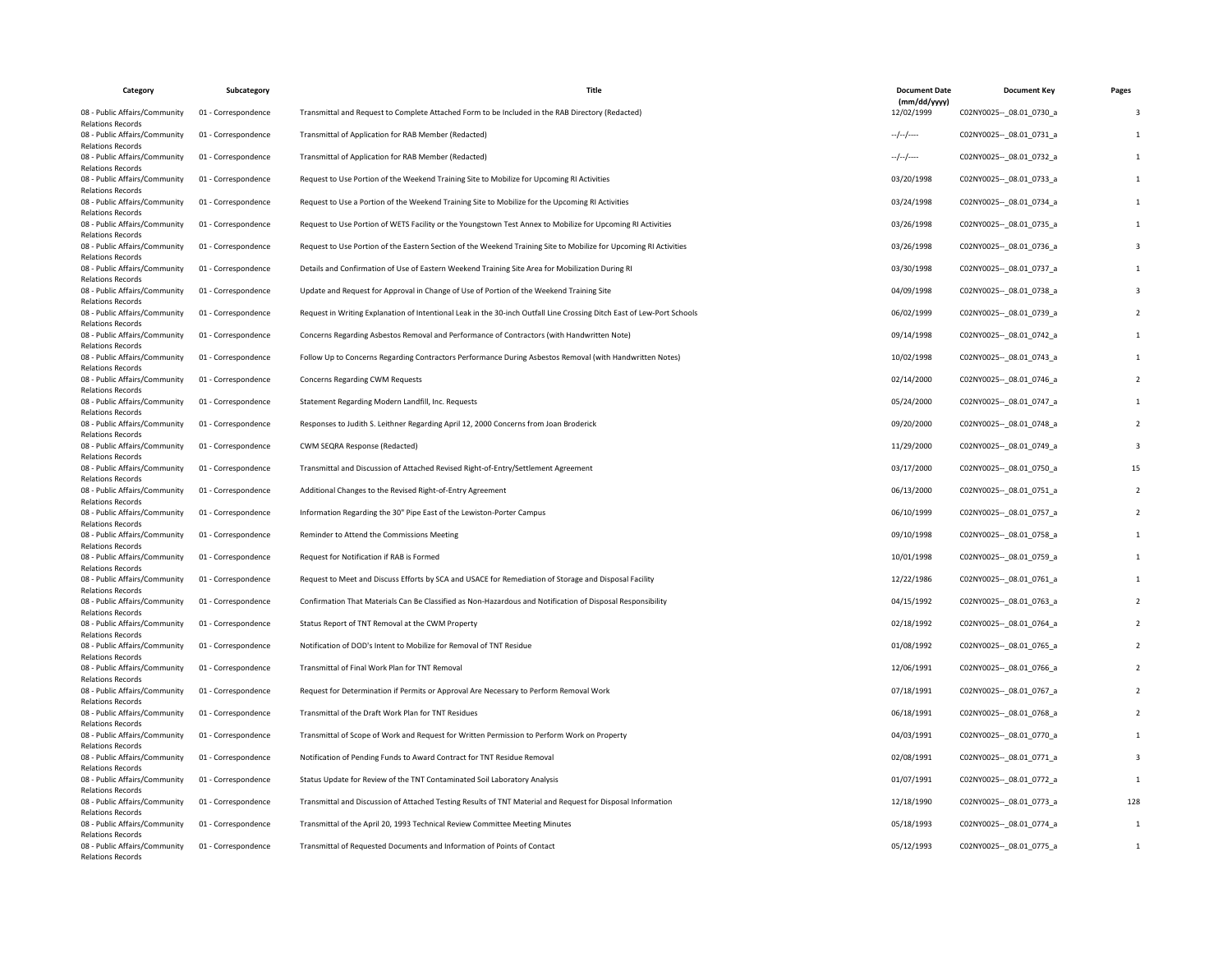| Category | Subcategory | Title | Document Date (mm/dd/yyyy) | Document Key | Pages |
|---|---|---|---|---|---|
| 08 - Public Affairs/Community Relations Records | 01 - Correspondence | Transmittal and Request to Complete Attached Form to be Included in the RAB Directory (Redacted) | 12/02/1999 | C02NY0025--_08.01_0730_a | 3 |
| 08 - Public Affairs/Community Relations Records | 01 - Correspondence | Transmittal of Application for RAB Member (Redacted) | --/--/---- | C02NY0025--_08.01_0731_a | 1 |
| 08 - Public Affairs/Community Relations Records | 01 - Correspondence | Transmittal of Application for RAB Member (Redacted) | --/--/---- | C02NY0025--_08.01_0732_a | 1 |
| 08 - Public Affairs/Community Relations Records | 01 - Correspondence | Request to Use Portion of the Weekend Training Site to Mobilize for Upcoming RI Activities | 03/20/1998 | C02NY0025--_08.01_0733_a | 1 |
| 08 - Public Affairs/Community Relations Records | 01 - Correspondence | Request to Use a Portion of the Weekend Training Site to Mobilize for the Upcoming RI Activities | 03/24/1998 | C02NY0025--_08.01_0734_a | 1 |
| 08 - Public Affairs/Community Relations Records | 01 - Correspondence | Request to Use Portion of WETS Facility or the Youngstown Test Annex to Mobilize for Upcoming RI Activities | 03/26/1998 | C02NY0025--_08.01_0735_a | 1 |
| 08 - Public Affairs/Community Relations Records | 01 - Correspondence | Request to Use Portion of the Eastern Section of the Weekend Training Site to Mobilize for Upcoming RI Activities | 03/26/1998 | C02NY0025--_08.01_0736_a | 3 |
| 08 - Public Affairs/Community Relations Records | 01 - Correspondence | Details and Confirmation of Use of Eastern Weekend Training Site Area for Mobilization During RI | 03/30/1998 | C02NY0025--_08.01_0737_a | 1 |
| 08 - Public Affairs/Community Relations Records | 01 - Correspondence | Update and Request for Approval in Change of Use of Portion of the Weekend Training Site | 04/09/1998 | C02NY0025--_08.01_0738_a | 3 |
| 08 - Public Affairs/Community Relations Records | 01 - Correspondence | Request in Writing Explanation of Intentional Leak in the 30-inch Outfall Line Crossing Ditch East of Lew-Port Schools | 06/02/1999 | C02NY0025--_08.01_0739_a | 2 |
| 08 - Public Affairs/Community Relations Records | 01 - Correspondence | Concerns Regarding Asbestos Removal and Performance of Contractors (with Handwritten Note) | 09/14/1998 | C02NY0025--_08.01_0742_a | 1 |
| 08 - Public Affairs/Community Relations Records | 01 - Correspondence | Follow Up to Concerns Regarding Contractors Performance During Asbestos Removal (with Handwritten Notes) | 10/02/1998 | C02NY0025--_08.01_0743_a | 1 |
| 08 - Public Affairs/Community Relations Records | 01 - Correspondence | Concerns Regarding CWM Requests | 02/14/2000 | C02NY0025--_08.01_0746_a | 2 |
| 08 - Public Affairs/Community Relations Records | 01 - Correspondence | Statement Regarding Modern Landfill, Inc. Requests | 05/24/2000 | C02NY0025--_08.01_0747_a | 1 |
| 08 - Public Affairs/Community Relations Records | 01 - Correspondence | Responses to Judith S. Leithner Regarding April 12, 2000 Concerns from Joan Broderick | 09/20/2000 | C02NY0025--_08.01_0748_a | 2 |
| 08 - Public Affairs/Community Relations Records | 01 - Correspondence | CWM SEQRA Response (Redacted) | 11/29/2000 | C02NY0025--_08.01_0749_a | 3 |
| 08 - Public Affairs/Community Relations Records | 01 - Correspondence | Transmittal and Discussion of Attached Revised Right-of-Entry/Settlement Agreement | 03/17/2000 | C02NY0025--_08.01_0750_a | 15 |
| 08 - Public Affairs/Community Relations Records | 01 - Correspondence | Additional Changes to the Revised Right-of-Entry Agreement | 06/13/2000 | C02NY0025--_08.01_0751_a | 2 |
| 08 - Public Affairs/Community Relations Records | 01 - Correspondence | Information Regarding the 30" Pipe East of the Lewiston-Porter Campus | 06/10/1999 | C02NY0025--_08.01_0757_a | 2 |
| 08 - Public Affairs/Community Relations Records | 01 - Correspondence | Reminder to Attend the Commissions Meeting | 09/10/1998 | C02NY0025--_08.01_0758_a | 1 |
| 08 - Public Affairs/Community Relations Records | 01 - Correspondence | Request for Notification if RAB is Formed | 10/01/1998 | C02NY0025--_08.01_0759_a | 1 |
| 08 - Public Affairs/Community Relations Records | 01 - Correspondence | Request to Meet and Discuss Efforts by SCA and USACE for Remediation of Storage and Disposal Facility | 12/22/1986 | C02NY0025--_08.01_0761_a | 1 |
| 08 - Public Affairs/Community Relations Records | 01 - Correspondence | Confirmation That Materials Can Be Classified as Non-Hazardous and Notification of Disposal Responsibility | 04/15/1992 | C02NY0025--_08.01_0763_a | 2 |
| 08 - Public Affairs/Community Relations Records | 01 - Correspondence | Status Report of TNT Removal at the CWM Property | 02/18/1992 | C02NY0025--_08.01_0764_a | 2 |
| 08 - Public Affairs/Community Relations Records | 01 - Correspondence | Notification of DOD's Intent to Mobilize for Removal of TNT Residue | 01/08/1992 | C02NY0025--_08.01_0765_a | 2 |
| 08 - Public Affairs/Community Relations Records | 01 - Correspondence | Transmittal of Final Work Plan for TNT Removal | 12/06/1991 | C02NY0025--_08.01_0766_a | 2 |
| 08 - Public Affairs/Community Relations Records | 01 - Correspondence | Request for Determination if Permits or Approval Are Necessary to Perform Removal Work | 07/18/1991 | C02NY0025--_08.01_0767_a | 2 |
| 08 - Public Affairs/Community Relations Records | 01 - Correspondence | Transmittal of the Draft Work Plan for TNT Residues | 06/18/1991 | C02NY0025--_08.01_0768_a | 2 |
| 08 - Public Affairs/Community Relations Records | 01 - Correspondence | Transmittal of Scope of Work and Request for Written Permission to Perform Work on Property | 04/03/1991 | C02NY0025--_08.01_0770_a | 1 |
| 08 - Public Affairs/Community Relations Records | 01 - Correspondence | Notification of Pending Funds to Award Contract for TNT Residue Removal | 02/08/1991 | C02NY0025--_08.01_0771_a | 3 |
| 08 - Public Affairs/Community Relations Records | 01 - Correspondence | Status Update for Review of the TNT Contaminated Soil Laboratory Analysis | 01/07/1991 | C02NY0025--_08.01_0772_a | 1 |
| 08 - Public Affairs/Community Relations Records | 01 - Correspondence | Transmittal and Discussion of Attached Testing Results of TNT Material and Request for Disposal Information | 12/18/1990 | C02NY0025--_08.01_0773_a | 128 |
| 08 - Public Affairs/Community Relations Records | 01 - Correspondence | Transmittal of the April 20, 1993 Technical Review Committee Meeting Minutes | 05/18/1993 | C02NY0025--_08.01_0774_a | 1 |
| 08 - Public Affairs/Community Relations Records | 01 - Correspondence | Transmittal of Requested Documents and Information of Points of Contact | 05/12/1993 | C02NY0025--_08.01_0775_a | 1 |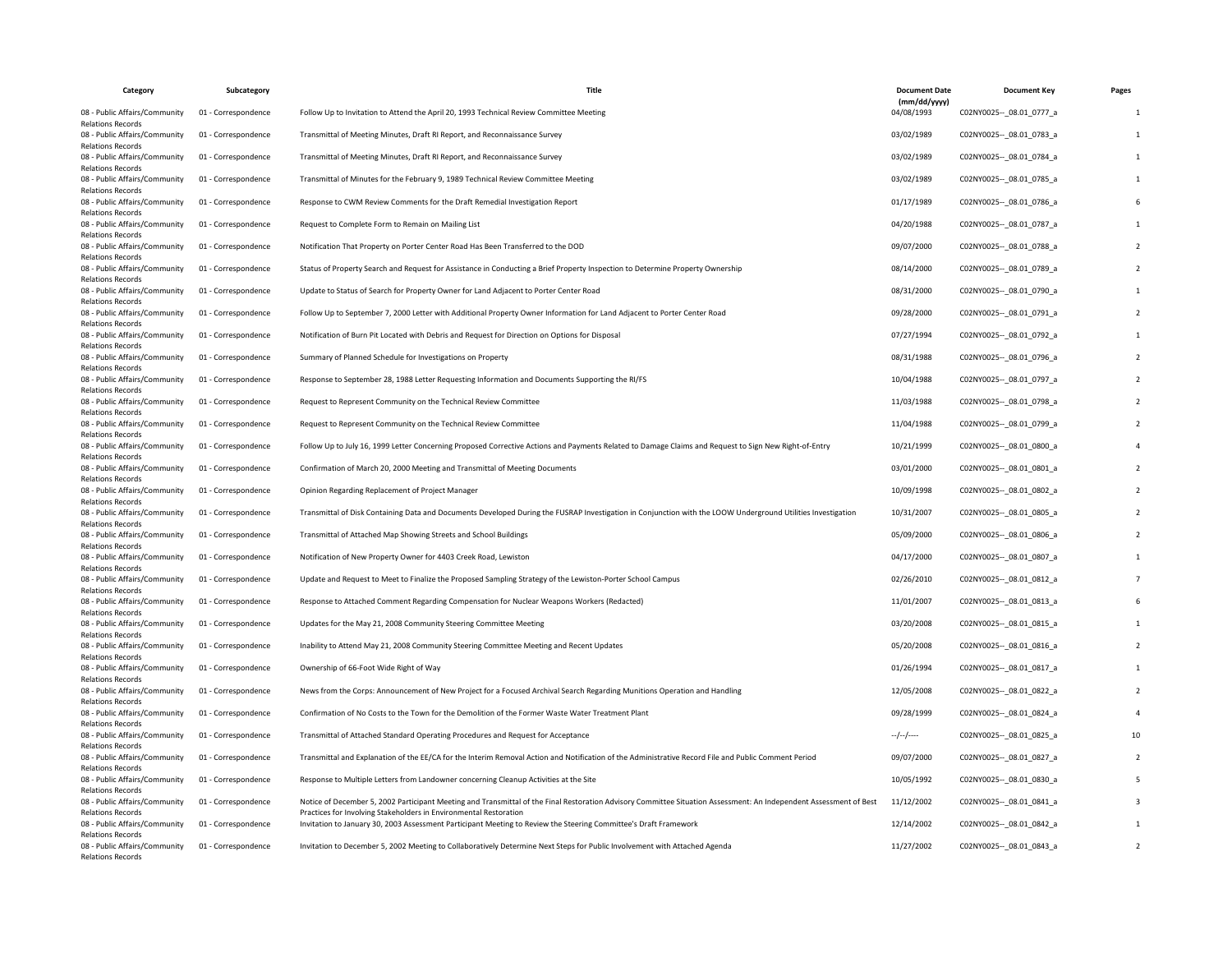| Category | Subcategory | Title | Document Date (mm/dd/yyyy) | Document Key | Pages |
| --- | --- | --- | --- | --- | --- |
| 08 - Public Affairs/Community Relations Records | 01 - Correspondence | Follow Up to Invitation to Attend the April 20, 1993 Technical Review Committee Meeting | 04/08/1993 | C02NY0025--_08.01_0777_a | 1 |
| 08 - Public Affairs/Community Relations Records | 01 - Correspondence | Transmittal of Meeting Minutes, Draft RI Report, and Reconnaissance Survey | 03/02/1989 | C02NY0025--_08.01_0783_a | 1 |
| 08 - Public Affairs/Community Relations Records | 01 - Correspondence | Transmittal of Meeting Minutes, Draft RI Report, and Reconnaissance Survey | 03/02/1989 | C02NY0025--_08.01_0784_a | 1 |
| 08 - Public Affairs/Community Relations Records | 01 - Correspondence | Transmittal of Minutes for the February 9, 1989 Technical Review Committee Meeting | 03/02/1989 | C02NY0025--_08.01_0785_a | 1 |
| 08 - Public Affairs/Community Relations Records | 01 - Correspondence | Response to CWM Review Comments for the Draft Remedial Investigation Report | 01/17/1989 | C02NY0025--_08.01_0786_a | 6 |
| 08 - Public Affairs/Community Relations Records | 01 - Correspondence | Request to Complete Form to Remain on Mailing List | 04/20/1988 | C02NY0025--_08.01_0787_a | 1 |
| 08 - Public Affairs/Community Relations Records | 01 - Correspondence | Notification That Property on Porter Center Road Has Been Transferred to the DOD | 09/07/2000 | C02NY0025--_08.01_0788_a | 2 |
| 08 - Public Affairs/Community Relations Records | 01 - Correspondence | Status of Property Search and Request for Assistance in Conducting a Brief Property Inspection to Determine Property Ownership | 08/14/2000 | C02NY0025--_08.01_0789_a | 2 |
| 08 - Public Affairs/Community Relations Records | 01 - Correspondence | Update to Status of Search for Property Owner for Land Adjacent to Porter Center Road | 08/31/2000 | C02NY0025--_08.01_0790_a | 1 |
| 08 - Public Affairs/Community Relations Records | 01 - Correspondence | Follow Up to September 7, 2000 Letter with Additional Property Owner Information for Land Adjacent to Porter Center Road | 09/28/2000 | C02NY0025--_08.01_0791_a | 2 |
| 08 - Public Affairs/Community Relations Records | 01 - Correspondence | Notification of Burn Pit Located with Debris and Request for Direction on Options for Disposal | 07/27/1994 | C02NY0025--_08.01_0792_a | 1 |
| 08 - Public Affairs/Community Relations Records | 01 - Correspondence | Summary of Planned Schedule for Investigations on Property | 08/31/1988 | C02NY0025--_08.01_0796_a | 2 |
| 08 - Public Affairs/Community Relations Records | 01 - Correspondence | Response to September 28, 1988 Letter Requesting Information and Documents Supporting the RI/FS | 10/04/1988 | C02NY0025--_08.01_0797_a | 2 |
| 08 - Public Affairs/Community Relations Records | 01 - Correspondence | Request to Represent Community on the Technical Review Committee | 11/03/1988 | C02NY0025--_08.01_0798_a | 2 |
| 08 - Public Affairs/Community Relations Records | 01 - Correspondence | Request to Represent Community on the Technical Review Committee | 11/04/1988 | C02NY0025--_08.01_0799_a | 2 |
| 08 - Public Affairs/Community Relations Records | 01 - Correspondence | Follow Up to July 16, 1999 Letter Concerning Proposed Corrective Actions and Payments Related to Damage Claims and Request to Sign New Right-of-Entry | 10/21/1999 | C02NY0025--_08.01_0800_a | 4 |
| 08 - Public Affairs/Community Relations Records | 01 - Correspondence | Confirmation of March 20, 2000 Meeting and Transmittal of Meeting Documents | 03/01/2000 | C02NY0025--_08.01_0801_a | 2 |
| 08 - Public Affairs/Community Relations Records | 01 - Correspondence | Opinion Regarding Replacement of Project Manager | 10/09/1998 | C02NY0025--_08.01_0802_a | 2 |
| 08 - Public Affairs/Community Relations Records | 01 - Correspondence | Transmittal of Disk Containing Data and Documents Developed During the FUSRAP Investigation in Conjunction with the LOOW Underground Utilities Investigation | 10/31/2007 | C02NY0025--_08.01_0805_a | 2 |
| 08 - Public Affairs/Community Relations Records | 01 - Correspondence | Transmittal of Attached Map Showing Streets and School Buildings | 05/09/2000 | C02NY0025--_08.01_0806_a | 2 |
| 08 - Public Affairs/Community Relations Records | 01 - Correspondence | Notification of New Property Owner for 4403 Creek Road, Lewiston | 04/17/2000 | C02NY0025--_08.01_0807_a | 1 |
| 08 - Public Affairs/Community Relations Records | 01 - Correspondence | Update and Request to Meet to Finalize the Proposed Sampling Strategy of the Lewiston-Porter School Campus | 02/26/2010 | C02NY0025--_08.01_0812_a | 7 |
| 08 - Public Affairs/Community Relations Records | 01 - Correspondence | Response to Attached Comment Regarding Compensation for Nuclear Weapons Workers (Redacted) | 11/01/2007 | C02NY0025--_08.01_0813_a | 6 |
| 08 - Public Affairs/Community Relations Records | 01 - Correspondence | Updates for the May 21, 2008 Community Steering Committee Meeting | 03/20/2008 | C02NY0025--_08.01_0815_a | 1 |
| 08 - Public Affairs/Community Relations Records | 01 - Correspondence | Inability to Attend May 21, 2008 Community Steering Committee Meeting and Recent Updates | 05/20/2008 | C02NY0025--_08.01_0816_a | 2 |
| 08 - Public Affairs/Community Relations Records | 01 - Correspondence | Ownership of 66-Foot Wide Right of Way | 01/26/1994 | C02NY0025--_08.01_0817_a | 1 |
| 08 - Public Affairs/Community Relations Records | 01 - Correspondence | News from the Corps: Announcement of New Project for a Focused Archival Search Regarding Munitions Operation and Handling | 12/05/2008 | C02NY0025--_08.01_0822_a | 2 |
| 08 - Public Affairs/Community Relations Records | 01 - Correspondence | Confirmation of No Costs to the Town for the Demolition of the Former Waste Water Treatment Plant | 09/28/1999 | C02NY0025--_08.01_0824_a | 4 |
| 08 - Public Affairs/Community Relations Records | 01 - Correspondence | Transmittal of Attached Standard Operating Procedures and Request for Acceptance | --/--/---- | C02NY0025--_08.01_0825_a | 10 |
| 08 - Public Affairs/Community Relations Records | 01 - Correspondence | Transmittal and Explanation of the EE/CA for the Interim Removal Action and Notification of the Administrative Record File and Public Comment Period | 09/07/2000 | C02NY0025--_08.01_0827_a | 2 |
| 08 - Public Affairs/Community Relations Records | 01 - Correspondence | Response to Multiple Letters from Landowner concerning Cleanup Activities at the Site | 10/05/1992 | C02NY0025--_08.01_0830_a | 5 |
| 08 - Public Affairs/Community Relations Records | 01 - Correspondence | Notice of December 5, 2002 Participant Meeting and Transmittal of the Final Restoration Advisory Committee Situation Assessment: An Independent Assessment of Best Practices for Involving Stakeholders in Environmental Restoration | 11/12/2002 | C02NY0025--_08.01_0841_a | 3 |
| 08 - Public Affairs/Community Relations Records | 01 - Correspondence | Invitation to January 30, 2003 Assessment Participant Meeting to Review the Steering Committee's Draft Framework | 12/14/2002 | C02NY0025--_08.01_0842_a | 1 |
| 08 - Public Affairs/Community Relations Records | 01 - Correspondence | Invitation to December 5, 2002 Meeting to Collaboratively Determine Next Steps for Public Involvement with Attached Agenda | 11/27/2002 | C02NY0025--_08.01_0843_a | 2 |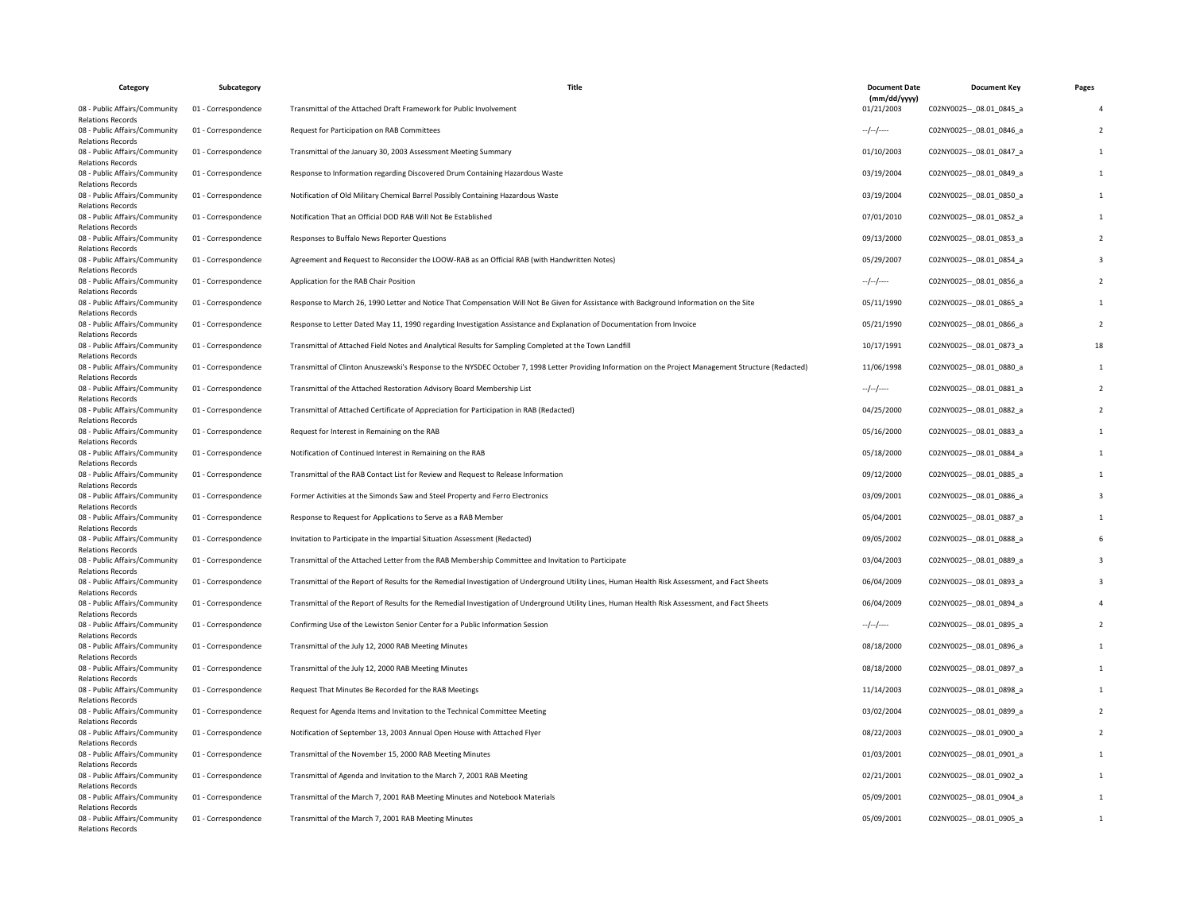| Category | Subcategory | Title | Document Date (mm/dd/yyyy) | Document Key | Pages |
|---|---|---|---|---|---|
| 08 - Public Affairs/Community Relations Records | 01 - Correspondence | Transmittal of the Attached Draft Framework for Public Involvement | 01/21/2003 | C02NY0025--_08.01_0845_a | 4 |
| 08 - Public Affairs/Community Relations Records | 01 - Correspondence | Request for Participation on RAB Committees | --/--/---- | C02NY0025--_08.01_0846_a | 2 |
| 08 - Public Affairs/Community Relations Records | 01 - Correspondence | Transmittal of the January 30, 2003 Assessment Meeting Summary | 01/10/2003 | C02NY0025--_08.01_0847_a | 1 |
| 08 - Public Affairs/Community Relations Records | 01 - Correspondence | Response to Information regarding Discovered Drum Containing Hazardous Waste | 03/19/2004 | C02NY0025--_08.01_0849_a | 1 |
| 08 - Public Affairs/Community Relations Records | 01 - Correspondence | Notification of Old Military Chemical Barrel Possibly Containing Hazardous Waste | 03/19/2004 | C02NY0025--_08.01_0850_a | 1 |
| 08 - Public Affairs/Community Relations Records | 01 - Correspondence | Notification That an Official DOD RAB Will Not Be Established | 07/01/2010 | C02NY0025--_08.01_0852_a | 1 |
| 08 - Public Affairs/Community Relations Records | 01 - Correspondence | Responses to Buffalo News Reporter Questions | 09/13/2000 | C02NY0025--_08.01_0853_a | 2 |
| 08 - Public Affairs/Community Relations Records | 01 - Correspondence | Agreement and Request to Reconsider the LOOW-RAB as an Official RAB (with Handwritten Notes) | 05/29/2007 | C02NY0025--_08.01_0854_a | 3 |
| 08 - Public Affairs/Community Relations Records | 01 - Correspondence | Application for the RAB Chair Position | --/--/---- | C02NY0025--_08.01_0856_a | 2 |
| 08 - Public Affairs/Community Relations Records | 01 - Correspondence | Response to March 26, 1990 Letter and Notice That Compensation Will Not Be Given for Assistance with Background Information on the Site | 05/11/1990 | C02NY0025--_08.01_0865_a | 1 |
| 08 - Public Affairs/Community Relations Records | 01 - Correspondence | Response to Letter Dated May 11, 1990 regarding Investigation Assistance and Explanation of Documentation from Invoice | 05/21/1990 | C02NY0025--_08.01_0866_a | 2 |
| 08 - Public Affairs/Community Relations Records | 01 - Correspondence | Transmittal of Attached Field Notes and Analytical Results for Sampling Completed at the Town Landfill | 10/17/1991 | C02NY0025--_08.01_0873_a | 18 |
| 08 - Public Affairs/Community Relations Records | 01 - Correspondence | Transmittal of Clinton Anuszewski's Response to the NYSDEC October 7, 1998 Letter Providing Information on the Project Management Structure (Redacted) | 11/06/1998 | C02NY0025--_08.01_0880_a | 1 |
| 08 - Public Affairs/Community Relations Records | 01 - Correspondence | Transmittal of the Attached Restoration Advisory Board Membership List | --/--/---- | C02NY0025--_08.01_0881_a | 2 |
| 08 - Public Affairs/Community Relations Records | 01 - Correspondence | Transmittal of Attached Certificate of Appreciation for Participation in RAB (Redacted) | 04/25/2000 | C02NY0025--_08.01_0882_a | 2 |
| 08 - Public Affairs/Community Relations Records | 01 - Correspondence | Request for Interest in Remaining on the RAB | 05/16/2000 | C02NY0025--_08.01_0883_a | 1 |
| 08 - Public Affairs/Community Relations Records | 01 - Correspondence | Notification of Continued Interest in Remaining on the RAB | 05/18/2000 | C02NY0025--_08.01_0884_a | 1 |
| 08 - Public Affairs/Community Relations Records | 01 - Correspondence | Transmittal of the RAB Contact List for Review and Request to Release Information | 09/12/2000 | C02NY0025--_08.01_0885_a | 1 |
| 08 - Public Affairs/Community Relations Records | 01 - Correspondence | Former Activities at the Simonds Saw and Steel Property and Ferro Electronics | 03/09/2001 | C02NY0025--_08.01_0886_a | 3 |
| 08 - Public Affairs/Community Relations Records | 01 - Correspondence | Response to Request for Applications to Serve as a RAB Member | 05/04/2001 | C02NY0025--_08.01_0887_a | 1 |
| 08 - Public Affairs/Community Relations Records | 01 - Correspondence | Invitation to Participate in the Impartial Situation Assessment (Redacted) | 09/05/2002 | C02NY0025--_08.01_0888_a | 6 |
| 08 - Public Affairs/Community Relations Records | 01 - Correspondence | Transmittal of the Attached Letter from the RAB Membership Committee and Invitation to Participate | 03/04/2003 | C02NY0025--_08.01_0889_a | 3 |
| 08 - Public Affairs/Community Relations Records | 01 - Correspondence | Transmittal of the Report of Results for the Remedial Investigation of Underground Utility Lines, Human Health Risk Assessment, and Fact Sheets | 06/04/2009 | C02NY0025--_08.01_0893_a | 3 |
| 08 - Public Affairs/Community Relations Records | 01 - Correspondence | Transmittal of the Report of Results for the Remedial Investigation of Underground Utility Lines, Human Health Risk Assessment, and Fact Sheets | 06/04/2009 | C02NY0025--_08.01_0894_a | 4 |
| 08 - Public Affairs/Community Relations Records | 01 - Correspondence | Confirming Use of the Lewiston Senior Center for a Public Information Session | --/--/---- | C02NY0025--_08.01_0895_a | 2 |
| 08 - Public Affairs/Community Relations Records | 01 - Correspondence | Transmittal of the July 12, 2000 RAB Meeting Minutes | 08/18/2000 | C02NY0025--_08.01_0896_a | 1 |
| 08 - Public Affairs/Community Relations Records | 01 - Correspondence | Transmittal of the July 12, 2000 RAB Meeting Minutes | 08/18/2000 | C02NY0025--_08.01_0897_a | 1 |
| 08 - Public Affairs/Community Relations Records | 01 - Correspondence | Request That Minutes Be Recorded for the RAB Meetings | 11/14/2003 | C02NY0025--_08.01_0898_a | 1 |
| 08 - Public Affairs/Community Relations Records | 01 - Correspondence | Request for Agenda Items and Invitation to the Technical Committee Meeting | 03/02/2004 | C02NY0025--_08.01_0899_a | 2 |
| 08 - Public Affairs/Community Relations Records | 01 - Correspondence | Notification of September 13, 2003 Annual Open House with Attached Flyer | 08/22/2003 | C02NY0025--_08.01_0900_a | 2 |
| 08 - Public Affairs/Community Relations Records | 01 - Correspondence | Transmittal of the November 15, 2000 RAB Meeting Minutes | 01/03/2001 | C02NY0025--_08.01_0901_a | 1 |
| 08 - Public Affairs/Community Relations Records | 01 - Correspondence | Transmittal of Agenda and Invitation to the March 7, 2001 RAB Meeting | 02/21/2001 | C02NY0025--_08.01_0902_a | 1 |
| 08 - Public Affairs/Community Relations Records | 01 - Correspondence | Transmittal of the March 7, 2001 RAB Meeting Minutes and Notebook Materials | 05/09/2001 | C02NY0025--_08.01_0904_a | 1 |
| 08 - Public Affairs/Community Relations Records | 01 - Correspondence | Transmittal of the March 7, 2001 RAB Meeting Minutes | 05/09/2001 | C02NY0025--_08.01_0905_a | 1 |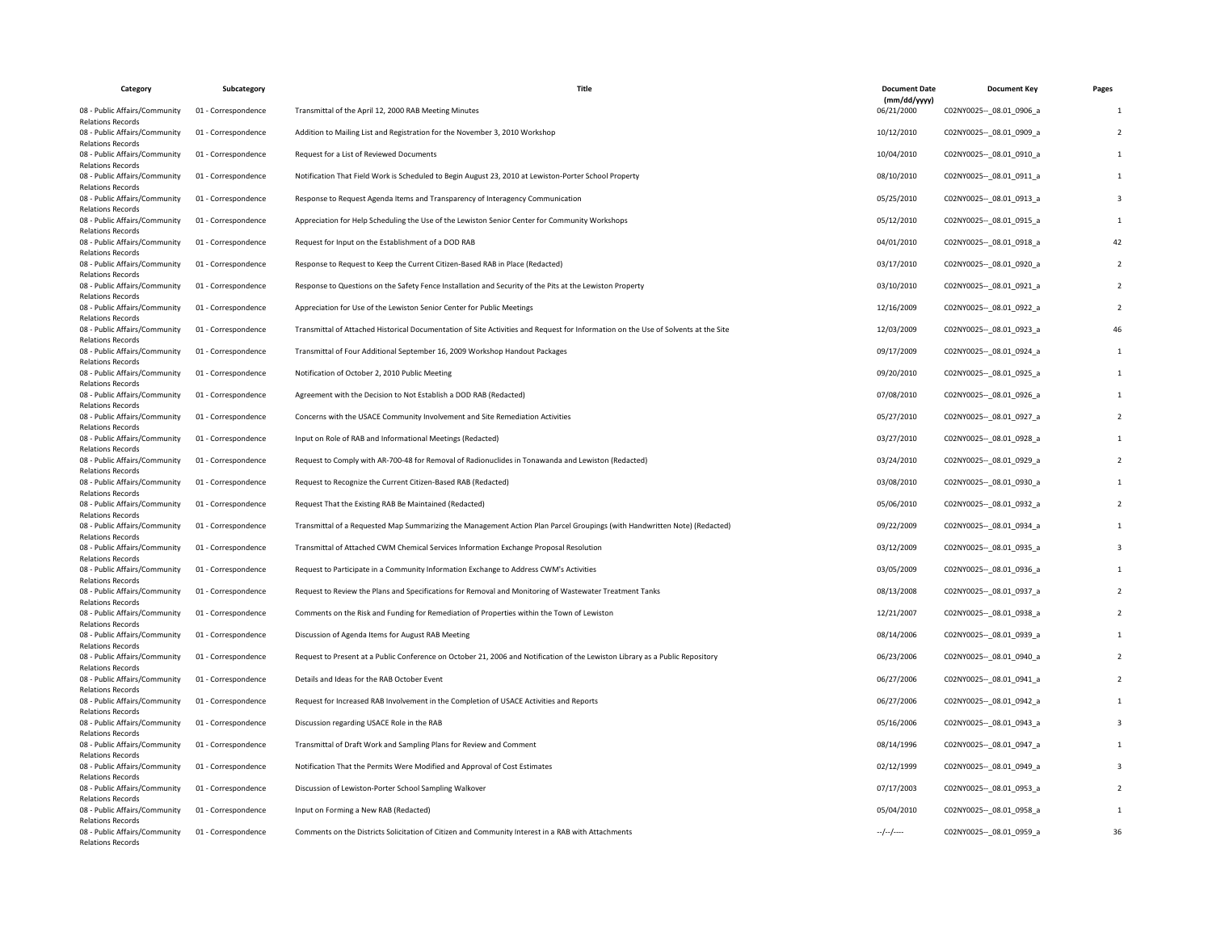| Category | Subcategory | Title | Document Date (mm/dd/yyyy) | Document Key | Pages |
|---|---|---|---|---|---|
| 08 - Public Affairs/Community Relations Records | 01 - Correspondence | Transmittal of the April 12, 2000 RAB Meeting Minutes | 06/21/2000 | C02NY0025--_08.01_0906_a | 1 |
| 08 - Public Affairs/Community Relations Records | 01 - Correspondence | Addition to Mailing List and Registration for the November 3, 2010 Workshop | 10/12/2010 | C02NY0025--_08.01_0909_a | 2 |
| 08 - Public Affairs/Community Relations Records | 01 - Correspondence | Request for a List of Reviewed Documents | 10/04/2010 | C02NY0025--_08.01_0910_a | 1 |
| 08 - Public Affairs/Community Relations Records | 01 - Correspondence | Notification That Field Work is Scheduled to Begin August 23, 2010 at Lewiston-Porter School Property | 08/10/2010 | C02NY0025--_08.01_0911_a | 1 |
| 08 - Public Affairs/Community Relations Records | 01 - Correspondence | Response to Request Agenda Items and Transparency of Interagency Communication | 05/25/2010 | C02NY0025--_08.01_0913_a | 3 |
| 08 - Public Affairs/Community Relations Records | 01 - Correspondence | Appreciation for Help Scheduling the Use of the Lewiston Senior Center for Community Workshops | 05/12/2010 | C02NY0025--_08.01_0915_a | 1 |
| 08 - Public Affairs/Community Relations Records | 01 - Correspondence | Request for Input on the Establishment of a DOD RAB | 04/01/2010 | C02NY0025--_08.01_0918_a | 42 |
| 08 - Public Affairs/Community Relations Records | 01 - Correspondence | Response to Request to Keep the Current Citizen-Based RAB in Place (Redacted) | 03/17/2010 | C02NY0025--_08.01_0920_a | 2 |
| 08 - Public Affairs/Community Relations Records | 01 - Correspondence | Response to Questions on the Safety Fence Installation and Security of the Pits at the Lewiston Property | 03/10/2010 | C02NY0025--_08.01_0921_a | 2 |
| 08 - Public Affairs/Community Relations Records | 01 - Correspondence | Appreciation for Use of the Lewiston Senior Center for Public Meetings | 12/16/2009 | C02NY0025--_08.01_0922_a | 2 |
| 08 - Public Affairs/Community Relations Records | 01 - Correspondence | Transmittal of Attached Historical Documentation of Site Activities and Request for Information on the Use of Solvents at the Site | 12/03/2009 | C02NY0025--_08.01_0923_a | 46 |
| 08 - Public Affairs/Community Relations Records | 01 - Correspondence | Transmittal of Four Additional September 16, 2009 Workshop Handout Packages | 09/17/2009 | C02NY0025--_08.01_0924_a | 1 |
| 08 - Public Affairs/Community Relations Records | 01 - Correspondence | Notification of October 2, 2010 Public Meeting | 09/20/2010 | C02NY0025--_08.01_0925_a | 1 |
| 08 - Public Affairs/Community Relations Records | 01 - Correspondence | Agreement with the Decision to Not Establish a DOD RAB (Redacted) | 07/08/2010 | C02NY0025--_08.01_0926_a | 1 |
| 08 - Public Affairs/Community Relations Records | 01 - Correspondence | Concerns with the USACE Community Involvement and Site Remediation Activities | 05/27/2010 | C02NY0025--_08.01_0927_a | 2 |
| 08 - Public Affairs/Community Relations Records | 01 - Correspondence | Input on Role of RAB and Informational Meetings (Redacted) | 03/27/2010 | C02NY0025--_08.01_0928_a | 1 |
| 08 - Public Affairs/Community Relations Records | 01 - Correspondence | Request to Comply with AR-700-48 for Removal of Radionuclides in Tonawanda and Lewiston (Redacted) | 03/24/2010 | C02NY0025--_08.01_0929_a | 2 |
| 08 - Public Affairs/Community Relations Records | 01 - Correspondence | Request to Recognize the Current Citizen-Based RAB (Redacted) | 03/08/2010 | C02NY0025--_08.01_0930_a | 1 |
| 08 - Public Affairs/Community Relations Records | 01 - Correspondence | Request That the Existing RAB Be Maintained (Redacted) | 05/06/2010 | C02NY0025--_08.01_0932_a | 2 |
| 08 - Public Affairs/Community Relations Records | 01 - Correspondence | Transmittal of a Requested Map Summarizing the Management Action Plan Parcel Groupings (with Handwritten Note) (Redacted) | 09/22/2009 | C02NY0025--_08.01_0934_a | 1 |
| 08 - Public Affairs/Community Relations Records | 01 - Correspondence | Transmittal of Attached CWM Chemical Services Information Exchange Proposal Resolution | 03/12/2009 | C02NY0025--_08.01_0935_a | 3 |
| 08 - Public Affairs/Community Relations Records | 01 - Correspondence | Request to Participate in a Community Information Exchange to Address CWM's Activities | 03/05/2009 | C02NY0025--_08.01_0936_a | 1 |
| 08 - Public Affairs/Community Relations Records | 01 - Correspondence | Request to Review the Plans and Specifications for Removal and Monitoring of Wastewater Treatment Tanks | 08/13/2008 | C02NY0025--_08.01_0937_a | 2 |
| 08 - Public Affairs/Community Relations Records | 01 - Correspondence | Comments on the Risk and Funding for Remediation of Properties within the Town of Lewiston | 12/21/2007 | C02NY0025--_08.01_0938_a | 2 |
| 08 - Public Affairs/Community Relations Records | 01 - Correspondence | Discussion of Agenda Items for August RAB Meeting | 08/14/2006 | C02NY0025--_08.01_0939_a | 1 |
| 08 - Public Affairs/Community Relations Records | 01 - Correspondence | Request to Present at a Public Conference on October 21, 2006 and Notification of the Lewiston Library as a Public Repository | 06/23/2006 | C02NY0025--_08.01_0940_a | 2 |
| 08 - Public Affairs/Community Relations Records | 01 - Correspondence | Details and Ideas for the RAB October Event | 06/27/2006 | C02NY0025--_08.01_0941_a | 2 |
| 08 - Public Affairs/Community Relations Records | 01 - Correspondence | Request for Increased RAB Involvement in the Completion of USACE Activities and Reports | 06/27/2006 | C02NY0025--_08.01_0942_a | 1 |
| 08 - Public Affairs/Community Relations Records | 01 - Correspondence | Discussion regarding USACE Role in the RAB | 05/16/2006 | C02NY0025--_08.01_0943_a | 3 |
| 08 - Public Affairs/Community Relations Records | 01 - Correspondence | Transmittal of Draft Work and Sampling Plans for Review and Comment | 08/14/1996 | C02NY0025--_08.01_0947_a | 1 |
| 08 - Public Affairs/Community Relations Records | 01 - Correspondence | Notification That the Permits Were Modified and Approval of Cost Estimates | 02/12/1999 | C02NY0025--_08.01_0949_a | 3 |
| 08 - Public Affairs/Community Relations Records | 01 - Correspondence | Discussion of Lewiston-Porter School Sampling Walkover | 07/17/2003 | C02NY0025--_08.01_0953_a | 2 |
| 08 - Public Affairs/Community Relations Records | 01 - Correspondence | Input on Forming a New RAB (Redacted) | 05/04/2010 | C02NY0025--_08.01_0958_a | 1 |
| 08 - Public Affairs/Community Relations Records | 01 - Correspondence | Comments on the Districts Solicitation of Citizen and Community Interest in a RAB with Attachments | --/--/---- | C02NY0025--_08.01_0959_a | 36 |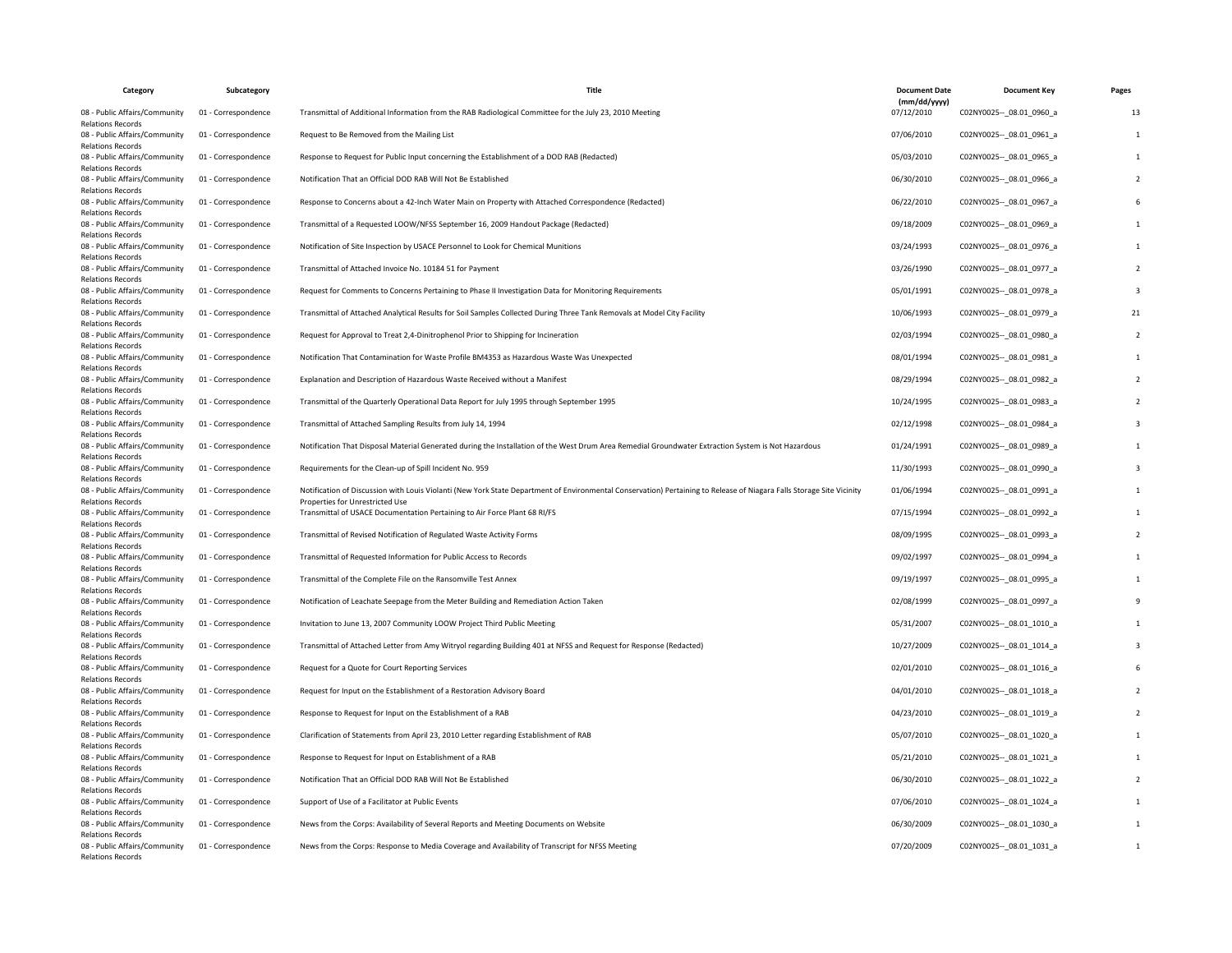| Category | Subcategory | Title | Document Date (mm/dd/yyyy) | Document Key | Pages |
|---|---|---|---|---|---|
| 08 - Public Affairs/Community Relations Records | 01 - Correspondence | Transmittal of Additional Information from the RAB Radiological Committee for the July 23, 2010 Meeting | 07/12/2010 | C02NY0025--_08.01_0960_a | 13 |
| 08 - Public Affairs/Community Relations Records | 01 - Correspondence | Request to Be Removed from the Mailing List | 07/06/2010 | C02NY0025--_08.01_0961_a | 1 |
| 08 - Public Affairs/Community Relations Records | 01 - Correspondence | Response to Request for Public Input concerning the Establishment of a DOD RAB (Redacted) | 05/03/2010 | C02NY0025--_08.01_0965_a | 1 |
| 08 - Public Affairs/Community Relations Records | 01 - Correspondence | Notification That an Official DOD RAB Will Not Be Established | 06/30/2010 | C02NY0025--_08.01_0966_a | 2 |
| 08 - Public Affairs/Community Relations Records | 01 - Correspondence | Response to Concerns about a 42-Inch Water Main on Property with Attached Correspondence (Redacted) | 06/22/2010 | C02NY0025--_08.01_0967_a | 6 |
| 08 - Public Affairs/Community Relations Records | 01 - Correspondence | Transmittal of a Requested LOOW/NFSS September 16, 2009 Handout Package (Redacted) | 09/18/2009 | C02NY0025--_08.01_0969_a | 1 |
| 08 - Public Affairs/Community Relations Records | 01 - Correspondence | Notification of Site Inspection by USACE Personnel to Look for Chemical Munitions | 03/24/1993 | C02NY0025--_08.01_0976_a | 1 |
| 08 - Public Affairs/Community Relations Records | 01 - Correspondence | Transmittal of Attached Invoice No. 10184 51 for Payment | 03/26/1990 | C02NY0025--_08.01_0977_a | 2 |
| 08 - Public Affairs/Community Relations Records | 01 - Correspondence | Request for Comments to Concerns Pertaining to Phase II Investigation Data for Monitoring Requirements | 05/01/1991 | C02NY0025--_08.01_0978_a | 3 |
| 08 - Public Affairs/Community Relations Records | 01 - Correspondence | Transmittal of Attached Analytical Results for Soil Samples Collected During Three Tank Removals at Model City Facility | 10/06/1993 | C02NY0025--_08.01_0979_a | 21 |
| 08 - Public Affairs/Community Relations Records | 01 - Correspondence | Request for Approval to Treat 2,4-Dinitrophenol Prior to Shipping for Incineration | 02/03/1994 | C02NY0025--_08.01_0980_a | 2 |
| 08 - Public Affairs/Community Relations Records | 01 - Correspondence | Notification That Contamination for Waste Profile BM4353 as Hazardous Waste Was Unexpected | 08/01/1994 | C02NY0025--_08.01_0981_a | 1 |
| 08 - Public Affairs/Community Relations Records | 01 - Correspondence | Explanation and Description of Hazardous Waste Received without a Manifest | 08/29/1994 | C02NY0025--_08.01_0982_a | 2 |
| 08 - Public Affairs/Community Relations Records | 01 - Correspondence | Transmittal of the Quarterly Operational Data Report for July 1995 through September 1995 | 10/24/1995 | C02NY0025--_08.01_0983_a | 2 |
| 08 - Public Affairs/Community Relations Records | 01 - Correspondence | Transmittal of Attached Sampling Results from July 14, 1994 | 02/12/1998 | C02NY0025--_08.01_0984_a | 3 |
| 08 - Public Affairs/Community Relations Records | 01 - Correspondence | Notification That Disposal Material Generated during the Installation of the West Drum Area Remedial Groundwater Extraction System is Not Hazardous | 01/24/1991 | C02NY0025--_08.01_0989_a | 1 |
| 08 - Public Affairs/Community Relations Records | 01 - Correspondence | Requirements for the Clean-up of Spill Incident No. 959 | 11/30/1993 | C02NY0025--_08.01_0990_a | 3 |
| 08 - Public Affairs/Community Relations Records | 01 - Correspondence | Notification of Discussion with Louis Violanti (New York State Department of Environmental Conservation) Pertaining to Release of Niagara Falls Storage Site Vicinity Properties for Unrestricted Use | 01/06/1994 | C02NY0025--_08.01_0991_a | 1 |
| 08 - Public Affairs/Community Relations Records | 01 - Correspondence | Transmittal of USACE Documentation Pertaining to Air Force Plant 68 RI/FS | 07/15/1994 | C02NY0025--_08.01_0992_a | 1 |
| 08 - Public Affairs/Community Relations Records | 01 - Correspondence | Transmittal of Revised Notification of Regulated Waste Activity Forms | 08/09/1995 | C02NY0025--_08.01_0993_a | 2 |
| 08 - Public Affairs/Community Relations Records | 01 - Correspondence | Transmittal of Requested Information for Public Access to Records | 09/02/1997 | C02NY0025--_08.01_0994_a | 1 |
| 08 - Public Affairs/Community Relations Records | 01 - Correspondence | Transmittal of the Complete File on the Ransomville Test Annex | 09/19/1997 | C02NY0025--_08.01_0995_a | 1 |
| 08 - Public Affairs/Community Relations Records | 01 - Correspondence | Notification of Leachate Seepage from the Meter Building and Remediation Action Taken | 02/08/1999 | C02NY0025--_08.01_0997_a | 9 |
| 08 - Public Affairs/Community Relations Records | 01 - Correspondence | Invitation to June 13, 2007 Community LOOW Project Third Public Meeting | 05/31/2007 | C02NY0025--_08.01_1010_a | 1 |
| 08 - Public Affairs/Community Relations Records | 01 - Correspondence | Transmittal of Attached Letter from Amy Witryol regarding Building 401 at NFSS and Request for Response (Redacted) | 10/27/2009 | C02NY0025--_08.01_1014_a | 3 |
| 08 - Public Affairs/Community Relations Records | 01 - Correspondence | Request for a Quote for Court Reporting Services | 02/01/2010 | C02NY0025--_08.01_1016_a | 6 |
| 08 - Public Affairs/Community Relations Records | 01 - Correspondence | Request for Input on the Establishment of a Restoration Advisory Board | 04/01/2010 | C02NY0025--_08.01_1018_a | 2 |
| 08 - Public Affairs/Community Relations Records | 01 - Correspondence | Response to Request for Input on the Establishment of a RAB | 04/23/2010 | C02NY0025--_08.01_1019_a | 2 |
| 08 - Public Affairs/Community Relations Records | 01 - Correspondence | Clarification of Statements from April 23, 2010 Letter regarding Establishment of RAB | 05/07/2010 | C02NY0025--_08.01_1020_a | 1 |
| 08 - Public Affairs/Community Relations Records | 01 - Correspondence | Response to Request for Input on Establishment of a RAB | 05/21/2010 | C02NY0025--_08.01_1021_a | 1 |
| 08 - Public Affairs/Community Relations Records | 01 - Correspondence | Notification That an Official DOD RAB Will Not Be Established | 06/30/2010 | C02NY0025--_08.01_1022_a | 2 |
| 08 - Public Affairs/Community Relations Records | 01 - Correspondence | Support of Use of a Facilitator at Public Events | 07/06/2010 | C02NY0025--_08.01_1024_a | 1 |
| 08 - Public Affairs/Community Relations Records | 01 - Correspondence | News from the Corps: Availability of Several Reports and Meeting Documents on Website | 06/30/2009 | C02NY0025--_08.01_1030_a | 1 |
| 08 - Public Affairs/Community Relations Records | 01 - Correspondence | News from the Corps: Response to Media Coverage and Availability of Transcript for NFSS Meeting | 07/20/2009 | C02NY0025--_08.01_1031_a | 1 |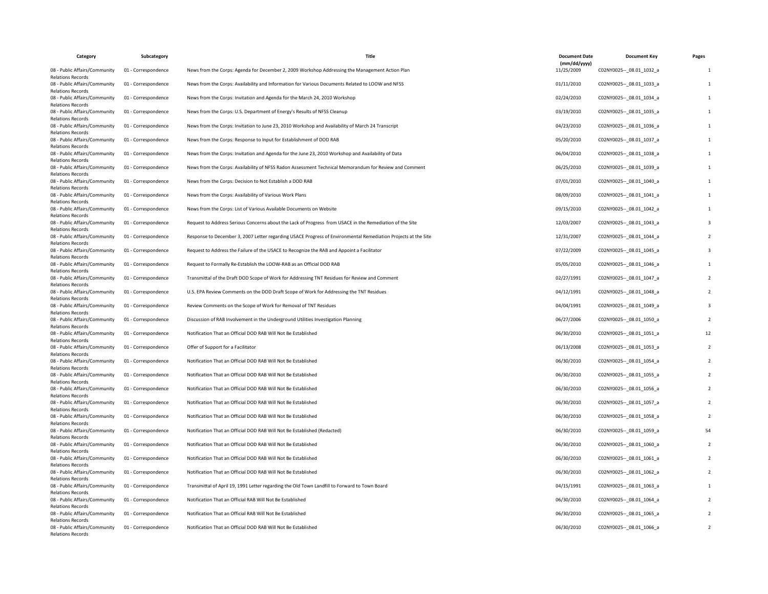| Category | Subcategory | Title | Document Date (mm/dd/yyyy) | Document Key | Pages |
|---|---|---|---|---|---|
| 08 - Public Affairs/Community Relations Records | 01 - Correspondence | News from the Corps: Agenda for December 2, 2009 Workshop Addressing the Management Action Plan | 11/25/2009 | C02NY0025--_08.01_1032_a | 1 |
| 08 - Public Affairs/Community Relations Records | 01 - Correspondence | News from the Corps: Availability and Information for Various Documents Related to LOOW and NFSS | 01/11/2010 | C02NY0025--_08.01_1033_a | 1 |
| 08 - Public Affairs/Community Relations Records | 01 - Correspondence | News from the Corps: Invitation and Agenda for the March 24, 2010 Workshop | 02/24/2010 | C02NY0025--_08.01_1034_a | 1 |
| 08 - Public Affairs/Community Relations Records | 01 - Correspondence | News from the Corps: U.S. Department of Energy's Results of NFSS Cleanup | 03/19/2010 | C02NY0025--_08.01_1035_a | 1 |
| 08 - Public Affairs/Community Relations Records | 01 - Correspondence | News from the Corps: Invitation to June 23, 2010 Workshop and Availability of March 24 Transcript | 04/23/2010 | C02NY0025--_08.01_1036_a | 1 |
| 08 - Public Affairs/Community Relations Records | 01 - Correspondence | News from the Corps: Response to Input for Establishment of DOD RAB | 05/20/2010 | C02NY0025--_08.01_1037_a | 1 |
| 08 - Public Affairs/Community Relations Records | 01 - Correspondence | News from the Corps: Invitation and Agenda for the June 23, 2010 Workshop and Availability of Data | 06/04/2010 | C02NY0025--_08.01_1038_a | 1 |
| 08 - Public Affairs/Community Relations Records | 01 - Correspondence | News from the Corps: Availability of NFSS Radon Assessment Technical Memorandum for Review and Comment | 06/25/2010 | C02NY0025--_08.01_1039_a | 1 |
| 08 - Public Affairs/Community Relations Records | 01 - Correspondence | News from the Corps: Decision to Not Establish a DOD RAB | 07/01/2010 | C02NY0025--_08.01_1040_a | 1 |
| 08 - Public Affairs/Community Relations Records | 01 - Correspondence | News from the Corps: Availability of Various Work Plans | 08/09/2010 | C02NY0025--_08.01_1041_a | 1 |
| 08 - Public Affairs/Community Relations Records | 01 - Correspondence | News from the Corps: List of Various Available Documents on Website | 09/15/2010 | C02NY0025--_08.01_1042_a | 1 |
| 08 - Public Affairs/Community Relations Records | 01 - Correspondence | Request to Address Serious Concerns about the Lack of Progress from USACE in the Remediation of the Site | 12/03/2007 | C02NY0025--_08.01_1043_a | 3 |
| 08 - Public Affairs/Community Relations Records | 01 - Correspondence | Response to December 3, 2007 Letter regarding USACE Progress of Environmental Remediation Projects at the Site | 12/31/2007 | C02NY0025--_08.01_1044_a | 2 |
| 08 - Public Affairs/Community Relations Records | 01 - Correspondence | Request to Address the Failure of the USACE to Recognize the RAB and Appoint a Facilitator | 07/22/2009 | C02NY0025--_08.01_1045_a | 3 |
| 08 - Public Affairs/Community Relations Records | 01 - Correspondence | Request to Formally Re-Establish the LOOW-RAB as an Official DOD RAB | 05/05/2010 | C02NY0025--_08.01_1046_a | 1 |
| 08 - Public Affairs/Community Relations Records | 01 - Correspondence | Transmittal of the Draft DOD Scope of Work for Addressing TNT Residues for Review and Comment | 02/27/1991 | C02NY0025--_08.01_1047_a | 2 |
| 08 - Public Affairs/Community Relations Records | 01 - Correspondence | U.S. EPA Review Comments on the DOD Draft Scope of Work for Addressing the TNT Residues | 04/12/1991 | C02NY0025--_08.01_1048_a | 2 |
| 08 - Public Affairs/Community Relations Records | 01 - Correspondence | Review Comments on the Scope of Work for Removal of TNT Residues | 04/04/1991 | C02NY0025--_08.01_1049_a | 3 |
| 08 - Public Affairs/Community Relations Records | 01 - Correspondence | Discussion of RAB Involvement in the Underground Utilities Investigation Planning | 06/27/2006 | C02NY0025--_08.01_1050_a | 2 |
| 08 - Public Affairs/Community Relations Records | 01 - Correspondence | Notification That an Official DOD RAB Will Not Be Established | 06/30/2010 | C02NY0025--_08.01_1051_a | 12 |
| 08 - Public Affairs/Community Relations Records | 01 - Correspondence | Offer of Support for a Facilitator | 06/13/2008 | C02NY0025--_08.01_1053_a | 2 |
| 08 - Public Affairs/Community Relations Records | 01 - Correspondence | Notification That an Official DOD RAB Will Not Be Established | 06/30/2010 | C02NY0025--_08.01_1054_a | 2 |
| 08 - Public Affairs/Community Relations Records | 01 - Correspondence | Notification That an Official DOD RAB Will Not Be Established | 06/30/2010 | C02NY0025--_08.01_1055_a | 2 |
| 08 - Public Affairs/Community Relations Records | 01 - Correspondence | Notification That an Official DOD RAB Will Not Be Established | 06/30/2010 | C02NY0025--_08.01_1056_a | 2 |
| 08 - Public Affairs/Community Relations Records | 01 - Correspondence | Notification That an Official DOD RAB Will Not Be Established | 06/30/2010 | C02NY0025--_08.01_1057_a | 2 |
| 08 - Public Affairs/Community Relations Records | 01 - Correspondence | Notification That an Official DOD RAB Will Not Be Established | 06/30/2010 | C02NY0025--_08.01_1058_a | 2 |
| 08 - Public Affairs/Community Relations Records | 01 - Correspondence | Notification That an Official DOD RAB Will Not Be Established (Redacted) | 06/30/2010 | C02NY0025--_08.01_1059_a | 54 |
| 08 - Public Affairs/Community Relations Records | 01 - Correspondence | Notification That an Official DOD RAB Will Not Be Established | 06/30/2010 | C02NY0025--_08.01_1060_a | 2 |
| 08 - Public Affairs/Community Relations Records | 01 - Correspondence | Notification That an Official DOD RAB Will Not Be Established | 06/30/2010 | C02NY0025--_08.01_1061_a | 2 |
| 08 - Public Affairs/Community Relations Records | 01 - Correspondence | Notification That an Official DOD RAB Will Not Be Established | 06/30/2010 | C02NY0025--_08.01_1062_a | 2 |
| 08 - Public Affairs/Community Relations Records | 01 - Correspondence | Transmittal of April 19, 1991 Letter regarding the Old Town Landfill to Forward to Town Board | 04/15/1991 | C02NY0025--_08.01_1063_a | 1 |
| 08 - Public Affairs/Community Relations Records | 01 - Correspondence | Notification That an Official RAB Will Not Be Established | 06/30/2010 | C02NY0025--_08.01_1064_a | 2 |
| 08 - Public Affairs/Community Relations Records | 01 - Correspondence | Notification That an Official RAB Will Not Be Established | 06/30/2010 | C02NY0025--_08.01_1065_a | 2 |
| 08 - Public Affairs/Community Relations Records | 01 - Correspondence | Notification That an Official DOD RAB Will Not Be Established | 06/30/2010 | C02NY0025--_08.01_1066_a | 2 |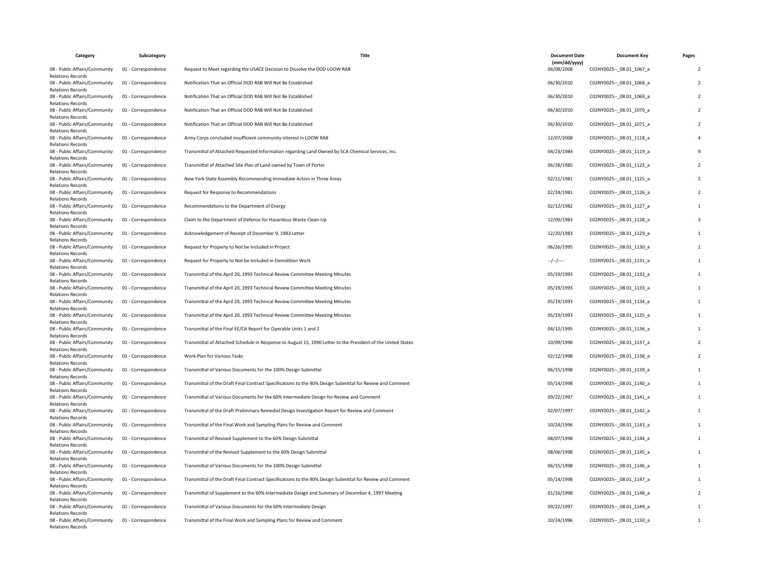| Category | Subcategory | Title | Document Date (mm/dd/yyyy) | Document Key | Pages |
|---|---|---|---|---|---|
| 08 - Public Affairs/Community Relations Records | 01 - Correspondence | Request to Meet regarding the USACE Decision to Dissolve the DOD LOOW RAB | 06/08/2008 | C02NY0025--_08.01_1067_a | 2 |
| 08 - Public Affairs/Community Relations Records | 01 - Correspondence | Notification That an Official DOD RAB Will Not Be Established | 06/30/2010 | C02NY0025--_08.01_1068_a | 2 |
| 08 - Public Affairs/Community Relations Records | 01 - Correspondence | Notification That an Official DOD RAB Will Not Be Established | 06/30/2010 | C02NY0025--_08.01_1069_a | 2 |
| 08 - Public Affairs/Community Relations Records | 01 - Correspondence | Notification That an Official DOD RAB Will Not Be Established | 06/30/2010 | C02NY0025--_08.01_1070_a | 2 |
| 08 - Public Affairs/Community Relations Records | 01 - Correspondence | Notification That an Official DOD RAB Will Not Be Established | 06/30/2010 | C02NY0025--_08.01_1071_a | 2 |
| 08 - Public Affairs/Community Relations Records | 01 - Correspondence | Army Corps concluded insufficient community interest in LOOW RAB | 12/07/2008 | C02NY0025--_08.01_1118_a | 4 |
| 08 - Public Affairs/Community Relations Records | 01 - Correspondence | Transmittal of Attached Requested Information regarding Land Owned by SCA Chemical Services, Inc. | 04/23/1984 | C02NY0025--_08.01_1119_a | 9 |
| 08 - Public Affairs/Community Relations Records | 01 - Correspondence | Transmittal of Attached Site Plan of Land owned by Town of Porter | 06/28/1985 | C02NY0025--_08.01_1123_a | 2 |
| 08 - Public Affairs/Community Relations Records | 01 - Correspondence | New York State Assembly Recommending Immediate Action in Three Areas | 02/11/1981 | C02NY0025--_08.01_1125_a | 2 |
| 08 - Public Affairs/Community Relations Records | 01 - Correspondence | Request for Response to Recommendations | 02/24/1981 | C02NY0025--_08.01_1126_a | 2 |
| 08 - Public Affairs/Community Relations Records | 01 - Correspondence | Recommendations to the Department of Energy | 02/12/1982 | C02NY0025--_08.01_1127_a | 1 |
| 08 - Public Affairs/Community Relations Records | 01 - Correspondence | Claim to the Department of Defense for Hazardous Waste Clean-Up | 12/09/1983 | C02NY0025--_08.01_1128_a | 3 |
| 08 - Public Affairs/Community Relations Records | 01 - Correspondence | Acknowledgement of Receipt of December 9, 1983 Letter | 12/20/1983 | C02NY0025--_08.01_1129_a | 1 |
| 08 - Public Affairs/Community Relations Records | 01 - Correspondence | Request for Property to Not be Included in Project | 06/26/1995 | C02NY0025--_08.01_1130_a | 1 |
| 08 - Public Affairs/Community Relations Records | 01 - Correspondence | Request for Property to Not be Included in Demolition Work | --/--/---- | C02NY0025--_08.01_1131_a | 1 |
| 08 - Public Affairs/Community Relations Records | 01 - Correspondence | Transmittal of the April 20, 1993 Technical Review Committee Meeting Minutes | 05/19/1993 | C02NY0025--_08.01_1132_a | 1 |
| 08 - Public Affairs/Community Relations Records | 01 - Correspondence | Transmittal of the April 20, 1993 Technical Review Committee Meeting Minutes | 05/19/1993 | C02NY0025--_08.01_1133_a | 1 |
| 08 - Public Affairs/Community Relations Records | 01 - Correspondence | Transmittal of the April 20, 1993 Technical Review Committee Meeting Minutes | 05/19/1993 | C02NY0025--_08.01_1134_a | 1 |
| 08 - Public Affairs/Community Relations Records | 01 - Correspondence | Transmittal of the April 20, 1993 Technical Review Committee Meeting Minutes | 05/19/1993 | C02NY0025--_08.01_1135_a | 1 |
| 08 - Public Affairs/Community Relations Records | 01 - Correspondence | Transmittal of the Final EE/CA Report for Operable Units 1 and 2 | 04/12/1995 | C02NY0025--_08.01_1136_a | 1 |
| 08 - Public Affairs/Community Relations Records | 01 - Correspondence | Transmittal of Attached Schedule in Response to August 15, 1990 Letter to the President of the United States | 10/09/1990 | C02NY0025--_08.01_1137_a | 2 |
| 08 - Public Affairs/Community Relations Records | 01 - Correspondence | Work Plan for Various Tasks | 02/12/1998 | C02NY0025--_08.01_1138_a | 2 |
| 08 - Public Affairs/Community Relations Records | 01 - Correspondence | Transmittal of Various Documents for the 100% Design Submittal | 06/15/1998 | C02NY0025--_08.01_1139_a | 1 |
| 08 - Public Affairs/Community Relations Records | 01 - Correspondence | Transmittal of the Draft Final Contract Specifications to the 90% Design Submittal for Review and Comment | 05/14/1998 | C02NY0025--_08.01_1140_a | 1 |
| 08 - Public Affairs/Community Relations Records | 01 - Correspondence | Transmittal of Various Documents for the 60% Intermediate Design for Review and Comment | 09/22/1997 | C02NY0025--_08.01_1141_a | 1 |
| 08 - Public Affairs/Community Relations Records | 01 - Correspondence | Transmittal of the Draft Preliminary Remedial Design Investigation Report for Review and Comment | 02/07/1997 | C02NY0025--_08.01_1142_a | 1 |
| 08 - Public Affairs/Community Relations Records | 01 - Correspondence | Transmittal of the Final Work and Sampling Plans for Review and Comment | 10/24/1996 | C02NY0025--_08.01_1143_a | 1 |
| 08 - Public Affairs/Community Relations Records | 01 - Correspondence | Transmittal of Revised Supplement to the 60% Design Submittal | 08/07/1998 | C02NY0025--_08.01_1144_a | 1 |
| 08 - Public Affairs/Community Relations Records | 01 - Correspondence | Transmittal of the Revised Supplement to the 60% Design Submittal | 08/06/1998 | C02NY0025--_08.01_1145_a | 1 |
| 08 - Public Affairs/Community Relations Records | 01 - Correspondence | Transmittal of Various Documents for the 100% Design Submittal | 06/15/1998 | C02NY0025--_08.01_1146_a | 1 |
| 08 - Public Affairs/Community Relations Records | 01 - Correspondence | Transmittal of the Draft Final Contract Specifications to the 90% Design Submittal for Review and Comment | 05/14/1998 | C02NY0025--_08.01_1147_a | 1 |
| 08 - Public Affairs/Community Relations Records | 01 - Correspondence | Transmittal of Supplement to the 60% Intermediate Design and Summary of December 4, 1997 Meeting | 01/16/1998 | C02NY0025--_08.01_1148_a | 2 |
| 08 - Public Affairs/Community Relations Records | 01 - Correspondence | Transmittal of Various Documents for the 60% Intermediate Design | 09/22/1997 | C02NY0025--_08.01_1149_a | 1 |
| 08 - Public Affairs/Community Relations Records | 01 - Correspondence | Transmittal of the Final Work and Sampling Plans for Review and Comment | 10/24/1996 | C02NY0025--_08.01_1150_a | 1 |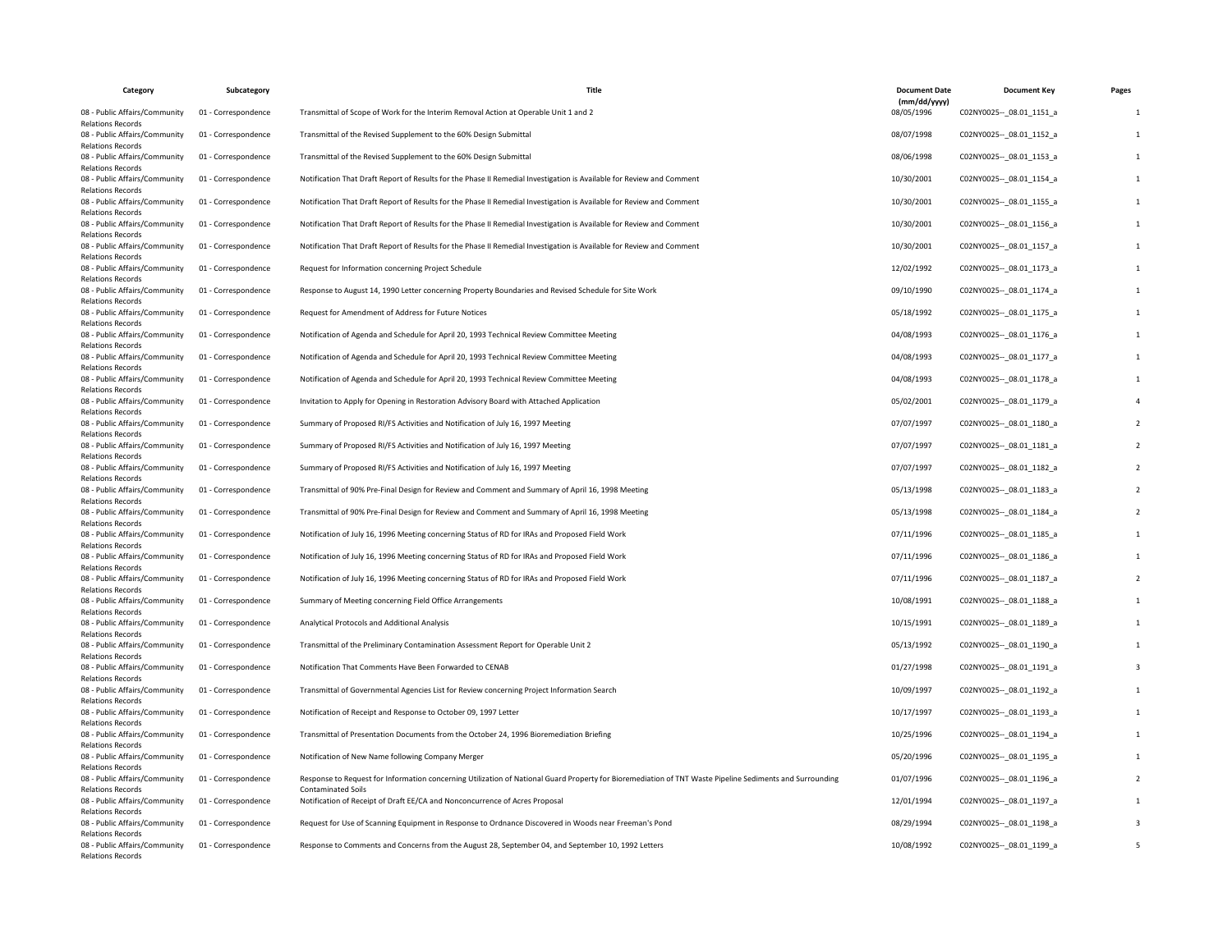| Category | Subcategory | Title | Document Date (mm/dd/yyyy) | Document Key | Pages |
| --- | --- | --- | --- | --- | --- |
| 08 - Public Affairs/Community Relations Records | 01 - Correspondence | Transmittal of Scope of Work for the Interim Removal Action at Operable Unit 1 and 2 | 08/05/1996 | C02NY0025--_08.01_1151_a | 1 |
| 08 - Public Affairs/Community Relations Records | 01 - Correspondence | Transmittal of the Revised Supplement to the 60% Design Submittal | 08/07/1998 | C02NY0025--_08.01_1152_a | 1 |
| 08 - Public Affairs/Community Relations Records | 01 - Correspondence | Transmittal of the Revised Supplement to the 60% Design Submittal | 08/06/1998 | C02NY0025--_08.01_1153_a | 1 |
| 08 - Public Affairs/Community Relations Records | 01 - Correspondence | Notification That Draft Report of Results for the Phase II Remedial Investigation is Available for Review and Comment | 10/30/2001 | C02NY0025--_08.01_1154_a | 1 |
| 08 - Public Affairs/Community Relations Records | 01 - Correspondence | Notification That Draft Report of Results for the Phase II Remedial Investigation is Available for Review and Comment | 10/30/2001 | C02NY0025--_08.01_1155_a | 1 |
| 08 - Public Affairs/Community Relations Records | 01 - Correspondence | Notification That Draft Report of Results for the Phase II Remedial Investigation is Available for Review and Comment | 10/30/2001 | C02NY0025--_08.01_1156_a | 1 |
| 08 - Public Affairs/Community Relations Records | 01 - Correspondence | Notification That Draft Report of Results for the Phase II Remedial Investigation is Available for Review and Comment | 10/30/2001 | C02NY0025--_08.01_1157_a | 1 |
| 08 - Public Affairs/Community Relations Records | 01 - Correspondence | Request for Information concerning Project Schedule | 12/02/1992 | C02NY0025--_08.01_1173_a | 1 |
| 08 - Public Affairs/Community Relations Records | 01 - Correspondence | Response to August 14, 1990 Letter concerning Property Boundaries and Revised Schedule for Site Work | 09/10/1990 | C02NY0025--_08.01_1174_a | 1 |
| 08 - Public Affairs/Community Relations Records | 01 - Correspondence | Request for Amendment of Address for Future Notices | 05/18/1992 | C02NY0025--_08.01_1175_a | 1 |
| 08 - Public Affairs/Community Relations Records | 01 - Correspondence | Notification of Agenda and Schedule for April 20, 1993 Technical Review Committee Meeting | 04/08/1993 | C02NY0025--_08.01_1176_a | 1 |
| 08 - Public Affairs/Community Relations Records | 01 - Correspondence | Notification of Agenda and Schedule for April 20, 1993 Technical Review Committee Meeting | 04/08/1993 | C02NY0025--_08.01_1177_a | 1 |
| 08 - Public Affairs/Community Relations Records | 01 - Correspondence | Notification of Agenda and Schedule for April 20, 1993 Technical Review Committee Meeting | 04/08/1993 | C02NY0025--_08.01_1178_a | 1 |
| 08 - Public Affairs/Community Relations Records | 01 - Correspondence | Invitation to Apply for Opening in Restoration Advisory Board with Attached Application | 05/02/2001 | C02NY0025--_08.01_1179_a | 4 |
| 08 - Public Affairs/Community Relations Records | 01 - Correspondence | Summary of Proposed RI/FS Activities and Notification of July 16, 1997 Meeting | 07/07/1997 | C02NY0025--_08.01_1180_a | 2 |
| 08 - Public Affairs/Community Relations Records | 01 - Correspondence | Summary of Proposed RI/FS Activities and Notification of July 16, 1997 Meeting | 07/07/1997 | C02NY0025--_08.01_1181_a | 2 |
| 08 - Public Affairs/Community Relations Records | 01 - Correspondence | Summary of Proposed RI/FS Activities and Notification of July 16, 1997 Meeting | 07/07/1997 | C02NY0025--_08.01_1182_a | 2 |
| 08 - Public Affairs/Community Relations Records | 01 - Correspondence | Transmittal of 90% Pre-Final Design for Review and Comment and Summary of April 16, 1998 Meeting | 05/13/1998 | C02NY0025--_08.01_1183_a | 2 |
| 08 - Public Affairs/Community Relations Records | 01 - Correspondence | Transmittal of 90% Pre-Final Design for Review and Comment and Summary of April 16, 1998 Meeting | 05/13/1998 | C02NY0025--_08.01_1184_a | 2 |
| 08 - Public Affairs/Community Relations Records | 01 - Correspondence | Notification of July 16, 1996 Meeting concerning Status of RD for IRAs and Proposed Field Work | 07/11/1996 | C02NY0025--_08.01_1185_a | 1 |
| 08 - Public Affairs/Community Relations Records | 01 - Correspondence | Notification of July 16, 1996 Meeting concerning Status of RD for IRAs and Proposed Field Work | 07/11/1996 | C02NY0025--_08.01_1186_a | 1 |
| 08 - Public Affairs/Community Relations Records | 01 - Correspondence | Notification of July 16, 1996 Meeting concerning Status of RD for IRAs and Proposed Field Work | 07/11/1996 | C02NY0025--_08.01_1187_a | 2 |
| 08 - Public Affairs/Community Relations Records | 01 - Correspondence | Summary of Meeting concerning Field Office Arrangements | 10/08/1991 | C02NY0025--_08.01_1188_a | 1 |
| 08 - Public Affairs/Community Relations Records | 01 - Correspondence | Analytical Protocols and Additional Analysis | 10/15/1991 | C02NY0025--_08.01_1189_a | 1 |
| 08 - Public Affairs/Community Relations Records | 01 - Correspondence | Transmittal of the Preliminary Contamination Assessment Report for Operable Unit 2 | 05/13/1992 | C02NY0025--_08.01_1190_a | 1 |
| 08 - Public Affairs/Community Relations Records | 01 - Correspondence | Notification That Comments Have Been Forwarded to CENAB | 01/27/1998 | C02NY0025--_08.01_1191_a | 3 |
| 08 - Public Affairs/Community Relations Records | 01 - Correspondence | Transmittal of Governmental Agencies List for Review concerning Project Information Search | 10/09/1997 | C02NY0025--_08.01_1192_a | 1 |
| 08 - Public Affairs/Community Relations Records | 01 - Correspondence | Notification of Receipt and Response to October 09, 1997 Letter | 10/17/1997 | C02NY0025--_08.01_1193_a | 1 |
| 08 - Public Affairs/Community Relations Records | 01 - Correspondence | Transmittal of Presentation Documents from the October 24, 1996 Bioremediation Briefing | 10/25/1996 | C02NY0025--_08.01_1194_a | 1 |
| 08 - Public Affairs/Community Relations Records | 01 - Correspondence | Notification of New Name following Company Merger | 05/20/1996 | C02NY0025--_08.01_1195_a | 1 |
| 08 - Public Affairs/Community Relations Records | 01 - Correspondence | Response to Request for Information concerning Utilization of National Guard Property for Bioremediation of TNT Waste Pipeline Sediments and Surrounding Contaminated Soils | 01/07/1996 | C02NY0025--_08.01_1196_a | 2 |
| 08 - Public Affairs/Community Relations Records | 01 - Correspondence | Notification of Receipt of Draft EE/CA and Nonconcurrence of Acres Proposal | 12/01/1994 | C02NY0025--_08.01_1197_a | 1 |
| 08 - Public Affairs/Community Relations Records | 01 - Correspondence | Request for Use of Scanning Equipment in Response to Ordnance Discovered in Woods near Freeman's Pond | 08/29/1994 | C02NY0025--_08.01_1198_a | 3 |
| 08 - Public Affairs/Community Relations Records | 01 - Correspondence | Response to Comments and Concerns from the August 28, September 04, and September 10, 1992 Letters | 10/08/1992 | C02NY0025--_08.01_1199_a | 5 |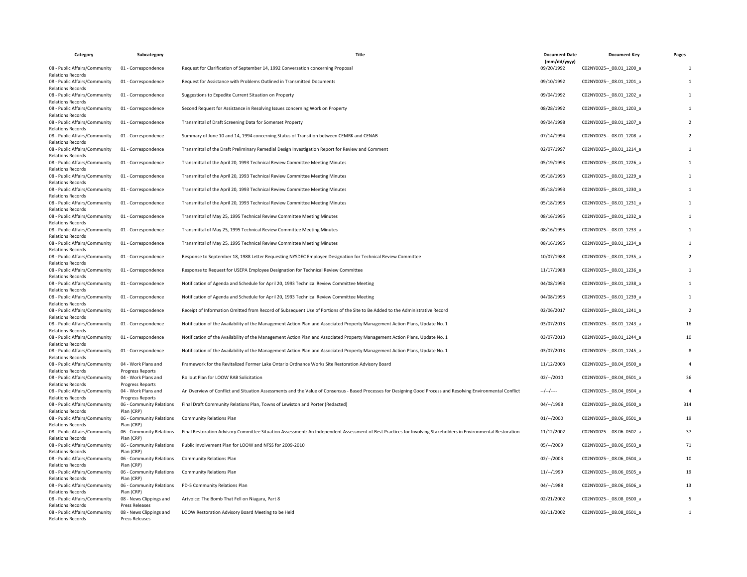| Category | Subcategory | Title | Document Date (mm/dd/yyyy) | Document Key | Pages |
|---|---|---|---|---|---|
| 08 - Public Affairs/Community Relations Records | 01 - Correspondence | Request for Clarification of September 14, 1992 Conversation concerning Proposal | 09/20/1992 | C02NY0025--_08.01_1200_a | 1 |
| 08 - Public Affairs/Community Relations Records | 01 - Correspondence | Request for Assistance with Problems Outlined in Transmitted Documents | 09/10/1992 | C02NY0025--_08.01_1201_a | 1 |
| 08 - Public Affairs/Community Relations Records | 01 - Correspondence | Suggestions to Expedite Current Situation on Property | 09/04/1992 | C02NY0025--_08.01_1202_a | 1 |
| 08 - Public Affairs/Community Relations Records | 01 - Correspondence | Second Request for Assistance in Resolving Issues concerning Work on Property | 08/28/1992 | C02NY0025--_08.01_1203_a | 1 |
| 08 - Public Affairs/Community Relations Records | 01 - Correspondence | Transmittal of Draft Screening Data for Somerset Property | 09/04/1998 | C02NY0025--_08.01_1207_a | 2 |
| 08 - Public Affairs/Community Relations Records | 01 - Correspondence | Summary of June 10 and 14, 1994 concerning Status of Transition between CEMRK and CENAB | 07/14/1994 | C02NY0025--_08.01_1208_a | 2 |
| 08 - Public Affairs/Community Relations Records | 01 - Correspondence | Transmittal of the Draft Preliminary Remedial Design Investigation Report for Review and Comment | 02/07/1997 | C02NY0025--_08.01_1214_a | 1 |
| 08 - Public Affairs/Community Relations Records | 01 - Correspondence | Transmittal of the April 20, 1993 Technical Review Committee Meeting Minutes | 05/19/1993 | C02NY0025--_08.01_1226_a | 1 |
| 08 - Public Affairs/Community Relations Records | 01 - Correspondence | Transmittal of the April 20, 1993 Technical Review Committee Meeting Minutes | 05/18/1993 | C02NY0025--_08.01_1229_a | 1 |
| 08 - Public Affairs/Community Relations Records | 01 - Correspondence | Transmittal of the April 20, 1993 Technical Review Committee Meeting Minutes | 05/18/1993 | C02NY0025--_08.01_1230_a | 1 |
| 08 - Public Affairs/Community Relations Records | 01 - Correspondence | Transmittal of the April 20, 1993 Technical Review Committee Meeting Minutes | 05/18/1993 | C02NY0025--_08.01_1231_a | 1 |
| 08 - Public Affairs/Community Relations Records | 01 - Correspondence | Transmittal of May 25, 1995 Technical Review Committee Meeting Minutes | 08/16/1995 | C02NY0025--_08.01_1232_a | 1 |
| 08 - Public Affairs/Community Relations Records | 01 - Correspondence | Transmittal of May 25, 1995 Technical Review Committee Meeting Minutes | 08/16/1995 | C02NY0025--_08.01_1233_a | 1 |
| 08 - Public Affairs/Community Relations Records | 01 - Correspondence | Transmittal of May 25, 1995 Technical Review Committee Meeting Minutes | 08/16/1995 | C02NY0025--_08.01_1234_a | 1 |
| 08 - Public Affairs/Community Relations Records | 01 - Correspondence | Response to September 18, 1988 Letter Requesting NYSDEC Employee Designation for Technical Review Committee | 10/07/1988 | C02NY0025--_08.01_1235_a | 2 |
| 08 - Public Affairs/Community Relations Records | 01 - Correspondence | Response to Request for USEPA Employee Designation for Technical Review Committee | 11/17/1988 | C02NY0025--_08.01_1236_a | 1 |
| 08 - Public Affairs/Community Relations Records | 01 - Correspondence | Notification of Agenda and Schedule for April 20, 1993 Technical Review Committee Meeting | 04/08/1993 | C02NY0025--_08.01_1238_a | 1 |
| 08 - Public Affairs/Community Relations Records | 01 - Correspondence | Notification of Agenda and Schedule for April 20, 1993 Technical Review Committee Meeting | 04/08/1993 | C02NY0025--_08.01_1239_a | 1 |
| 08 - Public Affairs/Community Relations Records | 01 - Correspondence | Receipt of Information Omitted from Record of Subsequent Use of Portions of the Site to Be Added to the Administrative Record | 02/06/2017 | C02NY0025--_08.01_1241_a | 2 |
| 08 - Public Affairs/Community Relations Records | 01 - Correspondence | Notification of the Availability of the Management Action Plan and Associated Property Management Action Plans, Update No. 1 | 03/07/2013 | C02NY0025--_08.01_1243_a | 16 |
| 08 - Public Affairs/Community Relations Records | 01 - Correspondence | Notification of the Availability of the Management Action Plan and Associated Property Management Action Plans, Update No. 1 | 03/07/2013 | C02NY0025--_08.01_1244_a | 10 |
| 08 - Public Affairs/Community Relations Records | 01 - Correspondence | Notification of the Availability of the Management Action Plan and Associated Property Management Action Plans, Update No. 1 | 03/07/2013 | C02NY0025--_08.01_1245_a | 8 |
| 08 - Public Affairs/Community Relations Records | 04 - Work Plans and Progress Reports | Framework for the Revitalized Former Lake Ontario Ordnance Works Site Restoration Advisory Board | 11/12/2003 | C02NY0025--_08.04_0500_a | 4 |
| 08 - Public Affairs/Community Relations Records | 04 - Work Plans and Progress Reports | Rollout Plan for LOOW RAB Solicitation | 02/--/2010 | C02NY0025--_08.04_0501_a | 36 |
| 08 - Public Affairs/Community Relations Records | 04 - Work Plans and Progress Reports | An Overview of Conflict and Situation Assessments and the Value of Consensus - Based Processes for Designing Good Process and Resolving Environmental Conflict | --/--/---- | C02NY0025--_08.04_0504_a | 4 |
| 08 - Public Affairs/Community Relations Records | 06 - Community Relations Plan (CRP) | Final Draft Community Relations Plan, Towns of Lewiston and Porter (Redacted) | 04/--/1998 | C02NY0025--_08.06_0500_a | 314 |
| 08 - Public Affairs/Community Relations Records | 06 - Community Relations Plan (CRP) | Community Relations Plan | 01/--/2000 | C02NY0025--_08.06_0501_a | 19 |
| 08 - Public Affairs/Community Relations Records | 06 - Community Relations Plan (CRP) | Final Restoration Advisory Committee Situation Assessment: An Independent Assessment of Best Practices for Involving Stakeholders in Environmental Restoration | 11/12/2002 | C02NY0025--_08.06_0502_a | 37 |
| 08 - Public Affairs/Community Relations Records | 06 - Community Relations Plan (CRP) | Public Involvement Plan for LOOW and NFSS for 2009-2010 | 05/--/2009 | C02NY0025--_08.06_0503_a | 71 |
| 08 - Public Affairs/Community Relations Records | 06 - Community Relations Plan (CRP) | Community Relations Plan | 02/--/2003 | C02NY0025--_08.06_0504_a | 10 |
| 08 - Public Affairs/Community Relations Records | 06 - Community Relations Plan (CRP) | Community Relations Plan | 11/--/1999 | C02NY0025--_08.06_0505_a | 19 |
| 08 - Public Affairs/Community Relations Records | 06 - Community Relations Plan (CRP) | PD-5 Community Relations Plan | 04/--/1988 | C02NY0025--_08.06_0506_a | 13 |
| 08 - Public Affairs/Community Relations Records | 08 - News Clippings and Press Releases | Artvoice: The Bomb That Fell on Niagara, Part 8 | 02/21/2002 | C02NY0025--_08.08_0500_a | 5 |
| 08 - Public Affairs/Community Relations Records | 08 - News Clippings and Press Releases | LOOW Restoration Advisory Board Meeting to be Held | 03/11/2002 | C02NY0025--_08.08_0501_a | 1 |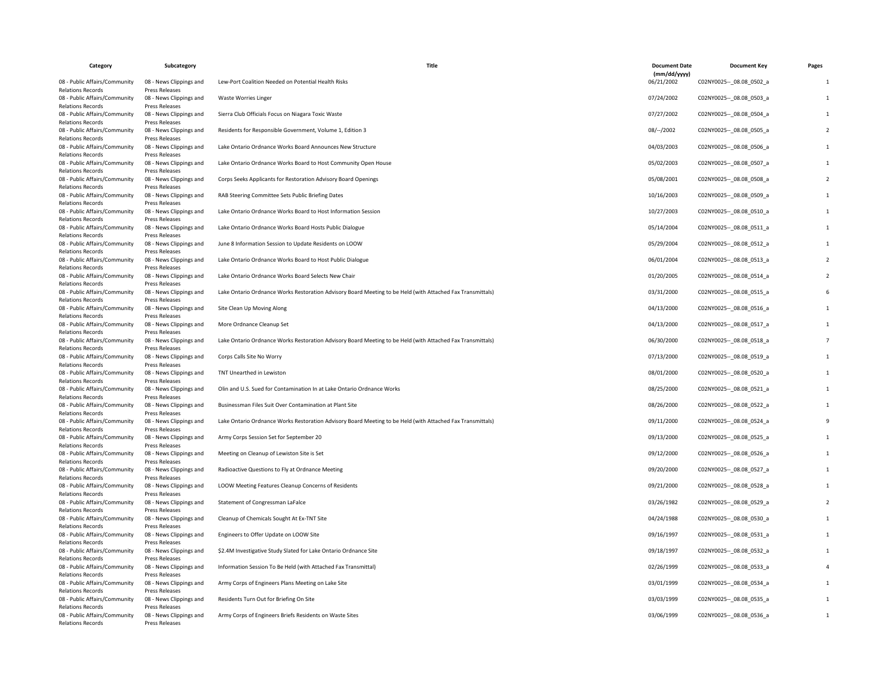| Category | Subcategory | Title | Document Date (mm/dd/yyyy) | Document Key | Pages |
|---|---|---|---|---|---|
| 08 - Public Affairs/Community Relations Records | 08 - News Clippings and Press Releases | Lew-Port Coalition Needed on Potential Health Risks | 06/21/2002 | C02NY0025--_08.08_0502_a | 1 |
| 08 - Public Affairs/Community Relations Records | 08 - News Clippings and Press Releases | Waste Worries Linger | 07/24/2002 | C02NY0025--_08.08_0503_a | 1 |
| 08 - Public Affairs/Community Relations Records | 08 - News Clippings and Press Releases | Sierra Club Officials Focus on Niagara Toxic Waste | 07/27/2002 | C02NY0025--_08.08_0504_a | 1 |
| 08 - Public Affairs/Community Relations Records | 08 - News Clippings and Press Releases | Residents for Responsible Government, Volume 1, Edition 3 | 08/--/2002 | C02NY0025--_08.08_0505_a | 2 |
| 08 - Public Affairs/Community Relations Records | 08 - News Clippings and Press Releases | Lake Ontario Ordnance Works Board Announces New Structure | 04/03/2003 | C02NY0025--_08.08_0506_a | 1 |
| 08 - Public Affairs/Community Relations Records | 08 - News Clippings and Press Releases | Lake Ontario Ordnance Works Board to Host Community Open House | 05/02/2003 | C02NY0025--_08.08_0507_a | 1 |
| 08 - Public Affairs/Community Relations Records | 08 - News Clippings and Press Releases | Corps Seeks Applicants for Restoration Advisory Board Openings | 05/08/2001 | C02NY0025--_08.08_0508_a | 2 |
| 08 - Public Affairs/Community Relations Records | 08 - News Clippings and Press Releases | RAB Steering Committee Sets Public Briefing Dates | 10/16/2003 | C02NY0025--_08.08_0509_a | 1 |
| 08 - Public Affairs/Community Relations Records | 08 - News Clippings and Press Releases | Lake Ontario Ordnance Works Board to Host Information Session | 10/27/2003 | C02NY0025--_08.08_0510_a | 1 |
| 08 - Public Affairs/Community Relations Records | 08 - News Clippings and Press Releases | Lake Ontario Ordnance Works Board Hosts Public Dialogue | 05/14/2004 | C02NY0025--_08.08_0511_a | 1 |
| 08 - Public Affairs/Community Relations Records | 08 - News Clippings and Press Releases | June 8 Information Session to Update Residents on LOOW | 05/29/2004 | C02NY0025--_08.08_0512_a | 1 |
| 08 - Public Affairs/Community Relations Records | 08 - News Clippings and Press Releases | Lake Ontario Ordnance Works Board to Host Public Dialogue | 06/01/2004 | C02NY0025--_08.08_0513_a | 2 |
| 08 - Public Affairs/Community Relations Records | 08 - News Clippings and Press Releases | Lake Ontario Ordnance Works Board Selects New Chair | 01/20/2005 | C02NY0025--_08.08_0514_a | 2 |
| 08 - Public Affairs/Community Relations Records | 08 - News Clippings and Press Releases | Lake Ontario Ordnance Works Restoration Advisory Board Meeting to be Held (with Attached Fax Transmittals) | 03/31/2000 | C02NY0025--_08.08_0515_a | 6 |
| 08 - Public Affairs/Community Relations Records | 08 - News Clippings and Press Releases | Site Clean Up Moving Along | 04/13/2000 | C02NY0025--_08.08_0516_a | 1 |
| 08 - Public Affairs/Community Relations Records | 08 - News Clippings and Press Releases | More Ordnance Cleanup Set | 04/13/2000 | C02NY0025--_08.08_0517_a | 1 |
| 08 - Public Affairs/Community Relations Records | 08 - News Clippings and Press Releases | Lake Ontario Ordnance Works Restoration Advisory Board Meeting to be Held (with Attached Fax Transmittals) | 06/30/2000 | C02NY0025--_08.08_0518_a | 7 |
| 08 - Public Affairs/Community Relations Records | 08 - News Clippings and Press Releases | Corps Calls Site No Worry | 07/13/2000 | C02NY0025--_08.08_0519_a | 1 |
| 08 - Public Affairs/Community Relations Records | 08 - News Clippings and Press Releases | TNT Unearthed in Lewiston | 08/01/2000 | C02NY0025--_08.08_0520_a | 1 |
| 08 - Public Affairs/Community Relations Records | 08 - News Clippings and Press Releases | Olin and U.S. Sued for Contamination In at Lake Ontario Ordnance Works | 08/25/2000 | C02NY0025--_08.08_0521_a | 1 |
| 08 - Public Affairs/Community Relations Records | 08 - News Clippings and Press Releases | Businessman Files Suit Over Contamination at Plant Site | 08/26/2000 | C02NY0025--_08.08_0522_a | 1 |
| 08 - Public Affairs/Community Relations Records | 08 - News Clippings and Press Releases | Lake Ontario Ordnance Works Restoration Advisory Board Meeting to be Held (with Attached Fax Transmittals) | 09/11/2000 | C02NY0025--_08.08_0524_a | 9 |
| 08 - Public Affairs/Community Relations Records | 08 - News Clippings and Press Releases | Army Corps Session Set for September 20 | 09/13/2000 | C02NY0025--_08.08_0525_a | 1 |
| 08 - Public Affairs/Community Relations Records | 08 - News Clippings and Press Releases | Meeting on Cleanup of Lewiston Site is Set | 09/12/2000 | C02NY0025--_08.08_0526_a | 1 |
| 08 - Public Affairs/Community Relations Records | 08 - News Clippings and Press Releases | Radioactive Questions to Fly at Ordnance Meeting | 09/20/2000 | C02NY0025--_08.08_0527_a | 1 |
| 08 - Public Affairs/Community Relations Records | 08 - News Clippings and Press Releases | LOOW Meeting Features Cleanup Concerns of Residents | 09/21/2000 | C02NY0025--_08.08_0528_a | 1 |
| 08 - Public Affairs/Community Relations Records | 08 - News Clippings and Press Releases | Statement of Congressman LaFalce | 03/26/1982 | C02NY0025--_08.08_0529_a | 2 |
| 08 - Public Affairs/Community Relations Records | 08 - News Clippings and Press Releases | Cleanup of Chemicals Sought At Ex-TNT Site | 04/24/1988 | C02NY0025--_08.08_0530_a | 1 |
| 08 - Public Affairs/Community Relations Records | 08 - News Clippings and Press Releases | Engineers to Offer Update on LOOW Site | 09/16/1997 | C02NY0025--_08.08_0531_a | 1 |
| 08 - Public Affairs/Community Relations Records | 08 - News Clippings and Press Releases | $2.4M Investigative Study Slated for Lake Ontario Ordnance Site | 09/18/1997 | C02NY0025--_08.08_0532_a | 1 |
| 08 - Public Affairs/Community Relations Records | 08 - News Clippings and Press Releases | Information Session To Be Held (with Attached Fax Transmittal) | 02/26/1999 | C02NY0025--_08.08_0533_a | 4 |
| 08 - Public Affairs/Community Relations Records | 08 - News Clippings and Press Releases | Army Corps of Engineers Plans Meeting on Lake Site | 03/01/1999 | C02NY0025--_08.08_0534_a | 1 |
| 08 - Public Affairs/Community Relations Records | 08 - News Clippings and Press Releases | Residents Turn Out for Briefing On Site | 03/03/1999 | C02NY0025--_08.08_0535_a | 1 |
| 08 - Public Affairs/Community Relations Records | 08 - News Clippings and Press Releases | Army Corps of Engineers Briefs Residents on Waste Sites | 03/06/1999 | C02NY0025--_08.08_0536_a | 1 |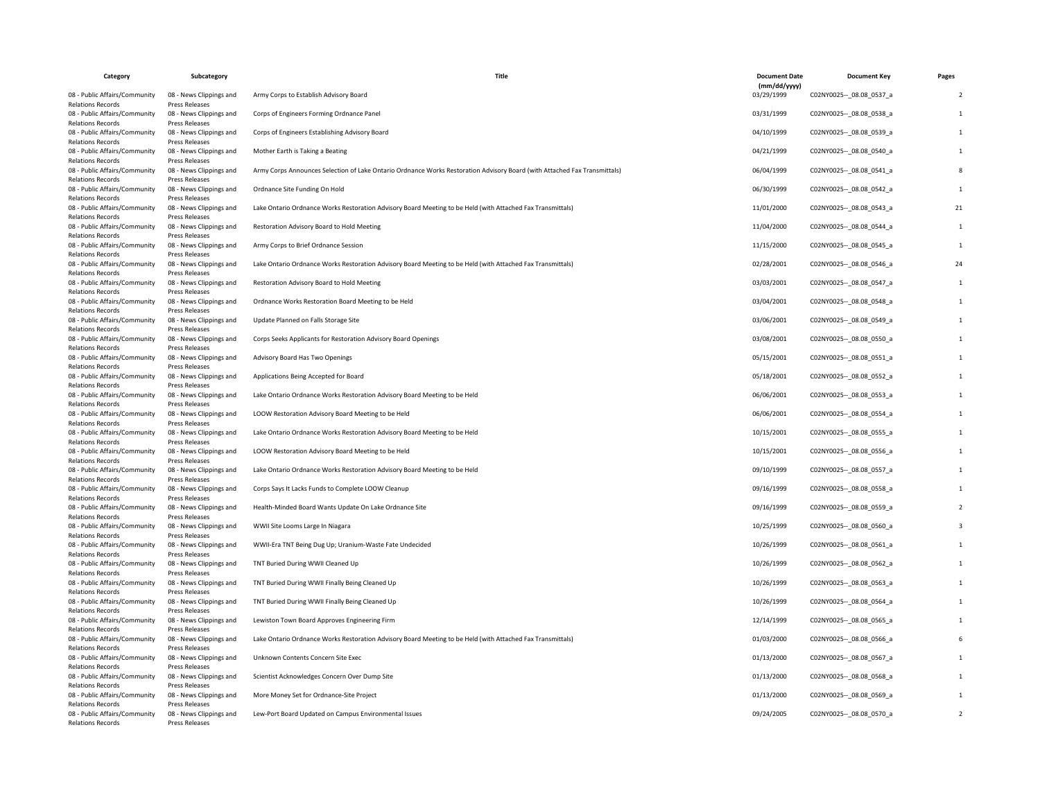| Category | Subcategory | Title | Document Date (mm/dd/yyyy) | Document Key | Pages |
|---|---|---|---|---|---|
| 08 - Public Affairs/Community Relations Records | 08 - News Clippings and Press Releases | Army Corps to Establish Advisory Board | 03/29/1999 | C02NY0025--_08.08_0537_a | 2 |
| 08 - Public Affairs/Community Relations Records | 08 - News Clippings and Press Releases | Corps of Engineers Forming Ordnance Panel | 03/31/1999 | C02NY0025--_08.08_0538_a | 1 |
| 08 - Public Affairs/Community Relations Records | 08 - News Clippings and Press Releases | Corps of Engineers Establishing Advisory Board | 04/10/1999 | C02NY0025--_08.08_0539_a | 1 |
| 08 - Public Affairs/Community Relations Records | 08 - News Clippings and Press Releases | Mother Earth is Taking a Beating | 04/21/1999 | C02NY0025--_08.08_0540_a | 1 |
| 08 - Public Affairs/Community Relations Records | 08 - News Clippings and Press Releases | Army Corps Announces Selection of Lake Ontario Ordnance Works Restoration Advisory Board (with Attached Fax Transmittals) | 06/04/1999 | C02NY0025--_08.08_0541_a | 8 |
| 08 - Public Affairs/Community Relations Records | 08 - News Clippings and Press Releases | Ordnance Site Funding On Hold | 06/30/1999 | C02NY0025--_08.08_0542_a | 1 |
| 08 - Public Affairs/Community Relations Records | 08 - News Clippings and Press Releases | Lake Ontario Ordnance Works Restoration Advisory Board Meeting to be Held (with Attached Fax Transmittals) | 11/01/2000 | C02NY0025--_08.08_0543_a | 21 |
| 08 - Public Affairs/Community Relations Records | 08 - News Clippings and Press Releases | Restoration Advisory Board to Hold Meeting | 11/04/2000 | C02NY0025--_08.08_0544_a | 1 |
| 08 - Public Affairs/Community Relations Records | 08 - News Clippings and Press Releases | Army Corps to Brief Ordnance Session | 11/15/2000 | C02NY0025--_08.08_0545_a | 1 |
| 08 - Public Affairs/Community Relations Records | 08 - News Clippings and Press Releases | Lake Ontario Ordnance Works Restoration Advisory Board Meeting to be Held (with Attached Fax Transmittals) | 02/28/2001 | C02NY0025--_08.08_0546_a | 24 |
| 08 - Public Affairs/Community Relations Records | 08 - News Clippings and Press Releases | Restoration Advisory Board to Hold Meeting | 03/03/2001 | C02NY0025--_08.08_0547_a | 1 |
| 08 - Public Affairs/Community Relations Records | 08 - News Clippings and Press Releases | Ordnance Works Restoration Board Meeting to be Held | 03/04/2001 | C02NY0025--_08.08_0548_a | 1 |
| 08 - Public Affairs/Community Relations Records | 08 - News Clippings and Press Releases | Update Planned on Falls Storage Site | 03/06/2001 | C02NY0025--_08.08_0549_a | 1 |
| 08 - Public Affairs/Community Relations Records | 08 - News Clippings and Press Releases | Corps Seeks Applicants for Restoration Advisory Board Openings | 03/08/2001 | C02NY0025--_08.08_0550_a | 1 |
| 08 - Public Affairs/Community Relations Records | 08 - News Clippings and Press Releases | Advisory Board Has Two Openings | 05/15/2001 | C02NY0025--_08.08_0551_a | 1 |
| 08 - Public Affairs/Community Relations Records | 08 - News Clippings and Press Releases | Applications Being Accepted for Board | 05/18/2001 | C02NY0025--_08.08_0552_a | 1 |
| 08 - Public Affairs/Community Relations Records | 08 - News Clippings and Press Releases | Lake Ontario Ordnance Works Restoration Advisory Board Meeting to be Held | 06/06/2001 | C02NY0025--_08.08_0553_a | 1 |
| 08 - Public Affairs/Community Relations Records | 08 - News Clippings and Press Releases | LOOW Restoration Advisory Board Meeting to be Held | 06/06/2001 | C02NY0025--_08.08_0554_a | 1 |
| 08 - Public Affairs/Community Relations Records | 08 - News Clippings and Press Releases | Lake Ontario Ordnance Works Restoration Advisory Board Meeting to be Held | 10/15/2001 | C02NY0025--_08.08_0555_a | 1 |
| 08 - Public Affairs/Community Relations Records | 08 - News Clippings and Press Releases | LOOW Restoration Advisory Board Meeting to be Held | 10/15/2001 | C02NY0025--_08.08_0556_a | 1 |
| 08 - Public Affairs/Community Relations Records | 08 - News Clippings and Press Releases | Lake Ontario Ordnance Works Restoration Advisory Board Meeting to be Held | 09/10/1999 | C02NY0025--_08.08_0557_a | 1 |
| 08 - Public Affairs/Community Relations Records | 08 - News Clippings and Press Releases | Corps Says It Lacks Funds to Complete LOOW Cleanup | 09/16/1999 | C02NY0025--_08.08_0558_a | 1 |
| 08 - Public Affairs/Community Relations Records | 08 - News Clippings and Press Releases | Health-Minded Board Wants Update On Lake Ordnance Site | 09/16/1999 | C02NY0025--_08.08_0559_a | 2 |
| 08 - Public Affairs/Community Relations Records | 08 - News Clippings and Press Releases | WWII Site Looms Large In Niagara | 10/25/1999 | C02NY0025--_08.08_0560_a | 3 |
| 08 - Public Affairs/Community Relations Records | 08 - News Clippings and Press Releases | WWII-Era TNT Being Dug Up; Uranium-Waste Fate Undecided | 10/26/1999 | C02NY0025--_08.08_0561_a | 1 |
| 08 - Public Affairs/Community Relations Records | 08 - News Clippings and Press Releases | TNT Buried During WWII Cleaned Up | 10/26/1999 | C02NY0025--_08.08_0562_a | 1 |
| 08 - Public Affairs/Community Relations Records | 08 - News Clippings and Press Releases | TNT Buried During WWII Finally Being Cleaned Up | 10/26/1999 | C02NY0025--_08.08_0563_a | 1 |
| 08 - Public Affairs/Community Relations Records | 08 - News Clippings and Press Releases | TNT Buried During WWII Finally Being Cleaned Up | 10/26/1999 | C02NY0025--_08.08_0564_a | 1 |
| 08 - Public Affairs/Community Relations Records | 08 - News Clippings and Press Releases | Lewiston Town Board Approves Engineering Firm | 12/14/1999 | C02NY0025--_08.08_0565_a | 1 |
| 08 - Public Affairs/Community Relations Records | 08 - News Clippings and Press Releases | Lake Ontario Ordnance Works Restoration Advisory Board Meeting to be Held (with Attached Fax Transmittals) | 01/03/2000 | C02NY0025--_08.08_0566_a | 6 |
| 08 - Public Affairs/Community Relations Records | 08 - News Clippings and Press Releases | Unknown Contents Concern Site Exec | 01/13/2000 | C02NY0025--_08.08_0567_a | 1 |
| 08 - Public Affairs/Community Relations Records | 08 - News Clippings and Press Releases | Scientist Acknowledges Concern Over Dump Site | 01/13/2000 | C02NY0025--_08.08_0568_a | 1 |
| 08 - Public Affairs/Community Relations Records | 08 - News Clippings and Press Releases | More Money Set for Ordnance-Site Project | 01/13/2000 | C02NY0025--_08.08_0569_a | 1 |
| 08 - Public Affairs/Community Relations Records | 08 - News Clippings and Press Releases | Lew-Port Board Updated on Campus Environmental Issues | 09/24/2005 | C02NY0025--_08.08_0570_a | 2 |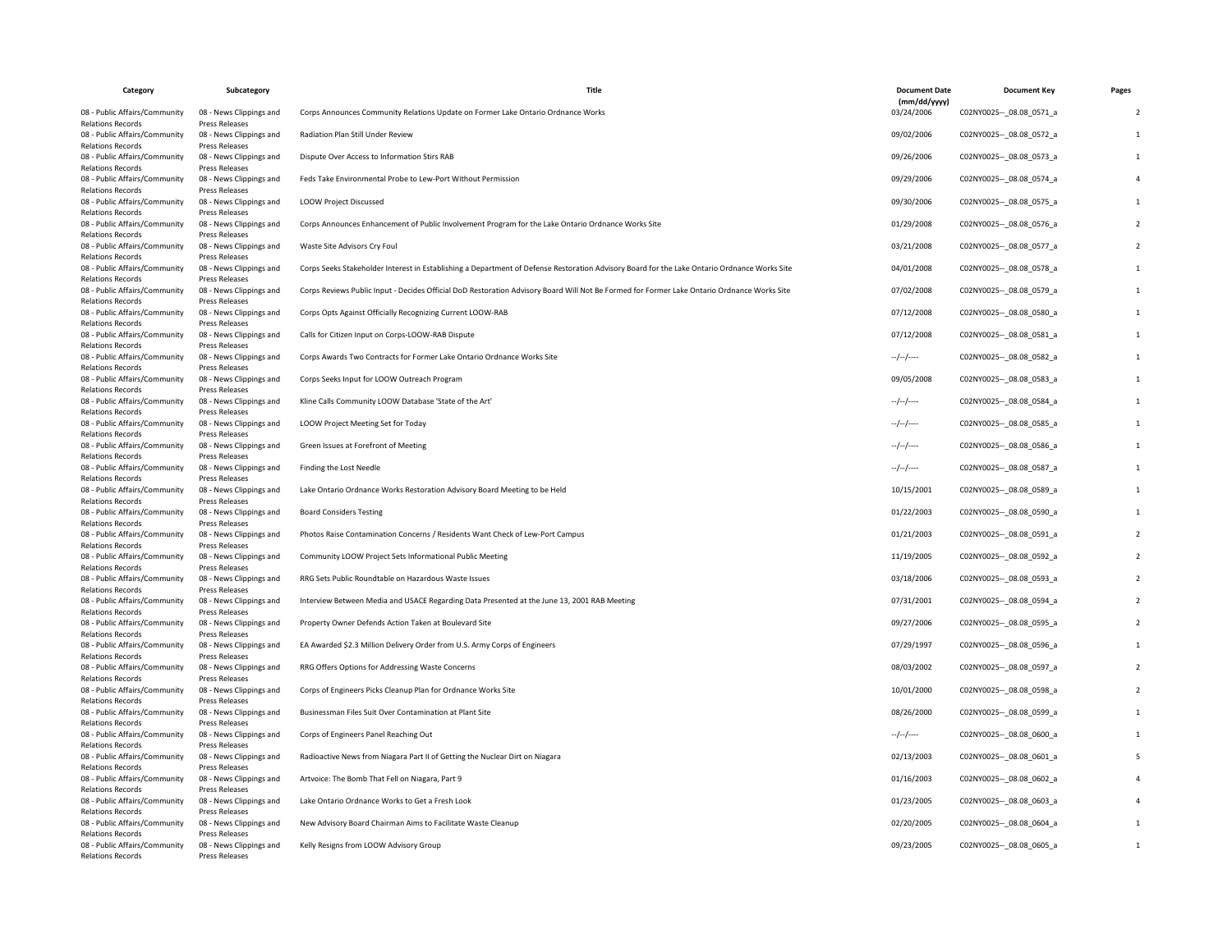| Category | Subcategory | Title | Document Date (mm/dd/yyyy) | Document Key | Pages |
|---|---|---|---|---|---|
| 08 - Public Affairs/Community Relations Records | 08 - News Clippings and Press Releases | Corps Announces Community Relations Update on Former Lake Ontario Ordnance Works | 03/24/2006 | C02NY0025--_08.08_0571_a | 2 |
| 08 - Public Affairs/Community Relations Records | 08 - News Clippings and Press Releases | Radiation Plan Still Under Review | 09/02/2006 | C02NY0025--_08.08_0572_a | 1 |
| 08 - Public Affairs/Community Relations Records | 08 - News Clippings and Press Releases | Dispute Over Access to Information Stirs RAB | 09/26/2006 | C02NY0025--_08.08_0573_a | 1 |
| 08 - Public Affairs/Community Relations Records | 08 - News Clippings and Press Releases | Feds Take Environmental Probe to Lew-Port Without Permission | 09/29/2006 | C02NY0025--_08.08_0574_a | 4 |
| 08 - Public Affairs/Community Relations Records | 08 - News Clippings and Press Releases | LOOW Project Discussed | 09/30/2006 | C02NY0025--_08.08_0575_a | 1 |
| 08 - Public Affairs/Community Relations Records | 08 - News Clippings and Press Releases | Corps Announces Enhancement of Public Involvement Program for the Lake Ontario Ordnance Works Site | 01/29/2008 | C02NY0025--_08.08_0576_a | 2 |
| 08 - Public Affairs/Community Relations Records | 08 - News Clippings and Press Releases | Waste Site Advisors Cry Foul | 03/21/2008 | C02NY0025--_08.08_0577_a | 2 |
| 08 - Public Affairs/Community Relations Records | 08 - News Clippings and Press Releases | Corps Seeks Stakeholder Interest in Establishing a Department of Defense Restoration Advisory Board for the Lake Ontario Ordnance Works Site | 04/01/2008 | C02NY0025--_08.08_0578_a | 1 |
| 08 - Public Affairs/Community Relations Records | 08 - News Clippings and Press Releases | Corps Reviews Public Input - Decides Official DoD Restoration Advisory Board Will Not Be Formed for Former Lake Ontario Ordnance Works Site | 07/02/2008 | C02NY0025--_08.08_0579_a | 1 |
| 08 - Public Affairs/Community Relations Records | 08 - News Clippings and Press Releases | Corps Opts Against Officially Recognizing Current LOOW-RAB | 07/12/2008 | C02NY0025--_08.08_0580_a | 1 |
| 08 - Public Affairs/Community Relations Records | 08 - News Clippings and Press Releases | Calls for Citizen Input on Corps-LOOW-RAB Dispute | 07/12/2008 | C02NY0025--_08.08_0581_a | 1 |
| 08 - Public Affairs/Community Relations Records | 08 - News Clippings and Press Releases | Corps Awards Two Contracts for Former Lake Ontario Ordnance Works Site | --/--/---- | C02NY0025--_08.08_0582_a | 1 |
| 08 - Public Affairs/Community Relations Records | 08 - News Clippings and Press Releases | Corps Seeks Input for LOOW Outreach Program | 09/05/2008 | C02NY0025--_08.08_0583_a | 1 |
| 08 - Public Affairs/Community Relations Records | 08 - News Clippings and Press Releases | Kline Calls Community LOOW Database 'State of the Art' | --/--/---- | C02NY0025--_08.08_0584_a | 1 |
| 08 - Public Affairs/Community Relations Records | 08 - News Clippings and Press Releases | LOOW Project Meeting Set for Today | --/--/---- | C02NY0025--_08.08_0585_a | 1 |
| 08 - Public Affairs/Community Relations Records | 08 - News Clippings and Press Releases | Green Issues at Forefront of Meeting | --/--/---- | C02NY0025--_08.08_0586_a | 1 |
| 08 - Public Affairs/Community Relations Records | 08 - News Clippings and Press Releases | Finding the Lost Needle | --/--/---- | C02NY0025--_08.08_0587_a | 1 |
| 08 - Public Affairs/Community Relations Records | 08 - News Clippings and Press Releases | Lake Ontario Ordnance Works Restoration Advisory Board Meeting to be Held | 10/15/2001 | C02NY0025--_08.08_0589_a | 1 |
| 08 - Public Affairs/Community Relations Records | 08 - News Clippings and Press Releases | Board Considers Testing | 01/22/2003 | C02NY0025--_08.08_0590_a | 1 |
| 08 - Public Affairs/Community Relations Records | 08 - News Clippings and Press Releases | Photos Raise Contamination Concerns / Residents Want Check of Lew-Port Campus | 01/21/2003 | C02NY0025--_08.08_0591_a | 2 |
| 08 - Public Affairs/Community Relations Records | 08 - News Clippings and Press Releases | Community LOOW Project Sets Informational Public Meeting | 11/19/2005 | C02NY0025--_08.08_0592_a | 2 |
| 08 - Public Affairs/Community Relations Records | 08 - News Clippings and Press Releases | RRG Sets Public Roundtable on Hazardous Waste Issues | 03/18/2006 | C02NY0025--_08.08_0593_a | 2 |
| 08 - Public Affairs/Community Relations Records | 08 - News Clippings and Press Releases | Interview Between Media and USACE Regarding Data Presented at the June 13, 2001 RAB Meeting | 07/31/2001 | C02NY0025--_08.08_0594_a | 2 |
| 08 - Public Affairs/Community Relations Records | 08 - News Clippings and Press Releases | Property Owner Defends Action Taken at Boulevard Site | 09/27/2006 | C02NY0025--_08.08_0595_a | 2 |
| 08 - Public Affairs/Community Relations Records | 08 - News Clippings and Press Releases | EA Awarded $2.3 Million Delivery Order from U.S. Army Corps of Engineers | 07/29/1997 | C02NY0025--_08.08_0596_a | 1 |
| 08 - Public Affairs/Community Relations Records | 08 - News Clippings and Press Releases | RRG Offers Options for Addressing Waste Concerns | 08/03/2002 | C02NY0025--_08.08_0597_a | 2 |
| 08 - Public Affairs/Community Relations Records | 08 - News Clippings and Press Releases | Corps of Engineers Picks Cleanup Plan for Ordnance Works Site | 10/01/2000 | C02NY0025--_08.08_0598_a | 2 |
| 08 - Public Affairs/Community Relations Records | 08 - News Clippings and Press Releases | Businessman Files Suit Over Contamination at Plant Site | 08/26/2000 | C02NY0025--_08.08_0599_a | 1 |
| 08 - Public Affairs/Community Relations Records | 08 - News Clippings and Press Releases | Corps of Engineers Panel Reaching Out | --/--/---- | C02NY0025--_08.08_0600_a | 1 |
| 08 - Public Affairs/Community Relations Records | 08 - News Clippings and Press Releases | Radioactive News from Niagara Part II of Getting the Nuclear Dirt on Niagara | 02/13/2003 | C02NY0025--_08.08_0601_a | 5 |
| 08 - Public Affairs/Community Relations Records | 08 - News Clippings and Press Releases | Artvoice: The Bomb That Fell on Niagara, Part 9 | 01/16/2003 | C02NY0025--_08.08_0602_a | 4 |
| 08 - Public Affairs/Community Relations Records | 08 - News Clippings and Press Releases | Lake Ontario Ordnance Works to Get a Fresh Look | 01/23/2005 | C02NY0025--_08.08_0603_a | 4 |
| 08 - Public Affairs/Community Relations Records | 08 - News Clippings and Press Releases | New Advisory Board Chairman Aims to Facilitate Waste Cleanup | 02/20/2005 | C02NY0025--_08.08_0604_a | 1 |
| 08 - Public Affairs/Community Relations Records | 08 - News Clippings and Press Releases | Kelly Resigns from LOOW Advisory Group | 09/23/2005 | C02NY0025--_08.08_0605_a | 1 |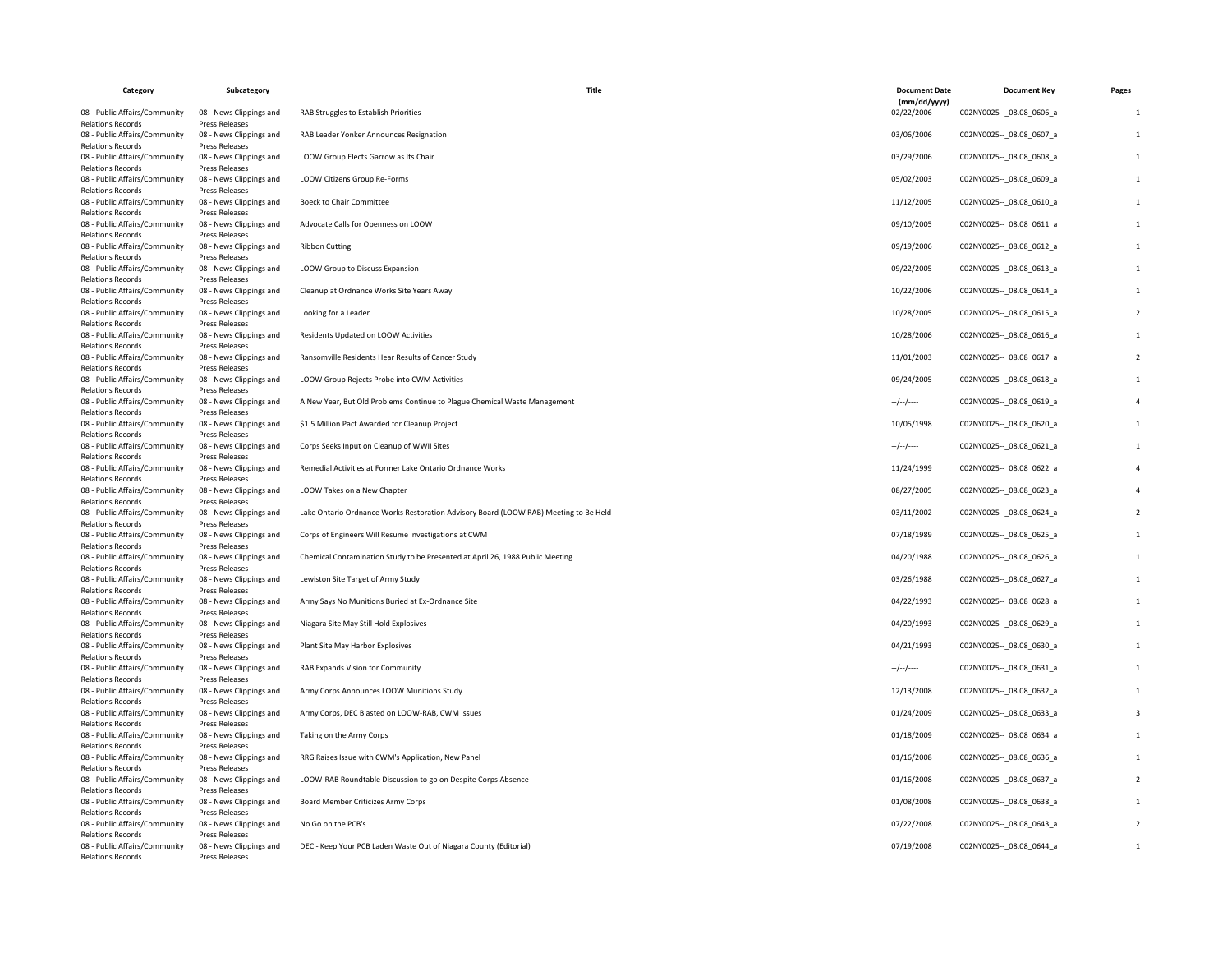| Category | Subcategory | Title | Document Date (mm/dd/yyyy) | Document Key | Pages |
|---|---|---|---|---|---|
| 08 - Public Affairs/Community Relations Records | 08 - News Clippings and Press Releases | RAB Struggles to Establish Priorities | 02/22/2006 | C02NY0025--_08.08_0606_a | 1 |
| 08 - Public Affairs/Community Relations Records | 08 - News Clippings and Press Releases | RAB Leader Yonker Announces Resignation | 03/06/2006 | C02NY0025--_08.08_0607_a | 1 |
| 08 - Public Affairs/Community Relations Records | 08 - News Clippings and Press Releases | LOOW Group Elects Garrow as Its Chair | 03/29/2006 | C02NY0025--_08.08_0608_a | 1 |
| 08 - Public Affairs/Community Relations Records | 08 - News Clippings and Press Releases | LOOW Citizens Group Re-Forms | 05/02/2003 | C02NY0025--_08.08_0609_a | 1 |
| 08 - Public Affairs/Community Relations Records | 08 - News Clippings and Press Releases | Boeck to Chair Committee | 11/12/2005 | C02NY0025--_08.08_0610_a | 1 |
| 08 - Public Affairs/Community Relations Records | 08 - News Clippings and Press Releases | Advocate Calls for Openness on LOOW | 09/10/2005 | C02NY0025--_08.08_0611_a | 1 |
| 08 - Public Affairs/Community Relations Records | 08 - News Clippings and Press Releases | Ribbon Cutting | 09/19/2006 | C02NY0025--_08.08_0612_a | 1 |
| 08 - Public Affairs/Community Relations Records | 08 - News Clippings and Press Releases | LOOW Group to Discuss Expansion | 09/22/2005 | C02NY0025--_08.08_0613_a | 1 |
| 08 - Public Affairs/Community Relations Records | 08 - News Clippings and Press Releases | Cleanup at Ordnance Works Site Years Away | 10/22/2006 | C02NY0025--_08.08_0614_a | 1 |
| 08 - Public Affairs/Community Relations Records | 08 - News Clippings and Press Releases | Looking for a Leader | 10/28/2005 | C02NY0025--_08.08_0615_a | 2 |
| 08 - Public Affairs/Community Relations Records | 08 - News Clippings and Press Releases | Residents Updated on LOOW Activities | 10/28/2006 | C02NY0025--_08.08_0616_a | 1 |
| 08 - Public Affairs/Community Relations Records | 08 - News Clippings and Press Releases | Ransomville Residents Hear Results of Cancer Study | 11/01/2003 | C02NY0025--_08.08_0617_a | 2 |
| 08 - Public Affairs/Community Relations Records | 08 - News Clippings and Press Releases | LOOW Group Rejects Probe into CWM Activities | 09/24/2005 | C02NY0025--_08.08_0618_a | 1 |
| 08 - Public Affairs/Community Relations Records | 08 - News Clippings and Press Releases | A New Year, But Old Problems Continue to Plague Chemical Waste Management | --/--/---- | C02NY0025--_08.08_0619_a | 4 |
| 08 - Public Affairs/Community Relations Records | 08 - News Clippings and Press Releases | $1.5 Million Pact Awarded for Cleanup Project | 10/05/1998 | C02NY0025--_08.08_0620_a | 1 |
| 08 - Public Affairs/Community Relations Records | 08 - News Clippings and Press Releases | Corps Seeks Input on Cleanup of WWII Sites | --/--/---- | C02NY0025--_08.08_0621_a | 1 |
| 08 - Public Affairs/Community Relations Records | 08 - News Clippings and Press Releases | Remedial Activities at Former Lake Ontario Ordnance Works | 11/24/1999 | C02NY0025--_08.08_0622_a | 4 |
| 08 - Public Affairs/Community Relations Records | 08 - News Clippings and Press Releases | LOOW Takes on a New Chapter | 08/27/2005 | C02NY0025--_08.08_0623_a | 4 |
| 08 - Public Affairs/Community Relations Records | 08 - News Clippings and Press Releases | Lake Ontario Ordnance Works Restoration Advisory Board (LOOW RAB) Meeting to Be Held | 03/11/2002 | C02NY0025--_08.08_0624_a | 2 |
| 08 - Public Affairs/Community Relations Records | 08 - News Clippings and Press Releases | Corps of Engineers Will Resume Investigations at CWM | 07/18/1989 | C02NY0025--_08.08_0625_a | 1 |
| 08 - Public Affairs/Community Relations Records | 08 - News Clippings and Press Releases | Chemical Contamination Study to be Presented at April 26, 1988 Public Meeting | 04/20/1988 | C02NY0025--_08.08_0626_a | 1 |
| 08 - Public Affairs/Community Relations Records | 08 - News Clippings and Press Releases | Lewiston Site Target of Army Study | 03/26/1988 | C02NY0025--_08.08_0627_a | 1 |
| 08 - Public Affairs/Community Relations Records | 08 - News Clippings and Press Releases | Army Says No Munitions Buried at Ex-Ordnance Site | 04/22/1993 | C02NY0025--_08.08_0628_a | 1 |
| 08 - Public Affairs/Community Relations Records | 08 - News Clippings and Press Releases | Niagara Site May Still Hold Explosives | 04/20/1993 | C02NY0025--_08.08_0629_a | 1 |
| 08 - Public Affairs/Community Relations Records | 08 - News Clippings and Press Releases | Plant Site May Harbor Explosives | 04/21/1993 | C02NY0025--_08.08_0630_a | 1 |
| 08 - Public Affairs/Community Relations Records | 08 - News Clippings and Press Releases | RAB Expands Vision for Community | --/--/---- | C02NY0025--_08.08_0631_a | 1 |
| 08 - Public Affairs/Community Relations Records | 08 - News Clippings and Press Releases | Army Corps Announces LOOW Munitions Study | 12/13/2008 | C02NY0025--_08.08_0632_a | 1 |
| 08 - Public Affairs/Community Relations Records | 08 - News Clippings and Press Releases | Army Corps, DEC Blasted on LOOW-RAB, CWM Issues | 01/24/2009 | C02NY0025--_08.08_0633_a | 3 |
| 08 - Public Affairs/Community Relations Records | 08 - News Clippings and Press Releases | Taking on the Army Corps | 01/18/2009 | C02NY0025--_08.08_0634_a | 1 |
| 08 - Public Affairs/Community Relations Records | 08 - News Clippings and Press Releases | RRG Raises Issue with CWM's Application, New Panel | 01/16/2008 | C02NY0025--_08.08_0636_a | 1 |
| 08 - Public Affairs/Community Relations Records | 08 - News Clippings and Press Releases | LOOW-RAB Roundtable Discussion to go on Despite Corps Absence | 01/16/2008 | C02NY0025--_08.08_0637_a | 2 |
| 08 - Public Affairs/Community Relations Records | 08 - News Clippings and Press Releases | Board Member Criticizes Army Corps | 01/08/2008 | C02NY0025--_08.08_0638_a | 1 |
| 08 - Public Affairs/Community Relations Records | 08 - News Clippings and Press Releases | No Go on the PCB's | 07/22/2008 | C02NY0025--_08.08_0643_a | 2 |
| 08 - Public Affairs/Community Relations Records | 08 - News Clippings and Press Releases | DEC - Keep Your PCB Laden Waste Out of Niagara County (Editorial) | 07/19/2008 | C02NY0025--_08.08_0644_a | 1 |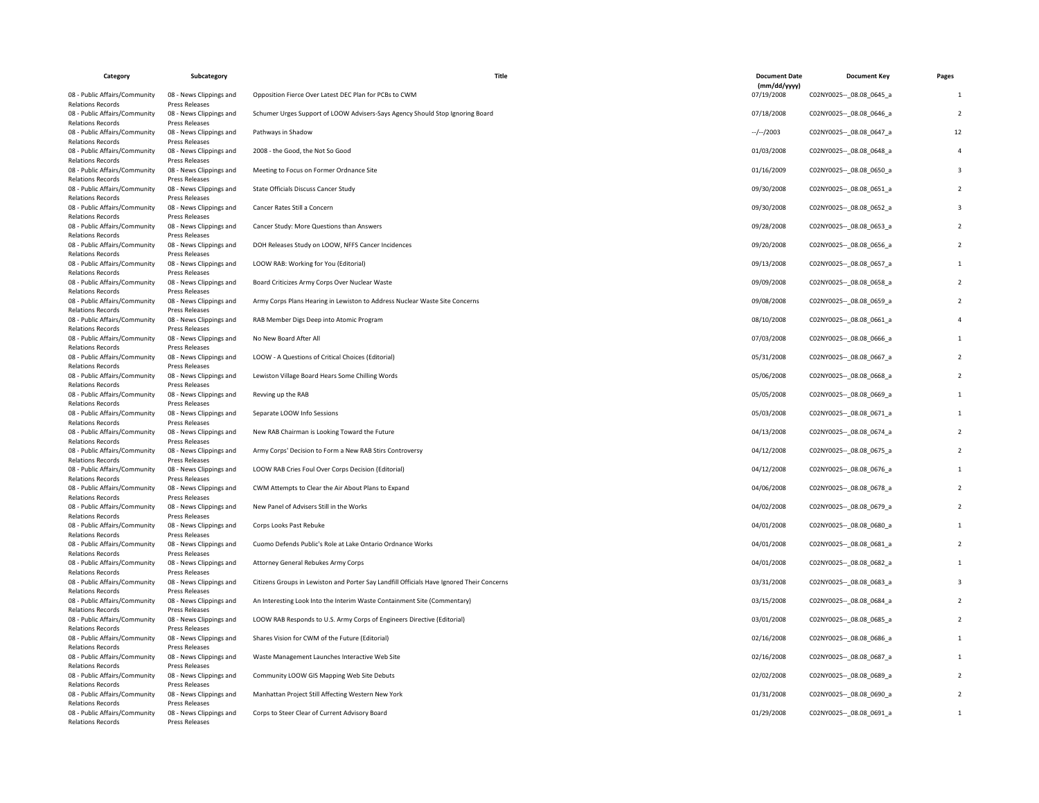| Category | Subcategory | Title | Document Date (mm/dd/yyyy) | Document Key | Pages |
|---|---|---|---|---|---|
| 08 - Public Affairs/Community Relations Records | 08 - News Clippings and Press Releases | Opposition Fierce Over Latest DEC Plan for PCBs to CWM | 07/19/2008 | C02NY0025--_08.08_0645_a | 1 |
| 08 - Public Affairs/Community Relations Records | 08 - News Clippings and Press Releases | Schumer Urges Support of LOOW Advisers-Says Agency Should Stop Ignoring Board | 07/18/2008 | C02NY0025--_08.08_0646_a | 2 |
| 08 - Public Affairs/Community Relations Records | 08 - News Clippings and Press Releases | Pathways in Shadow | --/--/2003 | C02NY0025--_08.08_0647_a | 12 |
| 08 - Public Affairs/Community Relations Records | 08 - News Clippings and Press Releases | 2008 - the Good, the Not So Good | 01/03/2008 | C02NY0025--_08.08_0648_a | 4 |
| 08 - Public Affairs/Community Relations Records | 08 - News Clippings and Press Releases | Meeting to Focus on Former Ordnance Site | 01/16/2009 | C02NY0025--_08.08_0650_a | 3 |
| 08 - Public Affairs/Community Relations Records | 08 - News Clippings and Press Releases | State Officials Discuss Cancer Study | 09/30/2008 | C02NY0025--_08.08_0651_a | 2 |
| 08 - Public Affairs/Community Relations Records | 08 - News Clippings and Press Releases | Cancer Rates Still a Concern | 09/30/2008 | C02NY0025--_08.08_0652_a | 3 |
| 08 - Public Affairs/Community Relations Records | 08 - News Clippings and Press Releases | Cancer Study: More Questions than Answers | 09/28/2008 | C02NY0025--_08.08_0653_a | 2 |
| 08 - Public Affairs/Community Relations Records | 08 - News Clippings and Press Releases | DOH Releases Study on LOOW, NFFS Cancer Incidences | 09/20/2008 | C02NY0025--_08.08_0656_a | 2 |
| 08 - Public Affairs/Community Relations Records | 08 - News Clippings and Press Releases | LOOW RAB: Working for You (Editorial) | 09/13/2008 | C02NY0025--_08.08_0657_a | 1 |
| 08 - Public Affairs/Community Relations Records | 08 - News Clippings and Press Releases | Board Criticizes Army Corps Over Nuclear Waste | 09/09/2008 | C02NY0025--_08.08_0658_a | 2 |
| 08 - Public Affairs/Community Relations Records | 08 - News Clippings and Press Releases | Army Corps Plans Hearing in Lewiston to Address Nuclear Waste Site Concerns | 09/08/2008 | C02NY0025--_08.08_0659_a | 2 |
| 08 - Public Affairs/Community Relations Records | 08 - News Clippings and Press Releases | RAB Member Digs Deep into Atomic Program | 08/10/2008 | C02NY0025--_08.08_0661_a | 4 |
| 08 - Public Affairs/Community Relations Records | 08 - News Clippings and Press Releases | No New Board After All | 07/03/2008 | C02NY0025--_08.08_0666_a | 1 |
| 08 - Public Affairs/Community Relations Records | 08 - News Clippings and Press Releases | LOOW - A Questions of Critical Choices (Editorial) | 05/31/2008 | C02NY0025--_08.08_0667_a | 2 |
| 08 - Public Affairs/Community Relations Records | 08 - News Clippings and Press Releases | Lewiston Village Board Hears Some Chilling Words | 05/06/2008 | C02NY0025--_08.08_0668_a | 2 |
| 08 - Public Affairs/Community Relations Records | 08 - News Clippings and Press Releases | Revving up the RAB | 05/05/2008 | C02NY0025--_08.08_0669_a | 1 |
| 08 - Public Affairs/Community Relations Records | 08 - News Clippings and Press Releases | Separate LOOW Info Sessions | 05/03/2008 | C02NY0025--_08.08_0671_a | 1 |
| 08 - Public Affairs/Community Relations Records | 08 - News Clippings and Press Releases | New RAB Chairman is Looking Toward the Future | 04/13/2008 | C02NY0025--_08.08_0674_a | 2 |
| 08 - Public Affairs/Community Relations Records | 08 - News Clippings and Press Releases | Army Corps' Decision to Form a New RAB Stirs Controversy | 04/12/2008 | C02NY0025--_08.08_0675_a | 2 |
| 08 - Public Affairs/Community Relations Records | 08 - News Clippings and Press Releases | LOOW RAB Cries Foul Over Corps Decision (Editorial) | 04/12/2008 | C02NY0025--_08.08_0676_a | 1 |
| 08 - Public Affairs/Community Relations Records | 08 - News Clippings and Press Releases | CWM Attempts to Clear the Air About Plans to Expand | 04/06/2008 | C02NY0025--_08.08_0678_a | 2 |
| 08 - Public Affairs/Community Relations Records | 08 - News Clippings and Press Releases | New Panel of Advisers Still in the Works | 04/02/2008 | C02NY0025--_08.08_0679_a | 2 |
| 08 - Public Affairs/Community Relations Records | 08 - News Clippings and Press Releases | Corps Looks Past Rebuke | 04/01/2008 | C02NY0025--_08.08_0680_a | 1 |
| 08 - Public Affairs/Community Relations Records | 08 - News Clippings and Press Releases | Cuomo Defends Public's Role at Lake Ontario Ordnance Works | 04/01/2008 | C02NY0025--_08.08_0681_a | 2 |
| 08 - Public Affairs/Community Relations Records | 08 - News Clippings and Press Releases | Attorney General Rebukes Army Corps | 04/01/2008 | C02NY0025--_08.08_0682_a | 1 |
| 08 - Public Affairs/Community Relations Records | 08 - News Clippings and Press Releases | Citizens Groups in Lewiston and Porter Say Landfill Officials Have Ignored Their Concerns | 03/31/2008 | C02NY0025--_08.08_0683_a | 3 |
| 08 - Public Affairs/Community Relations Records | 08 - News Clippings and Press Releases | An Interesting Look Into the Interim Waste Containment Site (Commentary) | 03/15/2008 | C02NY0025--_08.08_0684_a | 2 |
| 08 - Public Affairs/Community Relations Records | 08 - News Clippings and Press Releases | LOOW RAB Responds to U.S. Army Corps of Engineers Directive (Editorial) | 03/01/2008 | C02NY0025--_08.08_0685_a | 2 |
| 08 - Public Affairs/Community Relations Records | 08 - News Clippings and Press Releases | Shares Vision for CWM of the Future (Editorial) | 02/16/2008 | C02NY0025--_08.08_0686_a | 1 |
| 08 - Public Affairs/Community Relations Records | 08 - News Clippings and Press Releases | Waste Management Launches Interactive Web Site | 02/16/2008 | C02NY0025--_08.08_0687_a | 1 |
| 08 - Public Affairs/Community Relations Records | 08 - News Clippings and Press Releases | Community LOOW GIS Mapping Web Site Debuts | 02/02/2008 | C02NY0025--_08.08_0689_a | 2 |
| 08 - Public Affairs/Community Relations Records | 08 - News Clippings and Press Releases | Manhattan Project Still Affecting Western New York | 01/31/2008 | C02NY0025--_08.08_0690_a | 2 |
| 08 - Public Affairs/Community Relations Records | 08 - News Clippings and Press Releases | Corps to Steer Clear of Current Advisory Board | 01/29/2008 | C02NY0025--_08.08_0691_a | 1 |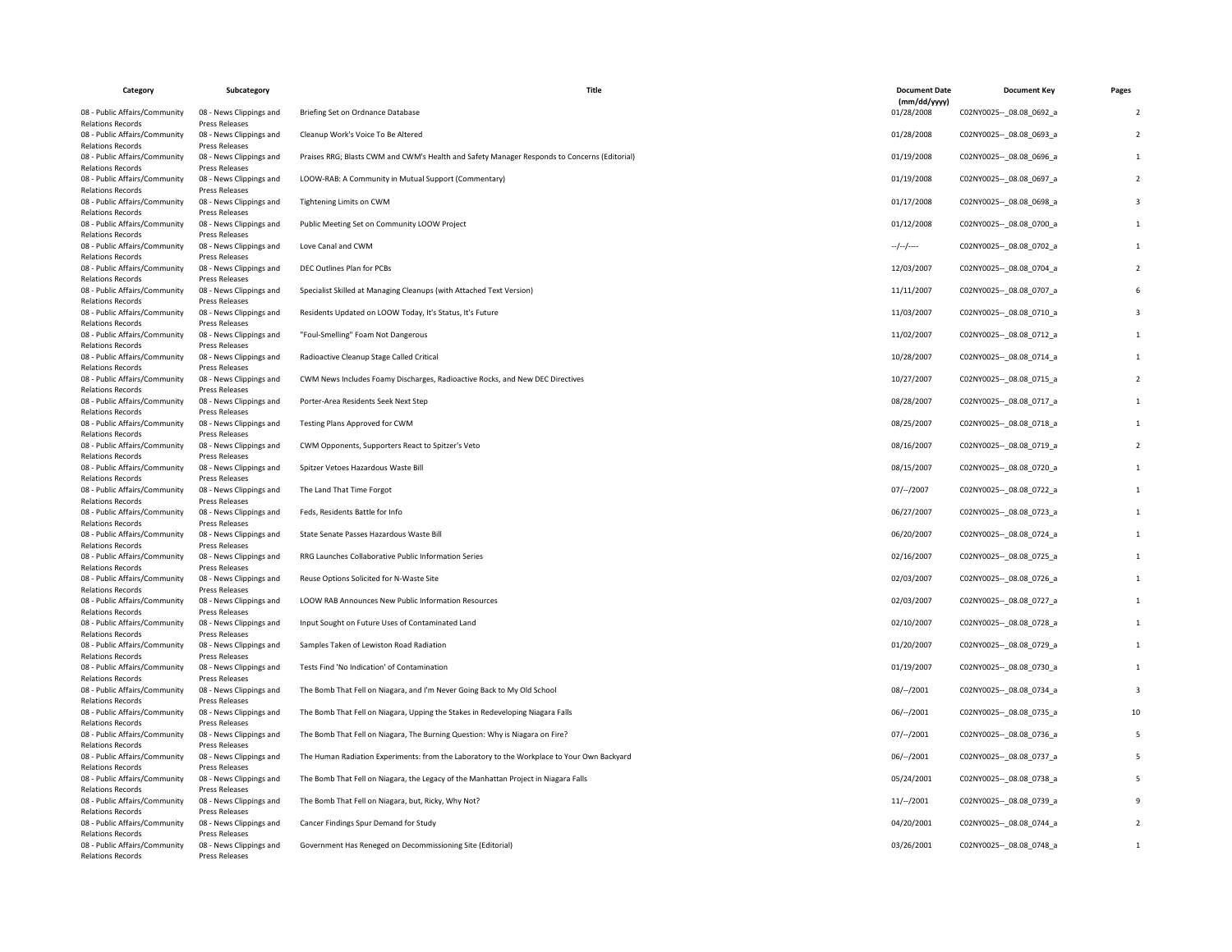| Category | Subcategory | Title | Document Date (mm/dd/yyyy) | Document Key | Pages |
|---|---|---|---|---|---|
| 08 - Public Affairs/Community Relations Records | 08 - News Clippings and Press Releases | Briefing Set on Ordnance Database | 01/28/2008 | C02NY0025--_08.08_0692_a | 2 |
| 08 - Public Affairs/Community Relations Records | 08 - News Clippings and Press Releases | Cleanup Work's Voice To Be Altered | 01/28/2008 | C02NY0025--_08.08_0693_a | 2 |
| 08 - Public Affairs/Community Relations Records | 08 - News Clippings and Press Releases | Praises RRG; Blasts CWM and CWM's Health and Safety Manager Responds to Concerns (Editorial) | 01/19/2008 | C02NY0025--_08.08_0696_a | 1 |
| 08 - Public Affairs/Community Relations Records | 08 - News Clippings and Press Releases | LOOW-RAB: A Community in Mutual Support (Commentary) | 01/19/2008 | C02NY0025--_08.08_0697_a | 2 |
| 08 - Public Affairs/Community Relations Records | 08 - News Clippings and Press Releases | Tightening Limits on CWM | 01/17/2008 | C02NY0025--_08.08_0698_a | 3 |
| 08 - Public Affairs/Community Relations Records | 08 - News Clippings and Press Releases | Public Meeting Set on Community LOOW Project | 01/12/2008 | C02NY0025--_08.08_0700_a | 1 |
| 08 - Public Affairs/Community Relations Records | 08 - News Clippings and Press Releases | Love Canal and CWM | --/--/---- | C02NY0025--_08.08_0702_a | 1 |
| 08 - Public Affairs/Community Relations Records | 08 - News Clippings and Press Releases | DEC Outlines Plan for PCBs | 12/03/2007 | C02NY0025--_08.08_0704_a | 2 |
| 08 - Public Affairs/Community Relations Records | 08 - News Clippings and Press Releases | Specialist Skilled at Managing Cleanups (with Attached Text Version) | 11/11/2007 | C02NY0025--_08.08_0707_a | 6 |
| 08 - Public Affairs/Community Relations Records | 08 - News Clippings and Press Releases | Residents Updated on LOOW Today, It's Status, It's Future | 11/03/2007 | C02NY0025--_08.08_0710_a | 3 |
| 08 - Public Affairs/Community Relations Records | 08 - News Clippings and Press Releases | "Foul-Smelling" Foam Not Dangerous | 11/02/2007 | C02NY0025--_08.08_0712_a | 1 |
| 08 - Public Affairs/Community Relations Records | 08 - News Clippings and Press Releases | Radioactive Cleanup Stage Called Critical | 10/28/2007 | C02NY0025--_08.08_0714_a | 1 |
| 08 - Public Affairs/Community Relations Records | 08 - News Clippings and Press Releases | CWM News Includes Foamy Discharges, Radioactive Rocks, and New DEC Directives | 10/27/2007 | C02NY0025--_08.08_0715_a | 2 |
| 08 - Public Affairs/Community Relations Records | 08 - News Clippings and Press Releases | Porter-Area Residents Seek Next Step | 08/28/2007 | C02NY0025--_08.08_0717_a | 1 |
| 08 - Public Affairs/Community Relations Records | 08 - News Clippings and Press Releases | Testing Plans Approved for CWM | 08/25/2007 | C02NY0025--_08.08_0718_a | 1 |
| 08 - Public Affairs/Community Relations Records | 08 - News Clippings and Press Releases | CWM Opponents, Supporters React to Spitzer's Veto | 08/16/2007 | C02NY0025--_08.08_0719_a | 2 |
| 08 - Public Affairs/Community Relations Records | 08 - News Clippings and Press Releases | Spitzer Vetoes Hazardous Waste Bill | 08/15/2007 | C02NY0025--_08.08_0720_a | 1 |
| 08 - Public Affairs/Community Relations Records | 08 - News Clippings and Press Releases | The Land That Time Forgot | 07/--/2007 | C02NY0025--_08.08_0722_a | 1 |
| 08 - Public Affairs/Community Relations Records | 08 - News Clippings and Press Releases | Feds, Residents Battle for Info | 06/27/2007 | C02NY0025--_08.08_0723_a | 1 |
| 08 - Public Affairs/Community Relations Records | 08 - News Clippings and Press Releases | State Senate Passes Hazardous Waste Bill | 06/20/2007 | C02NY0025--_08.08_0724_a | 1 |
| 08 - Public Affairs/Community Relations Records | 08 - News Clippings and Press Releases | RRG Launches Collaborative Public Information Series | 02/16/2007 | C02NY0025--_08.08_0725_a | 1 |
| 08 - Public Affairs/Community Relations Records | 08 - News Clippings and Press Releases | Reuse Options Solicited for N-Waste Site | 02/03/2007 | C02NY0025--_08.08_0726_a | 1 |
| 08 - Public Affairs/Community Relations Records | 08 - News Clippings and Press Releases | LOOW RAB Announces New Public Information Resources | 02/03/2007 | C02NY0025--_08.08_0727_a | 1 |
| 08 - Public Affairs/Community Relations Records | 08 - News Clippings and Press Releases | Input Sought on Future Uses of Contaminated Land | 02/10/2007 | C02NY0025--_08.08_0728_a | 1 |
| 08 - Public Affairs/Community Relations Records | 08 - News Clippings and Press Releases | Samples Taken of Lewiston Road Radiation | 01/20/2007 | C02NY0025--_08.08_0729_a | 1 |
| 08 - Public Affairs/Community Relations Records | 08 - News Clippings and Press Releases | Tests Find 'No Indication' of Contamination | 01/19/2007 | C02NY0025--_08.08_0730_a | 1 |
| 08 - Public Affairs/Community Relations Records | 08 - News Clippings and Press Releases | The Bomb That Fell on Niagara, and I'm Never Going Back to My Old School | 08/--/2001 | C02NY0025--_08.08_0734_a | 3 |
| 08 - Public Affairs/Community Relations Records | 08 - News Clippings and Press Releases | The Bomb That Fell on Niagara, Upping the Stakes in Redeveloping Niagara Falls | 06/--/2001 | C02NY0025--_08.08_0735_a | 10 |
| 08 - Public Affairs/Community Relations Records | 08 - News Clippings and Press Releases | The Bomb That Fell on Niagara, The Burning Question: Why is Niagara on Fire? | 07/--/2001 | C02NY0025--_08.08_0736_a | 5 |
| 08 - Public Affairs/Community Relations Records | 08 - News Clippings and Press Releases | The Human Radiation Experiments: from the Laboratory to the Workplace to Your Own Backyard | 06/--/2001 | C02NY0025--_08.08_0737_a | 5 |
| 08 - Public Affairs/Community Relations Records | 08 - News Clippings and Press Releases | The Bomb That Fell on Niagara, the Legacy of the Manhattan Project in Niagara Falls | 05/24/2001 | C02NY0025--_08.08_0738_a | 5 |
| 08 - Public Affairs/Community Relations Records | 08 - News Clippings and Press Releases | The Bomb That Fell on Niagara, but, Ricky, Why Not? | 11/--/2001 | C02NY0025--_08.08_0739_a | 9 |
| 08 - Public Affairs/Community Relations Records | 08 - News Clippings and Press Releases | Cancer Findings Spur Demand for Study | 04/20/2001 | C02NY0025--_08.08_0744_a | 2 |
| 08 - Public Affairs/Community Relations Records | 08 - News Clippings and Press Releases | Government Has Reneged on Decommissioning Site (Editorial) | 03/26/2001 | C02NY0025--_08.08_0748_a | 1 |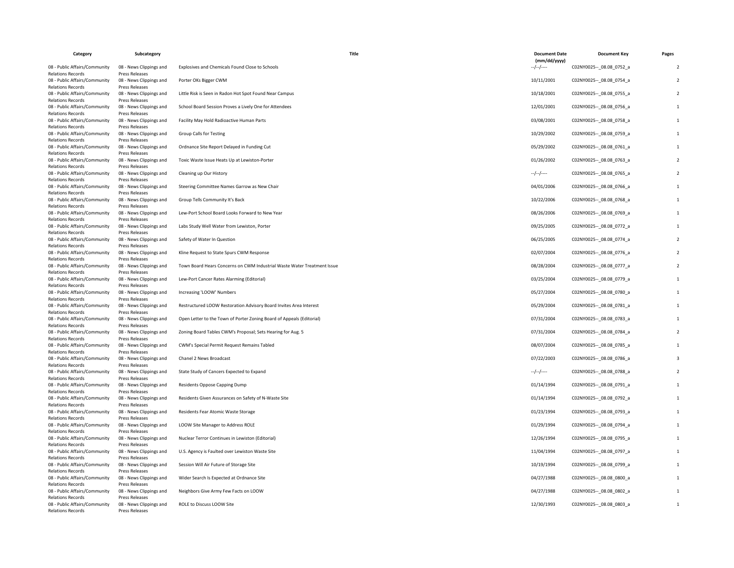| Category | Subcategory | Title | Document Date (mm/dd/yyyy) | Document Key | Pages |
|---|---|---|---|---|---|
| 08 - Public Affairs/Community Relations Records | 08 - News Clippings and Press Releases | Explosives and Chemicals Found Close to Schools | --/--/---- | C02NY0025--_08.08_0752_a | 2 |
| 08 - Public Affairs/Community Relations Records | 08 - News Clippings and Press Releases | Porter OKs Bigger CWM | 10/11/2001 | C02NY0025--_08.08_0754_a | 2 |
| 08 - Public Affairs/Community Relations Records | 08 - News Clippings and Press Releases | Little Risk is Seen in Radon Hot Spot Found Near Campus | 10/18/2001 | C02NY0025--_08.08_0755_a | 2 |
| 08 - Public Affairs/Community Relations Records | 08 - News Clippings and Press Releases | School Board Session Proves a Lively One for Attendees | 12/01/2001 | C02NY0025--_08.08_0756_a | 1 |
| 08 - Public Affairs/Community Relations Records | 08 - News Clippings and Press Releases | Facility May Hold Radioactive Human Parts | 03/08/2001 | C02NY0025--_08.08_0758_a | 1 |
| 08 - Public Affairs/Community Relations Records | 08 - News Clippings and Press Releases | Group Calls for Testing | 10/29/2002 | C02NY0025--_08.08_0759_a | 1 |
| 08 - Public Affairs/Community Relations Records | 08 - News Clippings and Press Releases | Ordnance Site Report Delayed in Funding Cut | 05/29/2002 | C02NY0025--_08.08_0761_a | 1 |
| 08 - Public Affairs/Community Relations Records | 08 - News Clippings and Press Releases | Toxic Waste Issue Heats Up at Lewiston-Porter | 01/26/2002 | C02NY0025--_08.08_0763_a | 2 |
| 08 - Public Affairs/Community Relations Records | 08 - News Clippings and Press Releases | Cleaning up Our History | --/--/---- | C02NY0025--_08.08_0765_a | 2 |
| 08 - Public Affairs/Community Relations Records | 08 - News Clippings and Press Releases | Steering Committee Names Garrow as New Chair | 04/01/2006 | C02NY0025--_08.08_0766_a | 1 |
| 08 - Public Affairs/Community Relations Records | 08 - News Clippings and Press Releases | Group Tells Community It's Back | 10/22/2006 | C02NY0025--_08.08_0768_a | 1 |
| 08 - Public Affairs/Community Relations Records | 08 - News Clippings and Press Releases | Lew-Port School Board Looks Forward to New Year | 08/26/2006 | C02NY0025--_08.08_0769_a | 1 |
| 08 - Public Affairs/Community Relations Records | 08 - News Clippings and Press Releases | Labs Study Well Water from Lewiston, Porter | 09/25/2005 | C02NY0025--_08.08_0772_a | 1 |
| 08 - Public Affairs/Community Relations Records | 08 - News Clippings and Press Releases | Safety of Water In Question | 06/25/2005 | C02NY0025--_08.08_0774_a | 2 |
| 08 - Public Affairs/Community Relations Records | 08 - News Clippings and Press Releases | Kline Request to State Spurs CWM Response | 02/07/2004 | C02NY0025--_08.08_0776_a | 2 |
| 08 - Public Affairs/Community Relations Records | 08 - News Clippings and Press Releases | Town Board Hears Concerns on CWM Industrial Waste Water Treatment Issue | 08/28/2004 | C02NY0025--_08.08_0777_a | 2 |
| 08 - Public Affairs/Community Relations Records | 08 - News Clippings and Press Releases | Lew-Port Cancer Rates Alarming (Editorial) | 03/25/2004 | C02NY0025--_08.08_0779_a | 1 |
| 08 - Public Affairs/Community Relations Records | 08 - News Clippings and Press Releases | Increasing 'LOOW' Numbers | 05/27/2004 | C02NY0025--_08.08_0780_a | 1 |
| 08 - Public Affairs/Community Relations Records | 08 - News Clippings and Press Releases | Restructured LOOW Restoration Advisory Board Invites Area Interest | 05/29/2004 | C02NY0025--_08.08_0781_a | 1 |
| 08 - Public Affairs/Community Relations Records | 08 - News Clippings and Press Releases | Open Letter to the Town of Porter Zoning Board of Appeals (Editorial) | 07/31/2004 | C02NY0025--_08.08_0783_a | 1 |
| 08 - Public Affairs/Community Relations Records | 08 - News Clippings and Press Releases | Zoning Board Tables CWM's Proposal; Sets Hearing for Aug. 5 | 07/31/2004 | C02NY0025--_08.08_0784_a | 2 |
| 08 - Public Affairs/Community Relations Records | 08 - News Clippings and Press Releases | CWM's Special Permit Request Remains Tabled | 08/07/2004 | C02NY0025--_08.08_0785_a | 1 |
| 08 - Public Affairs/Community Relations Records | 08 - News Clippings and Press Releases | Chanel 2 News Broadcast | 07/22/2003 | C02NY0025--_08.08_0786_a | 3 |
| 08 - Public Affairs/Community Relations Records | 08 - News Clippings and Press Releases | State Study of Cancers Expected to Expand | --/--/---- | C02NY0025--_08.08_0788_a | 2 |
| 08 - Public Affairs/Community Relations Records | 08 - News Clippings and Press Releases | Residents Oppose Capping Dump | 01/14/1994 | C02NY0025--_08.08_0791_a | 1 |
| 08 - Public Affairs/Community Relations Records | 08 - News Clippings and Press Releases | Residents Given Assurances on Safety of N-Waste Site | 01/14/1994 | C02NY0025--_08.08_0792_a | 1 |
| 08 - Public Affairs/Community Relations Records | 08 - News Clippings and Press Releases | Residents Fear Atomic Waste Storage | 01/23/1994 | C02NY0025--_08.08_0793_a | 1 |
| 08 - Public Affairs/Community Relations Records | 08 - News Clippings and Press Releases | LOOW Site Manager to Address ROLE | 01/29/1994 | C02NY0025--_08.08_0794_a | 1 |
| 08 - Public Affairs/Community Relations Records | 08 - News Clippings and Press Releases | Nuclear Terror Continues in Lewiston (Editorial) | 12/26/1994 | C02NY0025--_08.08_0795_a | 1 |
| 08 - Public Affairs/Community Relations Records | 08 - News Clippings and Press Releases | U.S. Agency is Faulted over Lewiston Waste Site | 11/04/1994 | C02NY0025--_08.08_0797_a | 1 |
| 08 - Public Affairs/Community Relations Records | 08 - News Clippings and Press Releases | Session Will Air Future of Storage Site | 10/19/1994 | C02NY0025--_08.08_0799_a | 1 |
| 08 - Public Affairs/Community Relations Records | 08 - News Clippings and Press Releases | Wider Search Is Expected at Ordnance Site | 04/27/1988 | C02NY0025--_08.08_0800_a | 1 |
| 08 - Public Affairs/Community Relations Records | 08 - News Clippings and Press Releases | Neighbors Give Army Few Facts on LOOW | 04/27/1988 | C02NY0025--_08.08_0802_a | 1 |
| 08 - Public Affairs/Community Relations Records | 08 - News Clippings and Press Releases | ROLE to Discuss LOOW Site | 12/30/1993 | C02NY0025--_08.08_0803_a | 1 |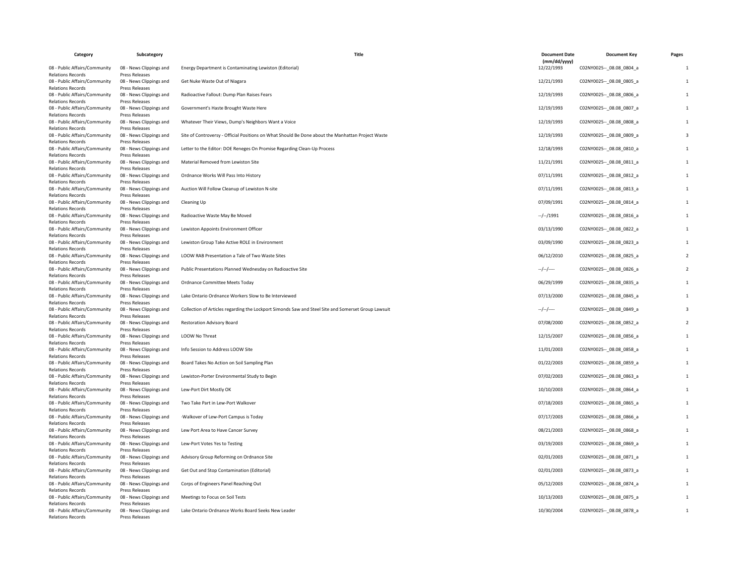| Category | Subcategory | Title | Document Date (mm/dd/yyyy) | Document Key | Pages |
| --- | --- | --- | --- | --- | --- |
| 08 - Public Affairs/Community Relations Records | 08 - News Clippings and Press Releases | Energy Department is Contaminating Lewiston (Editorial) | 12/22/1993 | C02NY0025--_08.08_0804_a | 1 |
| 08 - Public Affairs/Community Relations Records | 08 - News Clippings and Press Releases | Get Nuke Waste Out of Niagara | 12/21/1993 | C02NY0025--_08.08_0805_a | 1 |
| 08 - Public Affairs/Community Relations Records | 08 - News Clippings and Press Releases | Radioactive Fallout: Dump Plan Raises Fears | 12/19/1993 | C02NY0025--_08.08_0806_a | 1 |
| 08 - Public Affairs/Community Relations Records | 08 - News Clippings and Press Releases | Government's Haste Brought Waste Here | 12/19/1993 | C02NY0025--_08.08_0807_a | 1 |
| 08 - Public Affairs/Community Relations Records | 08 - News Clippings and Press Releases | Whatever Their Views, Dump's Neighbors Want a Voice | 12/19/1993 | C02NY0025--_08.08_0808_a | 1 |
| 08 - Public Affairs/Community Relations Records | 08 - News Clippings and Press Releases | Site of Controversy - Official Positions on What Should Be Done about the Manhattan Project Waste | 12/19/1993 | C02NY0025--_08.08_0809_a | 3 |
| 08 - Public Affairs/Community Relations Records | 08 - News Clippings and Press Releases | Letter to the Editor: DOE Reneges On Promise Regarding Clean-Up Process | 12/18/1993 | C02NY0025--_08.08_0810_a | 1 |
| 08 - Public Affairs/Community Relations Records | 08 - News Clippings and Press Releases | Material Removed from Lewiston Site | 11/21/1991 | C02NY0025--_08.08_0811_a | 1 |
| 08 - Public Affairs/Community Relations Records | 08 - News Clippings and Press Releases | Ordnance Works Will Pass Into History | 07/11/1991 | C02NY0025--_08.08_0812_a | 1 |
| 08 - Public Affairs/Community Relations Records | 08 - News Clippings and Press Releases | Auction Will Follow Cleanup of Lewiston N-site | 07/11/1991 | C02NY0025--_08.08_0813_a | 1 |
| 08 - Public Affairs/Community Relations Records | 08 - News Clippings and Press Releases | Cleaning Up | 07/09/1991 | C02NY0025--_08.08_0814_a | 1 |
| 08 - Public Affairs/Community Relations Records | 08 - News Clippings and Press Releases | Radioactive Waste May Be Moved | --/--/1991 | C02NY0025--_08.08_0816_a | 1 |
| 08 - Public Affairs/Community Relations Records | 08 - News Clippings and Press Releases | Lewiston Appoints Environment Officer | 03/13/1990 | C02NY0025--_08.08_0822_a | 1 |
| 08 - Public Affairs/Community Relations Records | 08 - News Clippings and Press Releases | Lewiston Group Take Active ROLE in Environment | 03/09/1990 | C02NY0025--_08.08_0823_a | 1 |
| 08 - Public Affairs/Community Relations Records | 08 - News Clippings and Press Releases | LOOW RAB Presentation a Tale of Two Waste Sites | 06/12/2010 | C02NY0025--_08.08_0825_a | 2 |
| 08 - Public Affairs/Community Relations Records | 08 - News Clippings and Press Releases | Public Presentations Planned Wednesday on Radioactive Site | --/--/---- | C02NY0025--_08.08_0826_a | 2 |
| 08 - Public Affairs/Community Relations Records | 08 - News Clippings and Press Releases | Ordnance Committee Meets Today | 06/29/1999 | C02NY0025--_08.08_0835_a | 1 |
| 08 - Public Affairs/Community Relations Records | 08 - News Clippings and Press Releases | Lake Ontario Ordnance Workers Slow to Be Interviewed | 07/13/2000 | C02NY0025--_08.08_0845_a | 1 |
| 08 - Public Affairs/Community Relations Records | 08 - News Clippings and Press Releases | Collection of Articles regarding the Lockport Simonds Saw and Steel Site and Somerset Group Lawsuit | --/--/---- | C02NY0025--_08.08_0849_a | 3 |
| 08 - Public Affairs/Community Relations Records | 08 - News Clippings and Press Releases | Restoration Advisory Board | 07/08/2000 | C02NY0025--_08.08_0852_a | 2 |
| 08 - Public Affairs/Community Relations Records | 08 - News Clippings and Press Releases | LOOW No Threat | 12/15/2007 | C02NY0025--_08.08_0856_a | 1 |
| 08 - Public Affairs/Community Relations Records | 08 - News Clippings and Press Releases | Info Session to Address LOOW Site | 11/01/2003 | C02NY0025--_08.08_0858_a | 1 |
| 08 - Public Affairs/Community Relations Records | 08 - News Clippings and Press Releases | Board Takes No Action on Soil Sampling Plan | 01/22/2003 | C02NY0025--_08.08_0859_a | 1 |
| 08 - Public Affairs/Community Relations Records | 08 - News Clippings and Press Releases | Lewiston-Porter Environmental Study to Begin | 07/02/2003 | C02NY0025--_08.08_0863_a | 1 |
| 08 - Public Affairs/Community Relations Records | 08 - News Clippings and Press Releases | Lew-Port Dirt Mostly OK | 10/10/2003 | C02NY0025--_08.08_0864_a | 1 |
| 08 - Public Affairs/Community Relations Records | 08 - News Clippings and Press Releases | Two Take Part in Lew-Port Walkover | 07/18/2003 | C02NY0025--_08.08_0865_a | 1 |
| 08 - Public Affairs/Community Relations Records | 08 - News Clippings and Press Releases | ·Walkover of Lew-Port Campus is Today | 07/17/2003 | C02NY0025--_08.08_0866_a | 1 |
| 08 - Public Affairs/Community Relations Records | 08 - News Clippings and Press Releases | Lew Port Area to Have Cancer Survey | 08/21/2003 | C02NY0025--_08.08_0868_a | 1 |
| 08 - Public Affairs/Community Relations Records | 08 - News Clippings and Press Releases | Lew-Port Votes Yes to Testing | 03/19/2003 | C02NY0025--_08.08_0869_a | 1 |
| 08 - Public Affairs/Community Relations Records | 08 - News Clippings and Press Releases | Advisory Group Reforming on Ordnance Site | 02/01/2003 | C02NY0025--_08.08_0871_a | 1 |
| 08 - Public Affairs/Community Relations Records | 08 - News Clippings and Press Releases | Get Out and Stop Contamination (Editorial) | 02/01/2003 | C02NY0025--_08.08_0873_a | 1 |
| 08 - Public Affairs/Community Relations Records | 08 - News Clippings and Press Releases | Corps of Engineers Panel Reaching Out | 05/12/2003 | C02NY0025--_08.08_0874_a | 1 |
| 08 - Public Affairs/Community Relations Records | 08 - News Clippings and Press Releases | Meetings to Focus on Soil Tests | 10/13/2003 | C02NY0025--_08.08_0875_a | 1 |
| 08 - Public Affairs/Community Relations Records | 08 - News Clippings and Press Releases | Lake Ontario Ordnance Works Board Seeks New Leader | 10/30/2004 | C02NY0025--_08.08_0878_a | 1 |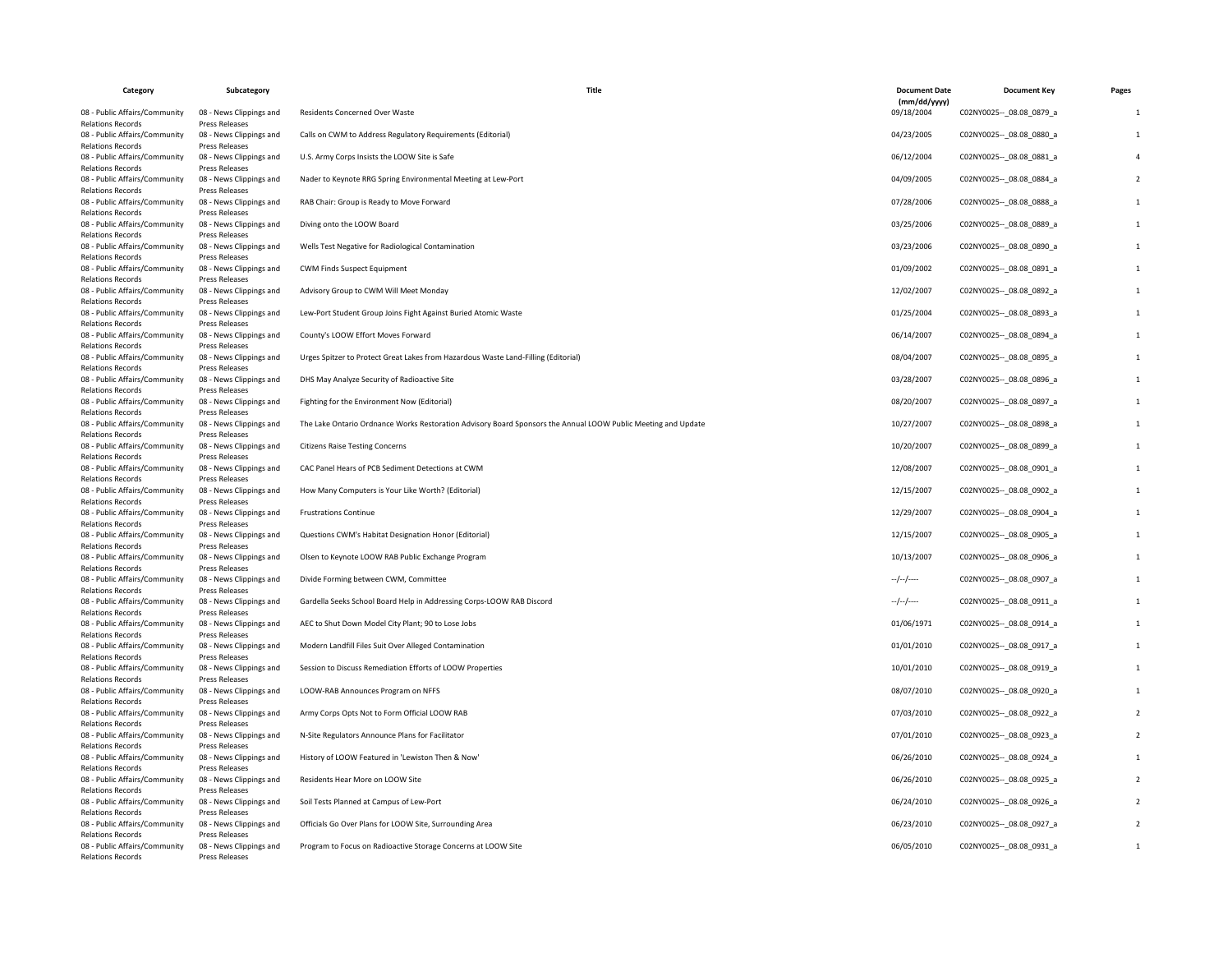| Category | Subcategory | Title | Document Date (mm/dd/yyyy) | Document Key | Pages |
|---|---|---|---|---|---|
| 08 - Public Affairs/Community Relations Records | 08 - News Clippings and Press Releases | Residents Concerned Over Waste | 09/18/2004 | C02NY0025--_08.08_0879_a | 1 |
| 08 - Public Affairs/Community Relations Records | 08 - News Clippings and Press Releases | Calls on CWM to Address Regulatory Requirements (Editorial) | 04/23/2005 | C02NY0025--_08.08_0880_a | 1 |
| 08 - Public Affairs/Community Relations Records | 08 - News Clippings and Press Releases | U.S. Army Corps Insists the LOOW Site is Safe | 06/12/2004 | C02NY0025--_08.08_0881_a | 4 |
| 08 - Public Affairs/Community Relations Records | 08 - News Clippings and Press Releases | Nader to Keynote RRG Spring Environmental Meeting at Lew-Port | 04/09/2005 | C02NY0025--_08.08_0884_a | 2 |
| 08 - Public Affairs/Community Relations Records | 08 - News Clippings and Press Releases | RAB Chair: Group is Ready to Move Forward | 07/28/2006 | C02NY0025--_08.08_0888_a | 1 |
| 08 - Public Affairs/Community Relations Records | 08 - News Clippings and Press Releases | Diving onto the LOOW Board | 03/25/2006 | C02NY0025--_08.08_0889_a | 1 |
| 08 - Public Affairs/Community Relations Records | 08 - News Clippings and Press Releases | Wells Test Negative for Radiological Contamination | 03/23/2006 | C02NY0025--_08.08_0890_a | 1 |
| 08 - Public Affairs/Community Relations Records | 08 - News Clippings and Press Releases | CWM Finds Suspect Equipment | 01/09/2002 | C02NY0025--_08.08_0891_a | 1 |
| 08 - Public Affairs/Community Relations Records | 08 - News Clippings and Press Releases | Advisory Group to CWM Will Meet Monday | 12/02/2007 | C02NY0025--_08.08_0892_a | 1 |
| 08 - Public Affairs/Community Relations Records | 08 - News Clippings and Press Releases | Lew-Port Student Group Joins Fight Against Buried Atomic Waste | 01/25/2004 | C02NY0025--_08.08_0893_a | 1 |
| 08 - Public Affairs/Community Relations Records | 08 - News Clippings and Press Releases | County's LOOW Effort Moves Forward | 06/14/2007 | C02NY0025--_08.08_0894_a | 1 |
| 08 - Public Affairs/Community Relations Records | 08 - News Clippings and Press Releases | Urges Spitzer to Protect Great Lakes from Hazardous Waste Land-Filling (Editorial) | 08/04/2007 | C02NY0025--_08.08_0895_a | 1 |
| 08 - Public Affairs/Community Relations Records | 08 - News Clippings and Press Releases | DHS May Analyze Security of Radioactive Site | 03/28/2007 | C02NY0025--_08.08_0896_a | 1 |
| 08 - Public Affairs/Community Relations Records | 08 - News Clippings and Press Releases | Fighting for the Environment Now (Editorial) | 08/20/2007 | C02NY0025--_08.08_0897_a | 1 |
| 08 - Public Affairs/Community Relations Records | 08 - News Clippings and Press Releases | The Lake Ontario Ordnance Works Restoration Advisory Board Sponsors the Annual LOOW Public Meeting and Update | 10/27/2007 | C02NY0025--_08.08_0898_a | 1 |
| 08 - Public Affairs/Community Relations Records | 08 - News Clippings and Press Releases | Citizens Raise Testing Concerns | 10/20/2007 | C02NY0025--_08.08_0899_a | 1 |
| 08 - Public Affairs/Community Relations Records | 08 - News Clippings and Press Releases | CAC Panel Hears of PCB Sediment Detections at CWM | 12/08/2007 | C02NY0025--_08.08_0901_a | 1 |
| 08 - Public Affairs/Community Relations Records | 08 - News Clippings and Press Releases | How Many Computers is Your Like Worth? (Editorial) | 12/15/2007 | C02NY0025--_08.08_0902_a | 1 |
| 08 - Public Affairs/Community Relations Records | 08 - News Clippings and Press Releases | Frustrations Continue | 12/29/2007 | C02NY0025--_08.08_0904_a | 1 |
| 08 - Public Affairs/Community Relations Records | 08 - News Clippings and Press Releases | Questions CWM's Habitat Designation Honor (Editorial) | 12/15/2007 | C02NY0025--_08.08_0905_a | 1 |
| 08 - Public Affairs/Community Relations Records | 08 - News Clippings and Press Releases | Olsen to Keynote LOOW RAB Public Exchange Program | 10/13/2007 | C02NY0025--_08.08_0906_a | 1 |
| 08 - Public Affairs/Community Relations Records | 08 - News Clippings and Press Releases | Divide Forming between CWM, Committee | --/--/---- | C02NY0025--_08.08_0907_a | 1 |
| 08 - Public Affairs/Community Relations Records | 08 - News Clippings and Press Releases | Gardella Seeks School Board Help in Addressing Corps-LOOW RAB Discord | --/--/---- | C02NY0025--_08.08_0911_a | 1 |
| 08 - Public Affairs/Community Relations Records | 08 - News Clippings and Press Releases | AEC to Shut Down Model City Plant; 90 to Lose Jobs | 01/06/1971 | C02NY0025--_08.08_0914_a | 1 |
| 08 - Public Affairs/Community Relations Records | 08 - News Clippings and Press Releases | Modern Landfill Files Suit Over Alleged Contamination | 01/01/2010 | C02NY0025--_08.08_0917_a | 1 |
| 08 - Public Affairs/Community Relations Records | 08 - News Clippings and Press Releases | Session to Discuss Remediation Efforts of LOOW Properties | 10/01/2010 | C02NY0025--_08.08_0919_a | 1 |
| 08 - Public Affairs/Community Relations Records | 08 - News Clippings and Press Releases | LOOW-RAB Announces Program on NFFS | 08/07/2010 | C02NY0025--_08.08_0920_a | 1 |
| 08 - Public Affairs/Community Relations Records | 08 - News Clippings and Press Releases | Army Corps Opts Not to Form Official LOOW RAB | 07/03/2010 | C02NY0025--_08.08_0922_a | 2 |
| 08 - Public Affairs/Community Relations Records | 08 - News Clippings and Press Releases | N-Site Regulators Announce Plans for Facilitator | 07/01/2010 | C02NY0025--_08.08_0923_a | 2 |
| 08 - Public Affairs/Community Relations Records | 08 - News Clippings and Press Releases | History of LOOW Featured in 'Lewiston Then & Now' | 06/26/2010 | C02NY0025--_08.08_0924_a | 1 |
| 08 - Public Affairs/Community Relations Records | 08 - News Clippings and Press Releases | Residents Hear More on LOOW Site | 06/26/2010 | C02NY0025--_08.08_0925_a | 2 |
| 08 - Public Affairs/Community Relations Records | 08 - News Clippings and Press Releases | Soil Tests Planned at Campus of Lew-Port | 06/24/2010 | C02NY0025--_08.08_0926_a | 2 |
| 08 - Public Affairs/Community Relations Records | 08 - News Clippings and Press Releases | Officials Go Over Plans for LOOW Site, Surrounding Area | 06/23/2010 | C02NY0025--_08.08_0927_a | 2 |
| 08 - Public Affairs/Community Relations Records | 08 - News Clippings and Press Releases | Program to Focus on Radioactive Storage Concerns at LOOW Site | 06/05/2010 | C02NY0025--_08.08_0931_a | 1 |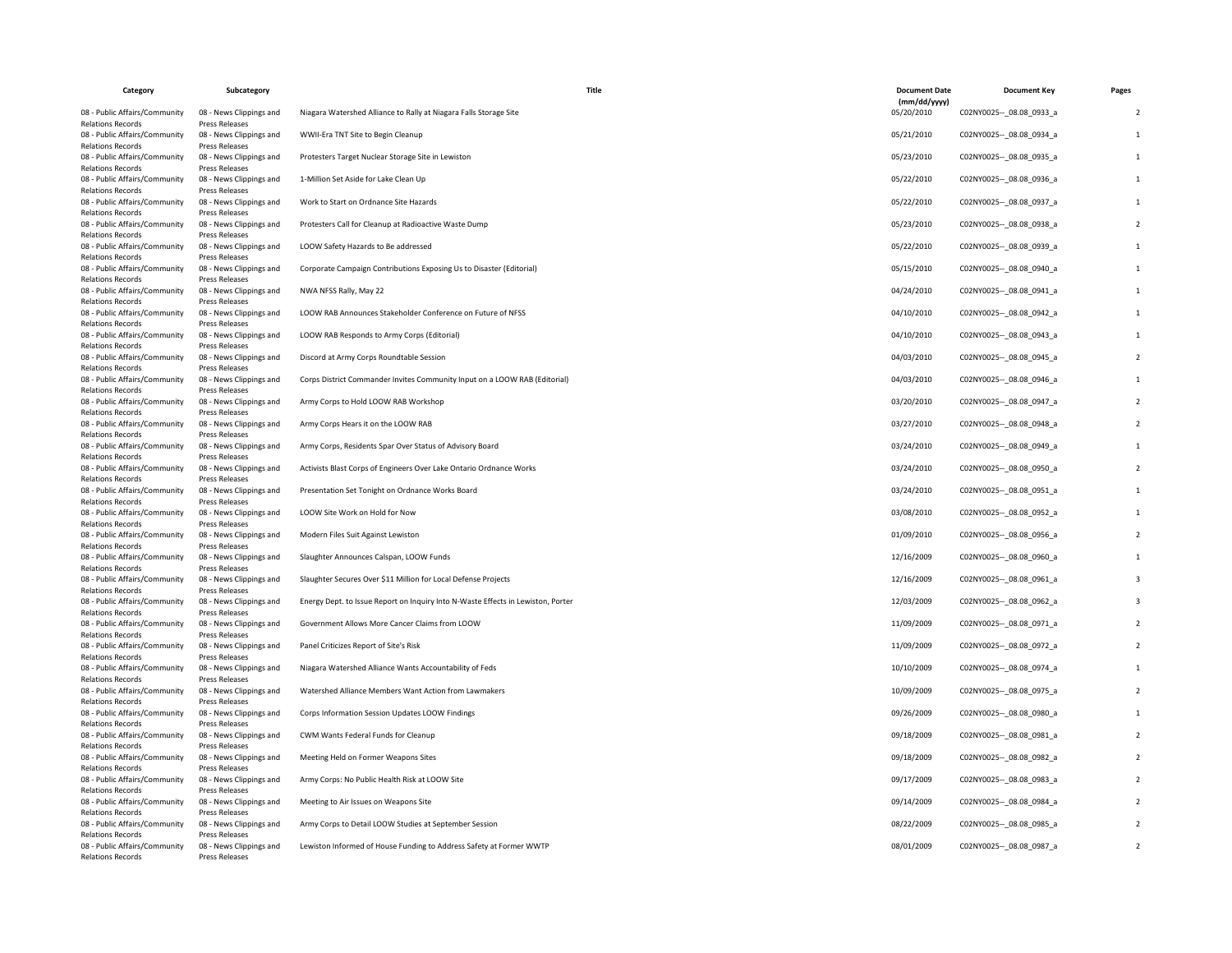| Category | Subcategory | Title | Document Date (mm/dd/yyyy) | Document Key | Pages |
|---|---|---|---|---|---|
| 08 - Public Affairs/Community Relations Records | 08 - News Clippings and Press Releases | Niagara Watershed Alliance to Rally at Niagara Falls Storage Site | 05/20/2010 | C02NY0025--_08.08_0933_a | 2 |
| 08 - Public Affairs/Community Relations Records | 08 - News Clippings and Press Releases | WWII-Era TNT Site to Begin Cleanup | 05/21/2010 | C02NY0025--_08.08_0934_a | 1 |
| 08 - Public Affairs/Community Relations Records | 08 - News Clippings and Press Releases | Protesters Target Nuclear Storage Site in Lewiston | 05/23/2010 | C02NY0025--_08.08_0935_a | 1 |
| 08 - Public Affairs/Community Relations Records | 08 - News Clippings and Press Releases | 1-Million Set Aside for Lake Clean Up | 05/22/2010 | C02NY0025--_08.08_0936_a | 1 |
| 08 - Public Affairs/Community Relations Records | 08 - News Clippings and Press Releases | Work to Start on Ordnance Site Hazards | 05/22/2010 | C02NY0025--_08.08_0937_a | 1 |
| 08 - Public Affairs/Community Relations Records | 08 - News Clippings and Press Releases | Protesters Call for Cleanup at Radioactive Waste Dump | 05/23/2010 | C02NY0025--_08.08_0938_a | 2 |
| 08 - Public Affairs/Community Relations Records | 08 - News Clippings and Press Releases | LOOW Safety Hazards to Be addressed | 05/22/2010 | C02NY0025--_08.08_0939_a | 1 |
| 08 - Public Affairs/Community Relations Records | 08 - News Clippings and Press Releases | Corporate Campaign Contributions Exposing Us to Disaster (Editorial) | 05/15/2010 | C02NY0025--_08.08_0940_a | 1 |
| 08 - Public Affairs/Community Relations Records | 08 - News Clippings and Press Releases | NWA NFSS Rally, May 22 | 04/24/2010 | C02NY0025--_08.08_0941_a | 1 |
| 08 - Public Affairs/Community Relations Records | 08 - News Clippings and Press Releases | LOOW RAB Announces Stakeholder Conference on Future of NFSS | 04/10/2010 | C02NY0025--_08.08_0942_a | 1 |
| 08 - Public Affairs/Community Relations Records | 08 - News Clippings and Press Releases | LOOW RAB Responds to Army Corps (Editorial) | 04/10/2010 | C02NY0025--_08.08_0943_a | 1 |
| 08 - Public Affairs/Community Relations Records | 08 - News Clippings and Press Releases | Discord at Army Corps Roundtable Session | 04/03/2010 | C02NY0025--_08.08_0945_a | 2 |
| 08 - Public Affairs/Community Relations Records | 08 - News Clippings and Press Releases | Corps District Commander Invites Community Input on a LOOW RAB (Editorial) | 04/03/2010 | C02NY0025--_08.08_0946_a | 1 |
| 08 - Public Affairs/Community Relations Records | 08 - News Clippings and Press Releases | Army Corps to Hold LOOW RAB Workshop | 03/20/2010 | C02NY0025--_08.08_0947_a | 2 |
| 08 - Public Affairs/Community Relations Records | 08 - News Clippings and Press Releases | Army Corps Hears it on the LOOW RAB | 03/27/2010 | C02NY0025--_08.08_0948_a | 2 |
| 08 - Public Affairs/Community Relations Records | 08 - News Clippings and Press Releases | Army Corps, Residents Spar Over Status of Advisory Board | 03/24/2010 | C02NY0025--_08.08_0949_a | 1 |
| 08 - Public Affairs/Community Relations Records | 08 - News Clippings and Press Releases | Activists Blast Corps of Engineers Over Lake Ontario Ordnance Works | 03/24/2010 | C02NY0025--_08.08_0950_a | 2 |
| 08 - Public Affairs/Community Relations Records | 08 - News Clippings and Press Releases | Presentation Set Tonight on Ordnance Works Board | 03/24/2010 | C02NY0025--_08.08_0951_a | 1 |
| 08 - Public Affairs/Community Relations Records | 08 - News Clippings and Press Releases | LOOW Site Work on Hold for Now | 03/08/2010 | C02NY0025--_08.08_0952_a | 1 |
| 08 - Public Affairs/Community Relations Records | 08 - News Clippings and Press Releases | Modern Files Suit Against Lewiston | 01/09/2010 | C02NY0025--_08.08_0956_a | 2 |
| 08 - Public Affairs/Community Relations Records | 08 - News Clippings and Press Releases | Slaughter Announces Calspan, LOOW Funds | 12/16/2009 | C02NY0025--_08.08_0960_a | 1 |
| 08 - Public Affairs/Community Relations Records | 08 - News Clippings and Press Releases | Slaughter Secures Over $11 Million for Local Defense Projects | 12/16/2009 | C02NY0025--_08.08_0961_a | 3 |
| 08 - Public Affairs/Community Relations Records | 08 - News Clippings and Press Releases | Energy Dept. to Issue Report on Inquiry Into N-Waste Effects in Lewiston, Porter | 12/03/2009 | C02NY0025--_08.08_0962_a | 3 |
| 08 - Public Affairs/Community Relations Records | 08 - News Clippings and Press Releases | Government Allows More Cancer Claims from LOOW | 11/09/2009 | C02NY0025--_08.08_0971_a | 2 |
| 08 - Public Affairs/Community Relations Records | 08 - News Clippings and Press Releases | Panel Criticizes Report of Site's Risk | 11/09/2009 | C02NY0025--_08.08_0972_a | 2 |
| 08 - Public Affairs/Community Relations Records | 08 - News Clippings and Press Releases | Niagara Watershed Alliance Wants Accountability of Feds | 10/10/2009 | C02NY0025--_08.08_0974_a | 1 |
| 08 - Public Affairs/Community Relations Records | 08 - News Clippings and Press Releases | Watershed Alliance Members Want Action from Lawmakers | 10/09/2009 | C02NY0025--_08.08_0975_a | 2 |
| 08 - Public Affairs/Community Relations Records | 08 - News Clippings and Press Releases | Corps Information Session Updates LOOW Findings | 09/26/2009 | C02NY0025--_08.08_0980_a | 1 |
| 08 - Public Affairs/Community Relations Records | 08 - News Clippings and Press Releases | CWM Wants Federal Funds for Cleanup | 09/18/2009 | C02NY0025--_08.08_0981_a | 2 |
| 08 - Public Affairs/Community Relations Records | 08 - News Clippings and Press Releases | Meeting Held on Former Weapons Sites | 09/18/2009 | C02NY0025--_08.08_0982_a | 2 |
| 08 - Public Affairs/Community Relations Records | 08 - News Clippings and Press Releases | Army Corps: No Public Health Risk at LOOW Site | 09/17/2009 | C02NY0025--_08.08_0983_a | 2 |
| 08 - Public Affairs/Community Relations Records | 08 - News Clippings and Press Releases | Meeting to Air Issues on Weapons Site | 09/14/2009 | C02NY0025--_08.08_0984_a | 2 |
| 08 - Public Affairs/Community Relations Records | 08 - News Clippings and Press Releases | Army Corps to Detail LOOW Studies at September Session | 08/22/2009 | C02NY0025--_08.08_0985_a | 2 |
| 08 - Public Affairs/Community Relations Records | 08 - News Clippings and Press Releases | Lewiston Informed of House Funding to Address Safety at Former WWTP | 08/01/2009 | C02NY0025--_08.08_0987_a | 2 |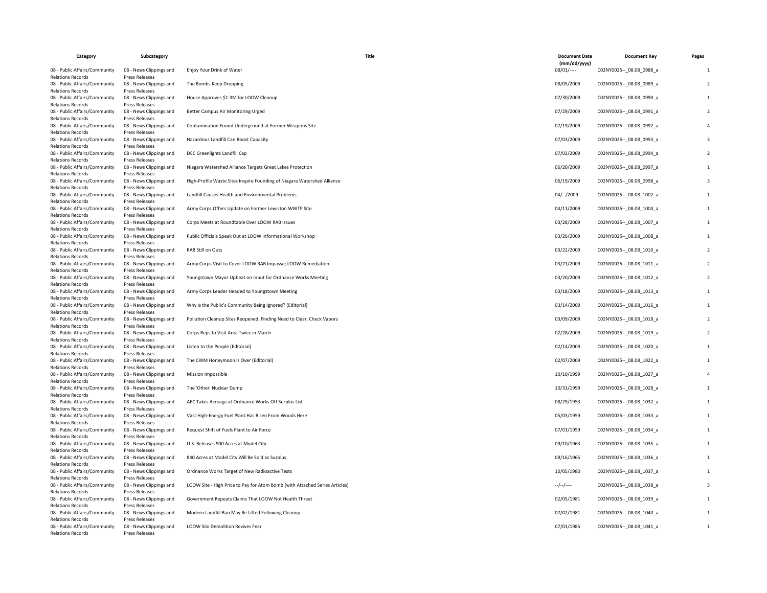| Category | Subcategory | Title | Document Date (mm/dd/yyyy) | Document Key | Pages |
|---|---|---|---|---|---|
| 08 - Public Affairs/Community Relations Records | 08 - News Clippings and Press Releases | Enjoy Your Drink of Water | 08/01/---- | C02NY0025--_08.08_0988_a | 1 |
| 08 - Public Affairs/Community Relations Records | 08 - News Clippings and Press Releases | The Bombs Keep Dropping | 08/05/2009 | C02NY0025--_08.08_0989_a | 2 |
| 08 - Public Affairs/Community Relations Records | 08 - News Clippings and Press Releases | House Approves $1.3M for LOOW Cleanup | 07/30/2009 | C02NY0025--_08.08_0990_a | 1 |
| 08 - Public Affairs/Community Relations Records | 08 - News Clippings and Press Releases | Better Campus Air Monitoring Urged | 07/29/2009 | C02NY0025--_08.08_0991_a | 2 |
| 08 - Public Affairs/Community Relations Records | 08 - News Clippings and Press Releases | Contamination Found Underground at Former Weapons Site | 07/19/2009 | C02NY0025--_08.08_0992_a | 4 |
| 08 - Public Affairs/Community Relations Records | 08 - News Clippings and Press Releases | Hazardous Landfill Can Boost Capacity | 07/03/2009 | C02NY0025--_08.08_0993_a | 3 |
| 08 - Public Affairs/Community Relations Records | 08 - News Clippings and Press Releases | DEC Greenlights Landfill Cap | 07/02/2009 | C02NY0025--_08.08_0994_a | 2 |
| 08 - Public Affairs/Community Relations Records | 08 - News Clippings and Press Releases | Niagara Watershed Alliance Targets Great Lakes Protection | 06/20/2009 | C02NY0025--_08.08_0997_a | 1 |
| 08 - Public Affairs/Community Relations Records | 08 - News Clippings and Press Releases | High-Profile Waste Sites Inspire Founding of Niagara Watershed Alliance | 06/19/2009 | C02NY0025--_08.08_0998_a | 3 |
| 08 - Public Affairs/Community Relations Records | 08 - News Clippings and Press Releases | Landfill Causes Health and Environmental Problems | 04/--/2009 | C02NY0025--_08.08_1002_a | 1 |
| 08 - Public Affairs/Community Relations Records | 08 - News Clippings and Press Releases | Army Corps Offers Update on Former Lewiston WWTP Site | 04/11/2009 | C02NY0025--_08.08_1004_a | 1 |
| 08 - Public Affairs/Community Relations Records | 08 - News Clippings and Press Releases | Corps Meets at Roundtable Over LOOW RAB Issues | 03/28/2009 | C02NY0025--_08.08_1007_a | 1 |
| 08 - Public Affairs/Community Relations Records | 08 - News Clippings and Press Releases | Public Officials Speak Out at LOOW Informational Workshop | 03/26/2009 | C02NY0025--_08.08_1008_a | 1 |
| 08 - Public Affairs/Community Relations Records | 08 - News Clippings and Press Releases | RAB Still on Outs | 03/22/2009 | C02NY0025--_08.08_1010_a | 2 |
| 08 - Public Affairs/Community Relations Records | 08 - News Clippings and Press Releases | Army Corps Visit to Cover LOOW RAB Impasse; LOOW Remediation | 03/21/2009 | C02NY0025--_08.08_1011_a | 2 |
| 08 - Public Affairs/Community Relations Records | 08 - News Clippings and Press Releases | Youngstown Mayor Upbeat on Input for Ordnance Works Meeting | 03/20/2009 | C02NY0025--_08.08_1012_a | 2 |
| 08 - Public Affairs/Community Relations Records | 08 - News Clippings and Press Releases | Army Corps Leader Headed to Youngstown Meeting | 03/18/2009 | C02NY0025--_08.08_1013_a | 1 |
| 08 - Public Affairs/Community Relations Records | 08 - News Clippings and Press Releases | Why is the Public's Community Being Ignored? (Editorial) | 03/14/2009 | C02NY0025--_08.08_1016_a | 1 |
| 08 - Public Affairs/Community Relations Records | 08 - News Clippings and Press Releases | Pollution Cleanup Sites Reopened, Finding Need to Clear, Check Vapors | 03/09/2009 | C02NY0025--_08.08_1018_a | 2 |
| 08 - Public Affairs/Community Relations Records | 08 - News Clippings and Press Releases | Corps Reps to Visit Area Twice in March | 02/28/2009 | C02NY0025--_08.08_1019_a | 2 |
| 08 - Public Affairs/Community Relations Records | 08 - News Clippings and Press Releases | Listen to the People (Editorial) | 02/14/2009 | C02NY0025--_08.08_1020_a | 1 |
| 08 - Public Affairs/Community Relations Records | 08 - News Clippings and Press Releases | The CWM Honeymoon is Over (Editorial) | 02/07/2009 | C02NY0025--_08.08_1022_a | 1 |
| 08 - Public Affairs/Community Relations Records | 08 - News Clippings and Press Releases | Mission Impossible | 10/10/1999 | C02NY0025--_08.08_1027_a | 4 |
| 08 - Public Affairs/Community Relations Records | 08 - News Clippings and Press Releases | The 'Other' Nuclear Dump | 10/31/1999 | C02NY0025--_08.08_1028_a | 1 |
| 08 - Public Affairs/Community Relations Records | 08 - News Clippings and Press Releases | AEC Takes Acreage at Ordnance Works Off Surplus List | 08/29/1953 | C02NY0025--_08.08_1032_a | 1 |
| 08 - Public Affairs/Community Relations Records | 08 - News Clippings and Press Releases | Vast High-Energy Fuel Plant Has Risen From Woods Here | 05/03/1959 | C02NY0025--_08.08_1033_a | 1 |
| 08 - Public Affairs/Community Relations Records | 08 - News Clippings and Press Releases | Request Shift of Fuels Plant to Air Force | 07/01/1959 | C02NY0025--_08.08_1034_a | 1 |
| 08 - Public Affairs/Community Relations Records | 08 - News Clippings and Press Releases | U.S. Releases 900 Acres at Model City | 09/10/1963 | C02NY0025--_08.08_1035_a | 1 |
| 08 - Public Affairs/Community Relations Records | 08 - News Clippings and Press Releases | 840 Acres at Model City Will Be Sold as Surplus | 09/16/1965 | C02NY0025--_08.08_1036_a | 1 |
| 08 - Public Affairs/Community Relations Records | 08 - News Clippings and Press Releases | Ordnance Works Target of New Radioactive Tests | 10/05/1980 | C02NY0025--_08.08_1037_a | 1 |
| 08 - Public Affairs/Community Relations Records | 08 - News Clippings and Press Releases | LOOW Site - High Price to Pay for Atom Bomb (with Attached Series Articles) | --/--/---- | C02NY0025--_08.08_1038_a | 5 |
| 08 - Public Affairs/Community Relations Records | 08 - News Clippings and Press Releases | Government Repeats Claims That LOOW Not Health Threat | 02/05/1981 | C02NY0025--_08.08_1039_a | 1 |
| 08 - Public Affairs/Community Relations Records | 08 - News Clippings and Press Releases | Modern Landfill Ban May Be Lifted Following Cleanup | 07/02/1981 | C02NY0025--_08.08_1040_a | 1 |
| 08 - Public Affairs/Community Relations Records | 08 - News Clippings and Press Releases | LOOW Silo Demolition Revives Fear | 07/01/1985 | C02NY0025--_08.08_1041_a | 1 |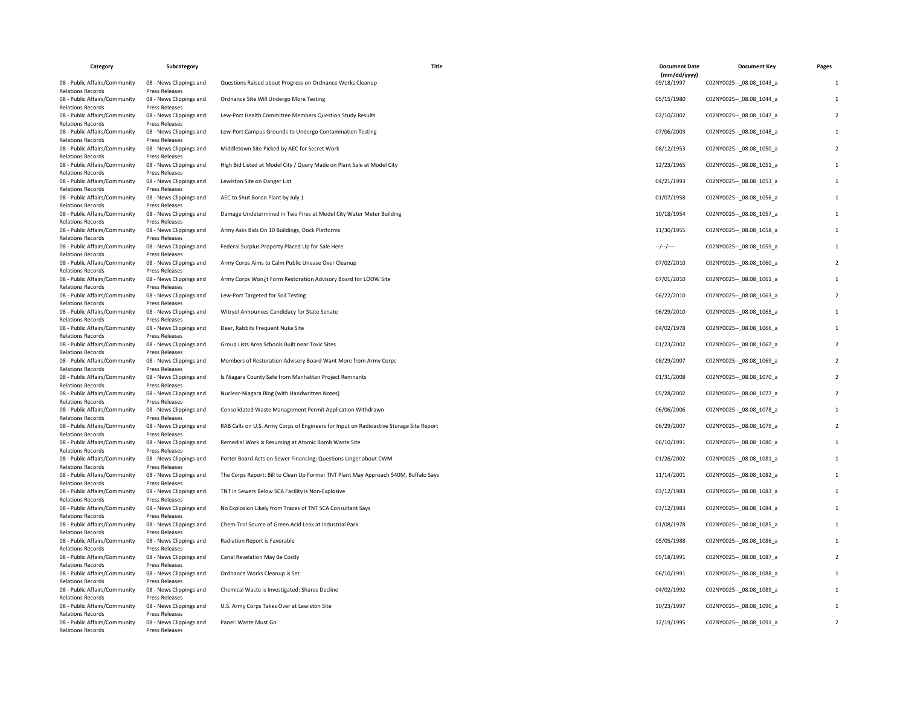| Category | Subcategory | Title | Document Date (mm/dd/yyyy) | Document Key | Pages |
|---|---|---|---|---|---|
| 08 - Public Affairs/Community Relations Records | 08 - News Clippings and Press Releases | Questions Raised about Progress on Ordnance Works Cleanup | 09/18/1997 | C02NY0025--_08.08_1043_a | 1 |
| 08 - Public Affairs/Community Relations Records | 08 - News Clippings and Press Releases | Ordnance Site Will Undergo More Testing | 05/15/1980 | C02NY0025--_08.08_1044_a | 1 |
| 08 - Public Affairs/Community Relations Records | 08 - News Clippings and Press Releases | Lew-Port Health Committee Members Question Study Results | 02/10/2002 | C02NY0025--_08.08_1047_a | 2 |
| 08 - Public Affairs/Community Relations Records | 08 - News Clippings and Press Releases | Lew-Port Campus Grounds to Undergo Contamination Testing | 07/06/2003 | C02NY0025--_08.08_1048_a | 1 |
| 08 - Public Affairs/Community Relations Records | 08 - News Clippings and Press Releases | Middletown Site Picked by AEC for Secret Work | 08/12/1953 | C02NY0025--_08.08_1050_a | 2 |
| 08 - Public Affairs/Community Relations Records | 08 - News Clippings and Press Releases | High Bid Listed at Model City / Query Made on Plant Sale at Model City | 12/23/1965 | C02NY0025--_08.08_1051_a | 1 |
| 08 - Public Affairs/Community Relations Records | 08 - News Clippings and Press Releases | Lewiston Site on Danger List | 04/21/1993 | C02NY0025--_08.08_1053_a | 1 |
| 08 - Public Affairs/Community Relations Records | 08 - News Clippings and Press Releases | AEC to Shut Boron Plant by July 1 | 01/07/1958 | C02NY0025--_08.08_1056_a | 1 |
| 08 - Public Affairs/Community Relations Records | 08 - News Clippings and Press Releases | Damage Undetermined in Two Fires at Model City Water Meter Building | 10/18/1954 | C02NY0025--_08.08_1057_a | 1 |
| 08 - Public Affairs/Community Relations Records | 08 - News Clippings and Press Releases | Army Asks Bids On 10 Buildings, Dock Platforms | 11/30/1955 | C02NY0025--_08.08_1058_a | 1 |
| 08 - Public Affairs/Community Relations Records | 08 - News Clippings and Press Releases | Federal Surplus Property Placed Up for Sale Here | --/--/---- | C02NY0025--_08.08_1059_a | 1 |
| 08 - Public Affairs/Community Relations Records | 08 - News Clippings and Press Releases | Army Corps Aims to Calm Public Unease Over Cleanup | 07/02/2010 | C02NY0025--_08.08_1060_a | 2 |
| 08 - Public Affairs/Community Relations Records | 08 - News Clippings and Press Releases | Army Corps Won¿t Form Restoration Advisory Board for LOOW Site | 07/01/2010 | C02NY0025--_08.08_1061_a | 1 |
| 08 - Public Affairs/Community Relations Records | 08 - News Clippings and Press Releases | Lew-Port Targeted for Soil Testing | 06/22/2010 | C02NY0025--_08.08_1063_a | 2 |
| 08 - Public Affairs/Community Relations Records | 08 - News Clippings and Press Releases | Witryol Announces Candidacy for State Senate | 06/29/2010 | C02NY0025--_08.08_1065_a | 1 |
| 08 - Public Affairs/Community Relations Records | 08 - News Clippings and Press Releases | Deer, Rabbits Frequent Nuke Site | 04/02/1978 | C02NY0025--_08.08_1066_a | 1 |
| 08 - Public Affairs/Community Relations Records | 08 - News Clippings and Press Releases | Group Lists Area Schools Built near Toxic Sites | 01/23/2002 | C02NY0025--_08.08_1067_a | 2 |
| 08 - Public Affairs/Community Relations Records | 08 - News Clippings and Press Releases | Members of Restoration Advisory Board Want More from Army Corps | 08/29/2007 | C02NY0025--_08.08_1069_a | 2 |
| 08 - Public Affairs/Community Relations Records | 08 - News Clippings and Press Releases | Is Niagara County Safe from Manhattan Project Remnants | 01/31/2008 | C02NY0025--_08.08_1070_a | 2 |
| 08 - Public Affairs/Community Relations Records | 08 - News Clippings and Press Releases | Nuclear-Niagara Blog (with Handwritten Notes) | 05/28/2002 | C02NY0025--_08.08_1077_a | 2 |
| 08 - Public Affairs/Community Relations Records | 08 - News Clippings and Press Releases | Consolidated Waste Management Permit Application Withdrawn | 06/06/2006 | C02NY0025--_08.08_1078_a | 1 |
| 08 - Public Affairs/Community Relations Records | 08 - News Clippings and Press Releases | RAB Calls on U.S. Army Corps of Engineers for Input on Radioactive Storage Site Report | 06/29/2007 | C02NY0025--_08.08_1079_a | 2 |
| 08 - Public Affairs/Community Relations Records | 08 - News Clippings and Press Releases | Remedial Work is Resuming at Atomic Bomb Waste Site | 06/10/1991 | C02NY0025--_08.08_1080_a | 1 |
| 08 - Public Affairs/Community Relations Records | 08 - News Clippings and Press Releases | Porter Board Acts on Sewer Financing; Questions Linger about CWM | 01/26/2002 | C02NY0025--_08.08_1081_a | 1 |
| 08 - Public Affairs/Community Relations Records | 08 - News Clippings and Press Releases | The Corps Report: Bill to Clean Up Former TNT Plant May Approach $40M, Buffalo Says | 11/14/2001 | C02NY0025--_08.08_1082_a | 1 |
| 08 - Public Affairs/Community Relations Records | 08 - News Clippings and Press Releases | TNT in Sewers Below SCA Facility is Non-Explosive | 03/12/1983 | C02NY0025--_08.08_1083_a | 1 |
| 08 - Public Affairs/Community Relations Records | 08 - News Clippings and Press Releases | No Explosion Likely from Traces of TNT SCA Consultant Says | 03/12/1983 | C02NY0025--_08.08_1084_a | 1 |
| 08 - Public Affairs/Community Relations Records | 08 - News Clippings and Press Releases | Chem-Trol Source of Green Acid Leak at Industrial Park | 01/08/1978 | C02NY0025--_08.08_1085_a | 1 |
| 08 - Public Affairs/Community Relations Records | 08 - News Clippings and Press Releases | Radiation Report is Favorable | 05/05/1988 | C02NY0025--_08.08_1086_a | 1 |
| 08 - Public Affairs/Community Relations Records | 08 - News Clippings and Press Releases | Canal Revelation May Be Costly | 05/18/1991 | C02NY0025--_08.08_1087_a | 2 |
| 08 - Public Affairs/Community Relations Records | 08 - News Clippings and Press Releases | Ordnance Works Cleanup is Set | 06/10/1991 | C02NY0025--_08.08_1088_a | 1 |
| 08 - Public Affairs/Community Relations Records | 08 - News Clippings and Press Releases | Chemical Waste is Investigated; Shares Decline | 04/02/1992 | C02NY0025--_08.08_1089_a | 1 |
| 08 - Public Affairs/Community Relations Records | 08 - News Clippings and Press Releases | U.S. Army Corps Takes Over at Lewiston Site | 10/23/1997 | C02NY0025--_08.08_1090_a | 1 |
| 08 - Public Affairs/Community Relations Records | 08 - News Clippings and Press Releases | Panel: Waste Must Go | 12/19/1995 | C02NY0025--_08.08_1091_a | 2 |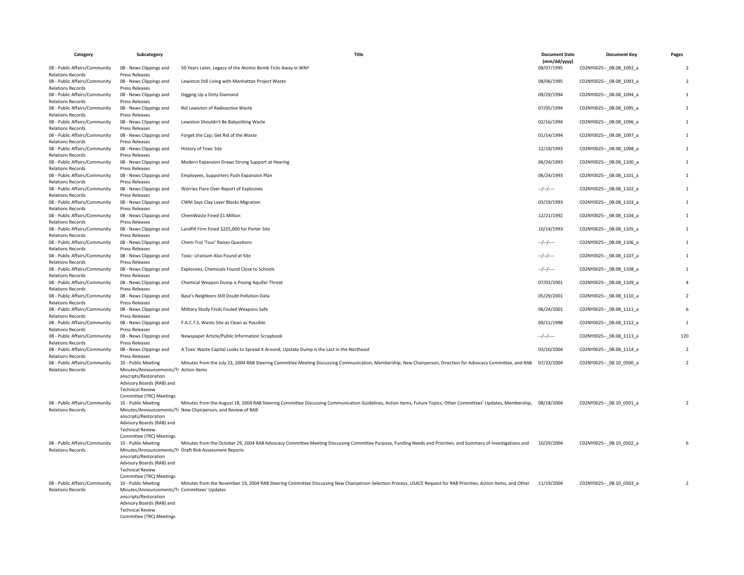| Category | Subcategory | Title | Document Date (mm/dd/yyyy) | Document Key | Pages |
|---|---|---|---|---|---|
| 08 - Public Affairs/Community Relations Records | 08 - News Clippings and Press Releases | 50 Years Later, Legacy of the Atomic Bomb Ticks Away in WNY | 08/07/1995 | C02NY0025--_08.08_1092_a | 2 |
| 08 - Public Affairs/Community Relations Records | 08 - News Clippings and Press Releases | Lewiston Still Living with Manhattan Project Waste | 08/06/1995 | C02NY0025--_08.08_1093_a | 2 |
| 08 - Public Affairs/Community Relations Records | 08 - News Clippings and Press Releases | Digging Up a Dirty Diamond | 09/29/1994 | C02NY0025--_08.08_1094_a | 1 |
| 08 - Public Affairs/Community Relations Records | 08 - News Clippings and Press Releases | Rid Lewiston of Radioactive Waste | 07/05/1994 | C02NY0025--_08.08_1095_a | 1 |
| 08 - Public Affairs/Community Relations Records | 08 - News Clippings and Press Releases | Lewiston Shouldn't Be Babysitting Waste | 02/16/1994 | C02NY0025--_08.08_1096_a | 1 |
| 08 - Public Affairs/Community Relations Records | 08 - News Clippings and Press Releases | Forget the Cap; Get Rid of the Waste | 01/14/1994 | C02NY0025--_08.08_1097_a | 1 |
| 08 - Public Affairs/Community Relations Records | 08 - News Clippings and Press Releases | History of Toxic Site | 12/19/1993 | C02NY0025--_08.08_1098_a | 1 |
| 08 - Public Affairs/Community Relations Records | 08 - News Clippings and Press Releases | Modern Expansion Draws Strong Support at Hearing | 06/24/1993 | C02NY0025--_08.08_1100_a | 1 |
| 08 - Public Affairs/Community Relations Records | 08 - News Clippings and Press Releases | Employees, Supporters Push Expansion Plan | 06/24/1993 | C02NY0025--_08.08_1101_a | 1 |
| 08 - Public Affairs/Community Relations Records | 08 - News Clippings and Press Releases | Worries Flare Over Report of Explosives | --/--/---- | C02NY0025--_08.08_1102_a | 1 |
| 08 - Public Affairs/Community Relations Records | 08 - News Clippings and Press Releases | CWM Says Clay Layer Blocks Migration | 03/19/1993 | C02NY0025--_08.08_1103_a | 1 |
| 08 - Public Affairs/Community Relations Records | 08 - News Clippings and Press Releases | ChemWaste Fined $1 Million | 12/21/1992 | C02NY0025--_08.08_1104_a | 1 |
| 08 - Public Affairs/Community Relations Records | 08 - News Clippings and Press Releases | Landfill Firm Fined $225,000 for Porter Site | 10/14/1993 | C02NY0025--_08.08_1105_a | 1 |
| 08 - Public Affairs/Community Relations Records | 08 - News Clippings and Press Releases | Chem-Trol 'Tour' Raises Questions | --/--/---- | C02NY0025--_08.08_1106_a | 1 |
| 08 - Public Affairs/Community Relations Records | 08 - News Clippings and Press Releases | Toxic: Uranium Also Found at Site | --/--/---- | C02NY0025--_08.08_1107_a | 1 |
| 08 - Public Affairs/Community Relations Records | 08 - News Clippings and Press Releases | Explosives, Chemicals Found Close to Schools | --/--/---- | C02NY0025--_08.08_1108_a | 1 |
| 08 - Public Affairs/Community Relations Records | 08 - News Clippings and Press Releases | Chemical Weapon Dump is Posing Aquifer Threat | 07/01/2001 | C02NY0025--_08.08_1109_a | 4 |
| 08 - Public Affairs/Community Relations Records | 08 - News Clippings and Press Releases | Base's Neighbors Still Doubt Pollution Data | 05/29/2001 | C02NY0025--_08.08_1110_a | 2 |
| 08 - Public Affairs/Community Relations Records | 08 - News Clippings and Press Releases | Military Study Finds Fouled Weapons Safe | 06/24/2001 | C02NY0025--_08.08_1111_a | 6 |
| 08 - Public Affairs/Community Relations Records | 08 - News Clippings and Press Releases | F.A.C.T.S. Wants Site as Clean as Possible | 09/11/1998 | C02NY0025--_08.08_1112_a | 1 |
| 08 - Public Affairs/Community Relations Records | 08 - News Clippings and Press Releases | Newspaper Article/Public Information Scrapbook | --/--/---- | C02NY0025--_08.08_1113_a | 120 |
| 08 - Public Affairs/Community Relations Records | 08 - News Clippings and Press Releases | A Toxic Waste Capital Looks to Spread it Around, Upstate Dump is the Last in the Northeast | 03/10/2004 | C02NY0025--_08.08_1114_a | 2 |
| 08 - Public Affairs/Community Relations Records | 10 - Public Meeting Minutes/Announcements/Transcripts/Restoration Advisory Boards (RAB) and Technical Review Committee (TRC) Meetings | Minutes from the July 23, 2004 RAB Steering Committee Meeting Discussing Communication, Membership, New Chairperson, Direction for Advocacy Committee, and RAB Action Items | 07/23/2004 | C02NY0025--_08.10_0500_a | 2 |
| 08 - Public Affairs/Community Relations Records | 10 - Public Meeting Minutes/Announcements/Transcripts/Restoration Advisory Boards (RAB) and Technical Review Committee (TRC) Meetings | Minutes from the August 18, 2004 RAB Steering Committee Discussing Communication Guidelines, Action Items, Future Topics, Other Committees' Updates, Membership, New Chairperson, and Review of RAB | 08/18/2004 | C02NY0025--_08.10_0501_a | 2 |
| 08 - Public Affairs/Community Relations Records | 10 - Public Meeting Minutes/Announcements/Transcripts/Restoration Advisory Boards (RAB) and Technical Review Committee (TRC) Meetings | Minutes from the October 29, 2004 RAB Advocacy Committee Meeting Discussing Committee Purpose, Funding Needs and Priorities, and Summary of Investigations and Draft Risk Assessment Reports | 10/29/2004 | C02NY0025--_08.10_0502_a | 6 |
| 08 - Public Affairs/Community Relations Records | 10 - Public Meeting Minutes/Announcements/Transcripts/Restoration Advisory Boards (RAB) and Technical Review Committee (TRC) Meetings | Minutes from the November 19, 2004 RAB Steering Committee Discussing New Chairperson Selection Process, USACE Request for RAB Priorities, Action Items, and Other Committees' Updates | 11/19/2004 | C02NY0025--_08.10_0503_a | 2 |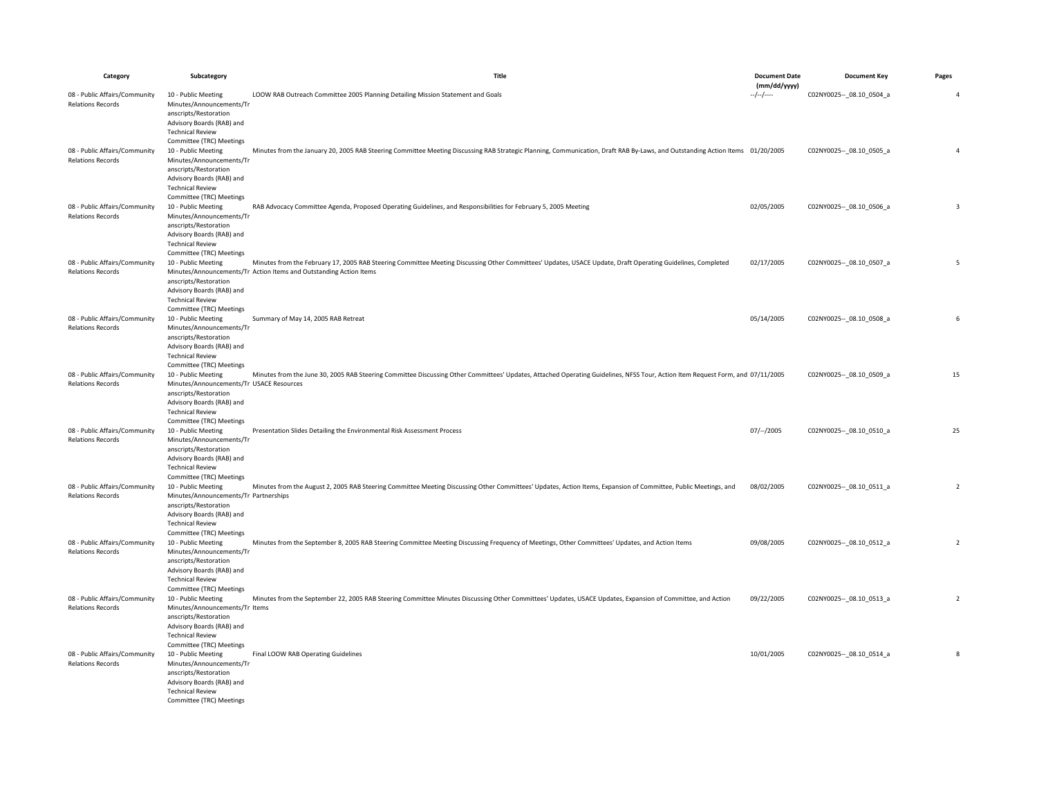| Category | Subcategory | Title | Document Date (mm/dd/yyyy) | Document Key | Pages |
|---|---|---|---|---|---|
| 08 - Public Affairs/Community Relations Records | 10 - Public Meeting Minutes/Announcements/Transcripts/Restoration Advisory Boards (RAB) and Technical Review Committee (TRC) Meetings | LOOW RAB Outreach Committee 2005 Planning Detailing Mission Statement and Goals | --/--/---- | C02NY0025--_08.10_0504_a | 4 |
| 08 - Public Affairs/Community Relations Records | 10 - Public Meeting Minutes/Announcements/Transcripts/Restoration Advisory Boards (RAB) and Technical Review Committee (TRC) Meetings | Minutes from the January 20, 2005 RAB Steering Committee Meeting Discussing RAB Strategic Planning, Communication, Draft RAB By-Laws, and Outstanding Action Items | 01/20/2005 | C02NY0025--_08.10_0505_a | 4 |
| 08 - Public Affairs/Community Relations Records | 10 - Public Meeting Minutes/Announcements/Transcripts/Restoration Advisory Boards (RAB) and Technical Review Committee (TRC) Meetings | RAB Advocacy Committee Agenda, Proposed Operating Guidelines, and Responsibilities for February 5, 2005 Meeting | 02/05/2005 | C02NY0025--_08.10_0506_a | 3 |
| 08 - Public Affairs/Community Relations Records | 10 - Public Meeting Minutes/Announcements/Transcripts/Restoration Advisory Boards (RAB) and Technical Review Committee (TRC) Meetings | Minutes from the February 17, 2005 RAB Steering Committee Meeting Discussing Other Committees' Updates, USACE Update, Draft Operating Guidelines, Completed Action Items and Outstanding Action Items | 02/17/2005 | C02NY0025--_08.10_0507_a | 5 |
| 08 - Public Affairs/Community Relations Records | 10 - Public Meeting Minutes/Announcements/Transcripts/Restoration Advisory Boards (RAB) and Technical Review Committee (TRC) Meetings | Summary of May 14, 2005 RAB Retreat | 05/14/2005 | C02NY0025--_08.10_0508_a | 6 |
| 08 - Public Affairs/Community Relations Records | 10 - Public Meeting Minutes/Announcements/Transcripts/Restoration Advisory Boards (RAB) and Technical Review Committee (TRC) Meetings | Minutes from the June 30, 2005 RAB Steering Committee Discussing Other Committees' Updates, Attached Operating Guidelines, NFSS Tour, Action Item Request Form, and USACE Resources | 07/11/2005 | C02NY0025--_08.10_0509_a | 15 |
| 08 - Public Affairs/Community Relations Records | 10 - Public Meeting Minutes/Announcements/Transcripts/Restoration Advisory Boards (RAB) and Technical Review Committee (TRC) Meetings | Presentation Slides Detailing the Environmental Risk Assessment Process | 07/--/2005 | C02NY0025--_08.10_0510_a | 25 |
| 08 - Public Affairs/Community Relations Records | 10 - Public Meeting Minutes/Announcements/Transcripts/Restoration Advisory Boards (RAB) and Technical Review Committee (TRC) Meetings | Minutes from the August 2, 2005 RAB Steering Committee Meeting Discussing Other Committees' Updates, Action Items, Expansion of Committee, Public Meetings, and Partnerships | 08/02/2005 | C02NY0025--_08.10_0511_a | 2 |
| 08 - Public Affairs/Community Relations Records | 10 - Public Meeting Minutes/Announcements/Transcripts/Restoration Advisory Boards (RAB) and Technical Review Committee (TRC) Meetings | Minutes from the September 8, 2005 RAB Steering Committee Meeting Discussing Frequency of Meetings, Other Committees' Updates, and Action Items | 09/08/2005 | C02NY0025--_08.10_0512_a | 2 |
| 08 - Public Affairs/Community Relations Records | 10 - Public Meeting Minutes/Announcements/Transcripts/Restoration Advisory Boards (RAB) and Technical Review Committee (TRC) Meetings | Minutes from the September 22, 2005 RAB Steering Committee Minutes Discussing Other Committees' Updates, USACE Updates, Expansion of Committee, and Action Items | 09/22/2005 | C02NY0025--_08.10_0513_a | 2 |
| 08 - Public Affairs/Community Relations Records | 10 - Public Meeting Minutes/Announcements/Transcripts/Restoration Advisory Boards (RAB) and Technical Review Committee (TRC) Meetings | Final LOOW RAB Operating Guidelines | 10/01/2005 | C02NY0025--_08.10_0514_a | 8 |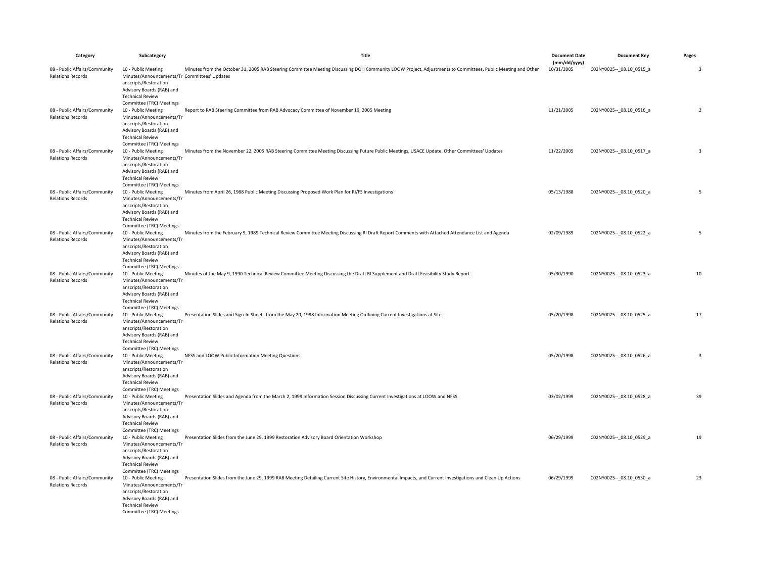| Category | Subcategory | Title | Document Date (mm/dd/yyyy) | Document Key | Pages |
|---|---|---|---|---|---|
| 08 - Public Affairs/Community Relations Records | 10 - Public Meeting Minutes/Announcements/Transcripts/Restoration Advisory Boards (RAB) and Technical Review Committee (TRC) Meetings | Minutes from the October 31, 2005 RAB Steering Committee Meeting Discussing DOH Community LOOW Project, Adjustments to Committees, Public Meeting and Other Committees' Updates | 10/31/2005 | C02NY0025--_08.10_0515_a | 3 |
| 08 - Public Affairs/Community Relations Records | 10 - Public Meeting Minutes/Announcements/Transcripts/Restoration Advisory Boards (RAB) and Technical Review Committee (TRC) Meetings | Report to RAB Steering Committee from RAB Advocacy Committee of November 19, 2005 Meeting | 11/21/2005 | C02NY0025--_08.10_0516_a | 2 |
| 08 - Public Affairs/Community Relations Records | 10 - Public Meeting Minutes/Announcements/Transcripts/Restoration Advisory Boards (RAB) and Technical Review Committee (TRC) Meetings | Minutes from the November 22, 2005 RAB Steering Committee Meeting Discussing Future Public Meetings, USACE Update, Other Committees' Updates | 11/22/2005 | C02NY0025--_08.10_0517_a | 3 |
| 08 - Public Affairs/Community Relations Records | 10 - Public Meeting Minutes/Announcements/Transcripts/Restoration Advisory Boards (RAB) and Technical Review Committee (TRC) Meetings | Minutes from April 26, 1988 Public Meeting Discussing Proposed Work Plan for RI/FS Investigations | 05/13/1988 | C02NY0025--_08.10_0520_a | 5 |
| 08 - Public Affairs/Community Relations Records | 10 - Public Meeting Minutes/Announcements/Transcripts/Restoration Advisory Boards (RAB) and Technical Review Committee (TRC) Meetings | Minutes from the February 9, 1989 Technical Review Committee Meeting Discussing RI Draft Report Comments with Attached Attendance List and Agenda | 02/09/1989 | C02NY0025--_08.10_0522_a | 5 |
| 08 - Public Affairs/Community Relations Records | 10 - Public Meeting Minutes/Announcements/Transcripts/Restoration Advisory Boards (RAB) and Technical Review Committee (TRC) Meetings | Minutes of the May 9, 1990 Technical Review Committee Meeting Discussing the Draft RI Supplement and Draft Feasibility Study Report | 05/30/1990 | C02NY0025--_08.10_0523_a | 10 |
| 08 - Public Affairs/Community Relations Records | 10 - Public Meeting Minutes/Announcements/Transcripts/Restoration Advisory Boards (RAB) and Technical Review Committee (TRC) Meetings | Presentation Slides and Sign-In Sheets from the May 20, 1998 Information Meeting Outlining Current Investigations at Site | 05/20/1998 | C02NY0025--_08.10_0525_a | 17 |
| 08 - Public Affairs/Community Relations Records | 10 - Public Meeting Minutes/Announcements/Transcripts/Restoration Advisory Boards (RAB) and Technical Review Committee (TRC) Meetings | NFSS and LOOW Public Information Meeting Questions | 05/20/1998 | C02NY0025--_08.10_0526_a | 3 |
| 08 - Public Affairs/Community Relations Records | 10 - Public Meeting Minutes/Announcements/Transcripts/Restoration Advisory Boards (RAB) and Technical Review Committee (TRC) Meetings | Presentation Slides and Agenda from the March 2, 1999 Information Session Discussing Current Investigations at LOOW and NFSS | 03/02/1999 | C02NY0025--_08.10_0528_a | 39 |
| 08 - Public Affairs/Community Relations Records | 10 - Public Meeting Minutes/Announcements/Transcripts/Restoration Advisory Boards (RAB) and Technical Review Committee (TRC) Meetings | Presentation Slides from the June 29, 1999 Restoration Advisory Board Orientation Workshop | 06/29/1999 | C02NY0025--_08.10_0529_a | 19 |
| 08 - Public Affairs/Community Relations Records | 10 - Public Meeting Minutes/Announcements/Transcripts/Restoration Advisory Boards (RAB) and Technical Review Committee (TRC) Meetings | Presentation Slides from the June 29, 1999 RAB Meeting Detailing Current Site History, Environmental Impacts, and Current Investigations and Clean Up Actions | 06/29/1999 | C02NY0025--_08.10_0530_a | 23 |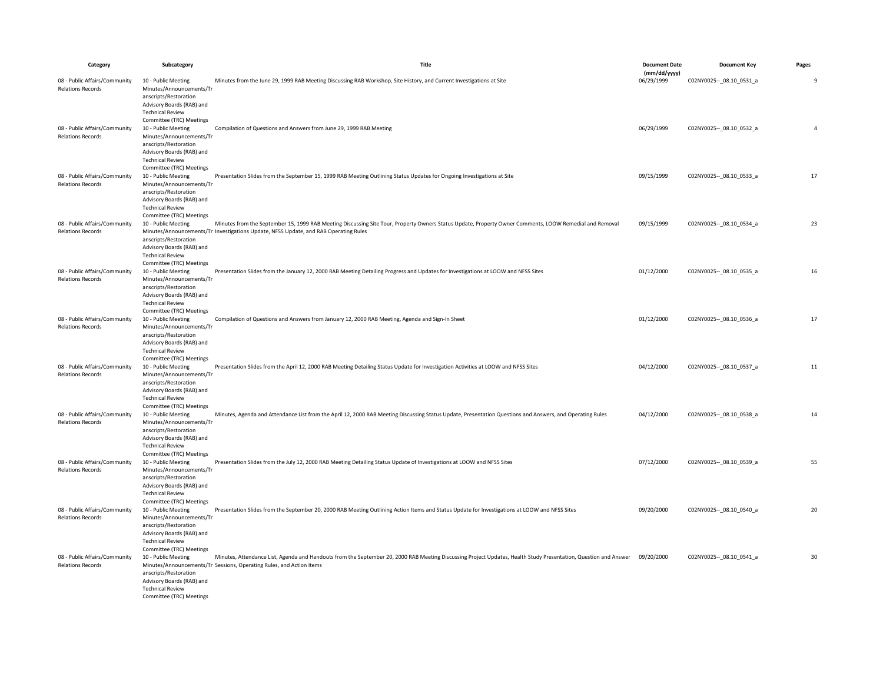| Category | Subcategory | Title | Document Date (mm/dd/yyyy) | Document Key | Pages |
|---|---|---|---|---|---|
| 08 - Public Affairs/Community Relations Records | 10 - Public Meeting Minutes/Announcements/Transcripts/Restoration Advisory Boards (RAB) and Technical Review Committee (TRC) Meetings | Minutes from the June 29, 1999 RAB Meeting Discussing RAB Workshop, Site History, and Current Investigations at Site | 06/29/1999 | C02NY0025--_08.10_0531_a | 9 |
| 08 - Public Affairs/Community Relations Records | 10 - Public Meeting Minutes/Announcements/Transcripts/Restoration Advisory Boards (RAB) and Technical Review Committee (TRC) Meetings | Compilation of Questions and Answers from June 29, 1999 RAB Meeting | 06/29/1999 | C02NY0025--_08.10_0532_a | 4 |
| 08 - Public Affairs/Community Relations Records | 10 - Public Meeting Minutes/Announcements/Transcripts/Restoration Advisory Boards (RAB) and Technical Review Committee (TRC) Meetings | Presentation Slides from the September 15, 1999 RAB Meeting Outlining Status Updates for Ongoing Investigations at Site | 09/15/1999 | C02NY0025--_08.10_0533_a | 17 |
| 08 - Public Affairs/Community Relations Records | 10 - Public Meeting Minutes/Announcements/Transcripts/Restoration Advisory Boards (RAB) and Technical Review Committee (TRC) Meetings | Minutes from the September 15, 1999 RAB Meeting Discussing Site Tour, Property Owners Status Update, Property Owner Comments, LOOW Remedial and Removal Investigations Update, NFSS Update, and RAB Operating Rules | 09/15/1999 | C02NY0025--_08.10_0534_a | 23 |
| 08 - Public Affairs/Community Relations Records | 10 - Public Meeting Minutes/Announcements/Transcripts/Restoration Advisory Boards (RAB) and Technical Review Committee (TRC) Meetings | Presentation Slides from the January 12, 2000 RAB Meeting Detailing Progress and Updates for Investigations at LOOW and NFSS Sites | 01/12/2000 | C02NY0025--_08.10_0535_a | 16 |
| 08 - Public Affairs/Community Relations Records | 10 - Public Meeting Minutes/Announcements/Transcripts/Restoration Advisory Boards (RAB) and Technical Review Committee (TRC) Meetings | Compilation of Questions and Answers from January 12, 2000 RAB Meeting, Agenda and Sign-In Sheet | 01/12/2000 | C02NY0025--_08.10_0536_a | 17 |
| 08 - Public Affairs/Community Relations Records | 10 - Public Meeting Minutes/Announcements/Transcripts/Restoration Advisory Boards (RAB) and Technical Review Committee (TRC) Meetings | Presentation Slides from the April 12, 2000 RAB Meeting Detailing Status Update for Investigation Activities at LOOW and NFSS Sites | 04/12/2000 | C02NY0025--_08.10_0537_a | 11 |
| 08 - Public Affairs/Community Relations Records | 10 - Public Meeting Minutes/Announcements/Transcripts/Restoration Advisory Boards (RAB) and Technical Review Committee (TRC) Meetings | Minutes, Agenda and Attendance List from the April 12, 2000 RAB Meeting Discussing Status Update, Presentation Questions and Answers, and Operating Rules | 04/12/2000 | C02NY0025--_08.10_0538_a | 14 |
| 08 - Public Affairs/Community Relations Records | 10 - Public Meeting Minutes/Announcements/Transcripts/Restoration Advisory Boards (RAB) and Technical Review Committee (TRC) Meetings | Presentation Slides from the July 12, 2000 RAB Meeting Detailing Status Update of Investigations at LOOW and NFSS Sites | 07/12/2000 | C02NY0025--_08.10_0539_a | 55 |
| 08 - Public Affairs/Community Relations Records | 10 - Public Meeting Minutes/Announcements/Transcripts/Restoration Advisory Boards (RAB) and Technical Review Committee (TRC) Meetings | Presentation Slides from the September 20, 2000 RAB Meeting Outlining Action Items and Status Update for Investigations at LOOW and NFSS Sites | 09/20/2000 | C02NY0025--_08.10_0540_a | 20 |
| 08 - Public Affairs/Community Relations Records | 10 - Public Meeting Minutes/Announcements/Transcripts/Restoration Advisory Boards (RAB) and Technical Review Committee (TRC) Meetings | Minutes, Attendance List, Agenda and Handouts from the September 20, 2000 RAB Meeting Discussing Project Updates, Health Study Presentation, Question and Answer Sessions, Operating Rules, and Action Items | 09/20/2000 | C02NY0025--_08.10_0541_a | 30 |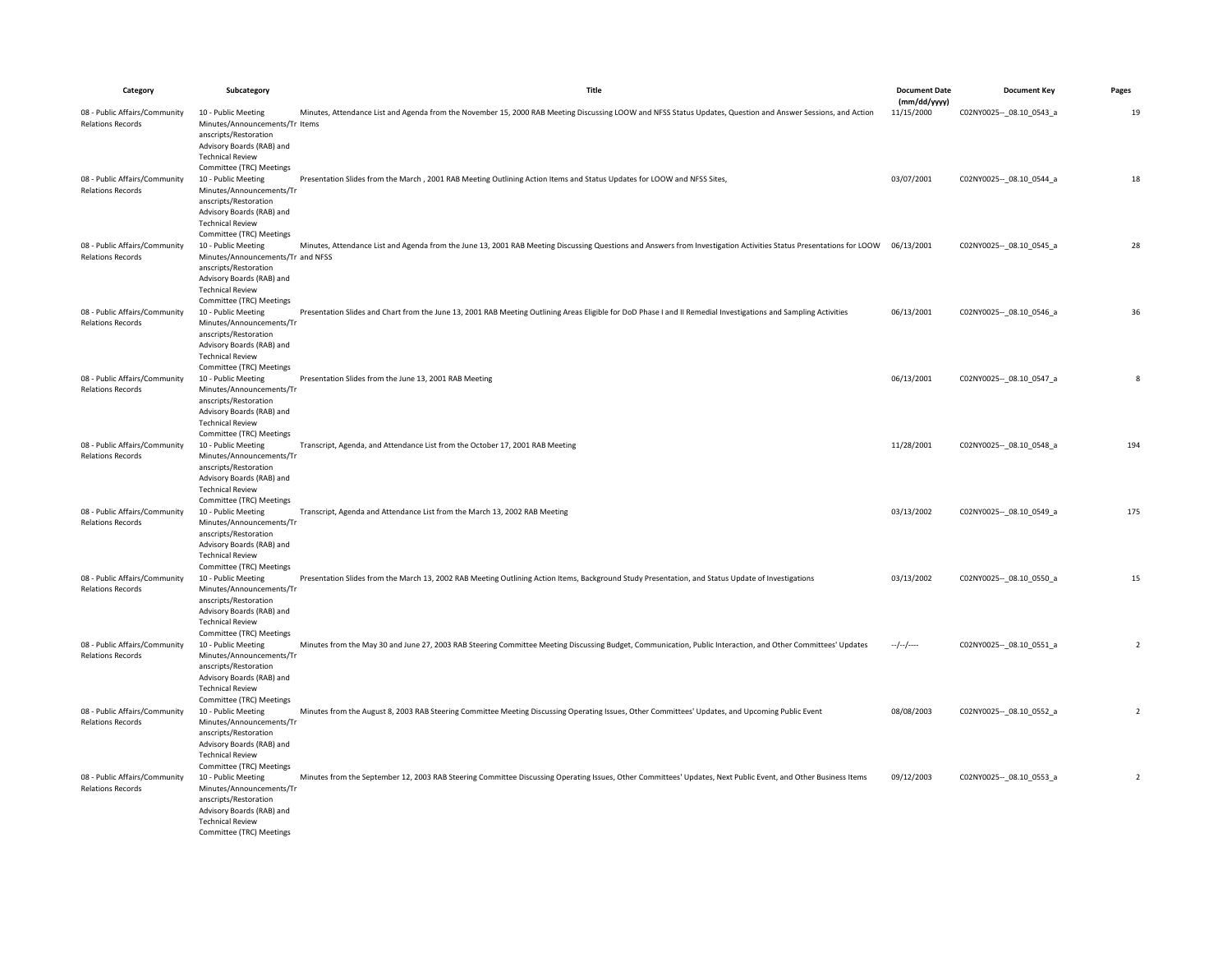| Category | Subcategory | Title | Document Date (mm/dd/yyyy) | Document Key | Pages |
|---|---|---|---|---|---|
| 08 - Public Affairs/Community Relations Records | 10 - Public Meeting Minutes/Announcements/Transcripts/Restoration Advisory Boards (RAB) and Technical Review Committee (TRC) Meetings | Minutes, Attendance List and Agenda from the November 15, 2000 RAB Meeting Discussing LOOW and NFSS Status Updates, Question and Answer Sessions, and Action Items | 11/15/2000 | C02NY0025--_08.10_0543_a | 19 |
| 08 - Public Affairs/Community Relations Records | 10 - Public Meeting Minutes/Announcements/Transcripts/Restoration Advisory Boards (RAB) and Technical Review Committee (TRC) Meetings | Presentation Slides from the March , 2001 RAB Meeting Outlining Action Items and Status Updates for LOOW and NFSS Sites, | 03/07/2001 | C02NY0025--_08.10_0544_a | 18 |
| 08 - Public Affairs/Community Relations Records | 10 - Public Meeting Minutes/Announcements/Transcripts/Restoration Advisory Boards (RAB) and Technical Review Committee (TRC) Meetings | Minutes, Attendance List and Agenda from the June 13, 2001 RAB Meeting Discussing Questions and Answers from Investigation Activities Status Presentations for LOOW and NFSS | 06/13/2001 | C02NY0025--_08.10_0545_a | 28 |
| 08 - Public Affairs/Community Relations Records | 10 - Public Meeting Minutes/Announcements/Transcripts/Restoration Advisory Boards (RAB) and Technical Review Committee (TRC) Meetings | Presentation Slides and Chart from the June 13, 2001 RAB Meeting Outlining Areas Eligible for DoD Phase I and II Remedial Investigations and Sampling Activities | 06/13/2001 | C02NY0025--_08.10_0546_a | 36 |
| 08 - Public Affairs/Community Relations Records | 10 - Public Meeting Minutes/Announcements/Transcripts/Restoration Advisory Boards (RAB) and Technical Review Committee (TRC) Meetings | Presentation Slides from the June 13, 2001 RAB Meeting | 06/13/2001 | C02NY0025--_08.10_0547_a | 8 |
| 08 - Public Affairs/Community Relations Records | 10 - Public Meeting Minutes/Announcements/Transcripts/Restoration Advisory Boards (RAB) and Technical Review Committee (TRC) Meetings | Transcript, Agenda, and Attendance List from the October 17, 2001 RAB Meeting | 11/28/2001 | C02NY0025--_08.10_0548_a | 194 |
| 08 - Public Affairs/Community Relations Records | 10 - Public Meeting Minutes/Announcements/Transcripts/Restoration Advisory Boards (RAB) and Technical Review Committee (TRC) Meetings | Transcript, Agenda and Attendance List from the March 13, 2002 RAB Meeting | 03/13/2002 | C02NY0025--_08.10_0549_a | 175 |
| 08 - Public Affairs/Community Relations Records | 10 - Public Meeting Minutes/Announcements/Transcripts/Restoration Advisory Boards (RAB) and Technical Review Committee (TRC) Meetings | Presentation Slides from the March 13, 2002 RAB Meeting Outlining Action Items, Background Study Presentation, and Status Update of Investigations | 03/13/2002 | C02NY0025--_08.10_0550_a | 15 |
| 08 - Public Affairs/Community Relations Records | 10 - Public Meeting Minutes/Announcements/Transcripts/Restoration Advisory Boards (RAB) and Technical Review Committee (TRC) Meetings | Minutes from the May 30 and June 27, 2003 RAB Steering Committee Meeting Discussing Budget, Communication, Public Interaction, and Other Committees' Updates | --/--/---- | C02NY0025--_08.10_0551_a | 2 |
| 08 - Public Affairs/Community Relations Records | 10 - Public Meeting Minutes/Announcements/Transcripts/Restoration Advisory Boards (RAB) and Technical Review Committee (TRC) Meetings | Minutes from the August 8, 2003 RAB Steering Committee Meeting Discussing Operating Issues, Other Committees' Updates, and Upcoming Public Event | 08/08/2003 | C02NY0025--_08.10_0552_a | 2 |
| 08 - Public Affairs/Community Relations Records | 10 - Public Meeting Minutes/Announcements/Transcripts/Restoration Advisory Boards (RAB) and Technical Review Committee (TRC) Meetings | Minutes from the September 12, 2003 RAB Steering Committee Discussing Operating Issues, Other Committees' Updates, Next Public Event, and Other Business Items | 09/12/2003 | C02NY0025--_08.10_0553_a | 2 |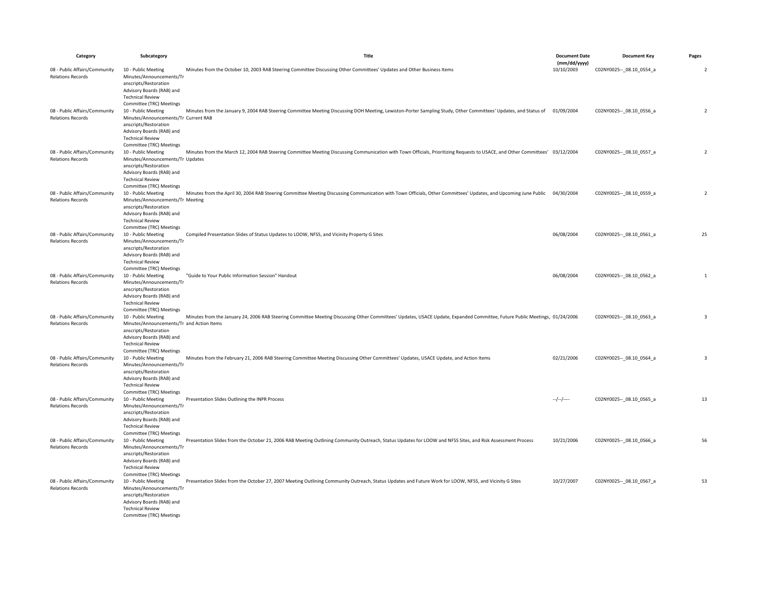| Category | Subcategory | Title | Document Date (mm/dd/yyyy) | Document Key | Pages |
|---|---|---|---|---|---|
| 08 - Public Affairs/Community Relations Records | 10 - Public Meeting Minutes/Announcements/Transcripts/Restoration Advisory Boards (RAB) and Technical Review Committee (TRC) Meetings | Minutes from the October 10, 2003 RAB Steering Committee Discussing Other Committees' Updates and Other Business Items | 10/10/2003 | C02NY0025--_08.10_0554_a | 2 |
| 08 - Public Affairs/Community Relations Records | 10 - Public Meeting Minutes/Announcements/Transcripts/Restoration Advisory Boards (RAB) and Technical Review Committee (TRC) Meetings | Minutes from the January 9, 2004 RAB Steering Committee Meeting Discussing DOH Meeting, Lewiston-Porter Sampling Study, Other Committees' Updates, and Status of Current RAB | 01/09/2004 | C02NY0025--_08.10_0556_a | 2 |
| 08 - Public Affairs/Community Relations Records | 10 - Public Meeting Minutes/Announcements/Transcripts/Restoration Advisory Boards (RAB) and Technical Review Committee (TRC) Meetings | Minutes from the March 12, 2004 RAB Steering Committee Meeting Discussing Communication with Town Officials, Prioritizing Requests to USACE, and Other Committees' Updates | 03/12/2004 | C02NY0025--_08.10_0557_a | 2 |
| 08 - Public Affairs/Community Relations Records | 10 - Public Meeting Minutes/Announcements/Transcripts/Restoration Advisory Boards (RAB) and Technical Review Committee (TRC) Meetings | Minutes from the April 30, 2004 RAB Steering Committee Meeting Discussing Communication with Town Officials, Other Committees' Updates, and Upcoming June Public Meeting | 04/30/2004 | C02NY0025--_08.10_0559_a | 2 |
| 08 - Public Affairs/Community Relations Records | 10 - Public Meeting Minutes/Announcements/Transcripts/Restoration Advisory Boards (RAB) and Technical Review Committee (TRC) Meetings | Compiled Presentation Slides of Status Updates to LOOW, NFSS, and Vicinity Property G Sites | 06/08/2004 | C02NY0025--_08.10_0561_a | 25 |
| 08 - Public Affairs/Community Relations Records | 10 - Public Meeting Minutes/Announcements/Transcripts/Restoration Advisory Boards (RAB) and Technical Review Committee (TRC) Meetings | "Guide to Your Public Information Session" Handout | 06/08/2004 | C02NY0025--_08.10_0562_a | 1 |
| 08 - Public Affairs/Community Relations Records | 10 - Public Meeting Minutes/Announcements/Transcripts/Restoration Advisory Boards (RAB) and Technical Review Committee (TRC) Meetings | Minutes from the January 24, 2006 RAB Steering Committee Meeting Discussing Other Committees' Updates, USACE Update, Expanded Committee, Future Public Meetings, and Action Items | 01/24/2006 | C02NY0025--_08.10_0563_a | 3 |
| 08 - Public Affairs/Community Relations Records | 10 - Public Meeting Minutes/Announcements/Transcripts/Restoration Advisory Boards (RAB) and Technical Review Committee (TRC) Meetings | Minutes from the February 21, 2006 RAB Steering Committee Meeting Discussing Other Committees' Updates, USACE Update, and Action Items | 02/21/2006 | C02NY0025--_08.10_0564_a | 3 |
| 08 - Public Affairs/Community Relations Records | 10 - Public Meeting Minutes/Announcements/Transcripts/Restoration Advisory Boards (RAB) and Technical Review Committee (TRC) Meetings | Presentation Slides Outlining the INPR Process | --/--/---- | C02NY0025--_08.10_0565_a | 13 |
| 08 - Public Affairs/Community Relations Records | 10 - Public Meeting Minutes/Announcements/Transcripts/Restoration Advisory Boards (RAB) and Technical Review Committee (TRC) Meetings | Presentation Slides from the October 21, 2006 RAB Meeting Outlining Community Outreach, Status Updates for LOOW and NFSS Sites, and Risk Assessment Process | 10/21/2006 | C02NY0025--_08.10_0566_a | 56 |
| 08 - Public Affairs/Community Relations Records | 10 - Public Meeting Minutes/Announcements/Transcripts/Restoration Advisory Boards (RAB) and Technical Review Committee (TRC) Meetings | Presentation Slides from the October 27, 2007 Meeting Outlining Community Outreach, Status Updates and Future Work for LOOW, NFSS, and Vicinity G Sites | 10/27/2007 | C02NY0025--_08.10_0567_a | 53 |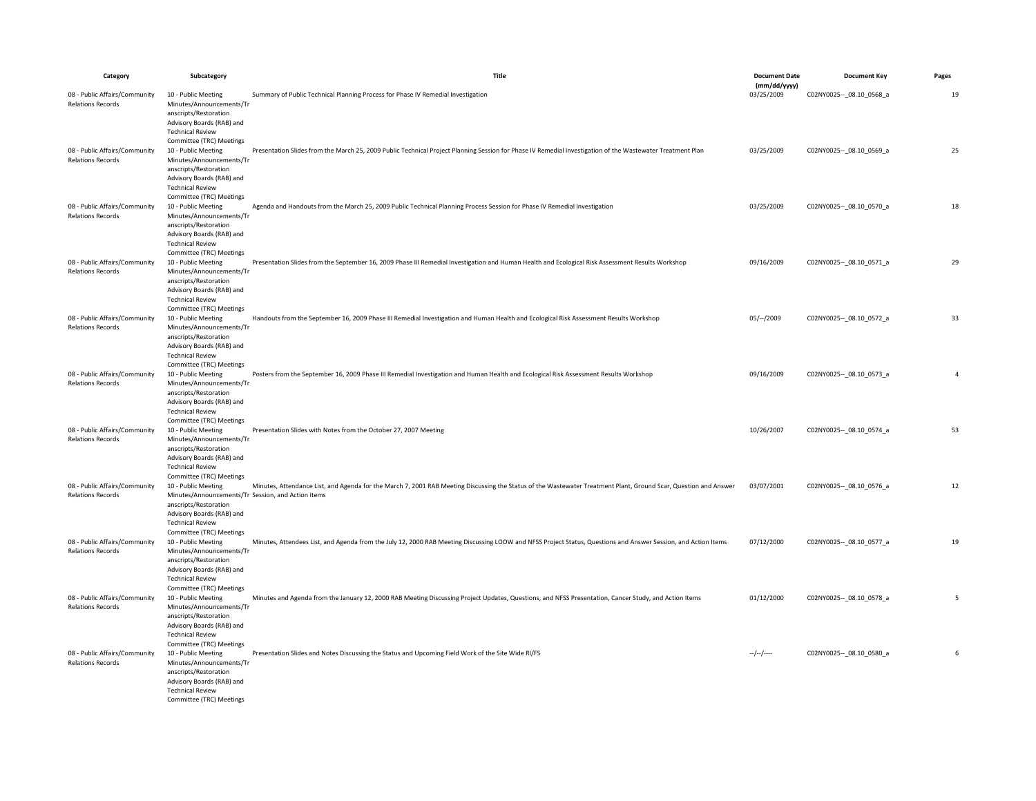| Category | Subcategory | Title | Document Date (mm/dd/yyyy) | Document Key | Pages |
| --- | --- | --- | --- | --- | --- |
| 08 - Public Affairs/Community Relations Records | 10 - Public Meeting Minutes/Announcements/Transcripts/Restoration Advisory Boards (RAB) and Technical Review Committee (TRC) Meetings | Summary of Public Technical Planning Process for Phase IV Remedial Investigation | 03/25/2009 | C02NY0025--_08.10_0568_a | 19 |
| 08 - Public Affairs/Community Relations Records | 10 - Public Meeting Minutes/Announcements/Transcripts/Restoration Advisory Boards (RAB) and Technical Review Committee (TRC) Meetings | Presentation Slides from the March 25, 2009 Public Technical Project Planning Session for Phase IV Remedial Investigation of the Wastewater Treatment Plan | 03/25/2009 | C02NY0025--_08.10_0569_a | 25 |
| 08 - Public Affairs/Community Relations Records | 10 - Public Meeting Minutes/Announcements/Transcripts/Restoration Advisory Boards (RAB) and Technical Review Committee (TRC) Meetings | Agenda and Handouts from the March 25, 2009 Public Technical Planning Process Session for Phase IV Remedial Investigation | 03/25/2009 | C02NY0025--_08.10_0570_a | 18 |
| 08 - Public Affairs/Community Relations Records | 10 - Public Meeting Minutes/Announcements/Transcripts/Restoration Advisory Boards (RAB) and Technical Review Committee (TRC) Meetings | Presentation Slides from the September 16, 2009 Phase III Remedial Investigation and Human Health and Ecological Risk Assessment Results Workshop | 09/16/2009 | C02NY0025--_08.10_0571_a | 29 |
| 08 - Public Affairs/Community Relations Records | 10 - Public Meeting Minutes/Announcements/Transcripts/Restoration Advisory Boards (RAB) and Technical Review Committee (TRC) Meetings | Handouts from the September 16, 2009 Phase III Remedial Investigation and Human Health and Ecological Risk Assessment Results Workshop | 05/--/2009 | C02NY0025--_08.10_0572_a | 33 |
| 08 - Public Affairs/Community Relations Records | 10 - Public Meeting Minutes/Announcements/Transcripts/Restoration Advisory Boards (RAB) and Technical Review Committee (TRC) Meetings | Posters from the September 16, 2009 Phase III Remedial Investigation and Human Health and Ecological Risk Assessment Results Workshop | 09/16/2009 | C02NY0025--_08.10_0573_a | 4 |
| 08 - Public Affairs/Community Relations Records | 10 - Public Meeting Minutes/Announcements/Transcripts/Restoration Advisory Boards (RAB) and Technical Review Committee (TRC) Meetings | Presentation Slides with Notes from the October 27, 2007 Meeting | 10/26/2007 | C02NY0025--_08.10_0574_a | 53 |
| 08 - Public Affairs/Community Relations Records | 10 - Public Meeting Minutes/Announcements/Transcripts/Restoration Advisory Boards (RAB) and Technical Review Committee (TRC) Meetings | Minutes, Attendance List, and Agenda for the March 7, 2001 RAB Meeting Discussing the Status of the Wastewater Treatment Plant, Ground Scar, Question and Answer Session, and Action Items | 03/07/2001 | C02NY0025--_08.10_0576_a | 12 |
| 08 - Public Affairs/Community Relations Records | 10 - Public Meeting Minutes/Announcements/Transcripts/Restoration Advisory Boards (RAB) and Technical Review Committee (TRC) Meetings | Minutes, Attendees List, and Agenda from the July 12, 2000 RAB Meeting Discussing LOOW and NFSS Project Status, Questions and Answer Session, and Action Items | 07/12/2000 | C02NY0025--_08.10_0577_a | 19 |
| 08 - Public Affairs/Community Relations Records | 10 - Public Meeting Minutes/Announcements/Transcripts/Restoration Advisory Boards (RAB) and Technical Review Committee (TRC) Meetings | Minutes and Agenda from the January 12, 2000 RAB Meeting Discussing Project Updates, Questions, and NFSS Presentation, Cancer Study, and Action Items | 01/12/2000 | C02NY0025--_08.10_0578_a | 5 |
| 08 - Public Affairs/Community Relations Records | 10 - Public Meeting Minutes/Announcements/Transcripts/Restoration Advisory Boards (RAB) and Technical Review Committee (TRC) Meetings | Presentation Slides and Notes Discussing the Status and Upcoming Field Work of the Site Wide RI/FS | --/--/---- | C02NY0025--_08.10_0580_a | 6 |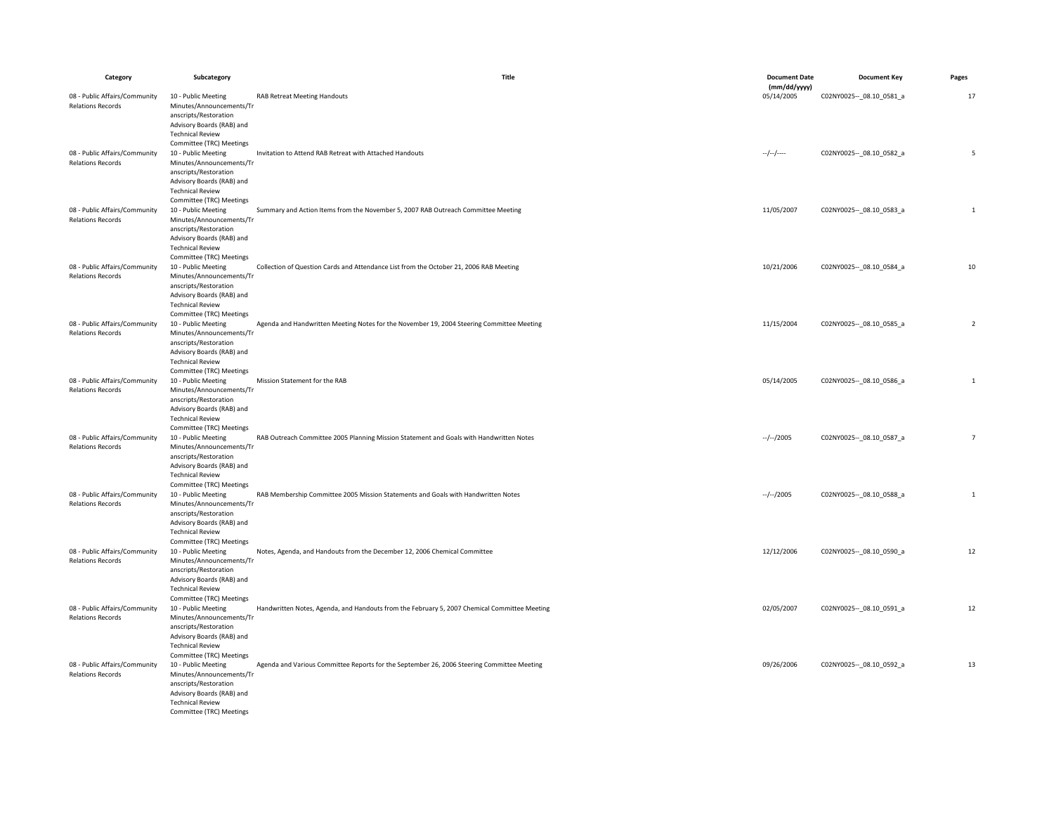| Category | Subcategory | Title | Document Date (mm/dd/yyyy) | Document Key | Pages |
| --- | --- | --- | --- | --- | --- |
| 08 - Public Affairs/Community Relations Records | 10 - Public Meeting Minutes/Announcements/Transcripts/Restoration Advisory Boards (RAB) and Technical Review Committee (TRC) Meetings | RAB Retreat Meeting Handouts | 05/14/2005 | C02NY0025--_08.10_0581_a | 17 |
| 08 - Public Affairs/Community Relations Records | 10 - Public Meeting Minutes/Announcements/Transcripts/Restoration Advisory Boards (RAB) and Technical Review Committee (TRC) Meetings | Invitation to Attend RAB Retreat with Attached Handouts | --/--/---- | C02NY0025--_08.10_0582_a | 5 |
| 08 - Public Affairs/Community Relations Records | 10 - Public Meeting Minutes/Announcements/Transcripts/Restoration Advisory Boards (RAB) and Technical Review Committee (TRC) Meetings | Summary and Action Items from the November 5, 2007 RAB Outreach Committee Meeting | 11/05/2007 | C02NY0025--_08.10_0583_a | 1 |
| 08 - Public Affairs/Community Relations Records | 10 - Public Meeting Minutes/Announcements/Transcripts/Restoration Advisory Boards (RAB) and Technical Review Committee (TRC) Meetings | Collection of Question Cards and Attendance List from the October 21, 2006 RAB Meeting | 10/21/2006 | C02NY0025--_08.10_0584_a | 10 |
| 08 - Public Affairs/Community Relations Records | 10 - Public Meeting Minutes/Announcements/Transcripts/Restoration Advisory Boards (RAB) and Technical Review Committee (TRC) Meetings | Agenda and Handwritten Meeting Notes for the November 19, 2004 Steering Committee Meeting | 11/15/2004 | C02NY0025--_08.10_0585_a | 2 |
| 08 - Public Affairs/Community Relations Records | 10 - Public Meeting Minutes/Announcements/Transcripts/Restoration Advisory Boards (RAB) and Technical Review Committee (TRC) Meetings | Mission Statement for the RAB | 05/14/2005 | C02NY0025--_08.10_0586_a | 1 |
| 08 - Public Affairs/Community Relations Records | 10 - Public Meeting Minutes/Announcements/Transcripts/Restoration Advisory Boards (RAB) and Technical Review Committee (TRC) Meetings | RAB Outreach Committee 2005 Planning Mission Statement and Goals with Handwritten Notes | --/--/2005 | C02NY0025--_08.10_0587_a | 7 |
| 08 - Public Affairs/Community Relations Records | 10 - Public Meeting Minutes/Announcements/Transcripts/Restoration Advisory Boards (RAB) and Technical Review Committee (TRC) Meetings | RAB Membership Committee 2005 Mission Statements and Goals with Handwritten Notes | --/--/2005 | C02NY0025--_08.10_0588_a | 1 |
| 08 - Public Affairs/Community Relations Records | 10 - Public Meeting Minutes/Announcements/Transcripts/Restoration Advisory Boards (RAB) and Technical Review Committee (TRC) Meetings | Notes, Agenda, and Handouts from the December 12, 2006 Chemical Committee | 12/12/2006 | C02NY0025--_08.10_0590_a | 12 |
| 08 - Public Affairs/Community Relations Records | 10 - Public Meeting Minutes/Announcements/Transcripts/Restoration Advisory Boards (RAB) and Technical Review Committee (TRC) Meetings | Handwritten Notes, Agenda, and Handouts from the February 5, 2007 Chemical Committee Meeting | 02/05/2007 | C02NY0025--_08.10_0591_a | 12 |
| 08 - Public Affairs/Community Relations Records | 10 - Public Meeting Minutes/Announcements/Transcripts/Restoration Advisory Boards (RAB) and Technical Review Committee (TRC) Meetings | Agenda and Various Committee Reports for the September 26, 2006 Steering Committee Meeting | 09/26/2006 | C02NY0025--_08.10_0592_a | 13 |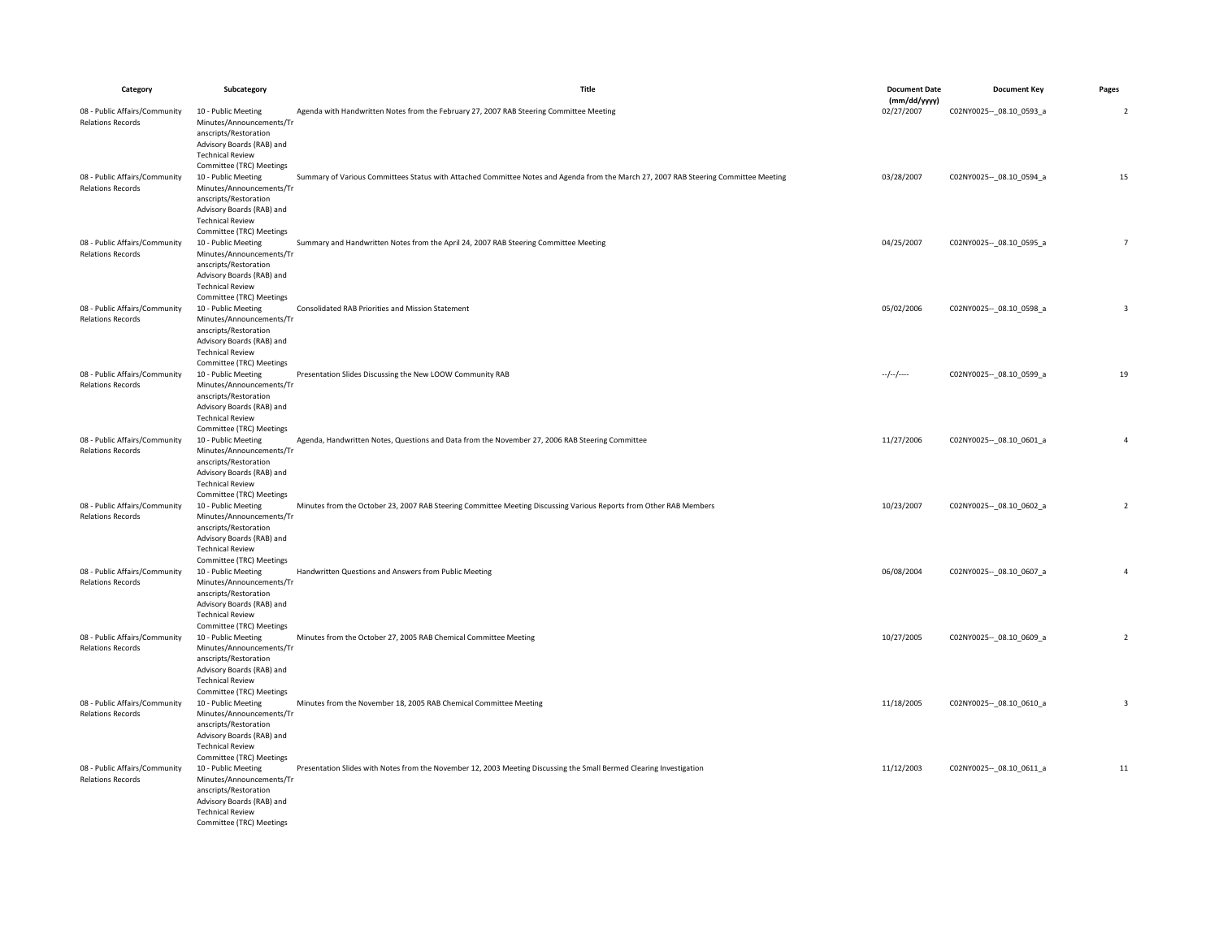| Category | Subcategory | Title | Document Date (mm/dd/yyyy) | Document Key | Pages |
|---|---|---|---|---|---|
| 08 - Public Affairs/Community Relations Records | 10 - Public Meeting Minutes/Announcements/Transcripts/Restoration Advisory Boards (RAB) and Technical Review Committee (TRC) Meetings | Agenda with Handwritten Notes from the February 27, 2007 RAB Steering Committee Meeting | 02/27/2007 | C02NY0025--_08.10_0593_a | 2 |
| 08 - Public Affairs/Community Relations Records | 10 - Public Meeting Minutes/Announcements/Transcripts/Restoration Advisory Boards (RAB) and Technical Review Committee (TRC) Meetings | Summary of Various Committees Status with Attached Committee Notes and Agenda from the March 27, 2007 RAB Steering Committee Meeting | 03/28/2007 | C02NY0025--_08.10_0594_a | 15 |
| 08 - Public Affairs/Community Relations Records | 10 - Public Meeting Minutes/Announcements/Transcripts/Restoration Advisory Boards (RAB) and Technical Review Committee (TRC) Meetings | Summary and Handwritten Notes from the April 24, 2007 RAB Steering Committee Meeting | 04/25/2007 | C02NY0025--_08.10_0595_a | 7 |
| 08 - Public Affairs/Community Relations Records | 10 - Public Meeting Minutes/Announcements/Transcripts/Restoration Advisory Boards (RAB) and Technical Review Committee (TRC) Meetings | Consolidated RAB Priorities and Mission Statement | 05/02/2006 | C02NY0025--_08.10_0598_a | 3 |
| 08 - Public Affairs/Community Relations Records | 10 - Public Meeting Minutes/Announcements/Transcripts/Restoration Advisory Boards (RAB) and Technical Review Committee (TRC) Meetings | Presentation Slides Discussing the New LOOW Community RAB | --/--/---- | C02NY0025--_08.10_0599_a | 19 |
| 08 - Public Affairs/Community Relations Records | 10 - Public Meeting Minutes/Announcements/Transcripts/Restoration Advisory Boards (RAB) and Technical Review Committee (TRC) Meetings | Agenda, Handwritten Notes, Questions and Data from the November 27, 2006 RAB Steering Committee | 11/27/2006 | C02NY0025--_08.10_0601_a | 4 |
| 08 - Public Affairs/Community Relations Records | 10 - Public Meeting Minutes/Announcements/Transcripts/Restoration Advisory Boards (RAB) and Technical Review Committee (TRC) Meetings | Minutes from the October 23, 2007 RAB Steering Committee Meeting Discussing Various Reports from Other RAB Members | 10/23/2007 | C02NY0025--_08.10_0602_a | 2 |
| 08 - Public Affairs/Community Relations Records | 10 - Public Meeting Minutes/Announcements/Transcripts/Restoration Advisory Boards (RAB) and Technical Review Committee (TRC) Meetings | Handwritten Questions and Answers from Public Meeting | 06/08/2004 | C02NY0025--_08.10_0607_a | 4 |
| 08 - Public Affairs/Community Relations Records | 10 - Public Meeting Minutes/Announcements/Transcripts/Restoration Advisory Boards (RAB) and Technical Review Committee (TRC) Meetings | Minutes from the October 27, 2005 RAB Chemical Committee Meeting | 10/27/2005 | C02NY0025--_08.10_0609_a | 2 |
| 08 - Public Affairs/Community Relations Records | 10 - Public Meeting Minutes/Announcements/Transcripts/Restoration Advisory Boards (RAB) and Technical Review Committee (TRC) Meetings | Minutes from the November 18, 2005 RAB Chemical Committee Meeting | 11/18/2005 | C02NY0025--_08.10_0610_a | 3 |
| 08 - Public Affairs/Community Relations Records | 10 - Public Meeting Minutes/Announcements/Transcripts/Restoration Advisory Boards (RAB) and Technical Review Committee (TRC) Meetings | Presentation Slides with Notes from the November 12, 2003 Meeting Discussing the Small Bermed Clearing Investigation | 11/12/2003 | C02NY0025--_08.10_0611_a | 11 |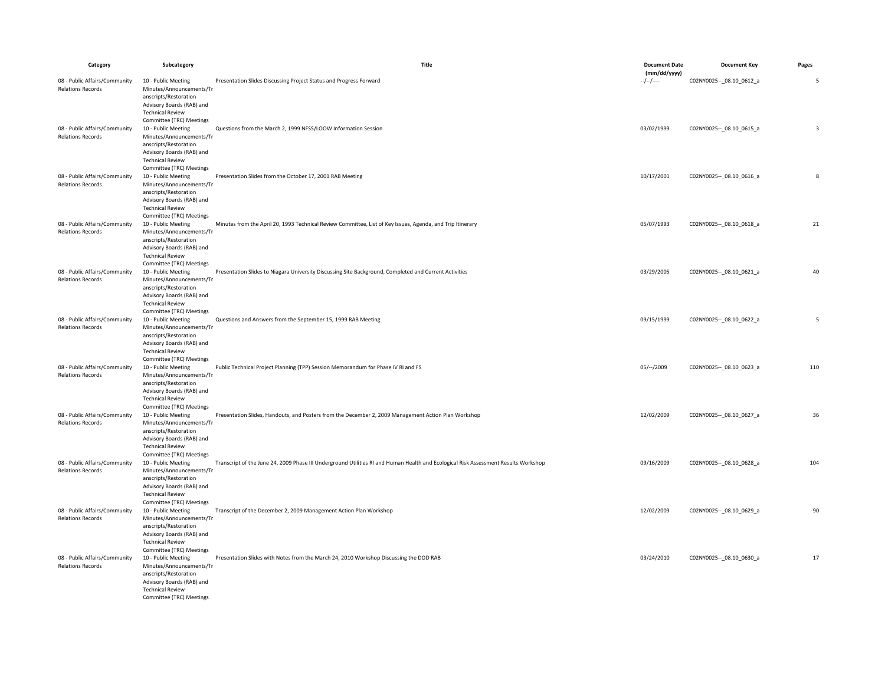| Category | Subcategory | Title | Document Date (mm/dd/yyyy) | Document Key | Pages |
|---|---|---|---|---|---|
| 08 - Public Affairs/Community Relations Records | 10 - Public Meeting Minutes/Announcements/Transcripts/Restoration Advisory Boards (RAB) and Technical Review Committee (TRC) Meetings | Presentation Slides Discussing Project Status and Progress Forward | --/--/---- | C02NY0025--_08.10_0612_a | 5 |
| 08 - Public Affairs/Community Relations Records | 10 - Public Meeting Minutes/Announcements/Transcripts/Restoration Advisory Boards (RAB) and Technical Review Committee (TRC) Meetings | Questions from the March 2, 1999 NFSS/LOOW Information Session | 03/02/1999 | C02NY0025--_08.10_0615_a | 3 |
| 08 - Public Affairs/Community Relations Records | 10 - Public Meeting Minutes/Announcements/Transcripts/Restoration Advisory Boards (RAB) and Technical Review Committee (TRC) Meetings | Presentation Slides from the October 17, 2001 RAB Meeting | 10/17/2001 | C02NY0025--_08.10_0616_a | 8 |
| 08 - Public Affairs/Community Relations Records | 10 - Public Meeting Minutes/Announcements/Transcripts/Restoration Advisory Boards (RAB) and Technical Review Committee (TRC) Meetings | Minutes from the April 20, 1993 Technical Review Committee, List of Key Issues, Agenda, and Trip Itinerary | 05/07/1993 | C02NY0025--_08.10_0618_a | 21 |
| 08 - Public Affairs/Community Relations Records | 10 - Public Meeting Minutes/Announcements/Transcripts/Restoration Advisory Boards (RAB) and Technical Review Committee (TRC) Meetings | Presentation Slides to Niagara University Discussing Site Background, Completed and Current Activities | 03/29/2005 | C02NY0025--_08.10_0621_a | 40 |
| 08 - Public Affairs/Community Relations Records | 10 - Public Meeting Minutes/Announcements/Transcripts/Restoration Advisory Boards (RAB) and Technical Review Committee (TRC) Meetings | Questions and Answers from the September 15, 1999 RAB Meeting | 09/15/1999 | C02NY0025--_08.10_0622_a | 5 |
| 08 - Public Affairs/Community Relations Records | 10 - Public Meeting Minutes/Announcements/Transcripts/Restoration Advisory Boards (RAB) and Technical Review Committee (TRC) Meetings | Public Technical Project Planning (TPP) Session Memorandum for Phase IV RI and FS | 05/--/2009 | C02NY0025--_08.10_0623_a | 110 |
| 08 - Public Affairs/Community Relations Records | 10 - Public Meeting Minutes/Announcements/Transcripts/Restoration Advisory Boards (RAB) and Technical Review Committee (TRC) Meetings | Presentation Slides, Handouts, and Posters from the December 2, 2009 Management Action Plan Workshop | 12/02/2009 | C02NY0025--_08.10_0627_a | 36 |
| 08 - Public Affairs/Community Relations Records | 10 - Public Meeting Minutes/Announcements/Transcripts/Restoration Advisory Boards (RAB) and Technical Review Committee (TRC) Meetings | Transcript of the June 24, 2009 Phase III Underground Utilities RI and Human Health and Ecological Risk Assessment Results Workshop | 09/16/2009 | C02NY0025--_08.10_0628_a | 104 |
| 08 - Public Affairs/Community Relations Records | 10 - Public Meeting Minutes/Announcements/Transcripts/Restoration Advisory Boards (RAB) and Technical Review Committee (TRC) Meetings | Transcript of the December 2, 2009 Management Action Plan Workshop | 12/02/2009 | C02NY0025--_08.10_0629_a | 90 |
| 08 - Public Affairs/Community Relations Records | 10 - Public Meeting Minutes/Announcements/Transcripts/Restoration Advisory Boards (RAB) and Technical Review Committee (TRC) Meetings | Presentation Slides with Notes from the March 24, 2010 Workshop Discussing the DOD RAB | 03/24/2010 | C02NY0025--_08.10_0630_a | 17 |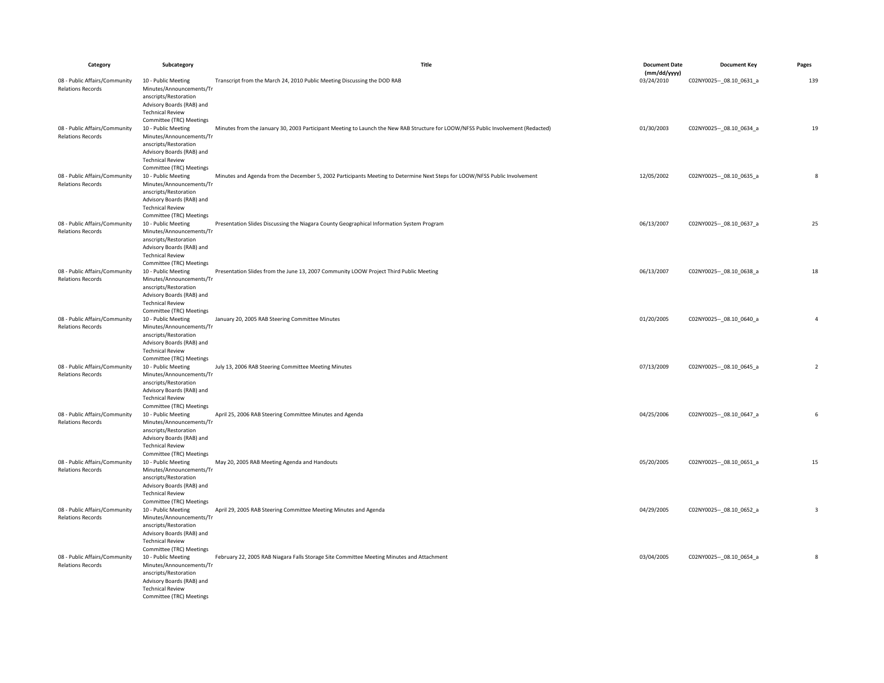| Category | Subcategory | Title | Document Date (mm/dd/yyyy) | Document Key | Pages |
| --- | --- | --- | --- | --- | --- |
| 08 - Public Affairs/Community Relations Records | 10 - Public Meeting Minutes/Announcements/Transcripts/Restoration Advisory Boards (RAB) and Technical Review Committee (TRC) Meetings | Transcript from the March 24, 2010 Public Meeting Discussing the DOD RAB | 03/24/2010 | C02NY0025--_08.10_0631_a | 139 |
| 08 - Public Affairs/Community Relations Records | 10 - Public Meeting Minutes/Announcements/Transcripts/Restoration Advisory Boards (RAB) and Technical Review Committee (TRC) Meetings | Minutes from the January 30, 2003 Participant Meeting to Launch the New RAB Structure for LOOW/NFSS Public Involvement (Redacted) | 01/30/2003 | C02NY0025--_08.10_0634_a | 19 |
| 08 - Public Affairs/Community Relations Records | 10 - Public Meeting Minutes/Announcements/Transcripts/Restoration Advisory Boards (RAB) and Technical Review Committee (TRC) Meetings | Minutes and Agenda from the December 5, 2002 Participants Meeting to Determine Next Steps for LOOW/NFSS Public Involvement | 12/05/2002 | C02NY0025--_08.10_0635_a | 8 |
| 08 - Public Affairs/Community Relations Records | 10 - Public Meeting Minutes/Announcements/Transcripts/Restoration Advisory Boards (RAB) and Technical Review Committee (TRC) Meetings | Presentation Slides Discussing the Niagara County Geographical Information System Program | 06/13/2007 | C02NY0025--_08.10_0637_a | 25 |
| 08 - Public Affairs/Community Relations Records | 10 - Public Meeting Minutes/Announcements/Transcripts/Restoration Advisory Boards (RAB) and Technical Review Committee (TRC) Meetings | Presentation Slides from the June 13, 2007 Community LOOW Project Third Public Meeting | 06/13/2007 | C02NY0025--_08.10_0638_a | 18 |
| 08 - Public Affairs/Community Relations Records | 10 - Public Meeting Minutes/Announcements/Transcripts/Restoration Advisory Boards (RAB) and Technical Review Committee (TRC) Meetings | January 20, 2005 RAB Steering Committee Minutes | 01/20/2005 | C02NY0025--_08.10_0640_a | 4 |
| 08 - Public Affairs/Community Relations Records | 10 - Public Meeting Minutes/Announcements/Transcripts/Restoration Advisory Boards (RAB) and Technical Review Committee (TRC) Meetings | July 13, 2006 RAB Steering Committee Meeting Minutes | 07/13/2009 | C02NY0025--_08.10_0645_a | 2 |
| 08 - Public Affairs/Community Relations Records | 10 - Public Meeting Minutes/Announcements/Transcripts/Restoration Advisory Boards (RAB) and Technical Review Committee (TRC) Meetings | April 25, 2006 RAB Steering Committee Minutes and Agenda | 04/25/2006 | C02NY0025--_08.10_0647_a | 6 |
| 08 - Public Affairs/Community Relations Records | 10 - Public Meeting Minutes/Announcements/Transcripts/Restoration Advisory Boards (RAB) and Technical Review Committee (TRC) Meetings | May 20, 2005 RAB Meeting Agenda and Handouts | 05/20/2005 | C02NY0025--_08.10_0651_a | 15 |
| 08 - Public Affairs/Community Relations Records | 10 - Public Meeting Minutes/Announcements/Transcripts/Restoration Advisory Boards (RAB) and Technical Review Committee (TRC) Meetings | April 29, 2005 RAB Steering Committee Meeting Minutes and Agenda | 04/29/2005 | C02NY0025--_08.10_0652_a | 3 |
| 08 - Public Affairs/Community Relations Records | 10 - Public Meeting Minutes/Announcements/Transcripts/Restoration Advisory Boards (RAB) and Technical Review Committee (TRC) Meetings | February 22, 2005 RAB Niagara Falls Storage Site Committee Meeting Minutes and Attachment | 03/04/2005 | C02NY0025--_08.10_0654_a | 8 |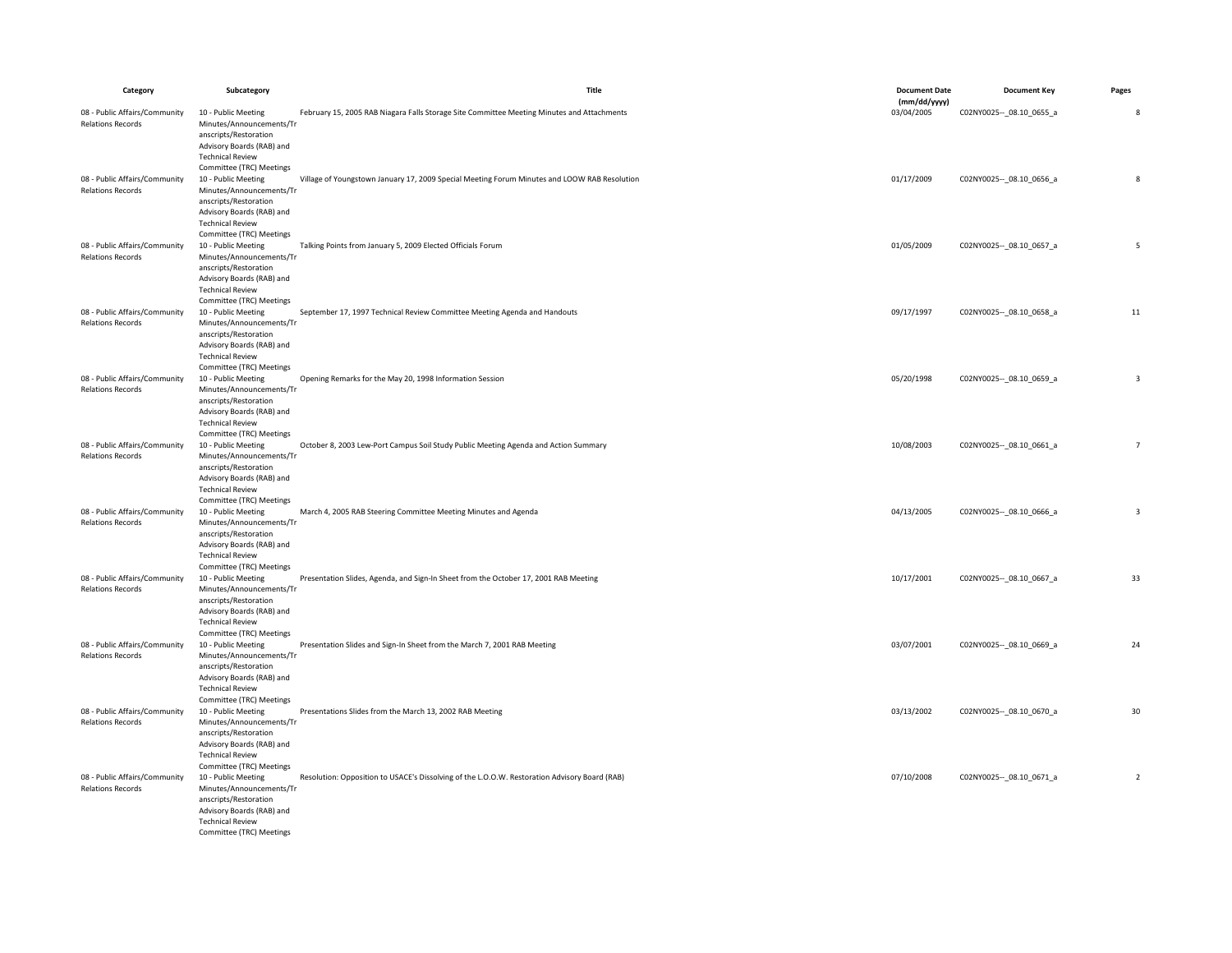| Category | Subcategory | Title | Document Date (mm/dd/yyyy) | Document Key | Pages |
|---|---|---|---|---|---|
| 08 - Public Affairs/Community Relations Records | 10 - Public Meeting Minutes/Announcements/Transcripts/Restoration Advisory Boards (RAB) and Technical Review Committee (TRC) Meetings | February 15, 2005 RAB Niagara Falls Storage Site Committee Meeting Minutes and Attachments | 03/04/2005 | C02NY0025--_08.10_0655_a | 8 |
| 08 - Public Affairs/Community Relations Records | 10 - Public Meeting Minutes/Announcements/Transcripts/Restoration Advisory Boards (RAB) and Technical Review Committee (TRC) Meetings | Village of Youngstown January 17, 2009 Special Meeting Forum Minutes and LOOW RAB Resolution | 01/17/2009 | C02NY0025--_08.10_0656_a | 8 |
| 08 - Public Affairs/Community Relations Records | 10 - Public Meeting Minutes/Announcements/Transcripts/Restoration Advisory Boards (RAB) and Technical Review Committee (TRC) Meetings | Talking Points from January 5, 2009 Elected Officials Forum | 01/05/2009 | C02NY0025--_08.10_0657_a | 5 |
| 08 - Public Affairs/Community Relations Records | 10 - Public Meeting Minutes/Announcements/Transcripts/Restoration Advisory Boards (RAB) and Technical Review Committee (TRC) Meetings | September 17, 1997 Technical Review Committee Meeting Agenda and Handouts | 09/17/1997 | C02NY0025--_08.10_0658_a | 11 |
| 08 - Public Affairs/Community Relations Records | 10 - Public Meeting Minutes/Announcements/Transcripts/Restoration Advisory Boards (RAB) and Technical Review Committee (TRC) Meetings | Opening Remarks for the May 20, 1998 Information Session | 05/20/1998 | C02NY0025--_08.10_0659_a | 3 |
| 08 - Public Affairs/Community Relations Records | 10 - Public Meeting Minutes/Announcements/Transcripts/Restoration Advisory Boards (RAB) and Technical Review Committee (TRC) Meetings | October 8, 2003 Lew-Port Campus Soil Study Public Meeting Agenda and Action Summary | 10/08/2003 | C02NY0025--_08.10_0661_a | 7 |
| 08 - Public Affairs/Community Relations Records | 10 - Public Meeting Minutes/Announcements/Transcripts/Restoration Advisory Boards (RAB) and Technical Review Committee (TRC) Meetings | March 4, 2005 RAB Steering Committee Meeting Minutes and Agenda | 04/13/2005 | C02NY0025--_08.10_0666_a | 3 |
| 08 - Public Affairs/Community Relations Records | 10 - Public Meeting Minutes/Announcements/Transcripts/Restoration Advisory Boards (RAB) and Technical Review Committee (TRC) Meetings | Presentation Slides, Agenda, and Sign-In Sheet from the October 17, 2001 RAB Meeting | 10/17/2001 | C02NY0025--_08.10_0667_a | 33 |
| 08 - Public Affairs/Community Relations Records | 10 - Public Meeting Minutes/Announcements/Transcripts/Restoration Advisory Boards (RAB) and Technical Review Committee (TRC) Meetings | Presentation Slides and Sign-In Sheet from the March 7, 2001 RAB Meeting | 03/07/2001 | C02NY0025--_08.10_0669_a | 24 |
| 08 - Public Affairs/Community Relations Records | 10 - Public Meeting Minutes/Announcements/Transcripts/Restoration Advisory Boards (RAB) and Technical Review Committee (TRC) Meetings | Presentations Slides from the March 13, 2002 RAB Meeting | 03/13/2002 | C02NY0025--_08.10_0670_a | 30 |
| 08 - Public Affairs/Community Relations Records | 10 - Public Meeting Minutes/Announcements/Transcripts/Restoration Advisory Boards (RAB) and Technical Review Committee (TRC) Meetings | Resolution: Opposition to USACE's Dissolving of the L.O.O.W. Restoration Advisory Board (RAB) | 07/10/2008 | C02NY0025--_08.10_0671_a | 2 |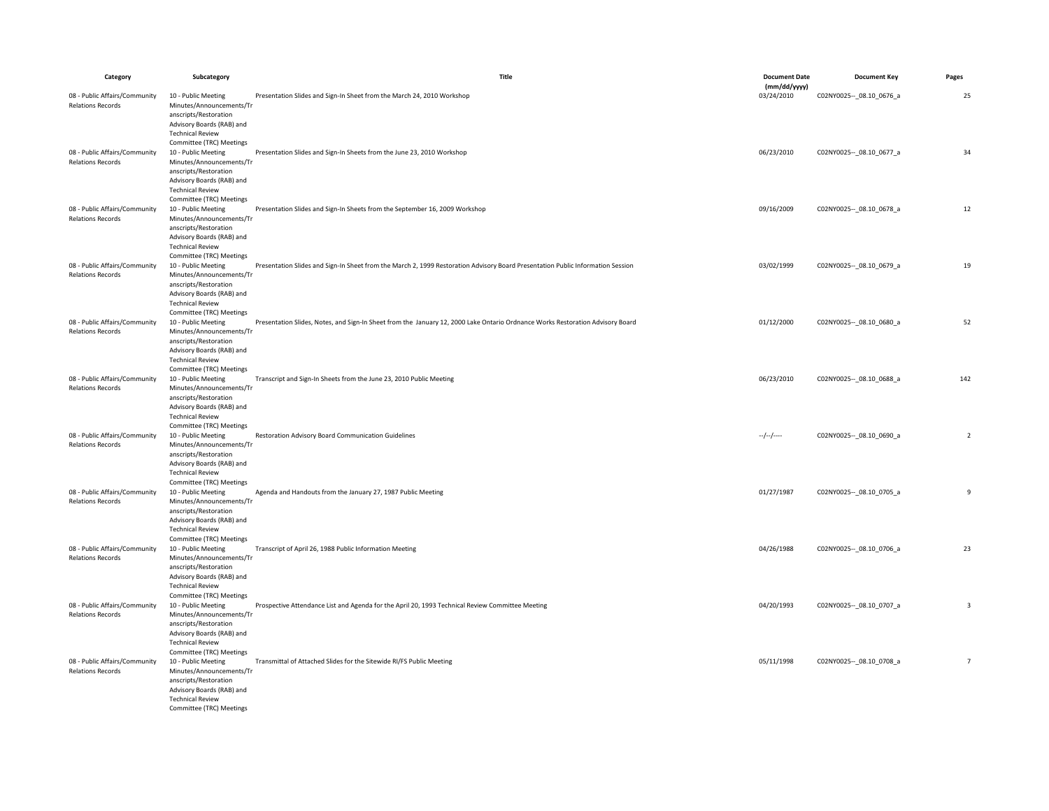| Category | Subcategory | Title | Document Date (mm/dd/yyyy) | Document Key | Pages |
|---|---|---|---|---|---|
| 08 - Public Affairs/Community Relations Records | 10 - Public Meeting Minutes/Announcements/Transcripts/Restoration Advisory Boards (RAB) and Technical Review Committee (TRC) Meetings | Presentation Slides and Sign-In Sheet from the March 24, 2010 Workshop | 03/24/2010 | C02NY0025--_08.10_0676_a | 25 |
| 08 - Public Affairs/Community Relations Records | 10 - Public Meeting Minutes/Announcements/Transcripts/Restoration Advisory Boards (RAB) and Technical Review Committee (TRC) Meetings | Presentation Slides and Sign-In Sheets from the June 23, 2010 Workshop | 06/23/2010 | C02NY0025--_08.10_0677_a | 34 |
| 08 - Public Affairs/Community Relations Records | 10 - Public Meeting Minutes/Announcements/Transcripts/Restoration Advisory Boards (RAB) and Technical Review Committee (TRC) Meetings | Presentation Slides and Sign-In Sheets from the September 16, 2009 Workshop | 09/16/2009 | C02NY0025--_08.10_0678_a | 12 |
| 08 - Public Affairs/Community Relations Records | 10 - Public Meeting Minutes/Announcements/Transcripts/Restoration Advisory Boards (RAB) and Technical Review Committee (TRC) Meetings | Presentation Slides and Sign-In Sheet from the March 2, 1999 Restoration Advisory Board Presentation Public Information Session | 03/02/1999 | C02NY0025--_08.10_0679_a | 19 |
| 08 - Public Affairs/Community Relations Records | 10 - Public Meeting Minutes/Announcements/Transcripts/Restoration Advisory Boards (RAB) and Technical Review Committee (TRC) Meetings | Presentation Slides, Notes, and Sign-In Sheet from the January 12, 2000 Lake Ontario Ordnance Works Restoration Advisory Board | 01/12/2000 | C02NY0025--_08.10_0680_a | 52 |
| 08 - Public Affairs/Community Relations Records | 10 - Public Meeting Minutes/Announcements/Transcripts/Restoration Advisory Boards (RAB) and Technical Review Committee (TRC) Meetings | Transcript and Sign-In Sheets from the June 23, 2010 Public Meeting | 06/23/2010 | C02NY0025--_08.10_0688_a | 142 |
| 08 - Public Affairs/Community Relations Records | 10 - Public Meeting Minutes/Announcements/Transcripts/Restoration Advisory Boards (RAB) and Technical Review Committee (TRC) Meetings | Restoration Advisory Board Communication Guidelines | --/--/---- | C02NY0025--_08.10_0690_a | 2 |
| 08 - Public Affairs/Community Relations Records | 10 - Public Meeting Minutes/Announcements/Transcripts/Restoration Advisory Boards (RAB) and Technical Review Committee (TRC) Meetings | Agenda and Handouts from the January 27, 1987 Public Meeting | 01/27/1987 | C02NY0025--_08.10_0705_a | 9 |
| 08 - Public Affairs/Community Relations Records | 10 - Public Meeting Minutes/Announcements/Transcripts/Restoration Advisory Boards (RAB) and Technical Review Committee (TRC) Meetings | Transcript of April 26, 1988 Public Information Meeting | 04/26/1988 | C02NY0025--_08.10_0706_a | 23 |
| 08 - Public Affairs/Community Relations Records | 10 - Public Meeting Minutes/Announcements/Transcripts/Restoration Advisory Boards (RAB) and Technical Review Committee (TRC) Meetings | Prospective Attendance List and Agenda for the April 20, 1993 Technical Review Committee Meeting | 04/20/1993 | C02NY0025--_08.10_0707_a | 3 |
| 08 - Public Affairs/Community Relations Records | 10 - Public Meeting Minutes/Announcements/Transcripts/Restoration Advisory Boards (RAB) and Technical Review Committee (TRC) Meetings | Transmittal of Attached Slides for the Sitewide RI/FS Public Meeting | 05/11/1998 | C02NY0025--_08.10_0708_a | 7 |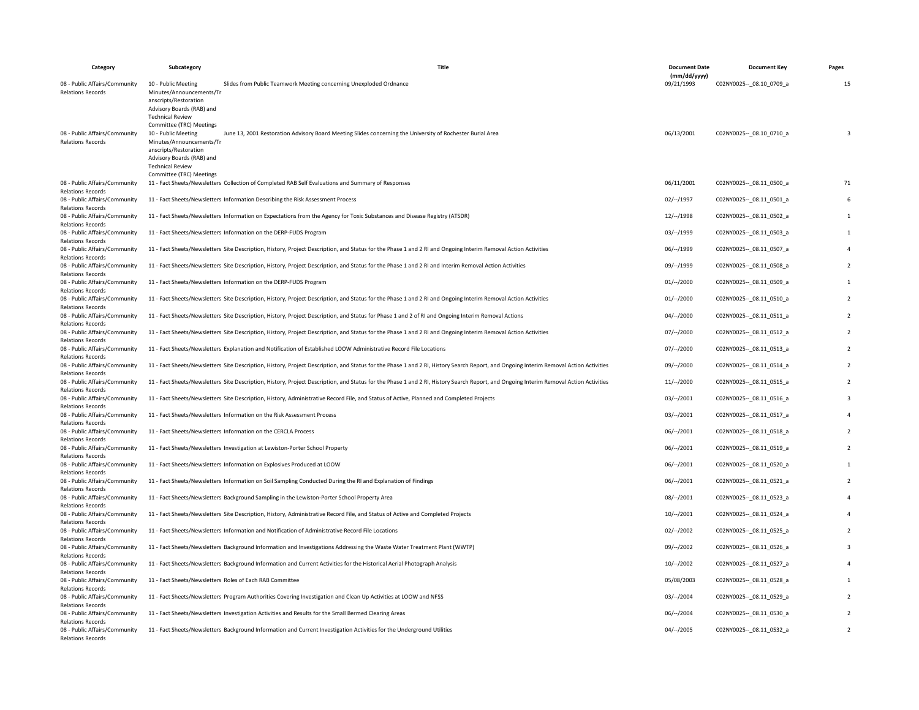| Category | Subcategory | Title | Document Date (mm/dd/yyyy) | Document Key | Pages |
|---|---|---|---|---|---|
| 08 - Public Affairs/Community Relations Records | 10 - Public Meeting Minutes/Announcements/Transcripts/Restoration Advisory Boards (RAB) and Technical Review Committee (TRC) Meetings | Slides from Public Teamwork Meeting concerning Unexploded Ordnance | 09/21/1993 | C02NY0025--_08.10_0709_a | 15 |
| 08 - Public Affairs/Community Relations Records | 10 - Public Meeting Minutes/Announcements/Transcripts/Restoration Advisory Boards (RAB) and Technical Review Committee (TRC) Meetings | June 13, 2001 Restoration Advisory Board Meeting Slides concerning the University of Rochester Burial Area | 06/13/2001 | C02NY0025--_08.10_0710_a | 3 |
| 08 - Public Affairs/Community Relations Records | 11 - Fact Sheets/Newsletters | Collection of Completed RAB Self Evaluations and Summary of Responses | 06/11/2001 | C02NY0025--_08.11_0500_a | 71 |
| 08 - Public Affairs/Community Relations Records | 11 - Fact Sheets/Newsletters | Information Describing the Risk Assessment Process | 02/--/1997 | C02NY0025--_08.11_0501_a | 6 |
| 08 - Public Affairs/Community Relations Records | 11 - Fact Sheets/Newsletters | Information on Expectations from the Agency for Toxic Substances and Disease Registry (ATSDR) | 12/--/1998 | C02NY0025--_08.11_0502_a | 1 |
| 08 - Public Affairs/Community Relations Records | 11 - Fact Sheets/Newsletters | Information on the DERP-FUDS Program | 03/--/1999 | C02NY0025--_08.11_0503_a | 1 |
| 08 - Public Affairs/Community Relations Records | 11 - Fact Sheets/Newsletters | Site Description, History, Project Description, and Status for the Phase 1 and 2 RI and Ongoing Interim Removal Action Activities | 06/--/1999 | C02NY0025--_08.11_0507_a | 4 |
| 08 - Public Affairs/Community Relations Records | 11 - Fact Sheets/Newsletters | Site Description, History, Project Description, and Status for the Phase 1 and 2 RI and Interim Removal Action Activities | 09/--/1999 | C02NY0025--_08.11_0508_a | 2 |
| 08 - Public Affairs/Community Relations Records | 11 - Fact Sheets/Newsletters | Information on the DERP-FUDS Program | 01/--/2000 | C02NY0025--_08.11_0509_a | 1 |
| 08 - Public Affairs/Community Relations Records | 11 - Fact Sheets/Newsletters | Site Description, History, Project Description, and Status for the Phase 1 and 2 RI and Ongoing Interim Removal Action Activities | 01/--/2000 | C02NY0025--_08.11_0510_a | 2 |
| 08 - Public Affairs/Community Relations Records | 11 - Fact Sheets/Newsletters | Site Description, History, Project Description, and Status for Phase 1 and 2 of RI and Ongoing Interim Removal Actions | 04/--/2000 | C02NY0025--_08.11_0511_a | 2 |
| 08 - Public Affairs/Community Relations Records | 11 - Fact Sheets/Newsletters | Site Description, History, Project Description, and Status for the Phase 1 and 2 RI and Ongoing Interim Removal Action Activities | 07/--/2000 | C02NY0025--_08.11_0512_a | 2 |
| 08 - Public Affairs/Community Relations Records | 11 - Fact Sheets/Newsletters | Explanation and Notification of Established LOOW Administrative Record File Locations | 07/--/2000 | C02NY0025--_08.11_0513_a | 2 |
| 08 - Public Affairs/Community Relations Records | 11 - Fact Sheets/Newsletters | Site Description, History, Project Description, and Status for the Phase 1 and 2 RI, History Search Report, and Ongoing Interim Removal Action Activities | 09/--/2000 | C02NY0025--_08.11_0514_a | 2 |
| 08 - Public Affairs/Community Relations Records | 11 - Fact Sheets/Newsletters | Site Description, History, Project Description, and Status for the Phase 1 and 2 RI, History Search Report, and Ongoing Interim Removal Action Activities | 11/--/2000 | C02NY0025--_08.11_0515_a | 2 |
| 08 - Public Affairs/Community Relations Records | 11 - Fact Sheets/Newsletters | Site Description, History, Administrative Record File, and Status of Active, Planned and Completed Projects | 03/--/2001 | C02NY0025--_08.11_0516_a | 3 |
| 08 - Public Affairs/Community Relations Records | 11 - Fact Sheets/Newsletters | Information on the Risk Assessment Process | 03/--/2001 | C02NY0025--_08.11_0517_a | 4 |
| 08 - Public Affairs/Community Relations Records | 11 - Fact Sheets/Newsletters | Information on the CERCLA Process | 06/--/2001 | C02NY0025--_08.11_0518_a | 2 |
| 08 - Public Affairs/Community Relations Records | 11 - Fact Sheets/Newsletters | Investigation at Lewiston-Porter School Property | 06/--/2001 | C02NY0025--_08.11_0519_a | 2 |
| 08 - Public Affairs/Community Relations Records | 11 - Fact Sheets/Newsletters | Information on Explosives Produced at LOOW | 06/--/2001 | C02NY0025--_08.11_0520_a | 1 |
| 08 - Public Affairs/Community Relations Records | 11 - Fact Sheets/Newsletters | Information on Soil Sampling Conducted During the RI and Explanation of Findings | 06/--/2001 | C02NY0025--_08.11_0521_a | 2 |
| 08 - Public Affairs/Community Relations Records | 11 - Fact Sheets/Newsletters | Background Sampling in the Lewiston-Porter School Property Area | 08/--/2001 | C02NY0025--_08.11_0523_a | 4 |
| 08 - Public Affairs/Community Relations Records | 11 - Fact Sheets/Newsletters | Site Description, History, Administrative Record File, and Status of Active and Completed Projects | 10/--/2001 | C02NY0025--_08.11_0524_a | 4 |
| 08 - Public Affairs/Community Relations Records | 11 - Fact Sheets/Newsletters | Information and Notification of Administrative Record File Locations | 02/--/2002 | C02NY0025--_08.11_0525_a | 2 |
| 08 - Public Affairs/Community Relations Records | 11 - Fact Sheets/Newsletters | Background Information and Investigations Addressing the Waste Water Treatment Plant (WWTP) | 09/--/2002 | C02NY0025--_08.11_0526_a | 3 |
| 08 - Public Affairs/Community Relations Records | 11 - Fact Sheets/Newsletters | Background Information and Current Activities for the Historical Aerial Photograph Analysis | 10/--/2002 | C02NY0025--_08.11_0527_a | 4 |
| 08 - Public Affairs/Community Relations Records | 11 - Fact Sheets/Newsletters | Roles of Each RAB Committee | 05/08/2003 | C02NY0025--_08.11_0528_a | 1 |
| 08 - Public Affairs/Community Relations Records | 11 - Fact Sheets/Newsletters | Program Authorities Covering Investigation and Clean Up Activities at LOOW and NFSS | 03/--/2004 | C02NY0025--_08.11_0529_a | 2 |
| 08 - Public Affairs/Community Relations Records | 11 - Fact Sheets/Newsletters | Investigation Activities and Results for the Small Bermed Clearing Areas | 06/--/2004 | C02NY0025--_08.11_0530_a | 2 |
| 08 - Public Affairs/Community Relations Records | 11 - Fact Sheets/Newsletters | Background Information and Current Investigation Activities for the Underground Utilities | 04/--/2005 | C02NY0025--_08.11_0532_a | 2 |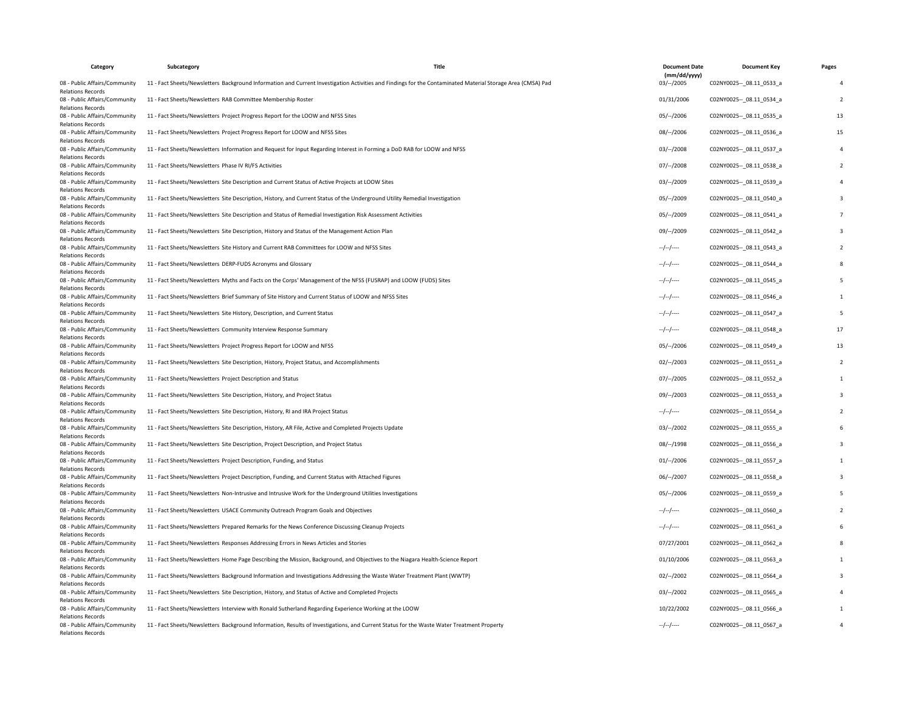| Category | Subcategory | Title | Document Date (mm/dd/yyyy) | Document Key | Pages |
|---|---|---|---|---|---|
| 08 - Public Affairs/Community Relations Records | 11 - Fact Sheets/Newsletters | Background Information and Current Investigation Activities and Findings for the Contaminated Material Storage Area (CMSA) Pad | 03/--/2005 | C02NY0025--_08.11_0533_a | 4 |
| 08 - Public Affairs/Community Relations Records | 11 - Fact Sheets/Newsletters | RAB Committee Membership Roster | 01/31/2006 | C02NY0025--_08.11_0534_a | 2 |
| 08 - Public Affairs/Community Relations Records | 11 - Fact Sheets/Newsletters | Project Progress Report for the LOOW and NFSS Sites | 05/--/2006 | C02NY0025--_08.11_0535_a | 13 |
| 08 - Public Affairs/Community Relations Records | 11 - Fact Sheets/Newsletters | Project Progress Report for LOOW and NFSS Sites | 08/--/2006 | C02NY0025--_08.11_0536_a | 15 |
| 08 - Public Affairs/Community Relations Records | 11 - Fact Sheets/Newsletters | Information and Request for Input Regarding Interest in Forming a DoD RAB for LOOW and NFSS | 03/--/2008 | C02NY0025--_08.11_0537_a | 4 |
| 08 - Public Affairs/Community Relations Records | 11 - Fact Sheets/Newsletters | Phase IV RI/FS Activities | 07/--/2008 | C02NY0025--_08.11_0538_a | 2 |
| 08 - Public Affairs/Community Relations Records | 11 - Fact Sheets/Newsletters | Site Description and Current Status of Active Projects at LOOW Sites | 03/--/2009 | C02NY0025--_08.11_0539_a | 4 |
| 08 - Public Affairs/Community Relations Records | 11 - Fact Sheets/Newsletters | Site Description, History, and Current Status of the Underground Utility Remedial Investigation | 05/--/2009 | C02NY0025--_08.11_0540_a | 3 |
| 08 - Public Affairs/Community Relations Records | 11 - Fact Sheets/Newsletters | Site Description and Status of Remedial Investigation Risk Assessment Activities | 05/--/2009 | C02NY0025--_08.11_0541_a | 7 |
| 08 - Public Affairs/Community Relations Records | 11 - Fact Sheets/Newsletters | Site Description, History and Status of the Management Action Plan | 09/--/2009 | C02NY0025--_08.11_0542_a | 3 |
| 08 - Public Affairs/Community Relations Records | 11 - Fact Sheets/Newsletters | Site History and Current RAB Committees for LOOW and NFSS Sites | --/--/---- | C02NY0025--_08.11_0543_a | 2 |
| 08 - Public Affairs/Community Relations Records | 11 - Fact Sheets/Newsletters | DERP-FUDS Acronyms and Glossary | --/--/---- | C02NY0025--_08.11_0544_a | 8 |
| 08 - Public Affairs/Community Relations Records | 11 - Fact Sheets/Newsletters | Myths and Facts on the Corps' Management of the NFSS (FUSRAP) and LOOW (FUDS) Sites | --/--/---- | C02NY0025--_08.11_0545_a | 5 |
| 08 - Public Affairs/Community Relations Records | 11 - Fact Sheets/Newsletters | Brief Summary of Site History and Current Status of LOOW and NFSS Sites | --/--/---- | C02NY0025--_08.11_0546_a | 1 |
| 08 - Public Affairs/Community Relations Records | 11 - Fact Sheets/Newsletters | Site History, Description, and Current Status | --/--/---- | C02NY0025--_08.11_0547_a | 5 |
| 08 - Public Affairs/Community Relations Records | 11 - Fact Sheets/Newsletters | Community Interview Response Summary | --/--/---- | C02NY0025--_08.11_0548_a | 17 |
| 08 - Public Affairs/Community Relations Records | 11 - Fact Sheets/Newsletters | Project Progress Report for LOOW and NFSS | 05/--/2006 | C02NY0025--_08.11_0549_a | 13 |
| 08 - Public Affairs/Community Relations Records | 11 - Fact Sheets/Newsletters | Site Description, History, Project Status, and Accomplishments | 02/--/2003 | C02NY0025--_08.11_0551_a | 2 |
| 08 - Public Affairs/Community Relations Records | 11 - Fact Sheets/Newsletters | Project Description and Status | 07/--/2005 | C02NY0025--_08.11_0552_a | 1 |
| 08 - Public Affairs/Community Relations Records | 11 - Fact Sheets/Newsletters | Site Description, History, and Project Status | 09/--/2003 | C02NY0025--_08.11_0553_a | 3 |
| 08 - Public Affairs/Community Relations Records | 11 - Fact Sheets/Newsletters | Site Description, History, RI and IRA Project Status | --/--/---- | C02NY0025--_08.11_0554_a | 2 |
| 08 - Public Affairs/Community Relations Records | 11 - Fact Sheets/Newsletters | Site Description, History, AR File, Active and Completed Projects Update | 03/--/2002 | C02NY0025--_08.11_0555_a | 6 |
| 08 - Public Affairs/Community Relations Records | 11 - Fact Sheets/Newsletters | Site Description, Project Description, and Project Status | 08/--/1998 | C02NY0025--_08.11_0556_a | 3 |
| 08 - Public Affairs/Community Relations Records | 11 - Fact Sheets/Newsletters | Project Description, Funding, and Status | 01/--/2006 | C02NY0025--_08.11_0557_a | 1 |
| 08 - Public Affairs/Community Relations Records | 11 - Fact Sheets/Newsletters | Project Description, Funding, and Current Status with Attached Figures | 06/--/2007 | C02NY0025--_08.11_0558_a | 3 |
| 08 - Public Affairs/Community Relations Records | 11 - Fact Sheets/Newsletters | Non-Intrusive and Intrusive Work for the Underground Utilities Investigations | 05/--/2006 | C02NY0025--_08.11_0559_a | 5 |
| 08 - Public Affairs/Community Relations Records | 11 - Fact Sheets/Newsletters | USACE Community Outreach Program Goals and Objectives | --/--/---- | C02NY0025--_08.11_0560_a | 2 |
| 08 - Public Affairs/Community Relations Records | 11 - Fact Sheets/Newsletters | Prepared Remarks for the News Conference Discussing Cleanup Projects | --/--/---- | C02NY0025--_08.11_0561_a | 6 |
| 08 - Public Affairs/Community Relations Records | 11 - Fact Sheets/Newsletters | Responses Addressing Errors in News Articles and Stories | 07/27/2001 | C02NY0025--_08.11_0562_a | 8 |
| 08 - Public Affairs/Community Relations Records | 11 - Fact Sheets/Newsletters | Home Page Describing the Mission, Background, and Objectives to the Niagara Health-Science Report | 01/10/2006 | C02NY0025--_08.11_0563_a | 1 |
| 08 - Public Affairs/Community Relations Records | 11 - Fact Sheets/Newsletters | Background Information and Investigations Addressing the Waste Water Treatment Plant (WWTP) | 02/--/2002 | C02NY0025--_08.11_0564_a | 3 |
| 08 - Public Affairs/Community Relations Records | 11 - Fact Sheets/Newsletters | Site Description, History, and Status of Active and Completed Projects | 03/--/2002 | C02NY0025--_08.11_0565_a | 4 |
| 08 - Public Affairs/Community Relations Records | 11 - Fact Sheets/Newsletters | Interview with Ronald Sutherland Regarding Experience Working at the LOOW | 10/22/2002 | C02NY0025--_08.11_0566_a | 1 |
| 08 - Public Affairs/Community Relations Records | 11 - Fact Sheets/Newsletters | Background Information, Results of Investigations, and Current Status for the Waste Water Treatment Property | --/--/---- | C02NY0025--_08.11_0567_a | 4 |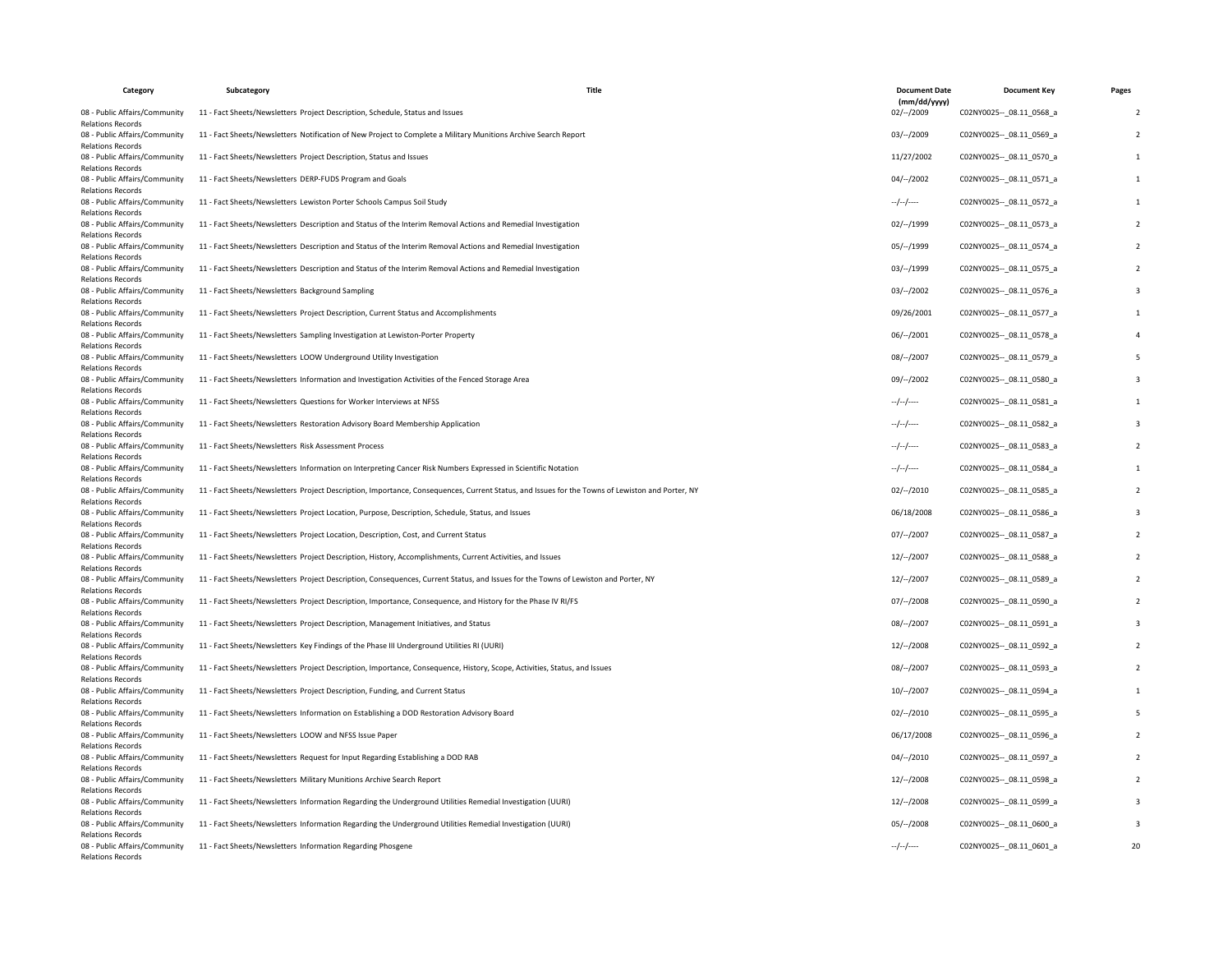| Category | Subcategory | Title | Document Date (mm/dd/yyyy) | Document Key | Pages |
|---|---|---|---|---|---|
| 08 - Public Affairs/Community Relations Records | 11 - Fact Sheets/Newsletters | Project Description, Schedule, Status and Issues | 02/--/2009 | C02NY0025--_08.11_0568_a | 2 |
| 08 - Public Affairs/Community Relations Records | 11 - Fact Sheets/Newsletters | Notification of New Project to Complete a Military Munitions Archive Search Report | 03/--/2009 | C02NY0025--_08.11_0569_a | 2 |
| 08 - Public Affairs/Community Relations Records | 11 - Fact Sheets/Newsletters | Project Description, Status and Issues | 11/27/2002 | C02NY0025--_08.11_0570_a | 1 |
| 08 - Public Affairs/Community Relations Records | 11 - Fact Sheets/Newsletters | DERP-FUDS Program and Goals | 04/--/2002 | C02NY0025--_08.11_0571_a | 1 |
| 08 - Public Affairs/Community Relations Records | 11 - Fact Sheets/Newsletters | Lewiston Porter Schools Campus Soil Study | --/--/---- | C02NY0025--_08.11_0572_a | 1 |
| 08 - Public Affairs/Community Relations Records | 11 - Fact Sheets/Newsletters | Description and Status of the Interim Removal Actions and Remedial Investigation | 02/--/1999 | C02NY0025--_08.11_0573_a | 2 |
| 08 - Public Affairs/Community Relations Records | 11 - Fact Sheets/Newsletters | Description and Status of the Interim Removal Actions and Remedial Investigation | 05/--/1999 | C02NY0025--_08.11_0574_a | 2 |
| 08 - Public Affairs/Community Relations Records | 11 - Fact Sheets/Newsletters | Description and Status of the Interim Removal Actions and Remedial Investigation | 03/--/1999 | C02NY0025--_08.11_0575_a | 2 |
| 08 - Public Affairs/Community Relations Records | 11 - Fact Sheets/Newsletters | Background Sampling | 03/--/2002 | C02NY0025--_08.11_0576_a | 3 |
| 08 - Public Affairs/Community Relations Records | 11 - Fact Sheets/Newsletters | Project Description, Current Status and Accomplishments | 09/26/2001 | C02NY0025--_08.11_0577_a | 1 |
| 08 - Public Affairs/Community Relations Records | 11 - Fact Sheets/Newsletters | Sampling Investigation at Lewiston-Porter Property | 06/--/2001 | C02NY0025--_08.11_0578_a | 4 |
| 08 - Public Affairs/Community Relations Records | 11 - Fact Sheets/Newsletters | LOOW Underground Utility Investigation | 08/--/2007 | C02NY0025--_08.11_0579_a | 5 |
| 08 - Public Affairs/Community Relations Records | 11 - Fact Sheets/Newsletters | Information and Investigation Activities of the Fenced Storage Area | 09/--/2002 | C02NY0025--_08.11_0580_a | 3 |
| 08 - Public Affairs/Community Relations Records | 11 - Fact Sheets/Newsletters | Questions for Worker Interviews at NFSS | --/--/---- | C02NY0025--_08.11_0581_a | 1 |
| 08 - Public Affairs/Community Relations Records | 11 - Fact Sheets/Newsletters | Restoration Advisory Board Membership Application | --/--/---- | C02NY0025--_08.11_0582_a | 3 |
| 08 - Public Affairs/Community Relations Records | 11 - Fact Sheets/Newsletters | Risk Assessment Process | --/--/---- | C02NY0025--_08.11_0583_a | 2 |
| 08 - Public Affairs/Community Relations Records | 11 - Fact Sheets/Newsletters | Information on Interpreting Cancer Risk Numbers Expressed in Scientific Notation | --/--/---- | C02NY0025--_08.11_0584_a | 1 |
| 08 - Public Affairs/Community Relations Records | 11 - Fact Sheets/Newsletters | Project Description, Importance, Consequences, Current Status, and Issues for the Towns of Lewiston and Porter, NY | 02/--/2010 | C02NY0025--_08.11_0585_a | 2 |
| 08 - Public Affairs/Community Relations Records | 11 - Fact Sheets/Newsletters | Project Location, Purpose, Description, Schedule, Status, and Issues | 06/18/2008 | C02NY0025--_08.11_0586_a | 3 |
| 08 - Public Affairs/Community Relations Records | 11 - Fact Sheets/Newsletters | Project Location, Description, Cost, and Current Status | 07/--/2007 | C02NY0025--_08.11_0587_a | 2 |
| 08 - Public Affairs/Community Relations Records | 11 - Fact Sheets/Newsletters | Project Description, History, Accomplishments, Current Activities, and Issues | 12/--/2007 | C02NY0025--_08.11_0588_a | 2 |
| 08 - Public Affairs/Community Relations Records | 11 - Fact Sheets/Newsletters | Project Description, Consequences, Current Status, and Issues for the Towns of Lewiston and Porter, NY | 12/--/2007 | C02NY0025--_08.11_0589_a | 2 |
| 08 - Public Affairs/Community Relations Records | 11 - Fact Sheets/Newsletters | Project Description, Importance, Consequence, and History for the Phase IV RI/FS | 07/--/2008 | C02NY0025--_08.11_0590_a | 2 |
| 08 - Public Affairs/Community Relations Records | 11 - Fact Sheets/Newsletters | Project Description, Management Initiatives, and Status | 08/--/2007 | C02NY0025--_08.11_0591_a | 3 |
| 08 - Public Affairs/Community Relations Records | 11 - Fact Sheets/Newsletters | Key Findings of the Phase III Underground Utilities RI (UURI) | 12/--/2008 | C02NY0025--_08.11_0592_a | 2 |
| 08 - Public Affairs/Community Relations Records | 11 - Fact Sheets/Newsletters | Project Description, Importance, Consequence, History, Scope, Activities, Status, and Issues | 08/--/2007 | C02NY0025--_08.11_0593_a | 2 |
| 08 - Public Affairs/Community Relations Records | 11 - Fact Sheets/Newsletters | Project Description, Funding, and Current Status | 10/--/2007 | C02NY0025--_08.11_0594_a | 1 |
| 08 - Public Affairs/Community Relations Records | 11 - Fact Sheets/Newsletters | Information on Establishing a DOD Restoration Advisory Board | 02/--/2010 | C02NY0025--_08.11_0595_a | 5 |
| 08 - Public Affairs/Community Relations Records | 11 - Fact Sheets/Newsletters | LOOW and NFSS Issue Paper | 06/17/2008 | C02NY0025--_08.11_0596_a | 2 |
| 08 - Public Affairs/Community Relations Records | 11 - Fact Sheets/Newsletters | Request for Input Regarding Establishing a DOD RAB | 04/--/2010 | C02NY0025--_08.11_0597_a | 2 |
| 08 - Public Affairs/Community Relations Records | 11 - Fact Sheets/Newsletters | Military Munitions Archive Search Report | 12/--/2008 | C02NY0025--_08.11_0598_a | 2 |
| 08 - Public Affairs/Community Relations Records | 11 - Fact Sheets/Newsletters | Information Regarding the Underground Utilities Remedial Investigation (UURI) | 12/--/2008 | C02NY0025--_08.11_0599_a | 3 |
| 08 - Public Affairs/Community Relations Records | 11 - Fact Sheets/Newsletters | Information Regarding the Underground Utilities Remedial Investigation (UURI) | 05/--/2008 | C02NY0025--_08.11_0600_a | 3 |
| 08 - Public Affairs/Community Relations Records | 11 - Fact Sheets/Newsletters | Information Regarding Phosgene | --/--/---- | C02NY0025--_08.11_0601_a | 20 |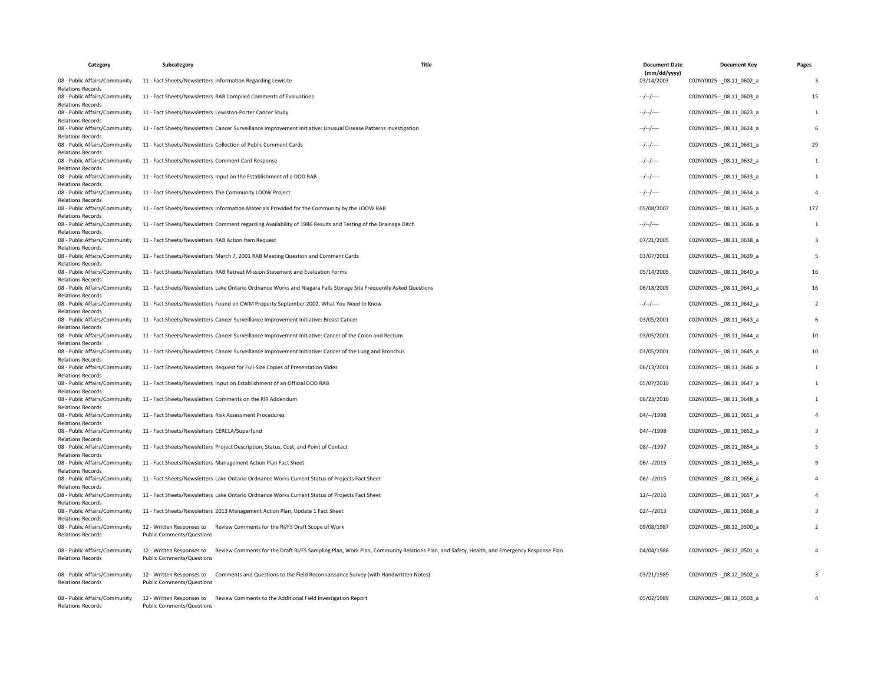| Category | Subcategory | Title | Document Date (mm/dd/yyyy) | Document Key | Pages |
|---|---|---|---|---|---|
| 08 - Public Affairs/Community Relations Records | 11 - Fact Sheets/Newsletters | Information Regarding Lewisite | 03/14/2003 | C02NY0025--_08.11_0602_a | 3 |
| 08 - Public Affairs/Community Relations Records | 11 - Fact Sheets/Newsletters | RAB Compiled Comments of Evaluations | --/--/---- | C02NY0025--_08.11_0603_a | 15 |
| 08 - Public Affairs/Community Relations Records | 11 - Fact Sheets/Newsletters | Lewiston-Porter Cancer Study | --/--/---- | C02NY0025--_08.11_0623_a | 1 |
| 08 - Public Affairs/Community Relations Records | 11 - Fact Sheets/Newsletters | Cancer Surveillance Improvement Initiative: Unusual Disease Patterns Investigation | --/--/---- | C02NY0025--_08.11_0624_a | 6 |
| 08 - Public Affairs/Community Relations Records | 11 - Fact Sheets/Newsletters | Collection of Public Comment Cards | --/--/---- | C02NY0025--_08.11_0631_a | 29 |
| 08 - Public Affairs/Community Relations Records | 11 - Fact Sheets/Newsletters | Comment Card Response | --/--/---- | C02NY0025--_08.11_0632_a | 1 |
| 08 - Public Affairs/Community Relations Records | 11 - Fact Sheets/Newsletters | Input on the Establishment of a DOD RAB | --/--/---- | C02NY0025--_08.11_0633_a | 1 |
| 08 - Public Affairs/Community Relations Records | 11 - Fact Sheets/Newsletters | The Community LOOW Project | --/--/---- | C02NY0025--_08.11_0634_a | 4 |
| 08 - Public Affairs/Community Relations Records | 11 - Fact Sheets/Newsletters | Information Materials Provided for the Community by the LOOW RAB | 05/08/2007 | C02NY0025--_08.11_0635_a | 177 |
| 08 - Public Affairs/Community Relations Records | 11 - Fact Sheets/Newsletters | Comment regarding Availability of 1986 Results and Testing of the Drainage Ditch | --/--/---- | C02NY0025--_08.11_0636_a | 1 |
| 08 - Public Affairs/Community Relations Records | 11 - Fact Sheets/Newsletters | RAB Action Item Request | 07/21/2005 | C02NY0025--_08.11_0638_a | 3 |
| 08 - Public Affairs/Community Relations Records | 11 - Fact Sheets/Newsletters | March 7, 2001 RAB Meeting Question and Comment Cards | 03/07/2001 | C02NY0025--_08.11_0639_a | 5 |
| 08 - Public Affairs/Community Relations Records | 11 - Fact Sheets/Newsletters | RAB Retreat Mission Statement and Evaluation Forms | 05/14/2005 | C02NY0025--_08.11_0640_a | 16 |
| 08 - Public Affairs/Community Relations Records | 11 - Fact Sheets/Newsletters | Lake Ontario Ordnance Works and Niagara Falls Storage Site Frequently Asked Questions | 06/18/2009 | C02NY0025--_08.11_0641_a | 16 |
| 08 - Public Affairs/Community Relations Records | 11 - Fact Sheets/Newsletters | Found on CWM Property September 2002, What You Need to Know | --/--/---- | C02NY0025--_08.11_0642_a | 2 |
| 08 - Public Affairs/Community Relations Records | 11 - Fact Sheets/Newsletters | Cancer Surveillance Improvement Initiative: Breast Cancer | 03/05/2001 | C02NY0025--_08.11_0643_a | 6 |
| 08 - Public Affairs/Community Relations Records | 11 - Fact Sheets/Newsletters | Cancer Surveillance Improvement Initiative: Cancer of the Colon and Rectum | 03/05/2001 | C02NY0025--_08.11_0644_a | 10 |
| 08 - Public Affairs/Community Relations Records | 11 - Fact Sheets/Newsletters | Cancer Surveillance Improvement Initiative: Cancer of the Lung and Bronchus | 03/05/2001 | C02NY0025--_08.11_0645_a | 10 |
| 08 - Public Affairs/Community Relations Records | 11 - Fact Sheets/Newsletters | Request for Full-Size Copies of Presentation Slides | 06/13/2001 | C02NY0025--_08.11_0646_a | 1 |
| 08 - Public Affairs/Community Relations Records | 11 - Fact Sheets/Newsletters | Input on Establishment of an Official DOD RAB | 05/07/2010 | C02NY0025--_08.11_0647_a | 1 |
| 08 - Public Affairs/Community Relations Records | 11 - Fact Sheets/Newsletters | Comments on the RIR Addendum | 06/23/2010 | C02NY0025--_08.11_0648_a | 1 |
| 08 - Public Affairs/Community Relations Records | 11 - Fact Sheets/Newsletters | Risk Assessment Procedures | 04/--/1998 | C02NY0025--_08.11_0651_a | 4 |
| 08 - Public Affairs/Community Relations Records | 11 - Fact Sheets/Newsletters | CERCLA/Superfund | 04/--/1998 | C02NY0025--_08.11_0652_a | 3 |
| 08 - Public Affairs/Community Relations Records | 11 - Fact Sheets/Newsletters | Project Description, Status, Cost, and Point of Contact | 08/--/1997 | C02NY0025--_08.11_0654_a | 5 |
| 08 - Public Affairs/Community Relations Records | 11 - Fact Sheets/Newsletters | Management Action Plan Fact Sheet | 06/--/2015 | C02NY0025--_08.11_0655_a | 9 |
| 08 - Public Affairs/Community Relations Records | 11 - Fact Sheets/Newsletters | Lake Ontario Ordnance Works Current Status of Projects Fact Sheet | 06/--/2015 | C02NY0025--_08.11_0656_a | 4 |
| 08 - Public Affairs/Community Relations Records | 11 - Fact Sheets/Newsletters | Lake Ontario Ordnance Works Current Status of Projects Fact Sheet | 12/--/2016 | C02NY0025--_08.11_0657_a | 4 |
| 08 - Public Affairs/Community Relations Records | 11 - Fact Sheets/Newsletters | 2013 Management Action Plan, Update 1 Fact Sheet | 02/--/2013 | C02NY0025--_08.11_0658_a | 3 |
| 08 - Public Affairs/Community Relations Records | 12 - Written Responses to Public Comments/Questions | Review Comments for the RI/FS Draft Scope of Work | 09/08/1987 | C02NY0025--_08.12_0500_a | 2 |
| 08 - Public Affairs/Community Relations Records | 12 - Written Responses to Public Comments/Questions | Review Comments for the Draft RI/FS Sampling Plan, Work Plan, Community Relations Plan, and Safety, Health, and Emergency Response Plan | 04/04/1988 | C02NY0025--_08.12_0501_a | 4 |
| 08 - Public Affairs/Community Relations Records | 12 - Written Responses to Public Comments/Questions | Comments and Questions to the Field Reconnaissance Survey (with Handwritten Notes) | 03/21/1989 | C02NY0025--_08.12_0502_a | 3 |
| 08 - Public Affairs/Community Relations Records | 12 - Written Responses to Public Comments/Questions | Review Comments to the Additional Field Investigation Report | 05/02/1989 | C02NY0025--_08.12_0503_a | 4 |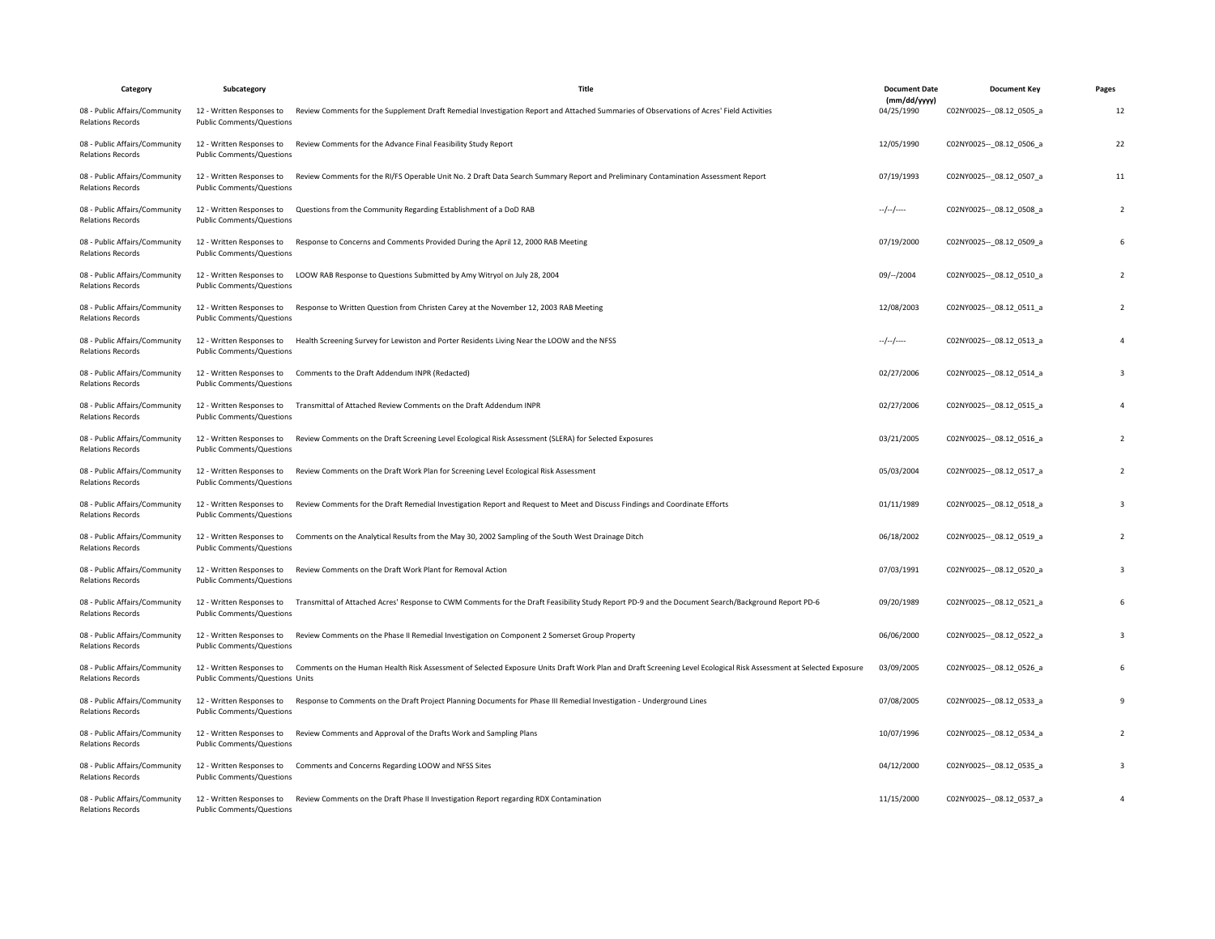| Category | Subcategory | Title | Document Date (mm/dd/yyyy) | Document Key | Pages |
|---|---|---|---|---|---|
| 08 - Public Affairs/Community Relations Records | 12 - Written Responses to Public Comments/Questions | Review Comments for the Supplement Draft Remedial Investigation Report and Attached Summaries of Observations of Acres' Field Activities | 04/25/1990 | C02NY0025--_08.12_0505_a | 12 |
| 08 - Public Affairs/Community Relations Records | 12 - Written Responses to Public Comments/Questions | Review Comments for the Advance Final Feasibility Study Report | 12/05/1990 | C02NY0025--_08.12_0506_a | 22 |
| 08 - Public Affairs/Community Relations Records | 12 - Written Responses to Public Comments/Questions | Review Comments for the RI/FS Operable Unit No. 2 Draft Data Search Summary Report and Preliminary Contamination Assessment Report | 07/19/1993 | C02NY0025--_08.12_0507_a | 11 |
| 08 - Public Affairs/Community Relations Records | 12 - Written Responses to Public Comments/Questions | Questions from the Community Regarding Establishment of a DoD RAB | --/--/---- | C02NY0025--_08.12_0508_a | 2 |
| 08 - Public Affairs/Community Relations Records | 12 - Written Responses to Public Comments/Questions | Response to Concerns and Comments Provided During the April 12, 2000 RAB Meeting | 07/19/2000 | C02NY0025--_08.12_0509_a | 6 |
| 08 - Public Affairs/Community Relations Records | 12 - Written Responses to Public Comments/Questions | LOOW RAB Response to Questions Submitted by Amy Witryol on July 28, 2004 | 09/--/2004 | C02NY0025--_08.12_0510_a | 2 |
| 08 - Public Affairs/Community Relations Records | 12 - Written Responses to Public Comments/Questions | Response to Written Question from Christen Carey at the November 12, 2003 RAB Meeting | 12/08/2003 | C02NY0025--_08.12_0511_a | 2 |
| 08 - Public Affairs/Community Relations Records | 12 - Written Responses to Public Comments/Questions | Health Screening Survey for Lewiston and Porter Residents Living Near the LOOW and the NFSS | --/--/---- | C02NY0025--_08.12_0513_a | 4 |
| 08 - Public Affairs/Community Relations Records | 12 - Written Responses to Public Comments/Questions | Comments to the Draft Addendum INPR (Redacted) | 02/27/2006 | C02NY0025--_08.12_0514_a | 3 |
| 08 - Public Affairs/Community Relations Records | 12 - Written Responses to Public Comments/Questions | Transmittal of Attached Review Comments on the Draft Addendum INPR | 02/27/2006 | C02NY0025--_08.12_0515_a | 4 |
| 08 - Public Affairs/Community Relations Records | 12 - Written Responses to Public Comments/Questions | Review Comments on the Draft Screening Level Ecological Risk Assessment (SLERA) for Selected Exposures | 03/21/2005 | C02NY0025--_08.12_0516_a | 2 |
| 08 - Public Affairs/Community Relations Records | 12 - Written Responses to Public Comments/Questions | Review Comments on the Draft Work Plan for Screening Level Ecological Risk Assessment | 05/03/2004 | C02NY0025--_08.12_0517_a | 2 |
| 08 - Public Affairs/Community Relations Records | 12 - Written Responses to Public Comments/Questions | Review Comments for the Draft Remedial Investigation Report and Request to Meet and Discuss Findings and Coordinate Efforts | 01/11/1989 | C02NY0025--_08.12_0518_a | 3 |
| 08 - Public Affairs/Community Relations Records | 12 - Written Responses to Public Comments/Questions | Comments on the Analytical Results from the May 30, 2002 Sampling of the South West Drainage Ditch | 06/18/2002 | C02NY0025--_08.12_0519_a | 2 |
| 08 - Public Affairs/Community Relations Records | 12 - Written Responses to Public Comments/Questions | Review Comments on the Draft Work Plant for Removal Action | 07/03/1991 | C02NY0025--_08.12_0520_a | 3 |
| 08 - Public Affairs/Community Relations Records | 12 - Written Responses to Public Comments/Questions | Transmittal of Attached Acres' Response to CWM Comments for the Draft Feasibility Study Report PD-9 and the Document Search/Background Report PD-6 | 09/20/1989 | C02NY0025--_08.12_0521_a | 6 |
| 08 - Public Affairs/Community Relations Records | 12 - Written Responses to Public Comments/Questions | Review Comments on the Phase II Remedial Investigation on Component 2 Somerset Group Property | 06/06/2000 | C02NY0025--_08.12_0522_a | 3 |
| 08 - Public Affairs/Community Relations Records | 12 - Written Responses to Public Comments/Questions | Comments on the Human Health Risk Assessment of Selected Exposure Units Draft Work Plan and Draft Screening Level Ecological Risk Assessment at Selected Exposure Units | 03/09/2005 | C02NY0025--_08.12_0526_a | 6 |
| 08 - Public Affairs/Community Relations Records | 12 - Written Responses to Public Comments/Questions | Response to Comments on the Draft Project Planning Documents for Phase III Remedial Investigation - Underground Lines | 07/08/2005 | C02NY0025--_08.12_0533_a | 9 |
| 08 - Public Affairs/Community Relations Records | 12 - Written Responses to Public Comments/Questions | Review Comments and Approval of the Drafts Work and Sampling Plans | 10/07/1996 | C02NY0025--_08.12_0534_a | 2 |
| 08 - Public Affairs/Community Relations Records | 12 - Written Responses to Public Comments/Questions | Comments and Concerns Regarding LOOW and NFSS Sites | 04/12/2000 | C02NY0025--_08.12_0535_a | 3 |
| 08 - Public Affairs/Community Relations Records | 12 - Written Responses to Public Comments/Questions | Review Comments on the Draft Phase II Investigation Report regarding RDX Contamination | 11/15/2000 | C02NY0025--_08.12_0537_a | 4 |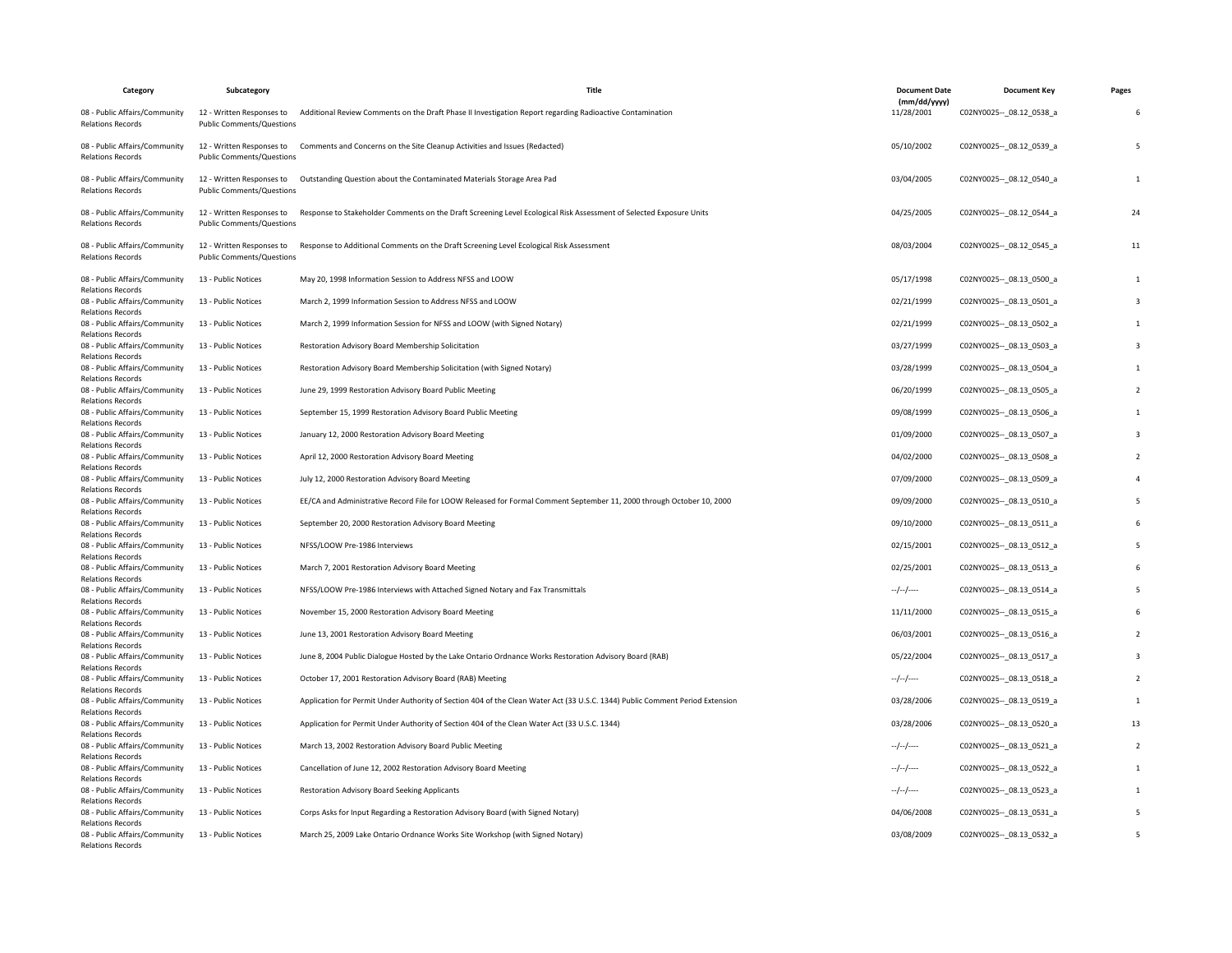| Category | Subcategory | Title | Document Date (mm/dd/yyyy) | Document Key | Pages |
|---|---|---|---|---|---|
| 08 - Public Affairs/Community Relations Records | 12 - Written Responses to Public Comments/Questions | Additional Review Comments on the Draft Phase II Investigation Report regarding Radioactive Contamination | 11/28/2001 | C02NY0025--_08.12_0538_a | 6 |
| 08 - Public Affairs/Community Relations Records | 12 - Written Responses to Public Comments/Questions | Comments and Concerns on the Site Cleanup Activities and Issues (Redacted) | 05/10/2002 | C02NY0025--_08.12_0539_a | 5 |
| 08 - Public Affairs/Community Relations Records | 12 - Written Responses to Public Comments/Questions | Outstanding Question about the Contaminated Materials Storage Area Pad | 03/04/2005 | C02NY0025--_08.12_0540_a | 1 |
| 08 - Public Affairs/Community Relations Records | 12 - Written Responses to Public Comments/Questions | Response to Stakeholder Comments on the Draft Screening Level Ecological Risk Assessment of Selected Exposure Units | 04/25/2005 | C02NY0025--_08.12_0544_a | 24 |
| 08 - Public Affairs/Community Relations Records | 12 - Written Responses to Public Comments/Questions | Response to Additional Comments on the Draft Screening Level Ecological Risk Assessment | 08/03/2004 | C02NY0025--_08.12_0545_a | 11 |
| 08 - Public Affairs/Community Relations Records | 13 - Public Notices | May 20, 1998 Information Session to Address NFSS and LOOW | 05/17/1998 | C02NY0025--_08.13_0500_a | 1 |
| 08 - Public Affairs/Community Relations Records | 13 - Public Notices | March 2, 1999 Information Session to Address NFSS and LOOW | 02/21/1999 | C02NY0025--_08.13_0501_a | 3 |
| 08 - Public Affairs/Community Relations Records | 13 - Public Notices | March 2, 1999 Information Session for NFSS and LOOW (with Signed Notary) | 02/21/1999 | C02NY0025--_08.13_0502_a | 1 |
| 08 - Public Affairs/Community Relations Records | 13 - Public Notices | Restoration Advisory Board Membership Solicitation | 03/27/1999 | C02NY0025--_08.13_0503_a | 3 |
| 08 - Public Affairs/Community Relations Records | 13 - Public Notices | Restoration Advisory Board Membership Solicitation (with Signed Notary) | 03/28/1999 | C02NY0025--_08.13_0504_a | 1 |
| 08 - Public Affairs/Community Relations Records | 13 - Public Notices | June 29, 1999 Restoration Advisory Board Public Meeting | 06/20/1999 | C02NY0025--_08.13_0505_a | 2 |
| 08 - Public Affairs/Community Relations Records | 13 - Public Notices | September 15, 1999 Restoration Advisory Board Public Meeting | 09/08/1999 | C02NY0025--_08.13_0506_a | 1 |
| 08 - Public Affairs/Community Relations Records | 13 - Public Notices | January 12, 2000 Restoration Advisory Board Meeting | 01/09/2000 | C02NY0025--_08.13_0507_a | 3 |
| 08 - Public Affairs/Community Relations Records | 13 - Public Notices | April 12, 2000 Restoration Advisory Board Meeting | 04/02/2000 | C02NY0025--_08.13_0508_a | 2 |
| 08 - Public Affairs/Community Relations Records | 13 - Public Notices | July 12, 2000 Restoration Advisory Board Meeting | 07/09/2000 | C02NY0025--_08.13_0509_a | 4 |
| 08 - Public Affairs/Community Relations Records | 13 - Public Notices | EE/CA and Administrative Record File for LOOW Released for Formal Comment September 11, 2000 through October 10, 2000 | 09/09/2000 | C02NY0025--_08.13_0510_a | 5 |
| 08 - Public Affairs/Community Relations Records | 13 - Public Notices | September 20, 2000 Restoration Advisory Board Meeting | 09/10/2000 | C02NY0025--_08.13_0511_a | 6 |
| 08 - Public Affairs/Community Relations Records | 13 - Public Notices | NFSS/LOOW Pre-1986 Interviews | 02/15/2001 | C02NY0025--_08.13_0512_a | 5 |
| 08 - Public Affairs/Community Relations Records | 13 - Public Notices | March 7, 2001 Restoration Advisory Board Meeting | 02/25/2001 | C02NY0025--_08.13_0513_a | 6 |
| 08 - Public Affairs/Community Relations Records | 13 - Public Notices | NFSS/LOOW Pre-1986 Interviews with Attached Signed Notary and Fax Transmittals | --/--/---- | C02NY0025--_08.13_0514_a | 5 |
| 08 - Public Affairs/Community Relations Records | 13 - Public Notices | November 15, 2000 Restoration Advisory Board Meeting | 11/11/2000 | C02NY0025--_08.13_0515_a | 6 |
| 08 - Public Affairs/Community Relations Records | 13 - Public Notices | June 13, 2001 Restoration Advisory Board Meeting | 06/03/2001 | C02NY0025--_08.13_0516_a | 2 |
| 08 - Public Affairs/Community Relations Records | 13 - Public Notices | June 8, 2004 Public Dialogue Hosted by the Lake Ontario Ordnance Works Restoration Advisory Board (RAB) | 05/22/2004 | C02NY0025--_08.13_0517_a | 3 |
| 08 - Public Affairs/Community Relations Records | 13 - Public Notices | October 17, 2001 Restoration Advisory Board (RAB) Meeting | --/--/---- | C02NY0025--_08.13_0518_a | 2 |
| 08 - Public Affairs/Community Relations Records | 13 - Public Notices | Application for Permit Under Authority of Section 404 of the Clean Water Act (33 U.S.C. 1344) Public Comment Period Extension | 03/28/2006 | C02NY0025--_08.13_0519_a | 1 |
| 08 - Public Affairs/Community Relations Records | 13 - Public Notices | Application for Permit Under Authority of Section 404 of the Clean Water Act (33 U.S.C. 1344) | 03/28/2006 | C02NY0025--_08.13_0520_a | 13 |
| 08 - Public Affairs/Community Relations Records | 13 - Public Notices | March 13, 2002 Restoration Advisory Board Public Meeting | --/--/---- | C02NY0025--_08.13_0521_a | 2 |
| 08 - Public Affairs/Community Relations Records | 13 - Public Notices | Cancellation of June 12, 2002 Restoration Advisory Board Meeting | --/--/---- | C02NY0025--_08.13_0522_a | 1 |
| 08 - Public Affairs/Community Relations Records | 13 - Public Notices | Restoration Advisory Board Seeking Applicants | --/--/---- | C02NY0025--_08.13_0523_a | 1 |
| 08 - Public Affairs/Community Relations Records | 13 - Public Notices | Corps Asks for Input Regarding a Restoration Advisory Board (with Signed Notary) | 04/06/2008 | C02NY0025--_08.13_0531_a | 5 |
| 08 - Public Affairs/Community Relations Records | 13 - Public Notices | March 25, 2009 Lake Ontario Ordnance Works Site Workshop (with Signed Notary) | 03/08/2009 | C02NY0025--_08.13_0532_a | 5 |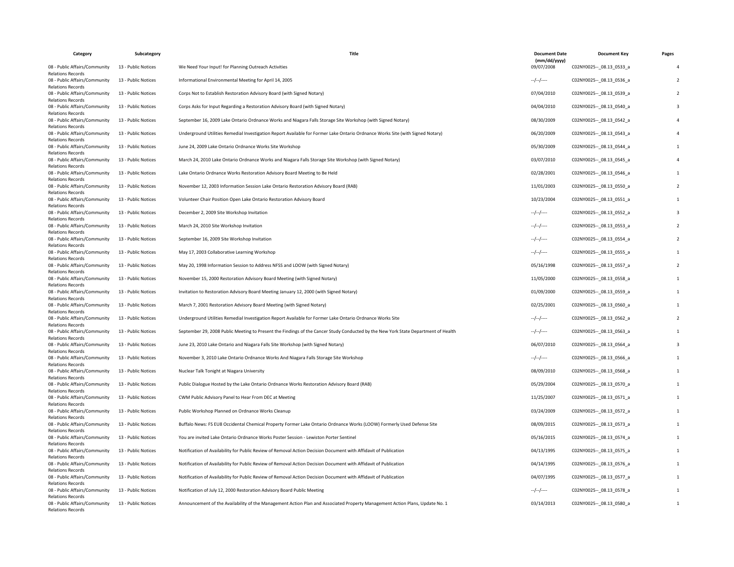| Category | Subcategory | Title | Document Date (mm/dd/yyyy) | Document Key | Pages |
| --- | --- | --- | --- | --- | --- |
| 08 - Public Affairs/Community Relations Records | 13 - Public Notices | We Need Your Input! for Planning Outreach Activities | 09/07/2008 | C02NY0025--_08.13_0533_a | 4 |
| 08 - Public Affairs/Community Relations Records | 13 - Public Notices | Informational Environmental Meeting for April 14, 2005 | --/--/---- | C02NY0025--_08.13_0536_a | 2 |
| 08 - Public Affairs/Community Relations Records | 13 - Public Notices | Corps Not to Establish Restoration Advisory Board (with Signed Notary) | 07/04/2010 | C02NY0025--_08.13_0539_a | 2 |
| 08 - Public Affairs/Community Relations Records | 13 - Public Notices | Corps Asks for Input Regarding a Restoration Advisory Board (with Signed Notary) | 04/04/2010 | C02NY0025--_08.13_0540_a | 3 |
| 08 - Public Affairs/Community Relations Records | 13 - Public Notices | September 16, 2009 Lake Ontario Ordnance Works and Niagara Falls Storage Site Workshop (with Signed Notary) | 08/30/2009 | C02NY0025--_08.13_0542_a | 4 |
| 08 - Public Affairs/Community Relations Records | 13 - Public Notices | Underground Utilities Remedial Investigation Report Available for Former Lake Ontario Ordnance Works Site (with Signed Notary) | 06/20/2009 | C02NY0025--_08.13_0543_a | 4 |
| 08 - Public Affairs/Community Relations Records | 13 - Public Notices | June 24, 2009 Lake Ontario Ordnance Works Site Workshop | 05/30/2009 | C02NY0025--_08.13_0544_a | 1 |
| 08 - Public Affairs/Community Relations Records | 13 - Public Notices | March 24, 2010 Lake Ontario Ordnance Works and Niagara Falls Storage Site Workshop (with Signed Notary) | 03/07/2010 | C02NY0025--_08.13_0545_a | 4 |
| 08 - Public Affairs/Community Relations Records | 13 - Public Notices | Lake Ontario Ordnance Works Restoration Advisory Board Meeting to Be Held | 02/28/2001 | C02NY0025--_08.13_0546_a | 1 |
| 08 - Public Affairs/Community Relations Records | 13 - Public Notices | November 12, 2003 Information Session Lake Ontario Restoration Advisory Board (RAB) | 11/01/2003 | C02NY0025--_08.13_0550_a | 2 |
| 08 - Public Affairs/Community Relations Records | 13 - Public Notices | Volunteer Chair Position Open Lake Ontario Restoration Advisory Board | 10/23/2004 | C02NY0025--_08.13_0551_a | 1 |
| 08 - Public Affairs/Community Relations Records | 13 - Public Notices | December 2, 2009 Site Workshop Invitation | --/--/---- | C02NY0025--_08.13_0552_a | 3 |
| 08 - Public Affairs/Community Relations Records | 13 - Public Notices | March 24, 2010 Site Workshop Invitation | --/--/---- | C02NY0025--_08.13_0553_a | 2 |
| 08 - Public Affairs/Community Relations Records | 13 - Public Notices | September 16, 2009 Site Workshop Invitation | --/--/---- | C02NY0025--_08.13_0554_a | 2 |
| 08 - Public Affairs/Community Relations Records | 13 - Public Notices | May 17, 2003 Collaborative Learning Workshop | --/--/---- | C02NY0025--_08.13_0555_a | 1 |
| 08 - Public Affairs/Community Relations Records | 13 - Public Notices | May 20, 1998 Information Session to Address NFSS and LOOW (with Signed Notary) | 05/16/1998 | C02NY0025--_08.13_0557_a | 2 |
| 08 - Public Affairs/Community Relations Records | 13 - Public Notices | November 15, 2000 Restoration Advisory Board Meeting (with Signed Notary) | 11/05/2000 | C02NY0025--_08.13_0558_a | 1 |
| 08 - Public Affairs/Community Relations Records | 13 - Public Notices | Invitation to Restoration Advisory Board Meeting January 12, 2000 (with Signed Notary) | 01/09/2000 | C02NY0025--_08.13_0559_a | 1 |
| 08 - Public Affairs/Community Relations Records | 13 - Public Notices | March 7, 2001 Restoration Advisory Board Meeting (with Signed Notary) | 02/25/2001 | C02NY0025--_08.13_0560_a | 1 |
| 08 - Public Affairs/Community Relations Records | 13 - Public Notices | Underground Utilities Remedial Investigation Report Available for Former Lake Ontario Ordnance Works Site | --/--/---- | C02NY0025--_08.13_0562_a | 2 |
| 08 - Public Affairs/Community Relations Records | 13 - Public Notices | September 29, 2008 Public Meeting to Present the Findings of the Cancer Study Conducted by the New York State Department of Health | --/--/---- | C02NY0025--_08.13_0563_a | 1 |
| 08 - Public Affairs/Community Relations Records | 13 - Public Notices | June 23, 2010 Lake Ontario and Niagara Falls Site Workshop (with Signed Notary) | 06/07/2010 | C02NY0025--_08.13_0564_a | 3 |
| 08 - Public Affairs/Community Relations Records | 13 - Public Notices | November 3, 2010 Lake Ontario Ordnance Works And Niagara Falls Storage Site Workshop | --/--/---- | C02NY0025--_08.13_0566_a | 1 |
| 08 - Public Affairs/Community Relations Records | 13 - Public Notices | Nuclear Talk Tonight at Niagara University | 08/09/2010 | C02NY0025--_08.13_0568_a | 1 |
| 08 - Public Affairs/Community Relations Records | 13 - Public Notices | Public Dialogue Hosted by the Lake Ontario Ordnance Works Restoration Advisory Board (RAB) | 05/29/2004 | C02NY0025--_08.13_0570_a | 1 |
| 08 - Public Affairs/Community Relations Records | 13 - Public Notices | CWM Public Advisory Panel to Hear From DEC at Meeting | 11/25/2007 | C02NY0025--_08.13_0571_a | 1 |
| 08 - Public Affairs/Community Relations Records | 13 - Public Notices | Public Workshop Planned on Ordnance Works Cleanup | 03/24/2009 | C02NY0025--_08.13_0572_a | 1 |
| 08 - Public Affairs/Community Relations Records | 13 - Public Notices | Buffalo News: FS EU8 Occidental Chemical Property Former Lake Ontario Ordnance Works (LOOW) Formerly Used Defense Site | 08/09/2015 | C02NY0025--_08.13_0573_a | 1 |
| 08 - Public Affairs/Community Relations Records | 13 - Public Notices | You are invited Lake Ontario Ordnance Works Poster Session - Lewiston Porter Sentinel | 05/16/2015 | C02NY0025--_08.13_0574_a | 1 |
| 08 - Public Affairs/Community Relations Records | 13 - Public Notices | Notification of Availability for Public Review of Removal Action Decision Document with Affidavit of Publication | 04/13/1995 | C02NY0025--_08.13_0575_a | 1 |
| 08 - Public Affairs/Community Relations Records | 13 - Public Notices | Notification of Availability for Public Review of Removal Action Decision Document with Affidavit of Publication | 04/14/1995 | C02NY0025--_08.13_0576_a | 1 |
| 08 - Public Affairs/Community Relations Records | 13 - Public Notices | Notification of Availability for Public Review of Removal Action Decision Document with Affidavit of Publication | 04/07/1995 | C02NY0025--_08.13_0577_a | 1 |
| 08 - Public Affairs/Community Relations Records | 13 - Public Notices | Notification of July 12, 2000 Restoration Advisory Board Public Meeting | --/--/---- | C02NY0025--_08.13_0578_a | 1 |
| 08 - Public Affairs/Community Relations Records | 13 - Public Notices | Announcement of the Availability of the Management Action Plan and Associated Property Management Action Plans, Update No. 1 | 03/14/2013 | C02NY0025--_08.13_0580_a | 1 |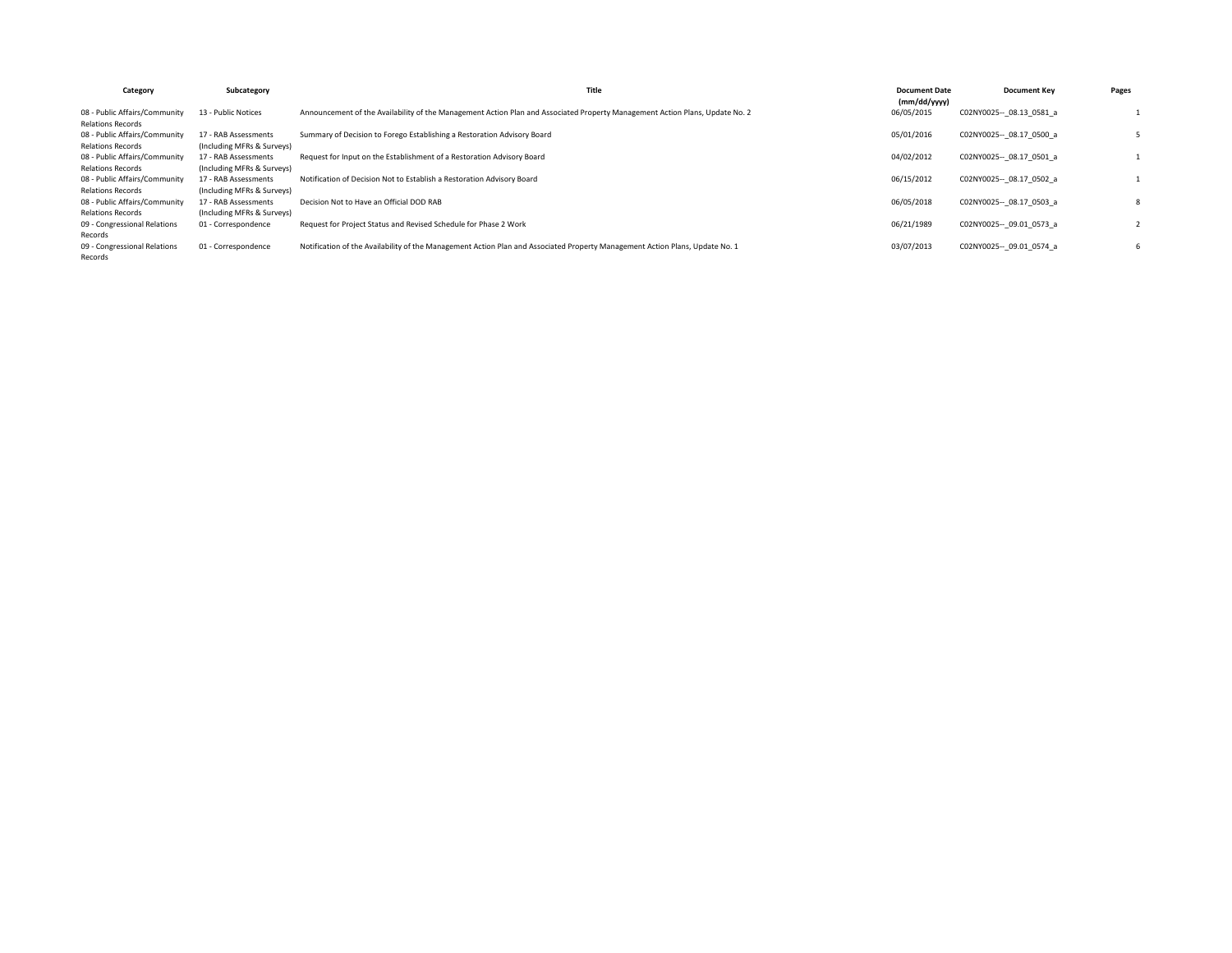| Category | Subcategory | Title | Document Date (mm/dd/yyyy) | Document Key | Pages |
|---|---|---|---|---|---|
| 08 - Public Affairs/Community Relations Records | 13 - Public Notices | Announcement of the Availability of the Management Action Plan and Associated Property Management Action Plans, Update No. 2 | 06/05/2015 | C02NY0025--_08.13_0581_a | 1 |
| 08 - Public Affairs/Community Relations Records | 17 - RAB Assessments (Including MFRs & Surveys) | Summary of Decision to Forego Establishing a Restoration Advisory Board | 05/01/2016 | C02NY0025--_08.17_0500_a | 5 |
| 08 - Public Affairs/Community Relations Records | 17 - RAB Assessments (Including MFRs & Surveys) | Request for Input on the Establishment of a Restoration Advisory Board | 04/02/2012 | C02NY0025--_08.17_0501_a | 1 |
| 08 - Public Affairs/Community Relations Records | 17 - RAB Assessments (Including MFRs & Surveys) | Notification of Decision Not to Establish a Restoration Advisory Board | 06/15/2012 | C02NY0025--_08.17_0502_a | 1 |
| 08 - Public Affairs/Community Relations Records | 17 - RAB Assessments (Including MFRs & Surveys) | Decision Not to Have an Official DOD RAB | 06/05/2018 | C02NY0025--_08.17_0503_a | 8 |
| 09 - Congressional Relations Records | 01 - Correspondence | Request for Project Status and Revised Schedule for Phase 2 Work | 06/21/1989 | C02NY0025--_09.01_0573_a | 2 |
| 09 - Congressional Relations Records | 01 - Correspondence | Notification of the Availability of the Management Action Plan and Associated Property Management Action Plans, Update No. 1 | 03/07/2013 | C02NY0025--_09.01_0574_a | 6 |